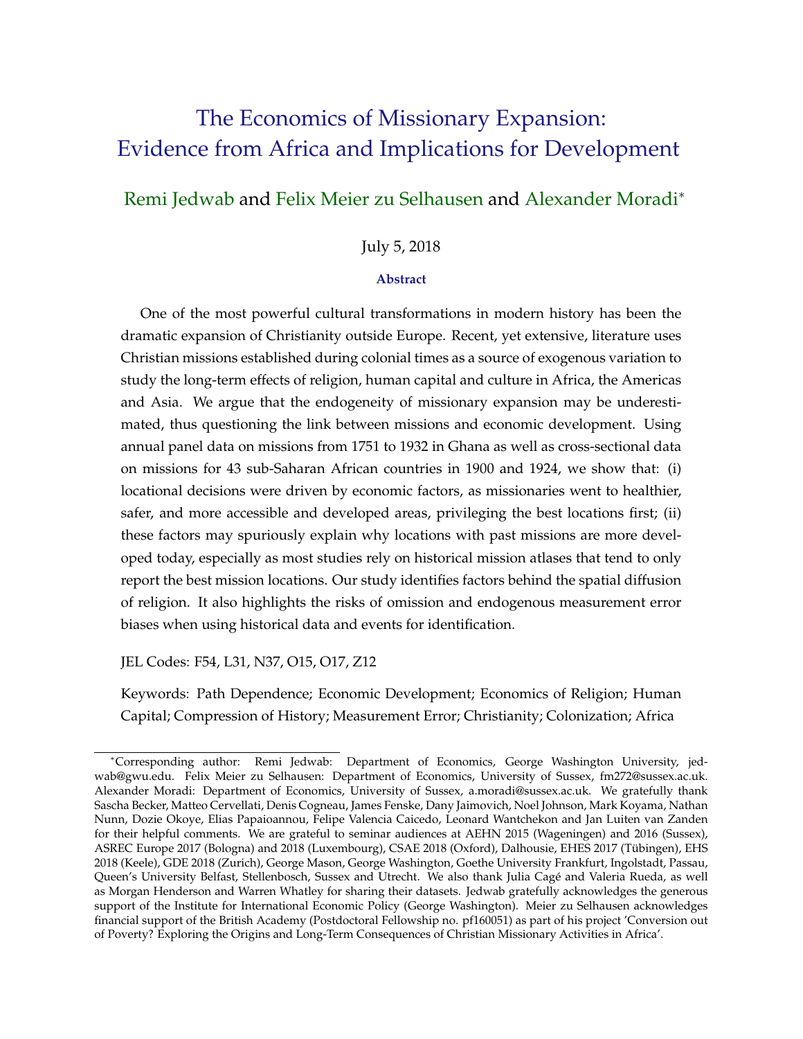# The Economics of Missionary Expansion: Evidence from Africa and Implications for Development

Remi Jedwab and Felix Meier zu Selhausen and Alexander Moradi*

July 5, 2018

**Abstract**

One of the most powerful cultural transformations in modern history has been the dramatic expansion of Christianity outside Europe. Recent, yet extensive, literature uses Christian missions established during colonial times as a source of exogenous variation to study the long-term effects of religion, human capital and culture in Africa, the Americas and Asia. We argue that the endogeneity of missionary expansion may be underestimated, thus questioning the link between missions and economic development. Using annual panel data on missions from 1751 to 1932 in Ghana as well as cross-sectional data on missions for 43 sub-Saharan African countries in 1900 and 1924, we show that: (i) locational decisions were driven by economic factors, as missionaries went to healthier, safer, and more accessible and developed areas, privileging the best locations first; (ii) these factors may spuriously explain why locations with past missions are more developed today, especially as most studies rely on historical mission atlases that tend to only report the best mission locations. Our study identifies factors behind the spatial diffusion of religion. It also highlights the risks of omission and endogenous measurement error biases when using historical data and events for identification.

JEL Codes: F54, L31, N37, O15, O17, Z12

Keywords: Path Dependence; Economic Development; Economics of Religion; Human Capital; Compression of History; Measurement Error; Christianity; Colonization; Africa

*Corresponding author: Remi Jedwab: Department of Economics, George Washington University, jedwab@gwu.edu. Felix Meier zu Selhausen: Department of Economics, University of Sussex, fm272@sussex.ac.uk. Alexander Moradi: Department of Economics, University of Sussex, a.moradi@sussex.ac.uk. We gratefully thank Sascha Becker, Matteo Cervellati, Denis Cogneau, James Fenske, Dany Jaimovich, Noel Johnson, Mark Koyama, Nathan Nunn, Dozie Okoye, Elias Papaioannou, Felipe Valencia Caicedo, Leonard Wantchekon and Jan Luiten van Zanden for their helpful comments. We are grateful to seminar audiences at AEHN 2015 (Wageningen) and 2016 (Sussex), ASREC Europe 2017 (Bologna) and 2018 (Luxembourg), CSAE 2018 (Oxford), Dalhousie, EHES 2017 (Tübingen), EHS 2018 (Keele), GDE 2018 (Zurich), George Mason, George Washington, Goethe University Frankfurt, Ingolstadt, Passau, Queen's University Belfast, Stellenbosch, Sussex and Utrecht. We also thank Julia Cagé and Valeria Rueda, as well as Morgan Henderson and Warren Whatley for sharing their datasets. Jedwab gratefully acknowledges the generous support of the Institute for International Economic Policy (George Washington). Meier zu Selhausen acknowledges financial support of the British Academy (Postdoctoral Fellowship no. pf160051) as part of his project 'Conversion out of Poverty? Exploring the Origins and Long-Term Consequences of Christian Missionary Activities in Africa'.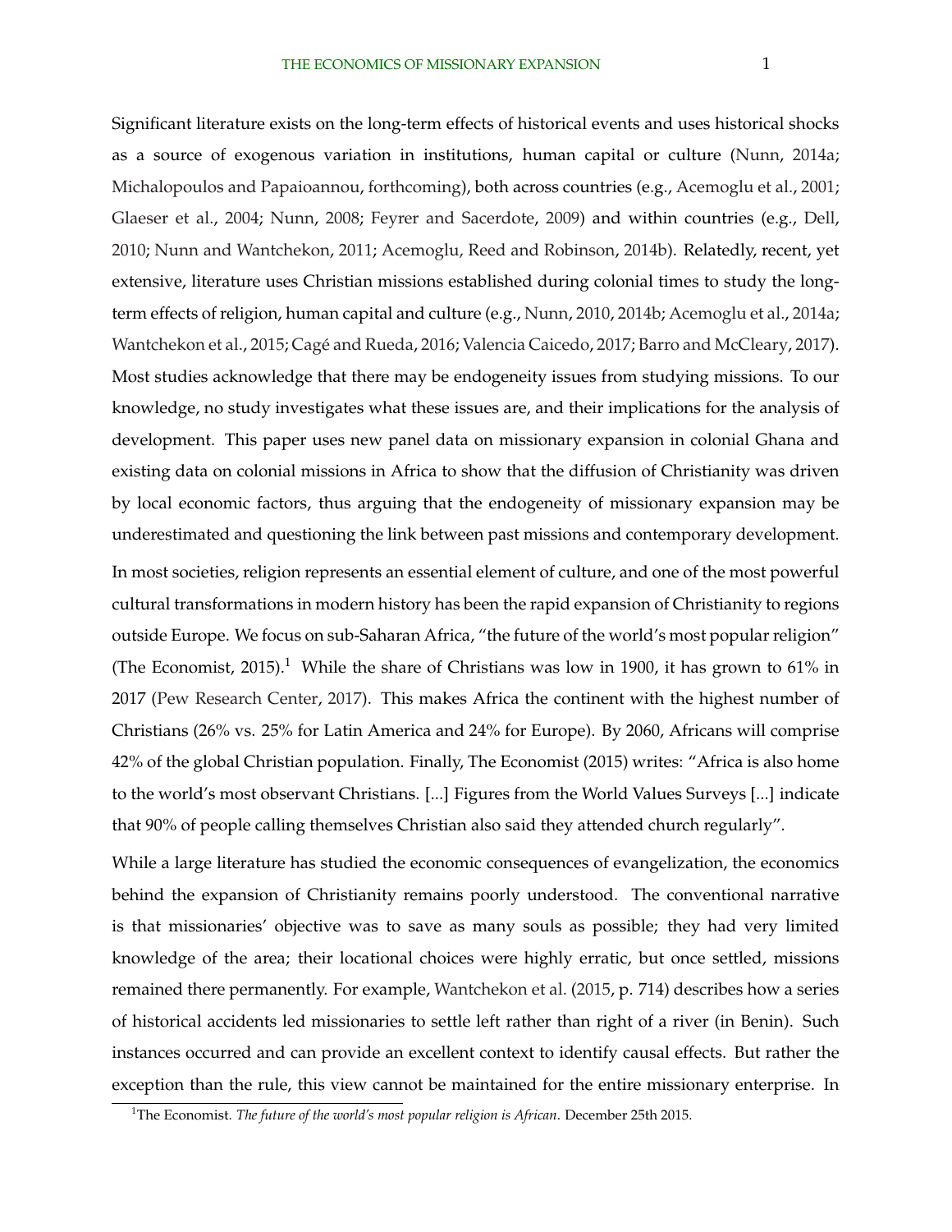Significant literature exists on the long-term effects of historical events and uses historical shocks as a source of exogenous variation in institutions, human capital or culture (Nunn, 2014a; Michalopoulos and Papaioannou, forthcoming), both across countries (e.g., Acemoglu et al., 2001; Glaeser et al., 2004; Nunn, 2008; Feyrer and Sacerdote, 2009) and within countries (e.g., Dell, 2010; Nunn and Wantchekon, 2011; Acemoglu, Reed and Robinson, 2014b). Relatedly, recent, yet extensive, literature uses Christian missions established during colonial times to study the long-term effects of religion, human capital and culture (e.g., Nunn, 2010, 2014b; Acemoglu et al., 2014a; Wantchekon et al., 2015; Cagé and Rueda, 2016; Valencia Caicedo, 2017; Barro and McCleary, 2017). Most studies acknowledge that there may be endogeneity issues from studying missions. To our knowledge, no study investigates what these issues are, and their implications for the analysis of development. This paper uses new panel data on missionary expansion in colonial Ghana and existing data on colonial missions in Africa to show that the diffusion of Christianity was driven by local economic factors, thus arguing that the endogeneity of missionary expansion may be underestimated and questioning the link between past missions and contemporary development.

In most societies, religion represents an essential element of culture, and one of the most powerful cultural transformations in modern history has been the rapid expansion of Christianity to regions outside Europe. We focus on sub-Saharan Africa, "the future of the world's most popular religion" (The Economist, 2015).[1] While the share of Christians was low in 1900, it has grown to 61% in 2017 (Pew Research Center, 2017). This makes Africa the continent with the highest number of Christians (26% vs. 25% for Latin America and 24% for Europe). By 2060, Africans will comprise 42% of the global Christian population. Finally, The Economist (2015) writes: "Africa is also home to the world's most observant Christians. [...] Figures from the World Values Surveys [...] indicate that 90% of people calling themselves Christian also said they attended church regularly".

While a large literature has studied the economic consequences of evangelization, the economics behind the expansion of Christianity remains poorly understood. The conventional narrative is that missionaries' objective was to save as many souls as possible; they had very limited knowledge of the area; their locational choices were highly erratic, but once settled, missions remained there permanently. For example, Wantchekon et al. (2015, p. 714) describes how a series of historical accidents led missionaries to settle left rather than right of a river (in Benin). Such instances occurred and can provide an excellent context to identify causal effects. But rather the exception than the rule, this view cannot be maintained for the entire missionary enterprise. In

[1] The Economist. *The future of the world's most popular religion is African*. December 25th 2015.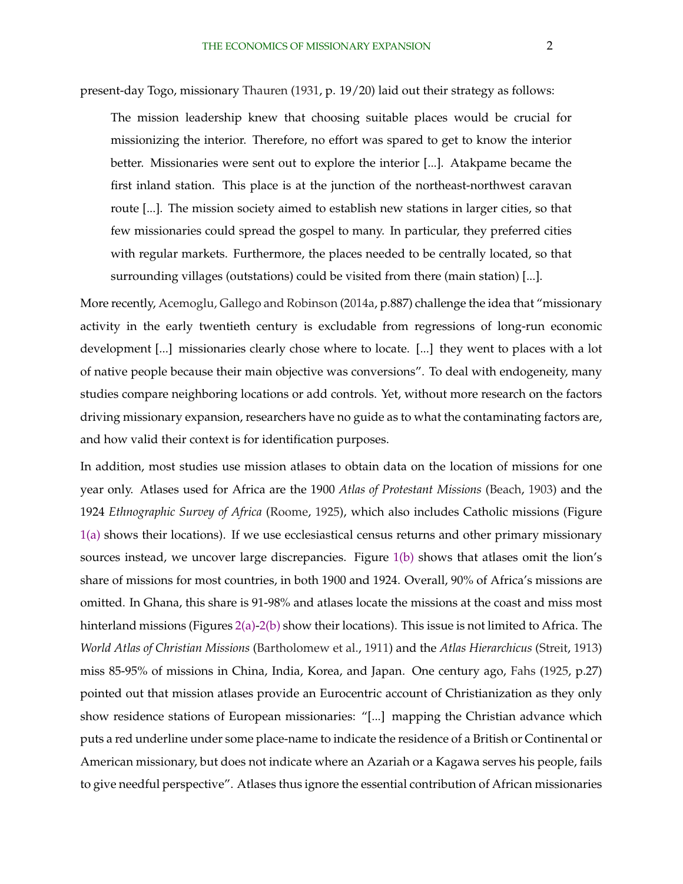present-day Togo, missionary Thauren (1931, p. 19/20) laid out their strategy as follows:

> The mission leadership knew that choosing suitable places would be crucial for missionizing the interior. Therefore, no effort was spared to get to know the interior better. Missionaries were sent out to explore the interior [...]. Atakpame became the first inland station. This place is at the junction of the northeast-northwest caravan route [...]. The mission society aimed to establish new stations in larger cities, so that few missionaries could spread the gospel to many. In particular, they preferred cities with regular markets. Furthermore, the places needed to be centrally located, so that surrounding villages (outstations) could be visited from there (main station) [...].

More recently, Acemoglu, Gallego and Robinson (2014a, p.887) challenge the idea that "missionary activity in the early twentieth century is excludable from regressions of long-run economic development [...] missionaries clearly chose where to locate. [...] they went to places with a lot of native people because their main objective was conversions". To deal with endogeneity, many studies compare neighboring locations or add controls. Yet, without more research on the factors driving missionary expansion, researchers have no guide as to what the contaminating factors are, and how valid their context is for identification purposes.

In addition, most studies use mission atlases to obtain data on the location of missions for one year only. Atlases used for Africa are the 1900 *Atlas of Protestant Missions* (Beach, 1903) and the 1924 *Ethnographic Survey of Africa* (Roome, 1925), which also includes Catholic missions (Figure 1(a) shows their locations). If we use ecclesiastical census returns and other primary missionary sources instead, we uncover large discrepancies. Figure 1(b) shows that atlases omit the lion's share of missions for most countries, in both 1900 and 1924. Overall, 90% of Africa's missions are omitted. In Ghana, this share is 91-98% and atlases locate the missions at the coast and miss most hinterland missions (Figures 2(a)-2(b) show their locations). This issue is not limited to Africa. The *World Atlas of Christian Missions* (Bartholomew et al., 1911) and the *Atlas Hierarchicus* (Streit, 1913) miss 85-95% of missions in China, India, Korea, and Japan. One century ago, Fahs (1925, p.27) pointed out that mission atlases provide an Eurocentric account of Christianization as they only show residence stations of European missionaries: "[...] mapping the Christian advance which puts a red underline under some place-name to indicate the residence of a British or Continental or American missionary, but does not indicate where an Azariah or a Kagawa serves his people, fails to give needful perspective". Atlases thus ignore the essential contribution of African missionaries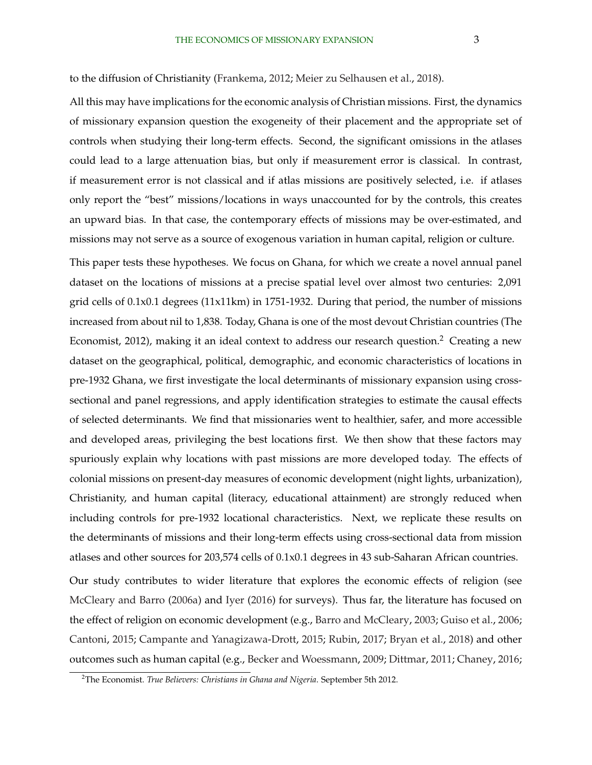to the diffusion of Christianity (Frankema, 2012; Meier zu Selhausen et al., 2018).

All this may have implications for the economic analysis of Christian missions. First, the dynamics of missionary expansion question the exogeneity of their placement and the appropriate set of controls when studying their long-term effects. Second, the significant omissions in the atlases could lead to a large attenuation bias, but only if measurement error is classical. In contrast, if measurement error is not classical and if atlas missions are positively selected, i.e. if atlases only report the "best" missions/locations in ways unaccounted for by the controls, this creates an upward bias. In that case, the contemporary effects of missions may be over-estimated, and missions may not serve as a source of exogenous variation in human capital, religion or culture.

This paper tests these hypotheses. We focus on Ghana, for which we create a novel annual panel dataset on the locations of missions at a precise spatial level over almost two centuries: 2,091 grid cells of 0.1x0.1 degrees (11x11km) in 1751-1932. During that period, the number of missions increased from about nil to 1,838. Today, Ghana is one of the most devout Christian countries (The Economist, 2012), making it an ideal context to address our research question.[2] Creating a new dataset on the geographical, political, demographic, and economic characteristics of locations in pre-1932 Ghana, we first investigate the local determinants of missionary expansion using cross-sectional and panel regressions, and apply identification strategies to estimate the causal effects of selected determinants. We find that missionaries went to healthier, safer, and more accessible and developed areas, privileging the best locations first. We then show that these factors may spuriously explain why locations with past missions are more developed today. The effects of colonial missions on present-day measures of economic development (night lights, urbanization), Christianity, and human capital (literacy, educational attainment) are strongly reduced when including controls for pre-1932 locational characteristics. Next, we replicate these results on the determinants of missions and their long-term effects using cross-sectional data from mission atlases and other sources for 203,574 cells of 0.1x0.1 degrees in 43 sub-Saharan African countries.

Our study contributes to wider literature that explores the economic effects of religion (see McCleary and Barro (2006a) and Iyer (2016) for surveys). Thus far, the literature has focused on the effect of religion on economic development (e.g., Barro and McCleary, 2003; Guiso et al., 2006; Cantoni, 2015; Campante and Yanagizawa-Drott, 2015; Rubin, 2017; Bryan et al., 2018) and other outcomes such as human capital (e.g., Becker and Woessmann, 2009; Dittmar, 2011; Chaney, 2016;

[2] The Economist. *True Believers: Christians in Ghana and Nigeria*. September 5th 2012.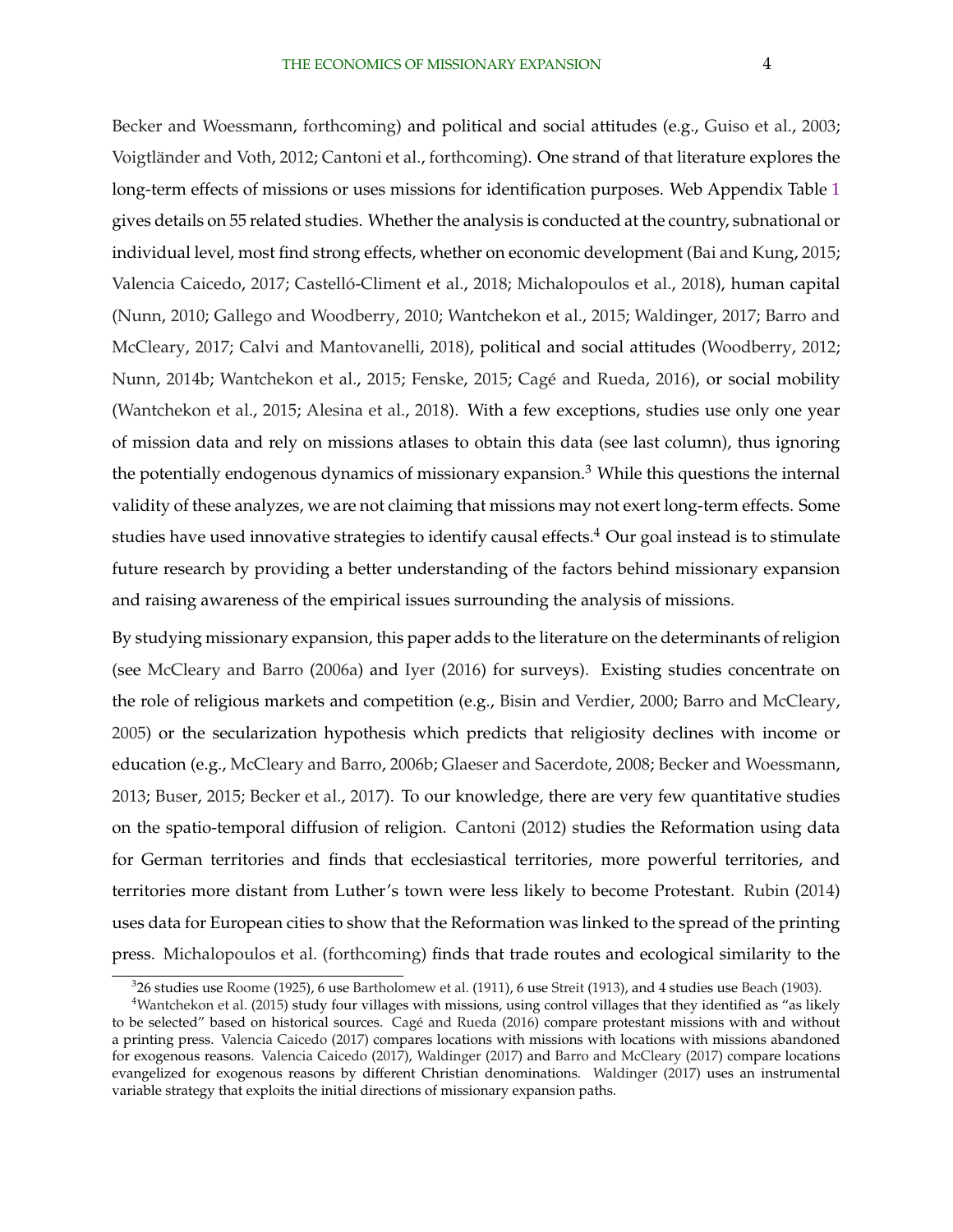Becker and Woessmann, forthcoming) and political and social attitudes (e.g., Guiso et al., 2003; Voigtländer and Voth, 2012; Cantoni et al., forthcoming). One strand of that literature explores the long-term effects of missions or uses missions for identification purposes. Web Appendix Table 1 gives details on 55 related studies. Whether the analysis is conducted at the country, subnational or individual level, most find strong effects, whether on economic development (Bai and Kung, 2015; Valencia Caicedo, 2017; Castelló-Climent et al., 2018; Michalopoulos et al., 2018), human capital (Nunn, 2010; Gallego and Woodberry, 2010; Wantchekon et al., 2015; Waldinger, 2017; Barro and McCleary, 2017; Calvi and Mantovanelli, 2018), political and social attitudes (Woodberry, 2012; Nunn, 2014b; Wantchekon et al., 2015; Fenske, 2015; Cagé and Rueda, 2016), or social mobility (Wantchekon et al., 2015; Alesina et al., 2018). With a few exceptions, studies use only one year of mission data and rely on missions atlases to obtain this data (see last column), thus ignoring the potentially endogenous dynamics of missionary expansion.[3] While this questions the internal validity of these analyzes, we are not claiming that missions may not exert long-term effects. Some studies have used innovative strategies to identify causal effects.[4] Our goal instead is to stimulate future research by providing a better understanding of the factors behind missionary expansion and raising awareness of the empirical issues surrounding the analysis of missions.

By studying missionary expansion, this paper adds to the literature on the determinants of religion (see McCleary and Barro (2006a) and Iyer (2016) for surveys). Existing studies concentrate on the role of religious markets and competition (e.g., Bisin and Verdier, 2000; Barro and McCleary, 2005) or the secularization hypothesis which predicts that religiosity declines with income or education (e.g., McCleary and Barro, 2006b; Glaeser and Sacerdote, 2008; Becker and Woessmann, 2013; Buser, 2015; Becker et al., 2017). To our knowledge, there are very few quantitative studies on the spatio-temporal diffusion of religion. Cantoni (2012) studies the Reformation using data for German territories and finds that ecclesiastical territories, more powerful territories, and territories more distant from Luther's town were less likely to become Protestant. Rubin (2014) uses data for European cities to show that the Reformation was linked to the spread of the printing press. Michalopoulos et al. (forthcoming) finds that trade routes and ecological similarity to the

[3] 26 studies use Roome (1925), 6 use Bartholomew et al. (1911), 6 use Streit (1913), and 4 studies use Beach (1903).

[4] Wantchekon et al. (2015) study four villages with missions, using control villages that they identified as "as likely to be selected" based on historical sources. Cagé and Rueda (2016) compare protestant missions with and without a printing press. Valencia Caicedo (2017) compares locations with missions with locations with missions abandoned for exogenous reasons. Valencia Caicedo (2017), Waldinger (2017) and Barro and McCleary (2017) compare locations evangelized for exogenous reasons by different Christian denominations. Waldinger (2017) uses an instrumental variable strategy that exploits the initial directions of missionary expansion paths.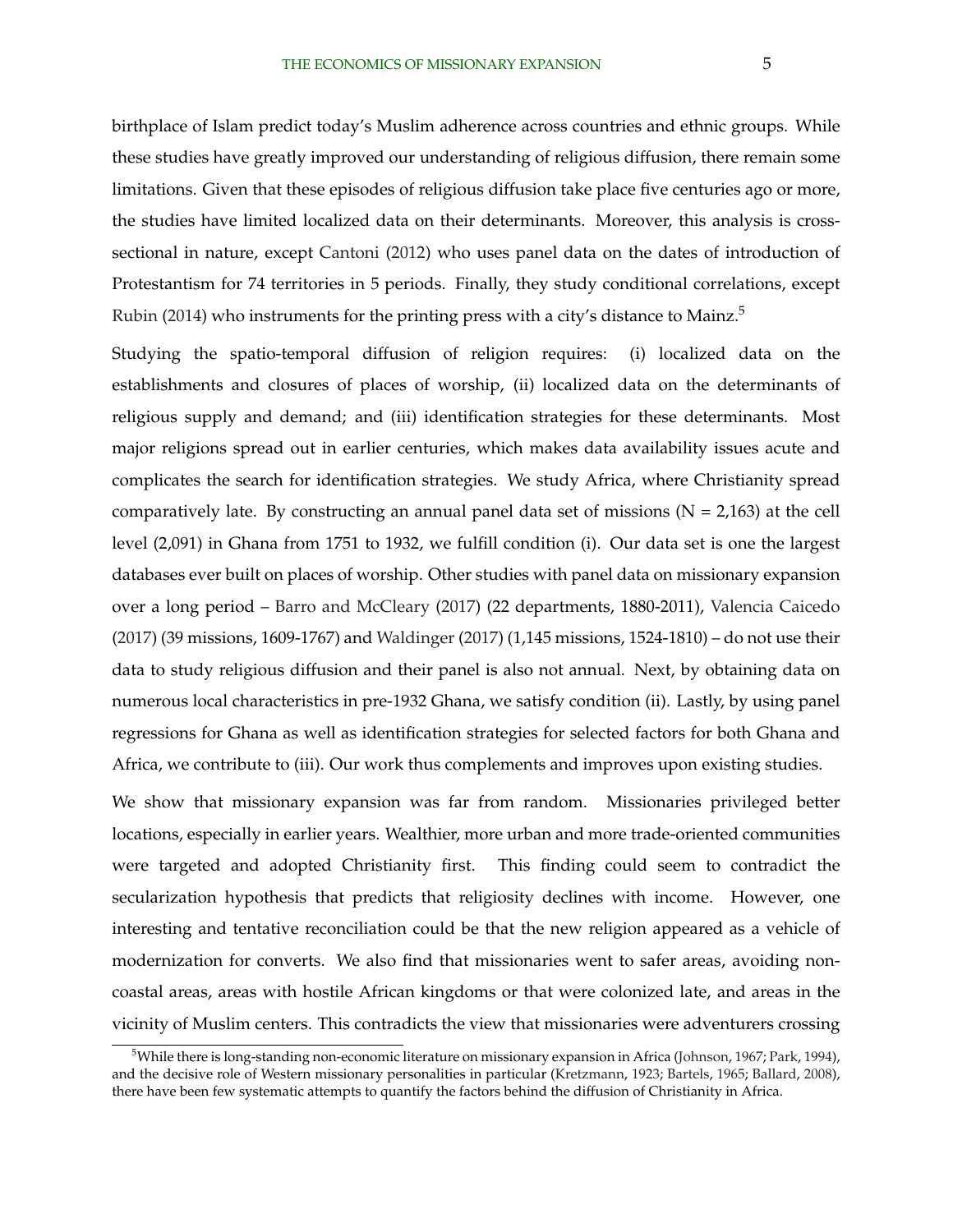birthplace of Islam predict today's Muslim adherence across countries and ethnic groups. While these studies have greatly improved our understanding of religious diffusion, there remain some limitations. Given that these episodes of religious diffusion take place five centuries ago or more, the studies have limited localized data on their determinants. Moreover, this analysis is cross-sectional in nature, except Cantoni (2012) who uses panel data on the dates of introduction of Protestantism for 74 territories in 5 periods. Finally, they study conditional correlations, except Rubin (2014) who instruments for the printing press with a city's distance to Mainz.[5]

Studying the spatio-temporal diffusion of religion requires: (i) localized data on the establishments and closures of places of worship, (ii) localized data on the determinants of religious supply and demand; and (iii) identification strategies for these determinants. Most major religions spread out in earlier centuries, which makes data availability issues acute and complicates the search for identification strategies. We study Africa, where Christianity spread comparatively late. By constructing an annual panel data set of missions (N = 2,163) at the cell level (2,091) in Ghana from 1751 to 1932, we fulfill condition (i). Our data set is one the largest databases ever built on places of worship. Other studies with panel data on missionary expansion over a long period – Barro and McCleary (2017) (22 departments, 1880-2011), Valencia Caicedo (2017) (39 missions, 1609-1767) and Waldinger (2017) (1,145 missions, 1524-1810) – do not use their data to study religious diffusion and their panel is also not annual. Next, by obtaining data on numerous local characteristics in pre-1932 Ghana, we satisfy condition (ii). Lastly, by using panel regressions for Ghana as well as identification strategies for selected factors for both Ghana and Africa, we contribute to (iii). Our work thus complements and improves upon existing studies.

We show that missionary expansion was far from random. Missionaries privileged better locations, especially in earlier years. Wealthier, more urban and more trade-oriented communities were targeted and adopted Christianity first. This finding could seem to contradict the secularization hypothesis that predicts that religiosity declines with income. However, one interesting and tentative reconciliation could be that the new religion appeared as a vehicle of modernization for converts. We also find that missionaries went to safer areas, avoiding non-coastal areas, areas with hostile African kingdoms or that were colonized late, and areas in the vicinity of Muslim centers. This contradicts the view that missionaries were adventurers crossing

[5] While there is long-standing non-economic literature on missionary expansion in Africa (Johnson, 1967; Park, 1994), and the decisive role of Western missionary personalities in particular (Kretzmann, 1923; Bartels, 1965; Ballard, 2008), there have been few systematic attempts to quantify the factors behind the diffusion of Christianity in Africa.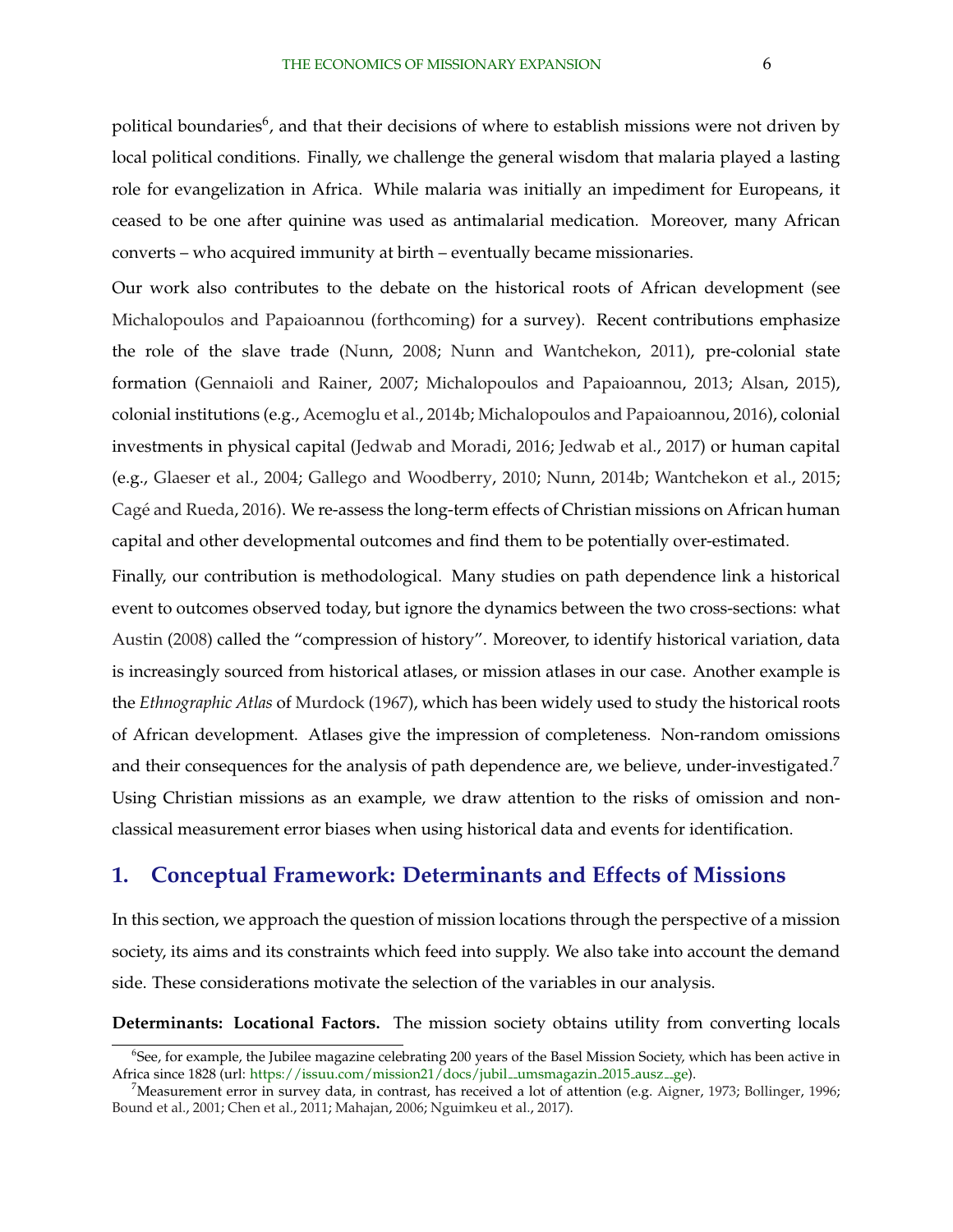political boundaries[6], and that their decisions of where to establish missions were not driven by local political conditions. Finally, we challenge the general wisdom that malaria played a lasting role for evangelization in Africa. While malaria was initially an impediment for Europeans, it ceased to be one after quinine was used as antimalarial medication. Moreover, many African converts – who acquired immunity at birth – eventually became missionaries.

Our work also contributes to the debate on the historical roots of African development (see Michalopoulos and Papaioannou (forthcoming) for a survey). Recent contributions emphasize the role of the slave trade (Nunn, 2008; Nunn and Wantchekon, 2011), pre-colonial state formation (Gennaioli and Rainer, 2007; Michalopoulos and Papaioannou, 2013; Alsan, 2015), colonial institutions (e.g., Acemoglu et al., 2014b; Michalopoulos and Papaioannou, 2016), colonial investments in physical capital (Jedwab and Moradi, 2016; Jedwab et al., 2017) or human capital (e.g., Glaeser et al., 2004; Gallego and Woodberry, 2010; Nunn, 2014b; Wantchekon et al., 2015; Cagé and Rueda, 2016). We re-assess the long-term effects of Christian missions on African human capital and other developmental outcomes and find them to be potentially over-estimated.

Finally, our contribution is methodological. Many studies on path dependence link a historical event to outcomes observed today, but ignore the dynamics between the two cross-sections: what Austin (2008) called the "compression of history". Moreover, to identify historical variation, data is increasingly sourced from historical atlases, or mission atlases in our case. Another example is the *Ethnographic Atlas* of Murdock (1967), which has been widely used to study the historical roots of African development. Atlases give the impression of completeness. Non-random omissions and their consequences for the analysis of path dependence are, we believe, under-investigated.[7] Using Christian missions as an example, we draw attention to the risks of omission and non-classical measurement error biases when using historical data and events for identification.

## 1. Conceptual Framework: Determinants and Effects of Missions

In this section, we approach the question of mission locations through the perspective of a mission society, its aims and its constraints which feed into supply. We also take into account the demand side. These considerations motivate the selection of the variables in our analysis.

**Determinants: Locational Factors.** The mission society obtains utility from converting locals

---

[6] See, for example, the Jubilee magazine celebrating 200 years of the Basel Mission Society, which has been active in Africa since 1828 (url: https://issuu.com/mission21/docs/jubil_umsmagazin_2015_ausz_ge).

[7] Measurement error in survey data, in contrast, has received a lot of attention (e.g. Aigner, 1973; Bollinger, 1996; Bound et al., 2001; Chen et al., 2011; Mahajan, 2006; Nguimkeu et al., 2017).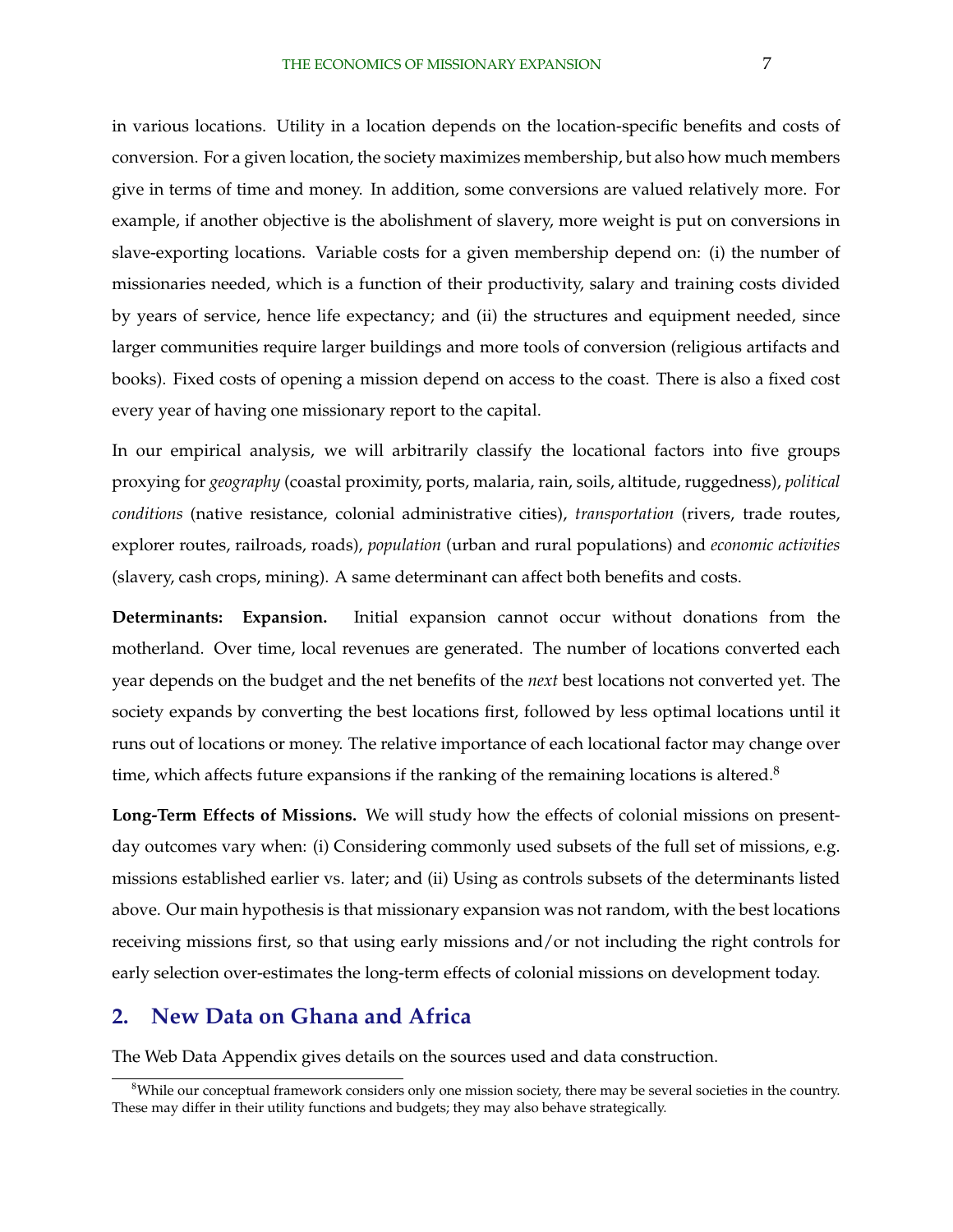in various locations. Utility in a location depends on the location-specific benefits and costs of conversion. For a given location, the society maximizes membership, but also how much members give in terms of time and money. In addition, some conversions are valued relatively more. For example, if another objective is the abolishment of slavery, more weight is put on conversions in slave-exporting locations. Variable costs for a given membership depend on: (i) the number of missionaries needed, which is a function of their productivity, salary and training costs divided by years of service, hence life expectancy; and (ii) the structures and equipment needed, since larger communities require larger buildings and more tools of conversion (religious artifacts and books). Fixed costs of opening a mission depend on access to the coast. There is also a fixed cost every year of having one missionary report to the capital.

In our empirical analysis, we will arbitrarily classify the locational factors into five groups proxying for *geography* (coastal proximity, ports, malaria, rain, soils, altitude, ruggedness), *political conditions* (native resistance, colonial administrative cities), *transportation* (rivers, trade routes, explorer routes, railroads, roads), *population* (urban and rural populations) and *economic activities* (slavery, cash crops, mining). A same determinant can affect both benefits and costs.

**Determinants: Expansion.** Initial expansion cannot occur without donations from the motherland. Over time, local revenues are generated. The number of locations converted each year depends on the budget and the net benefits of the *next* best locations not converted yet. The society expands by converting the best locations first, followed by less optimal locations until it runs out of locations or money. The relative importance of each locational factor may change over time, which affects future expansions if the ranking of the remaining locations is altered.[8]

**Long-Term Effects of Missions.** We will study how the effects of colonial missions on present-day outcomes vary when: (i) Considering commonly used subsets of the full set of missions, e.g. missions established earlier vs. later; and (ii) Using as controls subsets of the determinants listed above. Our main hypothesis is that missionary expansion was not random, with the best locations receiving missions first, so that using early missions and/or not including the right controls for early selection over-estimates the long-term effects of colonial missions on development today.

## 2. New Data on Ghana and Africa

The Web Data Appendix gives details on the sources used and data construction.

[8] While our conceptual framework considers only one mission society, there may be several societies in the country. These may differ in their utility functions and budgets; they may also behave strategically.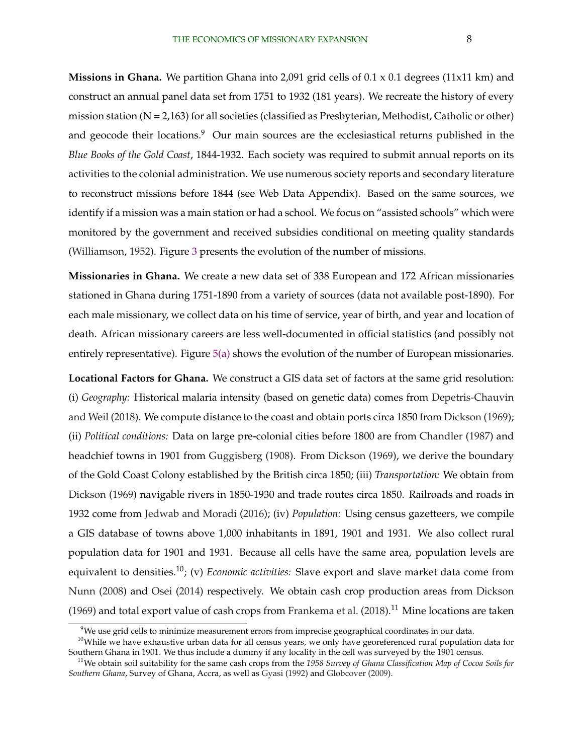**Missions in Ghana.** We partition Ghana into 2,091 grid cells of 0.1 x 0.1 degrees (11x11 km) and construct an annual panel data set from 1751 to 1932 (181 years). We recreate the history of every mission station (N = 2,163) for all societies (classified as Presbyterian, Methodist, Catholic or other) and geocode their locations.[9] Our main sources are the ecclesiastical returns published in the *Blue Books of the Gold Coast*, 1844-1932. Each society was required to submit annual reports on its activities to the colonial administration. We use numerous society reports and secondary literature to reconstruct missions before 1844 (see Web Data Appendix). Based on the same sources, we identify if a mission was a main station or had a school. We focus on "assisted schools" which were monitored by the government and received subsidies conditional on meeting quality standards (Williamson, 1952). Figure 3 presents the evolution of the number of missions.

**Missionaries in Ghana.** We create a new data set of 338 European and 172 African missionaries stationed in Ghana during 1751-1890 from a variety of sources (data not available post-1890). For each male missionary, we collect data on his time of service, year of birth, and year and location of death. African missionary careers are less well-documented in official statistics (and possibly not entirely representative). Figure 5(a) shows the evolution of the number of European missionaries.

**Locational Factors for Ghana.** We construct a GIS data set of factors at the same grid resolution: (i) *Geography:* Historical malaria intensity (based on genetic data) comes from Depetris-Chauvin and Weil (2018). We compute distance to the coast and obtain ports circa 1850 from Dickson (1969); (ii) *Political conditions:* Data on large pre-colonial cities before 1800 are from Chandler (1987) and headchief towns in 1901 from Guggisberg (1908). From Dickson (1969), we derive the boundary of the Gold Coast Colony established by the British circa 1850; (iii) *Transportation:* We obtain from Dickson (1969) navigable rivers in 1850-1930 and trade routes circa 1850. Railroads and roads in 1932 come from Jedwab and Moradi (2016); (iv) *Population:* Using census gazetteers, we compile a GIS database of towns above 1,000 inhabitants in 1891, 1901 and 1931. We also collect rural population data for 1901 and 1931. Because all cells have the same area, population levels are equivalent to densities.[10]; (v) *Economic activities:* Slave export and slave market data come from Nunn (2008) and Osei (2014) respectively. We obtain cash crop production areas from Dickson (1969) and total export value of cash crops from Frankema et al. (2018).[11] Mine locations are taken

[9] We use grid cells to minimize measurement errors from imprecise geographical coordinates in our data.

[10] While we have exhaustive urban data for all census years, we only have georeferenced rural population data for Southern Ghana in 1901. We thus include a dummy if any locality in the cell was surveyed by the 1901 census.

[11] We obtain soil suitability for the same cash crops from the *1958 Survey of Ghana Classification Map of Cocoa Soils for Southern Ghana*, Survey of Ghana, Accra, as well as Gyasi (1992) and Globcover (2009).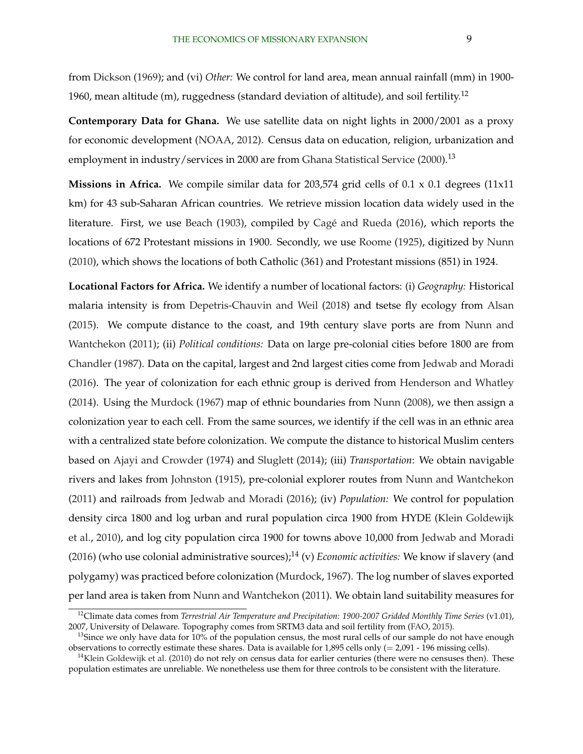from Dickson (1969); and (vi) *Other:* We control for land area, mean annual rainfall (mm) in 1900-1960, mean altitude (m), ruggedness (standard deviation of altitude), and soil fertility.[12]

**Contemporary Data for Ghana.** We use satellite data on night lights in 2000/2001 as a proxy for economic development (NOAA, 2012). Census data on education, religion, urbanization and employment in industry/services in 2000 are from Ghana Statistical Service (2000).[13]

**Missions in Africa.** We compile similar data for 203,574 grid cells of 0.1 x 0.1 degrees (11x11 km) for 43 sub-Saharan African countries. We retrieve mission location data widely used in the literature. First, we use Beach (1903), compiled by Cagé and Rueda (2016), which reports the locations of 672 Protestant missions in 1900. Secondly, we use Roome (1925), digitized by Nunn (2010), which shows the locations of both Catholic (361) and Protestant missions (851) in 1924.

**Locational Factors for Africa.** We identify a number of locational factors: (i) *Geography:* Historical malaria intensity is from Depetris-Chauvin and Weil (2018) and tsetse fly ecology from Alsan (2015). We compute distance to the coast, and 19th century slave ports are from Nunn and Wantchekon (2011); (ii) *Political conditions:* Data on large pre-colonial cities before 1800 are from Chandler (1987). Data on the capital, largest and 2nd largest cities come from Jedwab and Moradi (2016). The year of colonization for each ethnic group is derived from Henderson and Whatley (2014). Using the Murdock (1967) map of ethnic boundaries from Nunn (2008), we then assign a colonization year to each cell. From the same sources, we identify if the cell was in an ethnic area with a centralized state before colonization. We compute the distance to historical Muslim centers based on Ajayi and Crowder (1974) and Sluglett (2014); (iii) *Transportation*: We obtain navigable rivers and lakes from Johnston (1915), pre-colonial explorer routes from Nunn and Wantchekon (2011) and railroads from Jedwab and Moradi (2016); (iv) *Population:* We control for population density circa 1800 and log urban and rural population circa 1900 from HYDE (Klein Goldewijk et al., 2010), and log city population circa 1900 for towns above 10,000 from Jedwab and Moradi (2016) (who use colonial administrative sources);[14] (v) *Economic activities:* We know if slavery (and polygamy) was practiced before colonization (Murdock, 1967). The log number of slaves exported per land area is taken from Nunn and Wantchekon (2011). We obtain land suitability measures for

[12]Climate data comes from *Terrestrial Air Temperature and Precipitation: 1900-2007 Gridded Monthly Time Series* (v1.01), 2007, University of Delaware. Topography comes from SRTM3 data and soil fertility from (FAO, 2015).

[13]Since we only have data for 10% of the population census, the most rural cells of our sample do not have enough observations to correctly estimate these shares. Data is available for 1,895 cells only (= 2,091 - 196 missing cells).

[14]Klein Goldewijk et al. (2010) do not rely on census data for earlier centuries (there were no censuses then). These population estimates are unreliable. We nonetheless use them for three controls to be consistent with the literature.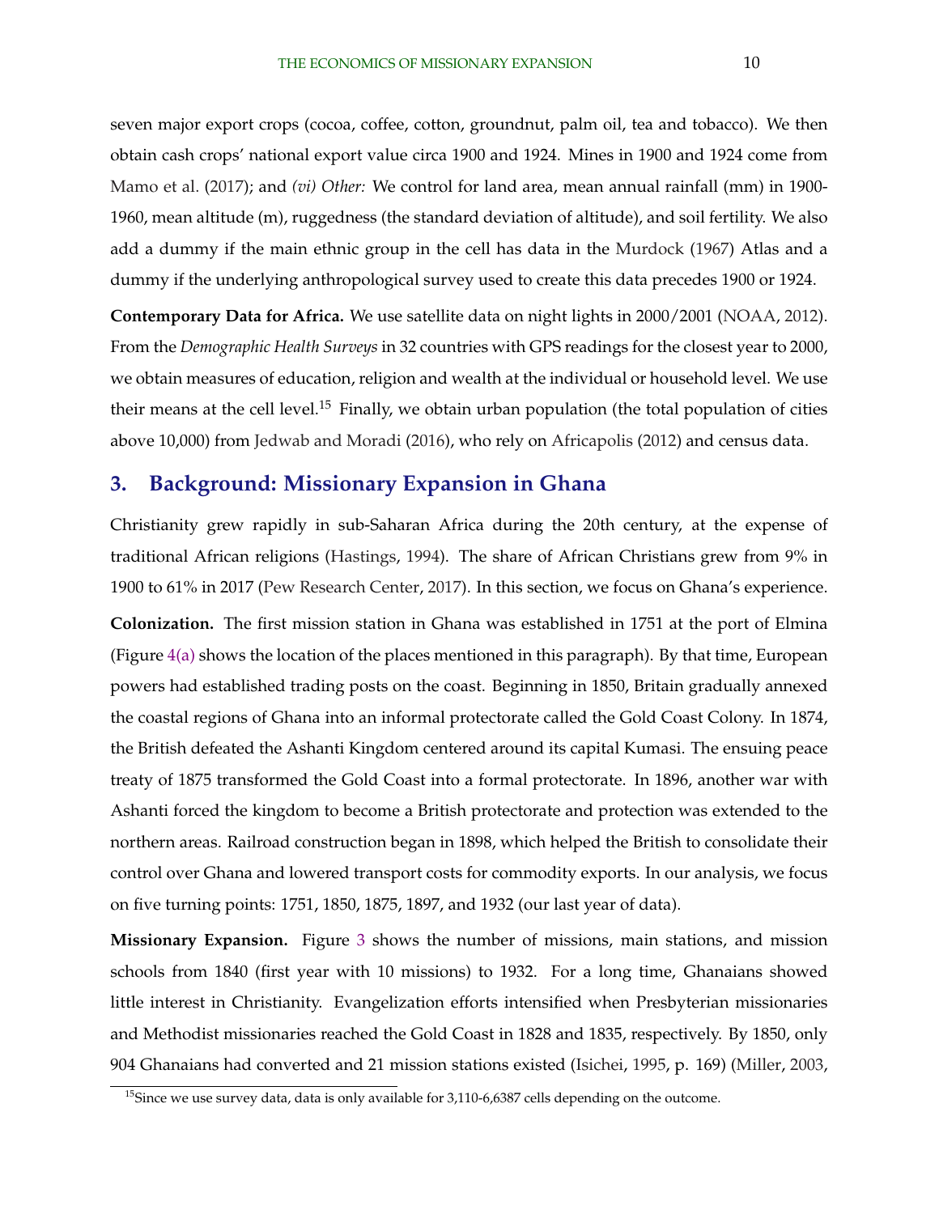seven major export crops (cocoa, coffee, cotton, groundnut, palm oil, tea and tobacco). We then obtain cash crops' national export value circa 1900 and 1924. Mines in 1900 and 1924 come from Mamo et al. (2017); and *(vi) Other:* We control for land area, mean annual rainfall (mm) in 1900-1960, mean altitude (m), ruggedness (the standard deviation of altitude), and soil fertility. We also add a dummy if the main ethnic group in the cell has data in the Murdock (1967) Atlas and a dummy if the underlying anthropological survey used to create this data precedes 1900 or 1924.

**Contemporary Data for Africa.** We use satellite data on night lights in 2000/2001 (NOAA, 2012). From the *Demographic Health Surveys* in 32 countries with GPS readings for the closest year to 2000, we obtain measures of education, religion and wealth at the individual or household level. We use their means at the cell level.[15] Finally, we obtain urban population (the total population of cities above 10,000) from Jedwab and Moradi (2016), who rely on Africapolis (2012) and census data.

## 3. Background: Missionary Expansion in Ghana

Christianity grew rapidly in sub-Saharan Africa during the 20th century, at the expense of traditional African religions (Hastings, 1994). The share of African Christians grew from 9% in 1900 to 61% in 2017 (Pew Research Center, 2017). In this section, we focus on Ghana's experience.

**Colonization.** The first mission station in Ghana was established in 1751 at the port of Elmina (Figure 4(a) shows the location of the places mentioned in this paragraph). By that time, European powers had established trading posts on the coast. Beginning in 1850, Britain gradually annexed the coastal regions of Ghana into an informal protectorate called the Gold Coast Colony. In 1874, the British defeated the Ashanti Kingdom centered around its capital Kumasi. The ensuing peace treaty of 1875 transformed the Gold Coast into a formal protectorate. In 1896, another war with Ashanti forced the kingdom to become a British protectorate and protection was extended to the northern areas. Railroad construction began in 1898, which helped the British to consolidate their control over Ghana and lowered transport costs for commodity exports. In our analysis, we focus on five turning points: 1751, 1850, 1875, 1897, and 1932 (our last year of data).

**Missionary Expansion.** Figure 3 shows the number of missions, main stations, and mission schools from 1840 (first year with 10 missions) to 1932. For a long time, Ghanaians showed little interest in Christianity. Evangelization efforts intensified when Presbyterian missionaries and Methodist missionaries reached the Gold Coast in 1828 and 1835, respectively. By 1850, only 904 Ghanaians had converted and 21 mission stations existed (Isichei, 1995, p. 169) (Miller, 2003,

[15] Since we use survey data, data is only available for 3,110-6,6387 cells depending on the outcome.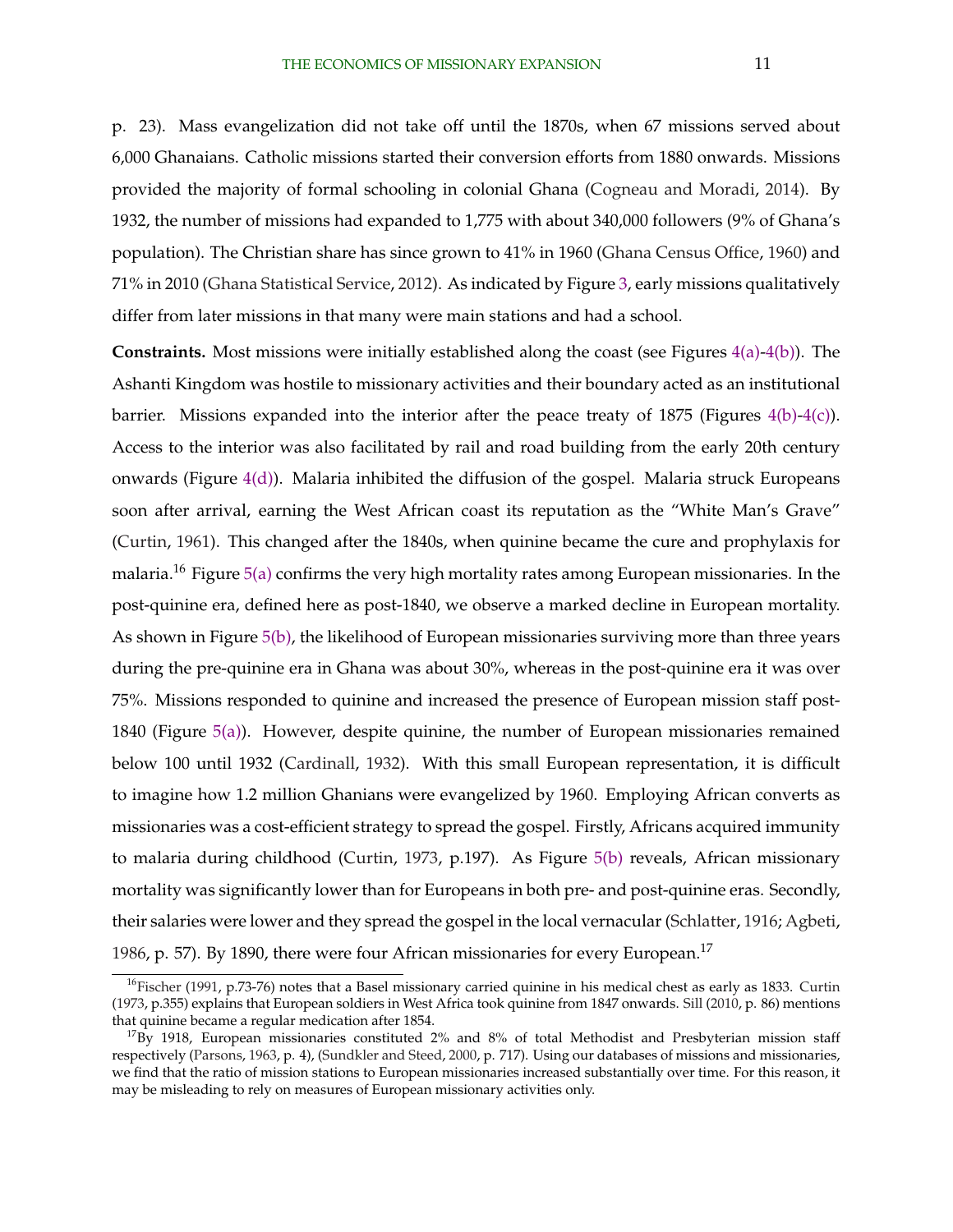p. 23). Mass evangelization did not take off until the 1870s, when 67 missions served about 6,000 Ghanaians. Catholic missions started their conversion efforts from 1880 onwards. Missions provided the majority of formal schooling in colonial Ghana (Cogneau and Moradi, 2014). By 1932, the number of missions had expanded to 1,775 with about 340,000 followers (9% of Ghana's population). The Christian share has since grown to 41% in 1960 (Ghana Census Office, 1960) and 71% in 2010 (Ghana Statistical Service, 2012). As indicated by Figure 3, early missions qualitatively differ from later missions in that many were main stations and had a school.

**Constraints.** Most missions were initially established along the coast (see Figures 4(a)-4(b)). The Ashanti Kingdom was hostile to missionary activities and their boundary acted as an institutional barrier. Missions expanded into the interior after the peace treaty of 1875 (Figures 4(b)-4(c)). Access to the interior was also facilitated by rail and road building from the early 20th century onwards (Figure 4(d)). Malaria inhibited the diffusion of the gospel. Malaria struck Europeans soon after arrival, earning the West African coast its reputation as the "White Man's Grave" (Curtin, 1961). This changed after the 1840s, when quinine became the cure and prophylaxis for malaria.[16] Figure 5(a) confirms the very high mortality rates among European missionaries. In the post-quinine era, defined here as post-1840, we observe a marked decline in European mortality. As shown in Figure 5(b), the likelihood of European missionaries surviving more than three years during the pre-quinine era in Ghana was about 30%, whereas in the post-quinine era it was over 75%. Missions responded to quinine and increased the presence of European mission staff post-1840 (Figure 5(a)). However, despite quinine, the number of European missionaries remained below 100 until 1932 (Cardinall, 1932). With this small European representation, it is difficult to imagine how 1.2 million Ghanians were evangelized by 1960. Employing African converts as missionaries was a cost-efficient strategy to spread the gospel. Firstly, Africans acquired immunity to malaria during childhood (Curtin, 1973, p.197). As Figure 5(b) reveals, African missionary mortality was significantly lower than for Europeans in both pre- and post-quinine eras. Secondly, their salaries were lower and they spread the gospel in the local vernacular (Schlatter, 1916; Agbeti, 1986, p. 57). By 1890, there were four African missionaries for every European.[17]

[16] Fischer (1991, p.73-76) notes that a Basel missionary carried quinine in his medical chest as early as 1833. Curtin (1973, p.355) explains that European soldiers in West Africa took quinine from 1847 onwards. Sill (2010, p. 86) mentions that quinine became a regular medication after 1854.

[17] By 1918, European missionaries constituted 2% and 8% of total Methodist and Presbyterian mission staff respectively (Parsons, 1963, p. 4), (Sundkler and Steed, 2000, p. 717). Using our databases of missions and missionaries, we find that the ratio of mission stations to European missionaries increased substantially over time. For this reason, it may be misleading to rely on measures of European missionary activities only.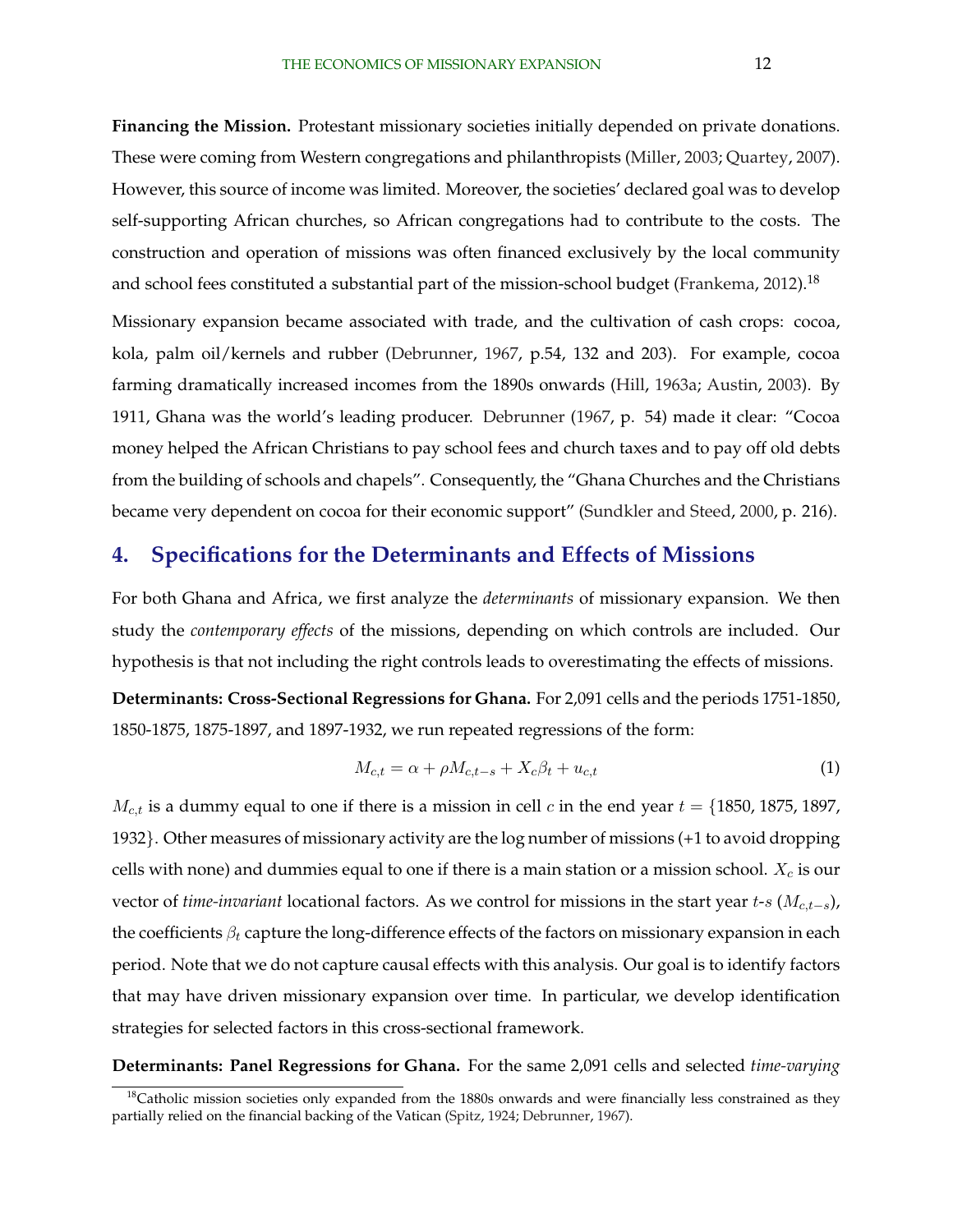**Financing the Mission.** Protestant missionary societies initially depended on private donations. These were coming from Western congregations and philanthropists (Miller, 2003; Quartey, 2007). However, this source of income was limited. Moreover, the societies' declared goal was to develop self-supporting African churches, so African congregations had to contribute to the costs. The construction and operation of missions was often financed exclusively by the local community and school fees constituted a substantial part of the mission-school budget (Frankema, 2012).[18]

Missionary expansion became associated with trade, and the cultivation of cash crops: cocoa, kola, palm oil/kernels and rubber (Debrunner, 1967, p.54, 132 and 203). For example, cocoa farming dramatically increased incomes from the 1890s onwards (Hill, 1963a; Austin, 2003). By 1911, Ghana was the world's leading producer. Debrunner (1967, p. 54) made it clear: "Cocoa money helped the African Christians to pay school fees and church taxes and to pay off old debts from the building of schools and chapels". Consequently, the "Ghana Churches and the Christians became very dependent on cocoa for their economic support" (Sundkler and Steed, 2000, p. 216).

## 4. Specifications for the Determinants and Effects of Missions

For both Ghana and Africa, we first analyze the *determinants* of missionary expansion. We then study the *contemporary effects* of the missions, depending on which controls are included. Our hypothesis is that not including the right controls leads to overestimating the effects of missions.

**Determinants: Cross-Sectional Regressions for Ghana.** For 2,091 cells and the periods 1751-1850, 1850-1875, 1875-1897, and 1897-1932, we run repeated regressions of the form:

$$M_{c,t} = \alpha + \rho M_{c,t-s} + X_c \beta_t + u_{c,t} \tag{1}$$

$M_{c,t}$ is a dummy equal to one if there is a mission in cell $c$ in the end year $t = \{1850, 1875, 1897, 1932\}$. Other measures of missionary activity are the log number of missions (+1 to avoid dropping cells with none) and dummies equal to one if there is a main station or a mission school. $X_c$ is our vector of *time-invariant* locational factors. As we control for missions in the start year $t$-$s$ ($M_{c,t-s}$), the coefficients $\beta_t$ capture the long-difference effects of the factors on missionary expansion in each period. Note that we do not capture causal effects with this analysis. Our goal is to identify factors that may have driven missionary expansion over time. In particular, we develop identification strategies for selected factors in this cross-sectional framework.

**Determinants: Panel Regressions for Ghana.** For the same 2,091 cells and selected *time-varying*

[18] Catholic mission societies only expanded from the 1880s onwards and were financially less constrained as they partially relied on the financial backing of the Vatican (Spitz, 1924; Debrunner, 1967).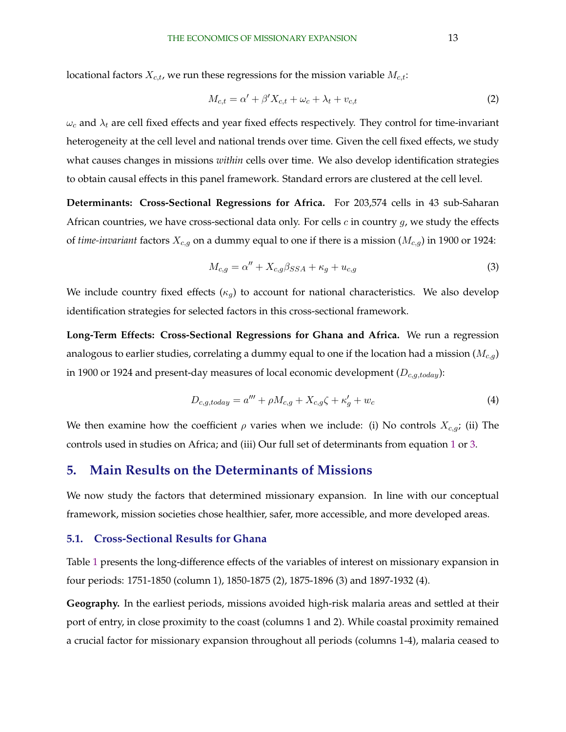locational factors $X_{c,t}$, we run these regressions for the mission variable $M_{c,t}$:

$$M_{c,t} = \alpha' + \beta' X_{c,t} + \omega_c + \lambda_t + v_{c,t} \tag{2}$$

$\omega_c$ and $\lambda_t$ are cell fixed effects and year fixed effects respectively. They control for time-invariant heterogeneity at the cell level and national trends over time. Given the cell fixed effects, we study what causes changes in missions *within* cells over time. We also develop identification strategies to obtain causal effects in this panel framework. Standard errors are clustered at the cell level.

**Determinants: Cross-Sectional Regressions for Africa.** For 203,574 cells in 43 sub-Saharan African countries, we have cross-sectional data only. For cells $c$ in country $g$, we study the effects of *time-invariant* factors $X_{c,g}$ on a dummy equal to one if there is a mission ($M_{c,g}$) in 1900 or 1924:

$$M_{c,g} = \alpha'' + X_{c,g}\beta_{SSA} + \kappa_g + u_{c,g} \tag{3}$$

We include country fixed effects ($\kappa_g$) to account for national characteristics. We also develop identification strategies for selected factors in this cross-sectional framework.

**Long-Term Effects: Cross-Sectional Regressions for Ghana and Africa.** We run a regression analogous to earlier studies, correlating a dummy equal to one if the location had a mission ($M_{c,g}$) in 1900 or 1924 and present-day measures of local economic development ($D_{c,g,today}$):

$$D_{c,g,today} = a''' + \rho M_{c,g} + X_{c,g}\zeta + \kappa'_g + w_c \tag{4}$$

We then examine how the coefficient $\rho$ varies when we include: (i) No controls $X_{c,g}$; (ii) The controls used in studies on Africa; and (iii) Our full set of determinants from equation 1 or 3.

## 5. Main Results on the Determinants of Missions

We now study the factors that determined missionary expansion. In line with our conceptual framework, mission societies chose healthier, safer, more accessible, and more developed areas.

### 5.1. Cross-Sectional Results for Ghana

Table 1 presents the long-difference effects of the variables of interest on missionary expansion in four periods: 1751-1850 (column 1), 1850-1875 (2), 1875-1896 (3) and 1897-1932 (4).

**Geography.** In the earliest periods, missions avoided high-risk malaria areas and settled at their port of entry, in close proximity to the coast (columns 1 and 2). While coastal proximity remained a crucial factor for missionary expansion throughout all periods (columns 1-4), malaria ceased to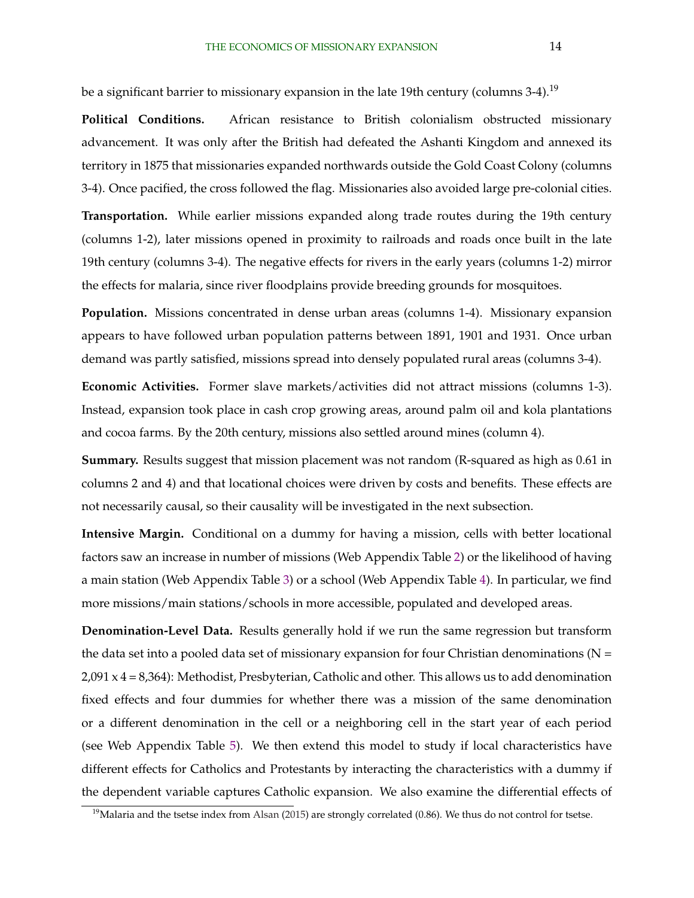be a significant barrier to missionary expansion in the late 19th century (columns 3-4).[19]

**Political Conditions.** African resistance to British colonialism obstructed missionary advancement. It was only after the British had defeated the Ashanti Kingdom and annexed its territory in 1875 that missionaries expanded northwards outside the Gold Coast Colony (columns 3-4). Once pacified, the cross followed the flag. Missionaries also avoided large pre-colonial cities.

**Transportation.** While earlier missions expanded along trade routes during the 19th century (columns 1-2), later missions opened in proximity to railroads and roads once built in the late 19th century (columns 3-4). The negative effects for rivers in the early years (columns 1-2) mirror the effects for malaria, since river floodplains provide breeding grounds for mosquitoes.

**Population.** Missions concentrated in dense urban areas (columns 1-4). Missionary expansion appears to have followed urban population patterns between 1891, 1901 and 1931. Once urban demand was partly satisfied, missions spread into densely populated rural areas (columns 3-4).

**Economic Activities.** Former slave markets/activities did not attract missions (columns 1-3). Instead, expansion took place in cash crop growing areas, around palm oil and kola plantations and cocoa farms. By the 20th century, missions also settled around mines (column 4).

**Summary.** Results suggest that mission placement was not random (R-squared as high as 0.61 in columns 2 and 4) and that locational choices were driven by costs and benefits. These effects are not necessarily causal, so their causality will be investigated in the next subsection.

**Intensive Margin.** Conditional on a dummy for having a mission, cells with better locational factors saw an increase in number of missions (Web Appendix Table 2) or the likelihood of having a main station (Web Appendix Table 3) or a school (Web Appendix Table 4). In particular, we find more missions/main stations/schools in more accessible, populated and developed areas.

**Denomination-Level Data.** Results generally hold if we run the same regression but transform the data set into a pooled data set of missionary expansion for four Christian denominations (N = 2,091 x 4 = 8,364): Methodist, Presbyterian, Catholic and other. This allows us to add denomination fixed effects and four dummies for whether there was a mission of the same denomination or a different denomination in the cell or a neighboring cell in the start year of each period (see Web Appendix Table 5). We then extend this model to study if local characteristics have different effects for Catholics and Protestants by interacting the characteristics with a dummy if the dependent variable captures Catholic expansion. We also examine the differential effects of

[19] Malaria and the tsetse index from Alsan (2015) are strongly correlated (0.86). We thus do not control for tsetse.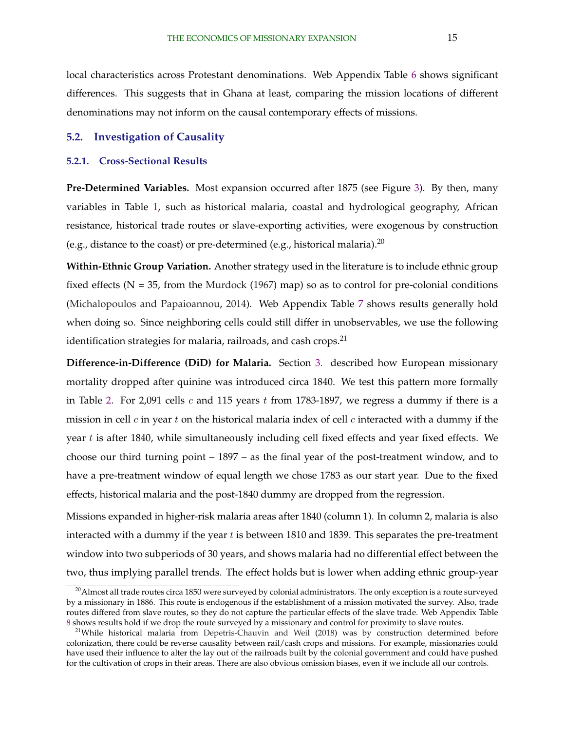local characteristics across Protestant denominations. Web Appendix Table 6 shows significant differences. This suggests that in Ghana at least, comparing the mission locations of different denominations may not inform on the causal contemporary effects of missions.

## 5.2. Investigation of Causality

### 5.2.1. Cross-Sectional Results

**Pre-Determined Variables.** Most expansion occurred after 1875 (see Figure 3). By then, many variables in Table 1, such as historical malaria, coastal and hydrological geography, African resistance, historical trade routes or slave-exporting activities, were exogenous by construction (e.g., distance to the coast) or pre-determined (e.g., historical malaria).[20]

**Within-Ethnic Group Variation.** Another strategy used in the literature is to include ethnic group fixed effects (N = 35, from the Murdock (1967) map) so as to control for pre-colonial conditions (Michalopoulos and Papaioannou, 2014). Web Appendix Table 7 shows results generally hold when doing so. Since neighboring cells could still differ in unobservables, we use the following identification strategies for malaria, railroads, and cash crops.[21]

**Difference-in-Difference (DiD) for Malaria.** Section 3. described how European missionary mortality dropped after quinine was introduced circa 1840. We test this pattern more formally in Table 2. For 2,091 cells $c$ and 115 years $t$ from 1783-1897, we regress a dummy if there is a mission in cell $c$ in year $t$ on the historical malaria index of cell $c$ interacted with a dummy if the year $t$ is after 1840, while simultaneously including cell fixed effects and year fixed effects. We choose our third turning point – 1897 – as the final year of the post-treatment window, and to have a pre-treatment window of equal length we chose 1783 as our start year. Due to the fixed effects, historical malaria and the post-1840 dummy are dropped from the regression.

Missions expanded in higher-risk malaria areas after 1840 (column 1). In column 2, malaria is also interacted with a dummy if the year $t$ is between 1810 and 1839. This separates the pre-treatment window into two subperiods of 30 years, and shows malaria had no differential effect between the two, thus implying parallel trends. The effect holds but is lower when adding ethnic group-year

[20] Almost all trade routes circa 1850 were surveyed by colonial administrators. The only exception is a route surveyed by a missionary in 1886. This route is endogenous if the establishment of a mission motivated the survey. Also, trade routes differed from slave routes, so they do not capture the particular effects of the slave trade. Web Appendix Table 8 shows results hold if we drop the route surveyed by a missionary and control for proximity to slave routes.

[21] While historical malaria from Depetris-Chauvin and Weil (2018) was by construction determined before colonization, there could be reverse causality between rail/cash crops and missions. For example, missionaries could have used their influence to alter the lay out of the railroads built by the colonial government and could have pushed for the cultivation of crops in their areas. There are also obvious omission biases, even if we include all our controls.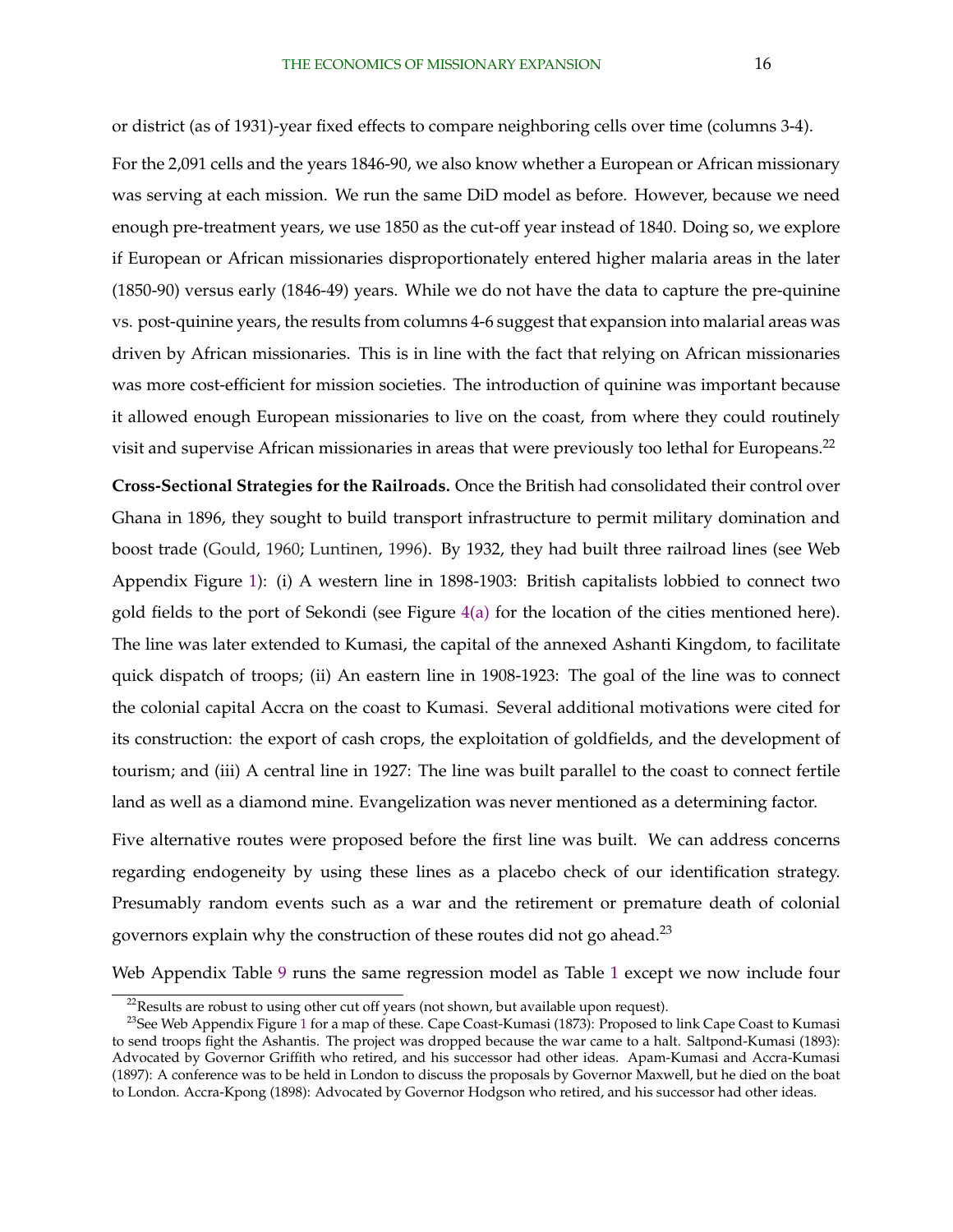or district (as of 1931)-year fixed effects to compare neighboring cells over time (columns 3-4).

For the 2,091 cells and the years 1846-90, we also know whether a European or African missionary was serving at each mission. We run the same DiD model as before. However, because we need enough pre-treatment years, we use 1850 as the cut-off year instead of 1840. Doing so, we explore if European or African missionaries disproportionately entered higher malaria areas in the later (1850-90) versus early (1846-49) years. While we do not have the data to capture the pre-quinine vs. post-quinine years, the results from columns 4-6 suggest that expansion into malarial areas was driven by African missionaries. This is in line with the fact that relying on African missionaries was more cost-efficient for mission societies. The introduction of quinine was important because it allowed enough European missionaries to live on the coast, from where they could routinely visit and supervise African missionaries in areas that were previously too lethal for Europeans.[22]

**Cross-Sectional Strategies for the Railroads.** Once the British had consolidated their control over Ghana in 1896, they sought to build transport infrastructure to permit military domination and boost trade (Gould, 1960; Luntinen, 1996). By 1932, they had built three railroad lines (see Web Appendix Figure 1): (i) A western line in 1898-1903: British capitalists lobbied to connect two gold fields to the port of Sekondi (see Figure 4(a) for the location of the cities mentioned here). The line was later extended to Kumasi, the capital of the annexed Ashanti Kingdom, to facilitate quick dispatch of troops; (ii) An eastern line in 1908-1923: The goal of the line was to connect the colonial capital Accra on the coast to Kumasi. Several additional motivations were cited for its construction: the export of cash crops, the exploitation of goldfields, and the development of tourism; and (iii) A central line in 1927: The line was built parallel to the coast to connect fertile land as well as a diamond mine. Evangelization was never mentioned as a determining factor.

Five alternative routes were proposed before the first line was built. We can address concerns regarding endogeneity by using these lines as a placebo check of our identification strategy. Presumably random events such as a war and the retirement or premature death of colonial governors explain why the construction of these routes did not go ahead.[23]

Web Appendix Table 9 runs the same regression model as Table 1 except we now include four

[22] Results are robust to using other cut off years (not shown, but available upon request).

[23] See Web Appendix Figure 1 for a map of these. Cape Coast-Kumasi (1873): Proposed to link Cape Coast to Kumasi to send troops fight the Ashantis. The project was dropped because the war came to a halt. Saltpond-Kumasi (1893): Advocated by Governor Griffith who retired, and his successor had other ideas. Apam-Kumasi and Accra-Kumasi (1897): A conference was to be held in London to discuss the proposals by Governor Maxwell, but he died on the boat to London. Accra-Kpong (1898): Advocated by Governor Hodgson who retired, and his successor had other ideas.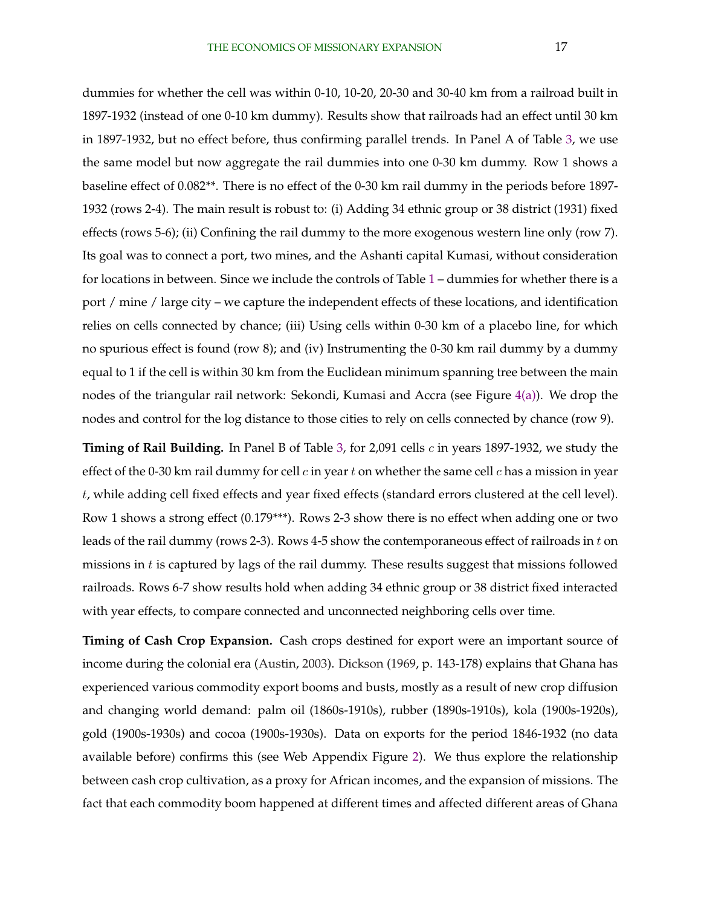dummies for whether the cell was within 0-10, 10-20, 20-30 and 30-40 km from a railroad built in 1897-1932 (instead of one 0-10 km dummy). Results show that railroads had an effect until 30 km in 1897-1932, but no effect before, thus confirming parallel trends. In Panel A of Table 3, we use the same model but now aggregate the rail dummies into one 0-30 km dummy. Row 1 shows a baseline effect of 0.082**. There is no effect of the 0-30 km rail dummy in the periods before 1897-1932 (rows 2-4). The main result is robust to: (i) Adding 34 ethnic group or 38 district (1931) fixed effects (rows 5-6); (ii) Confining the rail dummy to the more exogenous western line only (row 7). Its goal was to connect a port, two mines, and the Ashanti capital Kumasi, without consideration for locations in between. Since we include the controls of Table 1 – dummies for whether there is a port / mine / large city – we capture the independent effects of these locations, and identification relies on cells connected by chance; (iii) Using cells within 0-30 km of a placebo line, for which no spurious effect is found (row 8); and (iv) Instrumenting the 0-30 km rail dummy by a dummy equal to 1 if the cell is within 30 km from the Euclidean minimum spanning tree between the main nodes of the triangular rail network: Sekondi, Kumasi and Accra (see Figure 4(a)). We drop the nodes and control for the log distance to those cities to rely on cells connected by chance (row 9).

**Timing of Rail Building.** In Panel B of Table 3, for 2,091 cells $c$ in years 1897-1932, we study the effect of the 0-30 km rail dummy for cell $c$ in year $t$ on whether the same cell $c$ has a mission in year $t$, while adding cell fixed effects and year fixed effects (standard errors clustered at the cell level). Row 1 shows a strong effect (0.179***). Rows 2-3 show there is no effect when adding one or two leads of the rail dummy (rows 2-3). Rows 4-5 show the contemporaneous effect of railroads in $t$ on missions in $t$ is captured by lags of the rail dummy. These results suggest that missions followed railroads. Rows 6-7 show results hold when adding 34 ethnic group or 38 district fixed interacted with year effects, to compare connected and unconnected neighboring cells over time.

**Timing of Cash Crop Expansion.** Cash crops destined for export were an important source of income during the colonial era (Austin, 2003). Dickson (1969, p. 143-178) explains that Ghana has experienced various commodity export booms and busts, mostly as a result of new crop diffusion and changing world demand: palm oil (1860s-1910s), rubber (1890s-1910s), kola (1900s-1920s), gold (1900s-1930s) and cocoa (1900s-1930s). Data on exports for the period 1846-1932 (no data available before) confirms this (see Web Appendix Figure 2). We thus explore the relationship between cash crop cultivation, as a proxy for African incomes, and the expansion of missions. The fact that each commodity boom happened at different times and affected different areas of Ghana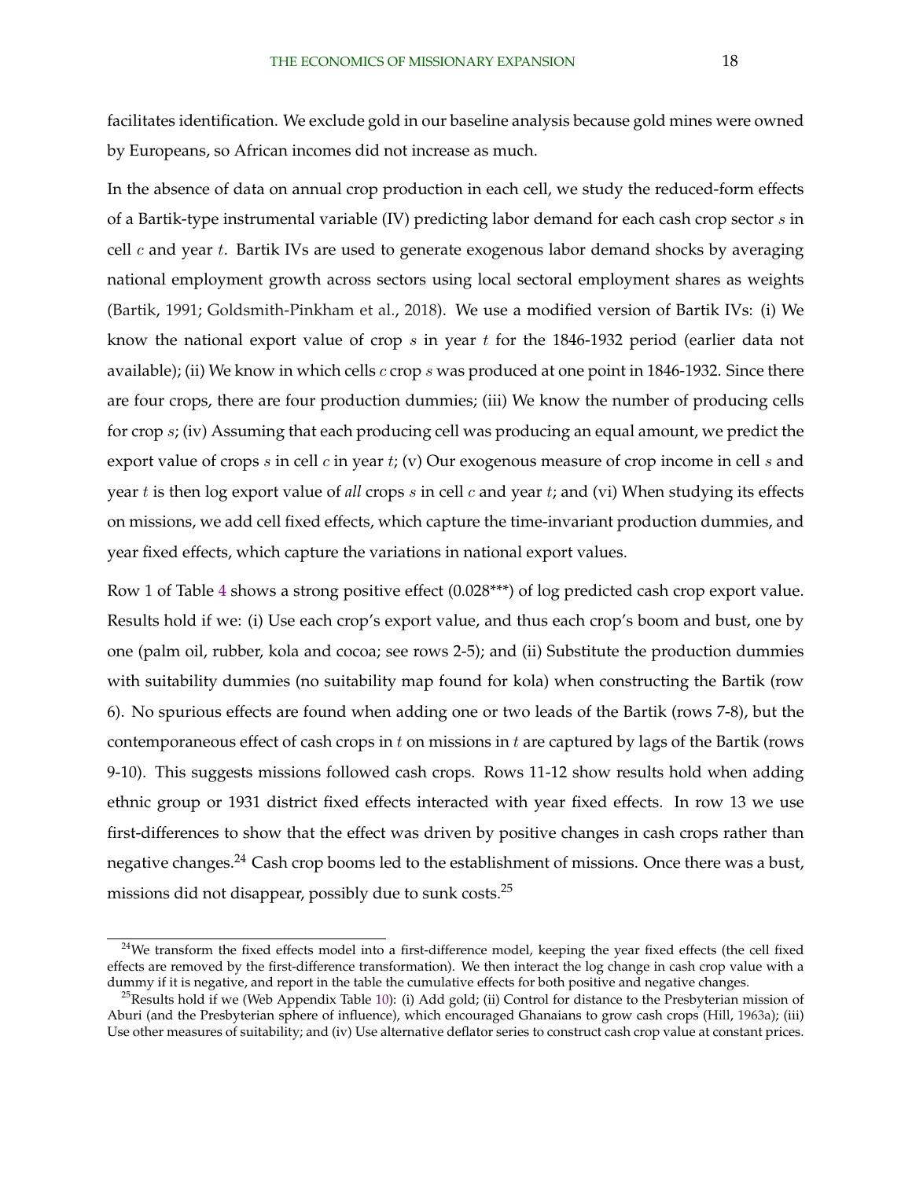facilitates identification. We exclude gold in our baseline analysis because gold mines were owned by Europeans, so African incomes did not increase as much.

In the absence of data on annual crop production in each cell, we study the reduced-form effects of a Bartik-type instrumental variable (IV) predicting labor demand for each cash crop sector $s$ in cell $c$ and year $t$. Bartik IVs are used to generate exogenous labor demand shocks by averaging national employment growth across sectors using local sectoral employment shares as weights (Bartik, 1991; Goldsmith-Pinkham et al., 2018). We use a modified version of Bartik IVs: (i) We know the national export value of crop $s$ in year $t$ for the 1846-1932 period (earlier data not available); (ii) We know in which cells $c$ crop $s$ was produced at one point in 1846-1932. Since there are four crops, there are four production dummies; (iii) We know the number of producing cells for crop $s$; (iv) Assuming that each producing cell was producing an equal amount, we predict the export value of crops $s$ in cell $c$ in year $t$; (v) Our exogenous measure of crop income in cell $s$ and year $t$ is then log export value of *all* crops $s$ in cell $c$ and year $t$; and (vi) When studying its effects on missions, we add cell fixed effects, which capture the time-invariant production dummies, and year fixed effects, which capture the variations in national export values.

Row 1 of Table 4 shows a strong positive effect (0.028***) of log predicted cash crop export value. Results hold if we: (i) Use each crop's export value, and thus each crop's boom and bust, one by one (palm oil, rubber, kola and cocoa; see rows 2-5); and (ii) Substitute the production dummies with suitability dummies (no suitability map found for kola) when constructing the Bartik (row 6). No spurious effects are found when adding one or two leads of the Bartik (rows 7-8), but the contemporaneous effect of cash crops in $t$ on missions in $t$ are captured by lags of the Bartik (rows 9-10). This suggests missions followed cash crops. Rows 11-12 show results hold when adding ethnic group or 1931 district fixed effects interacted with year fixed effects. In row 13 we use first-differences to show that the effect was driven by positive changes in cash crops rather than negative changes.[24] Cash crop booms led to the establishment of missions. Once there was a bust, missions did not disappear, possibly due to sunk costs.[25]

[24] We transform the fixed effects model into a first-difference model, keeping the year fixed effects (the cell fixed effects are removed by the first-difference transformation). We then interact the log change in cash crop value with a dummy if it is negative, and report in the table the cumulative effects for both positive and negative changes.

[25] Results hold if we (Web Appendix Table 10): (i) Add gold; (ii) Control for distance to the Presbyterian mission of Aburi (and the Presbyterian sphere of influence), which encouraged Ghanaians to grow cash crops (Hill, 1963a); (iii) Use other measures of suitability; and (iv) Use alternative deflator series to construct cash crop value at constant prices.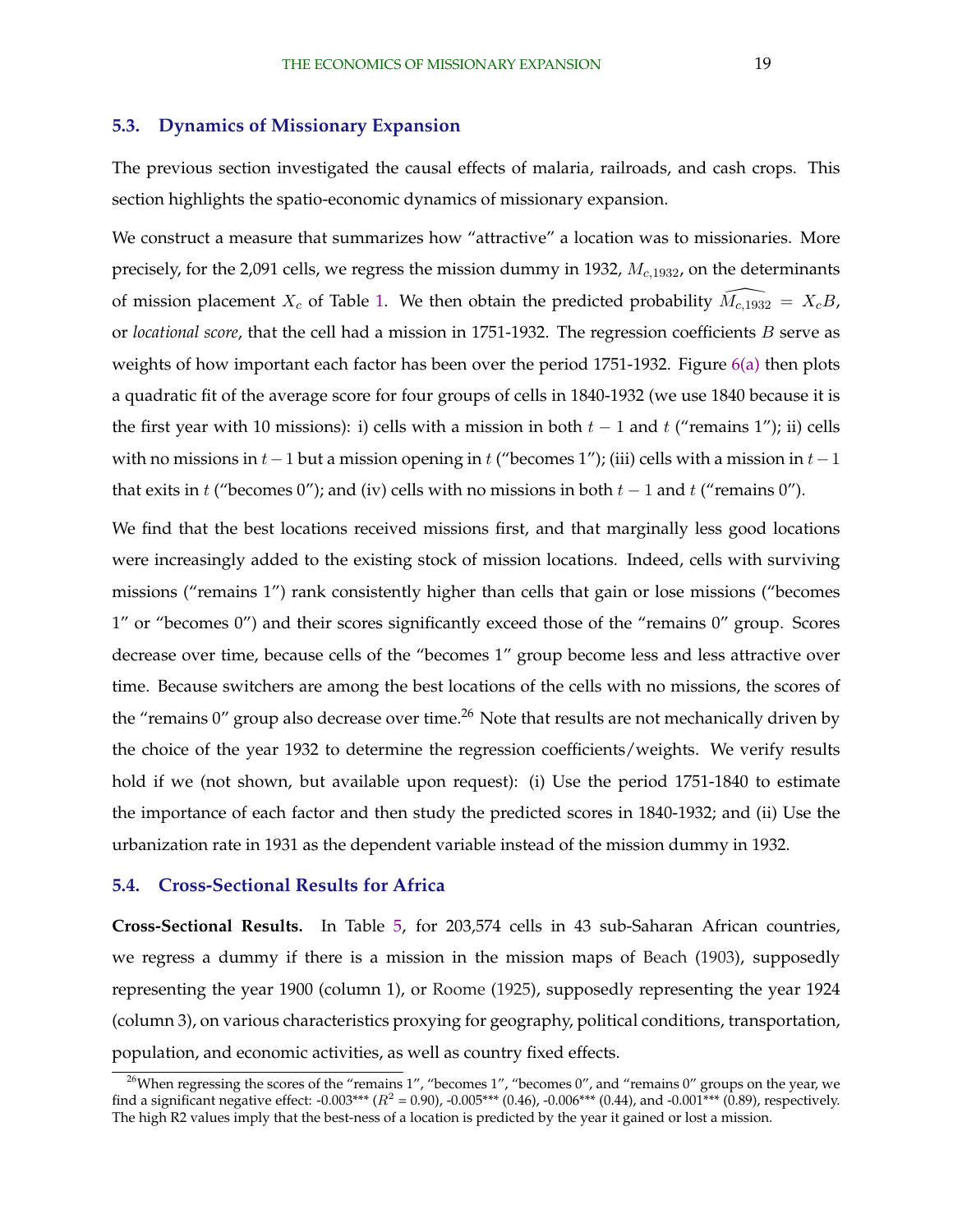## 5.3. Dynamics of Missionary Expansion

The previous section investigated the causal effects of malaria, railroads, and cash crops. This section highlights the spatio-economic dynamics of missionary expansion.

We construct a measure that summarizes how "attractive" a location was to missionaries. More precisely, for the 2,091 cells, we regress the mission dummy in 1932, $M_{c,1932}$, on the determinants of mission placement $X_c$ of Table 1. We then obtain the predicted probability $\widehat{M_{c,1932}} = X_c B$, or *locational score*, that the cell had a mission in 1751-1932. The regression coefficients $B$ serve as weights of how important each factor has been over the period 1751-1932. Figure 6(a) then plots a quadratic fit of the average score for four groups of cells in 1840-1932 (we use 1840 because it is the first year with 10 missions): i) cells with a mission in both $t-1$ and $t$ ("remains 1"); ii) cells with no missions in $t-1$ but a mission opening in $t$ ("becomes 1"); (iii) cells with a mission in $t-1$ that exits in $t$ ("becomes 0"); and (iv) cells with no missions in both $t-1$ and $t$ ("remains 0").

We find that the best locations received missions first, and that marginally less good locations were increasingly added to the existing stock of mission locations. Indeed, cells with surviving missions ("remains 1") rank consistently higher than cells that gain or lose missions ("becomes 1" or "becomes 0") and their scores significantly exceed those of the "remains 0" group. Scores decrease over time, because cells of the "becomes 1" group become less and less attractive over time. Because switchers are among the best locations of the cells with no missions, the scores of the "remains 0" group also decrease over time.[26] Note that results are not mechanically driven by the choice of the year 1932 to determine the regression coefficients/weights. We verify results hold if we (not shown, but available upon request): (i) Use the period 1751-1840 to estimate the importance of each factor and then study the predicted scores in 1840-1932; and (ii) Use the urbanization rate in 1931 as the dependent variable instead of the mission dummy in 1932.

## 5.4. Cross-Sectional Results for Africa

**Cross-Sectional Results.** In Table 5, for 203,574 cells in 43 sub-Saharan African countries, we regress a dummy if there is a mission in the mission maps of Beach (1903), supposedly representing the year 1900 (column 1), or Roome (1925), supposedly representing the year 1924 (column 3), on various characteristics proxying for geography, political conditions, transportation, population, and economic activities, as well as country fixed effects.

[26] When regressing the scores of the "remains 1", "becomes 1", "becomes 0", and "remains 0" groups on the year, we find a significant negative effect: -0.003*** ($R^2$ = 0.90), -0.005*** (0.46), -0.006*** (0.44), and -0.001*** (0.89), respectively. The high R2 values imply that the best-ness of a location is predicted by the year it gained or lost a mission.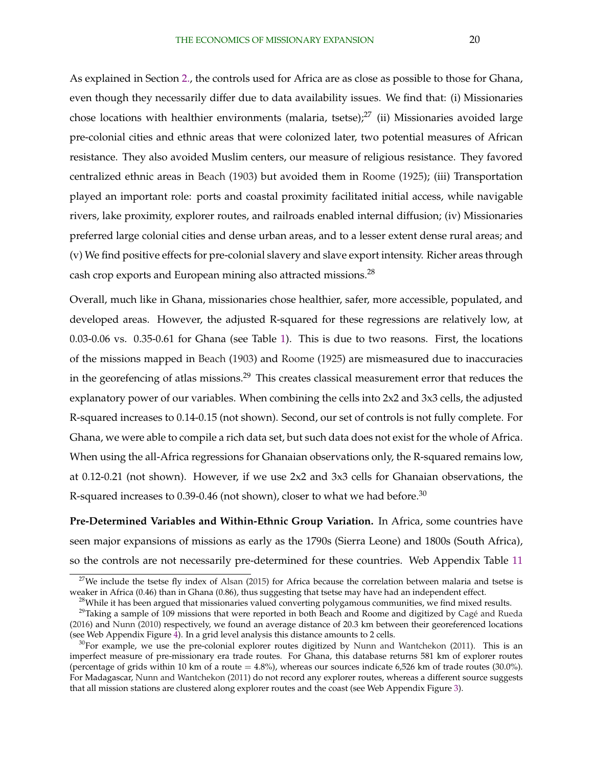As explained in Section 2., the controls used for Africa are as close as possible to those for Ghana, even though they necessarily differ due to data availability issues. We find that: (i) Missionaries chose locations with healthier environments (malaria, tsetse);[27] (ii) Missionaries avoided large pre-colonial cities and ethnic areas that were colonized later, two potential measures of African resistance. They also avoided Muslim centers, our measure of religious resistance. They favored centralized ethnic areas in Beach (1903) but avoided them in Roome (1925); (iii) Transportation played an important role: ports and coastal proximity facilitated initial access, while navigable rivers, lake proximity, explorer routes, and railroads enabled internal diffusion; (iv) Missionaries preferred large colonial cities and dense urban areas, and to a lesser extent dense rural areas; and (v) We find positive effects for pre-colonial slavery and slave export intensity. Richer areas through cash crop exports and European mining also attracted missions.[28]

Overall, much like in Ghana, missionaries chose healthier, safer, more accessible, populated, and developed areas. However, the adjusted R-squared for these regressions are relatively low, at 0.03-0.06 vs. 0.35-0.61 for Ghana (see Table 1). This is due to two reasons. First, the locations of the missions mapped in Beach (1903) and Roome (1925) are mismeasured due to inaccuracies in the georefencing of atlas missions.[29] This creates classical measurement error that reduces the explanatory power of our variables. When combining the cells into 2x2 and 3x3 cells, the adjusted R-squared increases to 0.14-0.15 (not shown). Second, our set of controls is not fully complete. For Ghana, we were able to compile a rich data set, but such data does not exist for the whole of Africa. When using the all-Africa regressions for Ghanaian observations only, the R-squared remains low, at 0.12-0.21 (not shown). However, if we use 2x2 and 3x3 cells for Ghanaian observations, the R-squared increases to 0.39-0.46 (not shown), closer to what we had before.[30]

**Pre-Determined Variables and Within-Ethnic Group Variation.** In Africa, some countries have seen major expansions of missions as early as the 1790s (Sierra Leone) and 1800s (South Africa), so the controls are not necessarily pre-determined for these countries. Web Appendix Table 11

---

[27] We include the tsetse fly index of Alsan (2015) for Africa because the correlation between malaria and tsetse is weaker in Africa (0.46) than in Ghana (0.86), thus suggesting that tsetse may have had an independent effect.

[28] While it has been argued that missionaries valued converting polygamous communities, we find mixed results.

[29] Taking a sample of 109 missions that were reported in both Beach and Roome and digitized by Cagé and Rueda (2016) and Nunn (2010) respectively, we found an average distance of 20.3 km between their georeferenced locations (see Web Appendix Figure 4). In a grid level analysis this distance amounts to 2 cells.

[30] For example, we use the pre-colonial explorer routes digitized by Nunn and Wantchekon (2011). This is an imperfect measure of pre-missionary era trade routes. For Ghana, this database returns 581 km of explorer routes (percentage of grids within 10 km of a route = 4.8%), whereas our sources indicate 6,526 km of trade routes (30.0%). For Madagascar, Nunn and Wantchekon (2011) do not record any explorer routes, whereas a different source suggests that all mission stations are clustered along explorer routes and the coast (see Web Appendix Figure 3).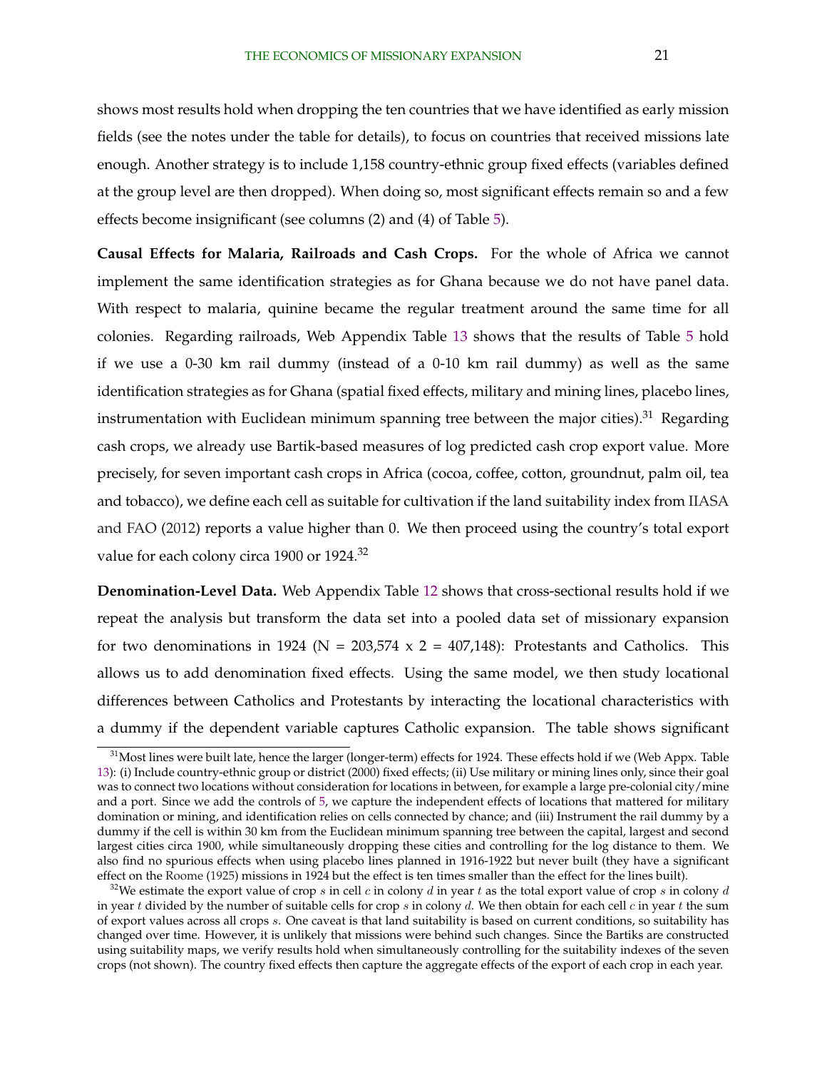shows most results hold when dropping the ten countries that we have identified as early mission fields (see the notes under the table for details), to focus on countries that received missions late enough. Another strategy is to include 1,158 country-ethnic group fixed effects (variables defined at the group level are then dropped). When doing so, most significant effects remain so and a few effects become insignificant (see columns (2) and (4) of Table 5).

**Causal Effects for Malaria, Railroads and Cash Crops.** For the whole of Africa we cannot implement the same identification strategies as for Ghana because we do not have panel data. With respect to malaria, quinine became the regular treatment around the same time for all colonies. Regarding railroads, Web Appendix Table 13 shows that the results of Table 5 hold if we use a 0-30 km rail dummy (instead of a 0-10 km rail dummy) as well as the same identification strategies as for Ghana (spatial fixed effects, military and mining lines, placebo lines, instrumentation with Euclidean minimum spanning tree between the major cities).[31] Regarding cash crops, we already use Bartik-based measures of log predicted cash crop export value. More precisely, for seven important cash crops in Africa (cocoa, coffee, cotton, groundnut, palm oil, tea and tobacco), we define each cell as suitable for cultivation if the land suitability index from IIASA and FAO (2012) reports a value higher than 0. We then proceed using the country's total export value for each colony circa 1900 or 1924.[32]

**Denomination-Level Data.** Web Appendix Table 12 shows that cross-sectional results hold if we repeat the analysis but transform the data set into a pooled data set of missionary expansion for two denominations in 1924 (N = 203,574 x 2 = 407,148): Protestants and Catholics. This allows us to add denomination fixed effects. Using the same model, we then study locational differences between Catholics and Protestants by interacting the locational characteristics with a dummy if the dependent variable captures Catholic expansion. The table shows significant

[31]Most lines were built late, hence the larger (longer-term) effects for 1924. These effects hold if we (Web Appx. Table 13): (i) Include country-ethnic group or district (2000) fixed effects; (ii) Use military or mining lines only, since their goal was to connect two locations without consideration for locations in between, for example a large pre-colonial city/mine and a port. Since we add the controls of 5, we capture the independent effects of locations that mattered for military domination or mining, and identification relies on cells connected by chance; and (iii) Instrument the rail dummy by a dummy if the cell is within 30 km from the Euclidean minimum spanning tree between the capital, largest and second largest cities circa 1900, while simultaneously dropping these cities and controlling for the log distance to them. We also find no spurious effects when using placebo lines planned in 1916-1922 but never built (they have a significant effect on the Roome (1925) missions in 1924 but the effect is ten times smaller than the effect for the lines built).

[32]We estimate the export value of crop $s$ in cell $c$ in colony $d$ in year $t$ as the total export value of crop $s$ in colony $d$ in year $t$ divided by the number of suitable cells for crop $s$ in colony $d$. We then obtain for each cell $c$ in year $t$ the sum of export values across all crops $s$. One caveat is that land suitability is based on current conditions, so suitability has changed over time. However, it is unlikely that missions were behind such changes. Since the Bartiks are constructed using suitability maps, we verify results hold when simultaneously controlling for the suitability indexes of the seven crops (not shown). The country fixed effects then capture the aggregate effects of the export of each crop in each year.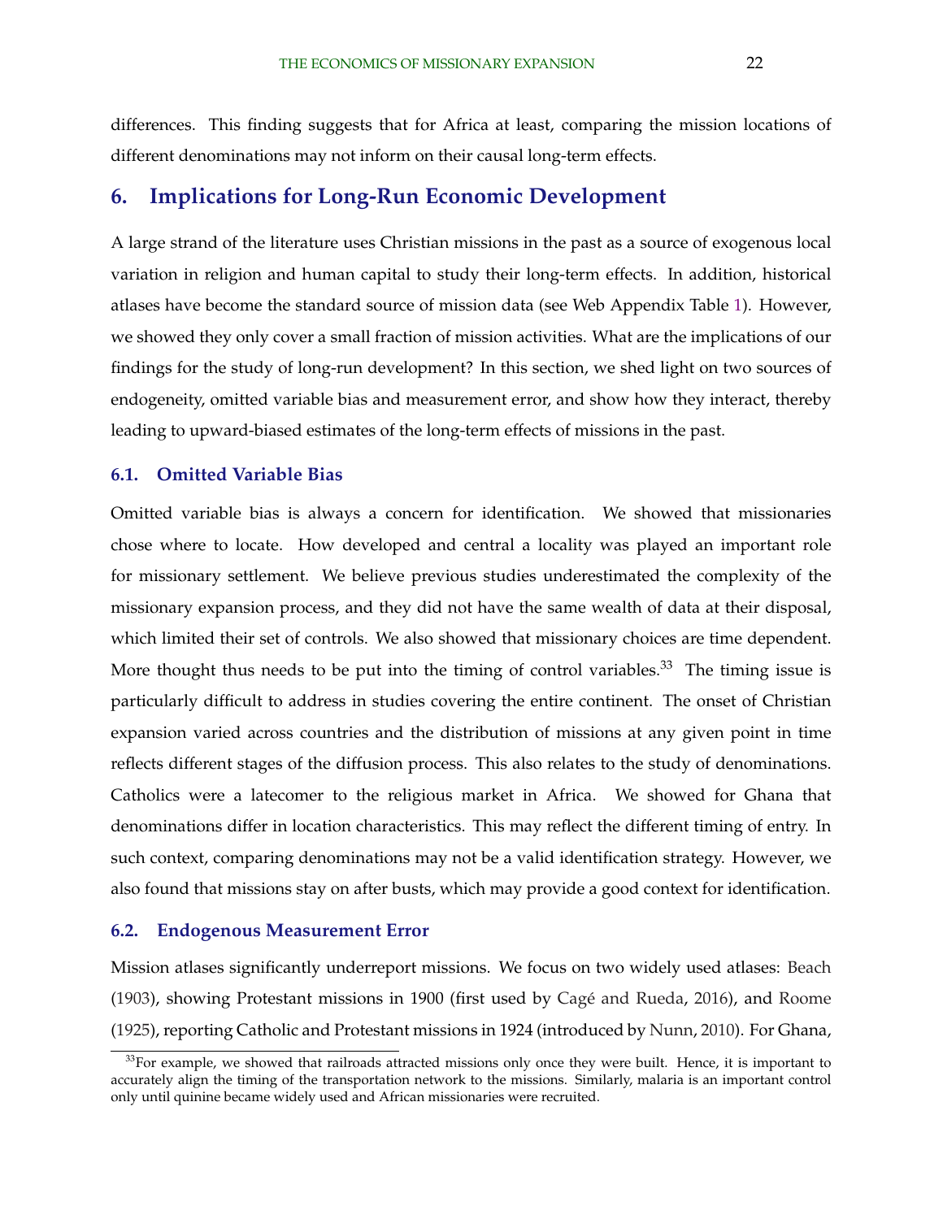differences. This finding suggests that for Africa at least, comparing the mission locations of different denominations may not inform on their causal long-term effects.

## 6. Implications for Long-Run Economic Development

A large strand of the literature uses Christian missions in the past as a source of exogenous local variation in religion and human capital to study their long-term effects. In addition, historical atlases have become the standard source of mission data (see Web Appendix Table 1). However, we showed they only cover a small fraction of mission activities. What are the implications of our findings for the study of long-run development? In this section, we shed light on two sources of endogeneity, omitted variable bias and measurement error, and show how they interact, thereby leading to upward-biased estimates of the long-term effects of missions in the past.

### 6.1. Omitted Variable Bias

Omitted variable bias is always a concern for identification. We showed that missionaries chose where to locate. How developed and central a locality was played an important role for missionary settlement. We believe previous studies underestimated the complexity of the missionary expansion process, and they did not have the same wealth of data at their disposal, which limited their set of controls. We also showed that missionary choices are time dependent. More thought thus needs to be put into the timing of control variables.[33] The timing issue is particularly difficult to address in studies covering the entire continent. The onset of Christian expansion varied across countries and the distribution of missions at any given point in time reflects different stages of the diffusion process. This also relates to the study of denominations. Catholics were a latecomer to the religious market in Africa. We showed for Ghana that denominations differ in location characteristics. This may reflect the different timing of entry. In such context, comparing denominations may not be a valid identification strategy. However, we also found that missions stay on after busts, which may provide a good context for identification.

### 6.2. Endogenous Measurement Error

Mission atlases significantly underreport missions. We focus on two widely used atlases: Beach (1903), showing Protestant missions in 1900 (first used by Cagé and Rueda, 2016), and Roome (1925), reporting Catholic and Protestant missions in 1924 (introduced by Nunn, 2010). For Ghana,

[33] For example, we showed that railroads attracted missions only once they were built. Hence, it is important to accurately align the timing of the transportation network to the missions. Similarly, malaria is an important control only until quinine became widely used and African missionaries were recruited.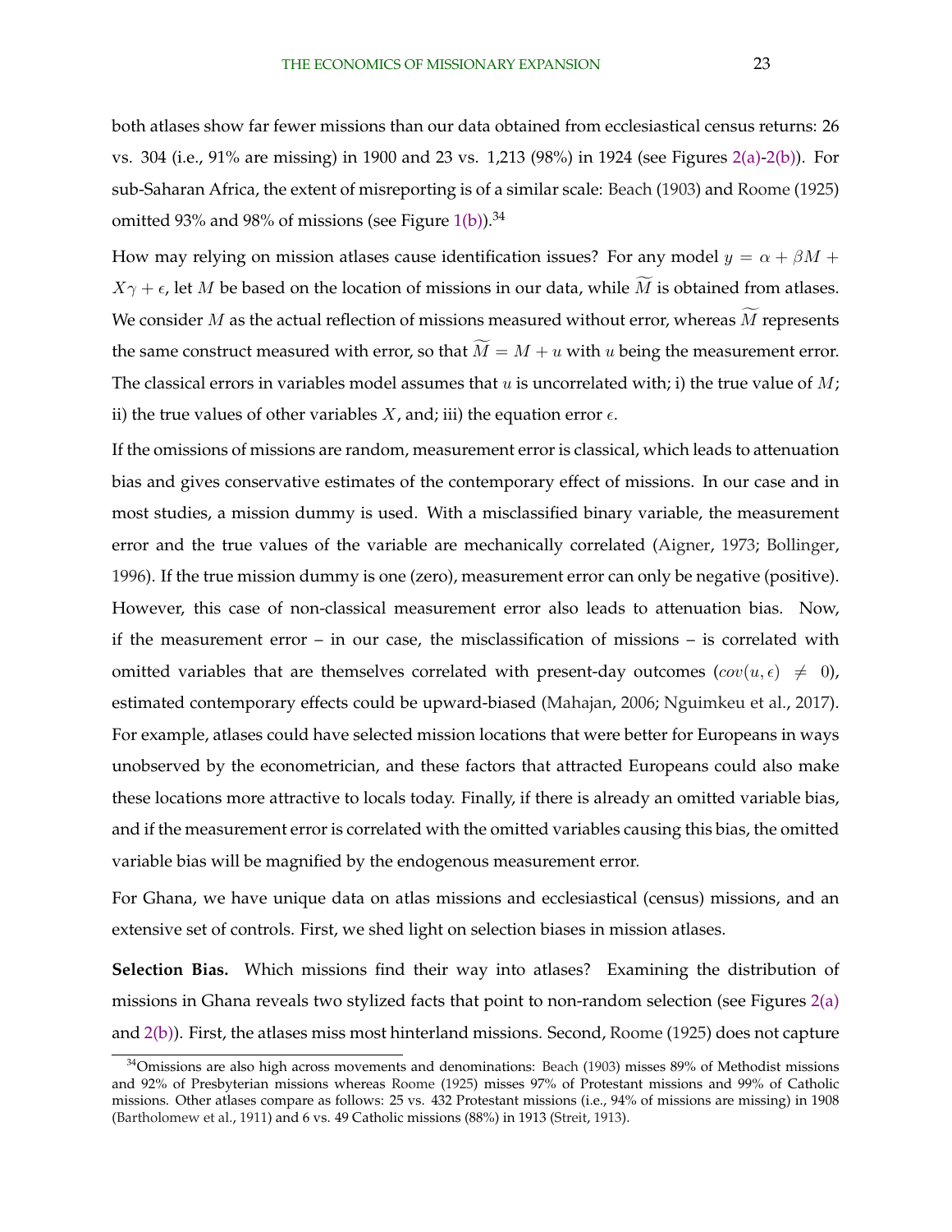both atlases show far fewer missions than our data obtained from ecclesiastical census returns: 26 vs. 304 (i.e., 91% are missing) in 1900 and 23 vs. 1,213 (98%) in 1924 (see Figures 2(a)-2(b)). For sub-Saharan Africa, the extent of misreporting is of a similar scale: Beach (1903) and Roome (1925) omitted 93% and 98% of missions (see Figure 1(b)).[34]

How may relying on mission atlases cause identification issues? For any model $y = \alpha + \beta M + X\gamma + \epsilon$, let $M$ be based on the location of missions in our data, while $\widetilde{M}$ is obtained from atlases. We consider $M$ as the actual reflection of missions measured without error, whereas $\widetilde{M}$ represents the same construct measured with error, so that $\widetilde{M} = M + u$ with $u$ being the measurement error. The classical errors in variables model assumes that $u$ is uncorrelated with; i) the true value of $M$; ii) the true values of other variables $X$, and; iii) the equation error $\epsilon$.

If the omissions of missions are random, measurement error is classical, which leads to attenuation bias and gives conservative estimates of the contemporary effect of missions. In our case and in most studies, a mission dummy is used. With a misclassified binary variable, the measurement error and the true values of the variable are mechanically correlated (Aigner, 1973; Bollinger, 1996). If the true mission dummy is one (zero), measurement error can only be negative (positive). However, this case of non-classical measurement error also leads to attenuation bias. Now, if the measurement error – in our case, the misclassification of missions – is correlated with omitted variables that are themselves correlated with present-day outcomes ($cov(u, \epsilon) \neq 0$), estimated contemporary effects could be upward-biased (Mahajan, 2006; Nguimkeu et al., 2017). For example, atlases could have selected mission locations that were better for Europeans in ways unobserved by the econometrician, and these factors that attracted Europeans could also make these locations more attractive to locals today. Finally, if there is already an omitted variable bias, and if the measurement error is correlated with the omitted variables causing this bias, the omitted variable bias will be magnified by the endogenous measurement error.

For Ghana, we have unique data on atlas missions and ecclesiastical (census) missions, and an extensive set of controls. First, we shed light on selection biases in mission atlases.

**Selection Bias.** Which missions find their way into atlases? Examining the distribution of missions in Ghana reveals two stylized facts that point to non-random selection (see Figures 2(a) and 2(b)). First, the atlases miss most hinterland missions. Second, Roome (1925) does not capture

[34] Omissions are also high across movements and denominations: Beach (1903) misses 89% of Methodist missions and 92% of Presbyterian missions whereas Roome (1925) misses 97% of Protestant missions and 99% of Catholic missions. Other atlases compare as follows: 25 vs. 432 Protestant missions (i.e., 94% of missions are missing) in 1908 (Bartholomew et al., 1911) and 6 vs. 49 Catholic missions (88%) in 1913 (Streit, 1913).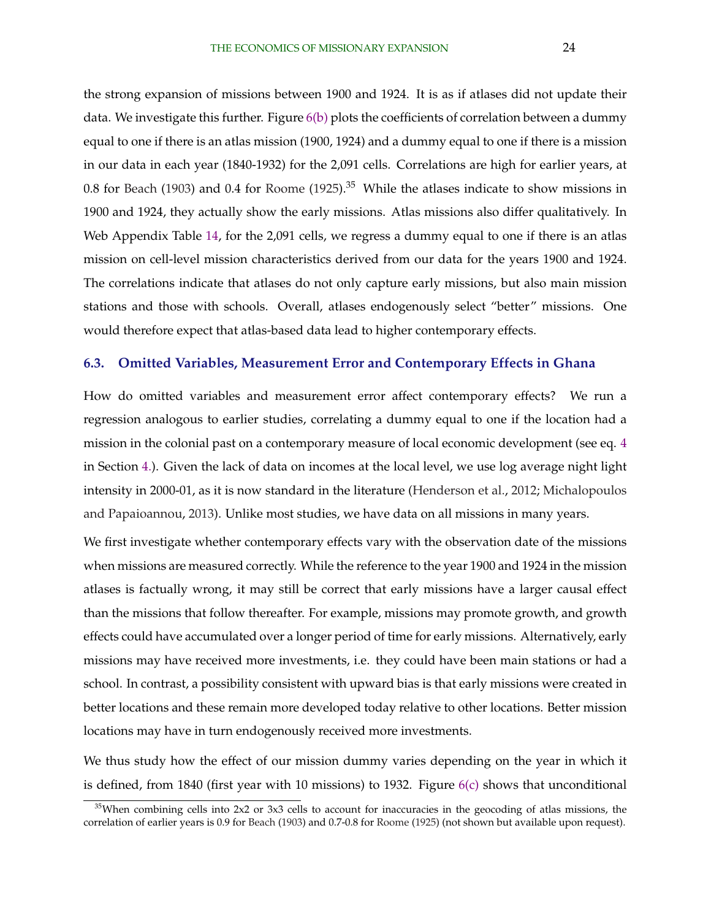the strong expansion of missions between 1900 and 1924. It is as if atlases did not update their data. We investigate this further. Figure 6(b) plots the coefficients of correlation between a dummy equal to one if there is an atlas mission (1900, 1924) and a dummy equal to one if there is a mission in our data in each year (1840-1932) for the 2,091 cells. Correlations are high for earlier years, at 0.8 for Beach (1903) and 0.4 for Roome (1925).[35] While the atlases indicate to show missions in 1900 and 1924, they actually show the early missions. Atlas missions also differ qualitatively. In Web Appendix Table 14, for the 2,091 cells, we regress a dummy equal to one if there is an atlas mission on cell-level mission characteristics derived from our data for the years 1900 and 1924. The correlations indicate that atlases do not only capture early missions, but also main mission stations and those with schools. Overall, atlases endogenously select "better" missions. One would therefore expect that atlas-based data lead to higher contemporary effects.

### 6.3. Omitted Variables, Measurement Error and Contemporary Effects in Ghana

How do omitted variables and measurement error affect contemporary effects? We run a regression analogous to earlier studies, correlating a dummy equal to one if the location had a mission in the colonial past on a contemporary measure of local economic development (see eq. 4 in Section 4.). Given the lack of data on incomes at the local level, we use log average night light intensity in 2000-01, as it is now standard in the literature (Henderson et al., 2012; Michalopoulos and Papaioannou, 2013). Unlike most studies, we have data on all missions in many years.

We first investigate whether contemporary effects vary with the observation date of the missions when missions are measured correctly. While the reference to the year 1900 and 1924 in the mission atlases is factually wrong, it may still be correct that early missions have a larger causal effect than the missions that follow thereafter. For example, missions may promote growth, and growth effects could have accumulated over a longer period of time for early missions. Alternatively, early missions may have received more investments, i.e. they could have been main stations or had a school. In contrast, a possibility consistent with upward bias is that early missions were created in better locations and these remain more developed today relative to other locations. Better mission locations may have in turn endogenously received more investments.

We thus study how the effect of our mission dummy varies depending on the year in which it is defined, from 1840 (first year with 10 missions) to 1932. Figure 6(c) shows that unconditional

[35] When combining cells into 2x2 or 3x3 cells to account for inaccuracies in the geocoding of atlas missions, the correlation of earlier years is 0.9 for Beach (1903) and 0.7-0.8 for Roome (1925) (not shown but available upon request).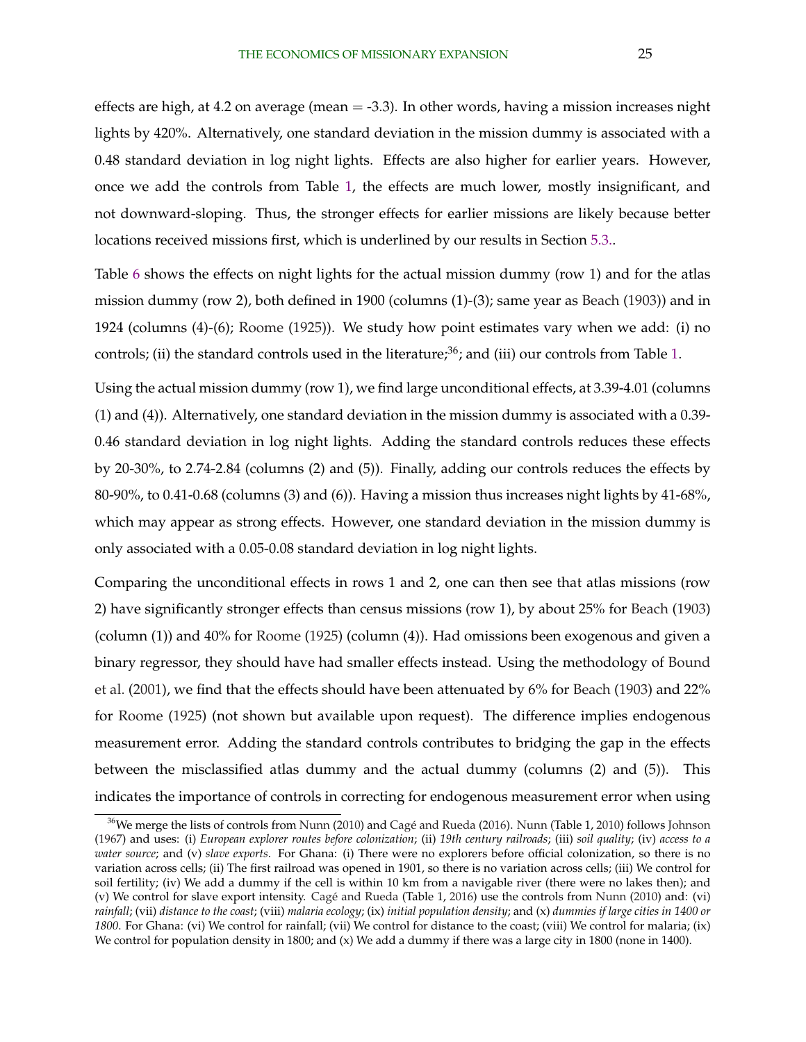effects are high, at 4.2 on average (mean = -3.3). In other words, having a mission increases night lights by 420%. Alternatively, one standard deviation in the mission dummy is associated with a 0.48 standard deviation in log night lights. Effects are also higher for earlier years. However, once we add the controls from Table 1, the effects are much lower, mostly insignificant, and not downward-sloping. Thus, the stronger effects for earlier missions are likely because better locations received missions first, which is underlined by our results in Section 5.3..

Table 6 shows the effects on night lights for the actual mission dummy (row 1) and for the atlas mission dummy (row 2), both defined in 1900 (columns (1)-(3); same year as Beach (1903)) and in 1924 (columns (4)-(6); Roome (1925)). We study how point estimates vary when we add: (i) no controls; (ii) the standard controls used in the literature;[36]; and (iii) our controls from Table 1.

Using the actual mission dummy (row 1), we find large unconditional effects, at 3.39-4.01 (columns (1) and (4)). Alternatively, one standard deviation in the mission dummy is associated with a 0.39-0.46 standard deviation in log night lights. Adding the standard controls reduces these effects by 20-30%, to 2.74-2.84 (columns (2) and (5)). Finally, adding our controls reduces the effects by 80-90%, to 0.41-0.68 (columns (3) and (6)). Having a mission thus increases night lights by 41-68%, which may appear as strong effects. However, one standard deviation in the mission dummy is only associated with a 0.05-0.08 standard deviation in log night lights.

Comparing the unconditional effects in rows 1 and 2, one can then see that atlas missions (row 2) have significantly stronger effects than census missions (row 1), by about 25% for Beach (1903) (column (1)) and 40% for Roome (1925) (column (4)). Had omissions been exogenous and given a binary regressor, they should have had smaller effects instead. Using the methodology of Bound et al. (2001), we find that the effects should have been attenuated by 6% for Beach (1903) and 22% for Roome (1925) (not shown but available upon request). The difference implies endogenous measurement error. Adding the standard controls contributes to bridging the gap in the effects between the misclassified atlas dummy and the actual dummy (columns (2) and (5)). This indicates the importance of controls in correcting for endogenous measurement error when using

[36] We merge the lists of controls from Nunn (2010) and Cagé and Rueda (2016). Nunn (Table 1, 2010) follows Johnson (1967) and uses: (i) *European explorer routes before colonization*; (ii) *19th century railroads*; (iii) *soil quality*; (iv) *access to a water source*; and (v) *slave exports*. For Ghana: (i) There were no explorers before official colonization, so there is no variation across cells; (ii) The first railroad was opened in 1901, so there is no variation across cells; (iii) We control for soil fertility; (iv) We add a dummy if the cell is within 10 km from a navigable river (there were no lakes then); and (v) We control for slave export intensity. Cagé and Rueda (Table 1, 2016) use the controls from Nunn (2010) and: (vi) *rainfall*; (vii) *distance to the coast*; (viii) *malaria ecology*; (ix) *initial population density*; and (x) *dummies if large cities in 1400 or 1800*. For Ghana: (vi) We control for rainfall; (vii) We control for distance to the coast; (viii) We control for malaria; (ix) We control for population density in 1800; and (x) We add a dummy if there was a large city in 1800 (none in 1400).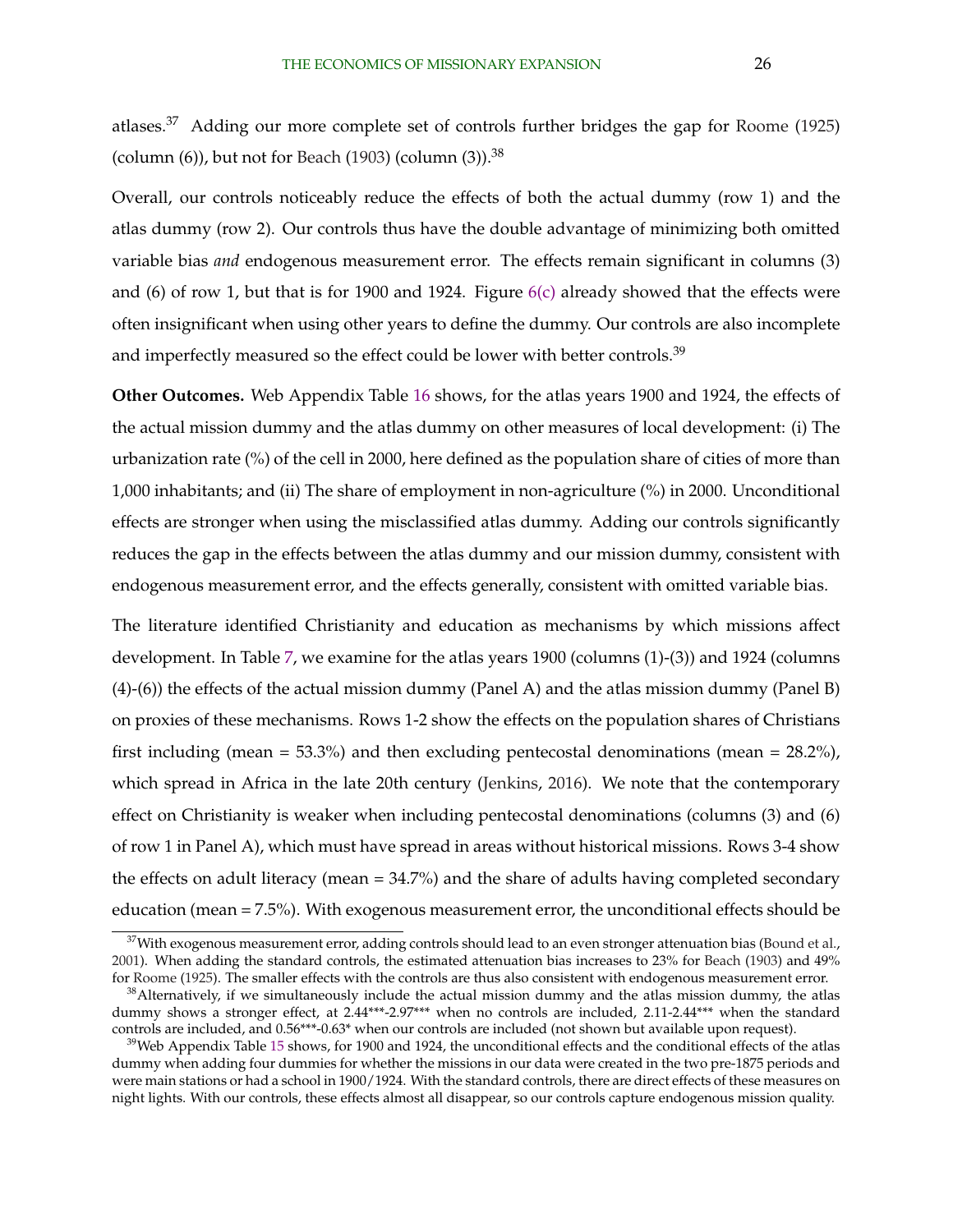atlases.[37] Adding our more complete set of controls further bridges the gap for Roome (1925) (column (6)), but not for Beach (1903) (column (3)).[38]

Overall, our controls noticeably reduce the effects of both the actual dummy (row 1) and the atlas dummy (row 2). Our controls thus have the double advantage of minimizing both omitted variable bias *and* endogenous measurement error. The effects remain significant in columns (3) and (6) of row 1, but that is for 1900 and 1924. Figure 6(c) already showed that the effects were often insignificant when using other years to define the dummy. Our controls are also incomplete and imperfectly measured so the effect could be lower with better controls.[39]

**Other Outcomes.** Web Appendix Table 16 shows, for the atlas years 1900 and 1924, the effects of the actual mission dummy and the atlas dummy on other measures of local development: (i) The urbanization rate (%) of the cell in 2000, here defined as the population share of cities of more than 1,000 inhabitants; and (ii) The share of employment in non-agriculture (%) in 2000. Unconditional effects are stronger when using the misclassified atlas dummy. Adding our controls significantly reduces the gap in the effects between the atlas dummy and our mission dummy, consistent with endogenous measurement error, and the effects generally, consistent with omitted variable bias.

The literature identified Christianity and education as mechanisms by which missions affect development. In Table 7, we examine for the atlas years 1900 (columns (1)-(3)) and 1924 (columns (4)-(6)) the effects of the actual mission dummy (Panel A) and the atlas mission dummy (Panel B) on proxies of these mechanisms. Rows 1-2 show the effects on the population shares of Christians first including (mean = 53.3%) and then excluding pentecostal denominations (mean = 28.2%), which spread in Africa in the late 20th century (Jenkins, 2016). We note that the contemporary effect on Christianity is weaker when including pentecostal denominations (columns (3) and (6) of row 1 in Panel A), which must have spread in areas without historical missions. Rows 3-4 show the effects on adult literacy (mean = 34.7%) and the share of adults having completed secondary education (mean = 7.5%). With exogenous measurement error, the unconditional effects should be

[37] With exogenous measurement error, adding controls should lead to an even stronger attenuation bias (Bound et al., 2001). When adding the standard controls, the estimated attenuation bias increases to 23% for Beach (1903) and 49% for Roome (1925). The smaller effects with the controls are thus also consistent with endogenous measurement error.

[38] Alternatively, if we simultaneously include the actual mission dummy and the atlas mission dummy, the atlas dummy shows a stronger effect, at 2.44***-2.97*** when no controls are included, 2.11-2.44*** when the standard controls are included, and 0.56***-0.63* when our controls are included (not shown but available upon request).

[39] Web Appendix Table 15 shows, for 1900 and 1924, the unconditional effects and the conditional effects of the atlas dummy when adding four dummies for whether the missions in our data were created in the two pre-1875 periods and were main stations or had a school in 1900/1924. With the standard controls, there are direct effects of these measures on night lights. With our controls, these effects almost all disappear, so our controls capture endogenous mission quality.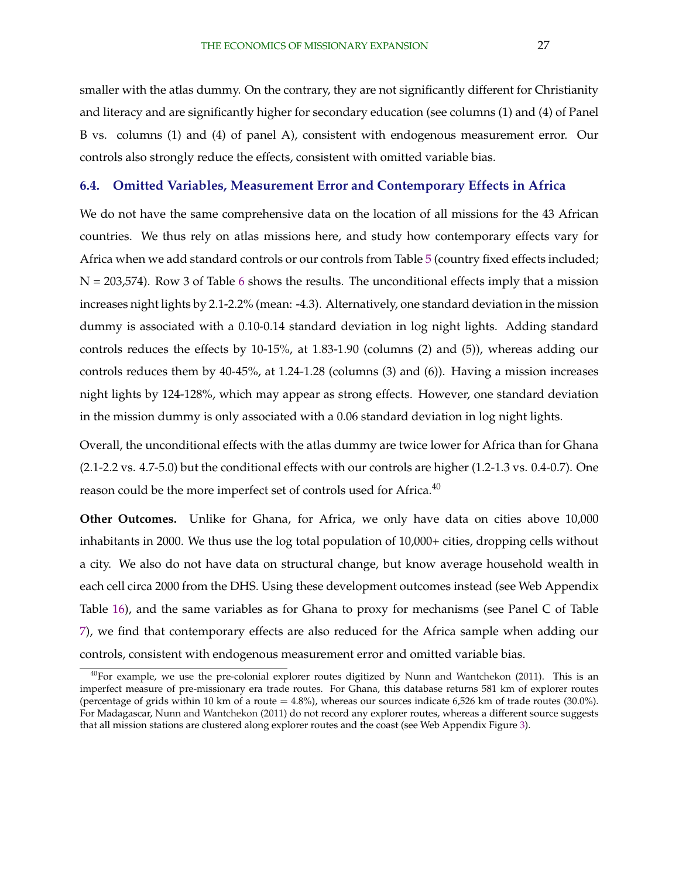smaller with the atlas dummy. On the contrary, they are not significantly different for Christianity and literacy and are significantly higher for secondary education (see columns (1) and (4) of Panel B vs. columns (1) and (4) of panel A), consistent with endogenous measurement error. Our controls also strongly reduce the effects, consistent with omitted variable bias.

### 6.4. Omitted Variables, Measurement Error and Contemporary Effects in Africa

We do not have the same comprehensive data on the location of all missions for the 43 African countries. We thus rely on atlas missions here, and study how contemporary effects vary for Africa when we add standard controls or our controls from Table 5 (country fixed effects included; N = 203,574). Row 3 of Table 6 shows the results. The unconditional effects imply that a mission increases night lights by 2.1-2.2% (mean: -4.3). Alternatively, one standard deviation in the mission dummy is associated with a 0.10-0.14 standard deviation in log night lights. Adding standard controls reduces the effects by 10-15%, at 1.83-1.90 (columns (2) and (5)), whereas adding our controls reduces them by 40-45%, at 1.24-1.28 (columns (3) and (6)). Having a mission increases night lights by 124-128%, which may appear as strong effects. However, one standard deviation in the mission dummy is only associated with a 0.06 standard deviation in log night lights.

Overall, the unconditional effects with the atlas dummy are twice lower for Africa than for Ghana (2.1-2.2 vs. 4.7-5.0) but the conditional effects with our controls are higher (1.2-1.3 vs. 0.4-0.7). One reason could be the more imperfect set of controls used for Africa.[40]

**Other Outcomes.** Unlike for Ghana, for Africa, we only have data on cities above 10,000 inhabitants in 2000. We thus use the log total population of 10,000+ cities, dropping cells without a city. We also do not have data on structural change, but know average household wealth in each cell circa 2000 from the DHS. Using these development outcomes instead (see Web Appendix Table 16), and the same variables as for Ghana to proxy for mechanisms (see Panel C of Table 7), we find that contemporary effects are also reduced for the Africa sample when adding our controls, consistent with endogenous measurement error and omitted variable bias.

[40] For example, we use the pre-colonial explorer routes digitized by Nunn and Wantchekon (2011). This is an imperfect measure of pre-missionary era trade routes. For Ghana, this database returns 581 km of explorer routes (percentage of grids within 10 km of a route = 4.8%), whereas our sources indicate 6,526 km of trade routes (30.0%). For Madagascar, Nunn and Wantchekon (2011) do not record any explorer routes, whereas a different source suggests that all mission stations are clustered along explorer routes and the coast (see Web Appendix Figure 3).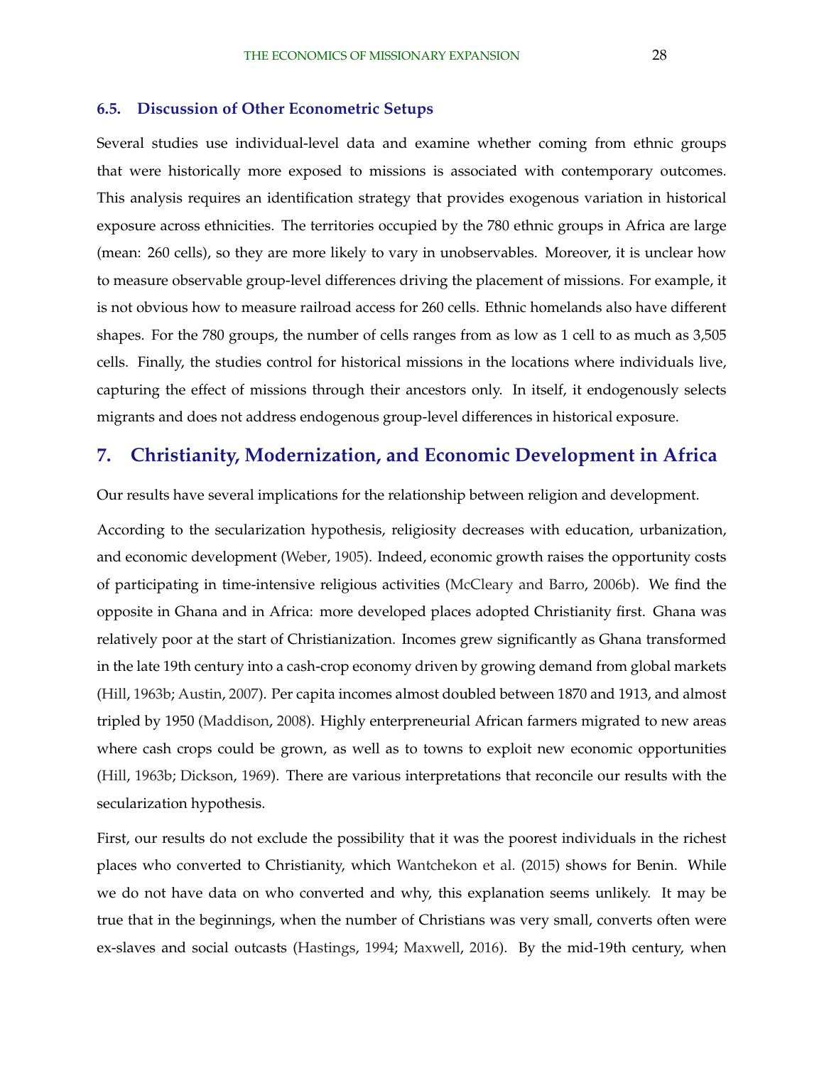### 6.5. Discussion of Other Econometric Setups

Several studies use individual-level data and examine whether coming from ethnic groups that were historically more exposed to missions is associated with contemporary outcomes. This analysis requires an identification strategy that provides exogenous variation in historical exposure across ethnicities. The territories occupied by the 780 ethnic groups in Africa are large (mean: 260 cells), so they are more likely to vary in unobservables. Moreover, it is unclear how to measure observable group-level differences driving the placement of missions. For example, it is not obvious how to measure railroad access for 260 cells. Ethnic homelands also have different shapes. For the 780 groups, the number of cells ranges from as low as 1 cell to as much as 3,505 cells. Finally, the studies control for historical missions in the locations where individuals live, capturing the effect of missions through their ancestors only. In itself, it endogenously selects migrants and does not address endogenous group-level differences in historical exposure.

## 7. Christianity, Modernization, and Economic Development in Africa

Our results have several implications for the relationship between religion and development.

According to the secularization hypothesis, religiosity decreases with education, urbanization, and economic development (Weber, 1905). Indeed, economic growth raises the opportunity costs of participating in time-intensive religious activities (McCleary and Barro, 2006b). We find the opposite in Ghana and in Africa: more developed places adopted Christianity first. Ghana was relatively poor at the start of Christianization. Incomes grew significantly as Ghana transformed in the late 19th century into a cash-crop economy driven by growing demand from global markets (Hill, 1963b; Austin, 2007). Per capita incomes almost doubled between 1870 and 1913, and almost tripled by 1950 (Maddison, 2008). Highly enterpreneurial African farmers migrated to new areas where cash crops could be grown, as well as to towns to exploit new economic opportunities (Hill, 1963b; Dickson, 1969). There are various interpretations that reconcile our results with the secularization hypothesis.

First, our results do not exclude the possibility that it was the poorest individuals in the richest places who converted to Christianity, which Wantchekon et al. (2015) shows for Benin. While we do not have data on who converted and why, this explanation seems unlikely. It may be true that in the beginnings, when the number of Christians was very small, converts often were ex-slaves and social outcasts (Hastings, 1994; Maxwell, 2016). By the mid-19th century, when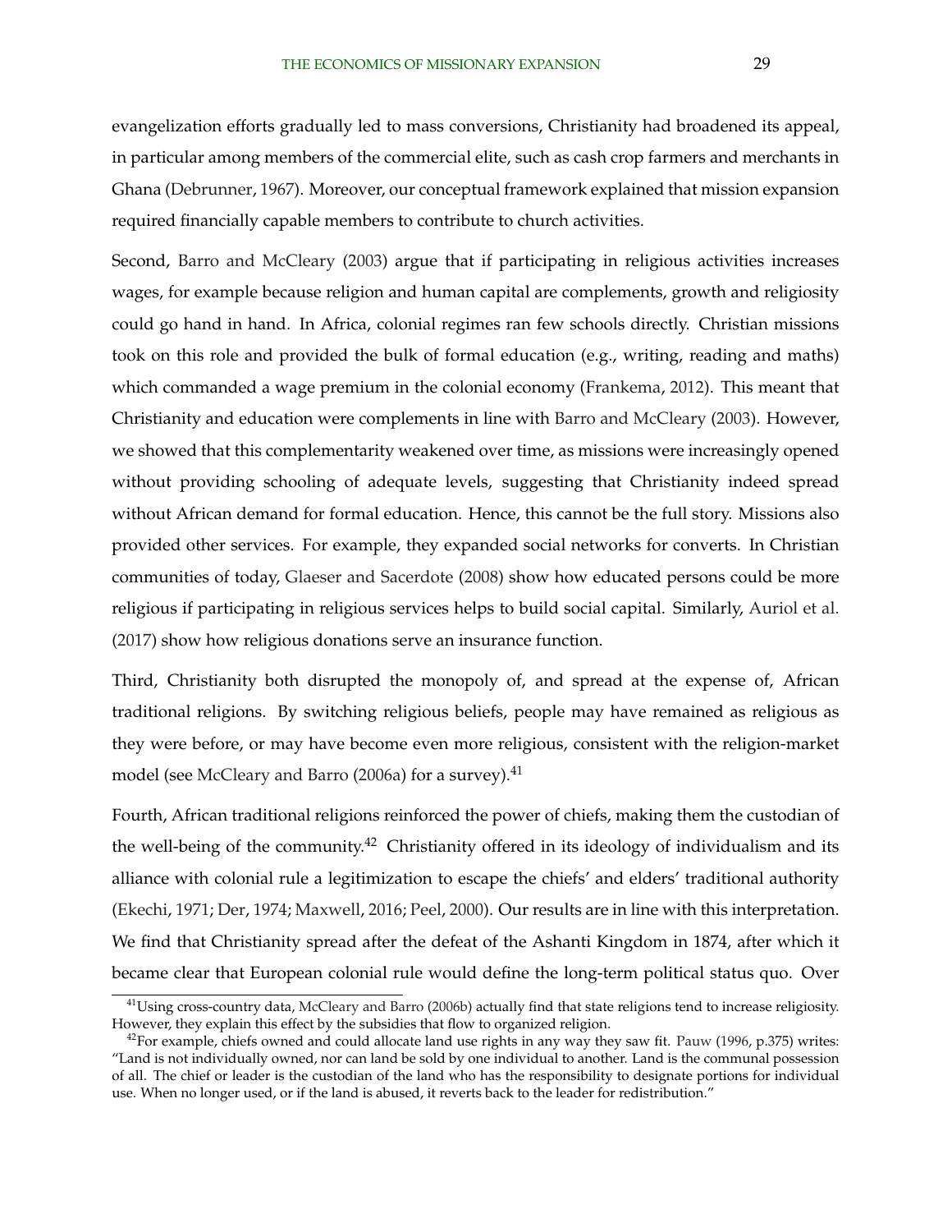evangelization efforts gradually led to mass conversions, Christianity had broadened its appeal, in particular among members of the commercial elite, such as cash crop farmers and merchants in Ghana (Debrunner, 1967). Moreover, our conceptual framework explained that mission expansion required financially capable members to contribute to church activities.

Second, Barro and McCleary (2003) argue that if participating in religious activities increases wages, for example because religion and human capital are complements, growth and religiosity could go hand in hand. In Africa, colonial regimes ran few schools directly. Christian missions took on this role and provided the bulk of formal education (e.g., writing, reading and maths) which commanded a wage premium in the colonial economy (Frankema, 2012). This meant that Christianity and education were complements in line with Barro and McCleary (2003). However, we showed that this complementarity weakened over time, as missions were increasingly opened without providing schooling of adequate levels, suggesting that Christianity indeed spread without African demand for formal education. Hence, this cannot be the full story. Missions also provided other services. For example, they expanded social networks for converts. In Christian communities of today, Glaeser and Sacerdote (2008) show how educated persons could be more religious if participating in religious services helps to build social capital. Similarly, Auriol et al. (2017) show how religious donations serve an insurance function.

Third, Christianity both disrupted the monopoly of, and spread at the expense of, African traditional religions. By switching religious beliefs, people may have remained as religious as they were before, or may have become even more religious, consistent with the religion-market model (see McCleary and Barro (2006a) for a survey).[41]

Fourth, African traditional religions reinforced the power of chiefs, making them the custodian of the well-being of the community.[42] Christianity offered in its ideology of individualism and its alliance with colonial rule a legitimization to escape the chiefs' and elders' traditional authority (Ekechi, 1971; Der, 1974; Maxwell, 2016; Peel, 2000). Our results are in line with this interpretation. We find that Christianity spread after the defeat of the Ashanti Kingdom in 1874, after which it became clear that European colonial rule would define the long-term political status quo. Over

[41]Using cross-country data, McCleary and Barro (2006b) actually find that state religions tend to increase religiosity. However, they explain this effect by the subsidies that flow to organized religion.

[42]For example, chiefs owned and could allocate land use rights in any way they saw fit. Pauw (1996, p.375) writes: "Land is not individually owned, nor can land be sold by one individual to another. Land is the communal possession of all. The chief or leader is the custodian of the land who has the responsibility to designate portions for individual use. When no longer used, or if the land is abused, it reverts back to the leader for redistribution."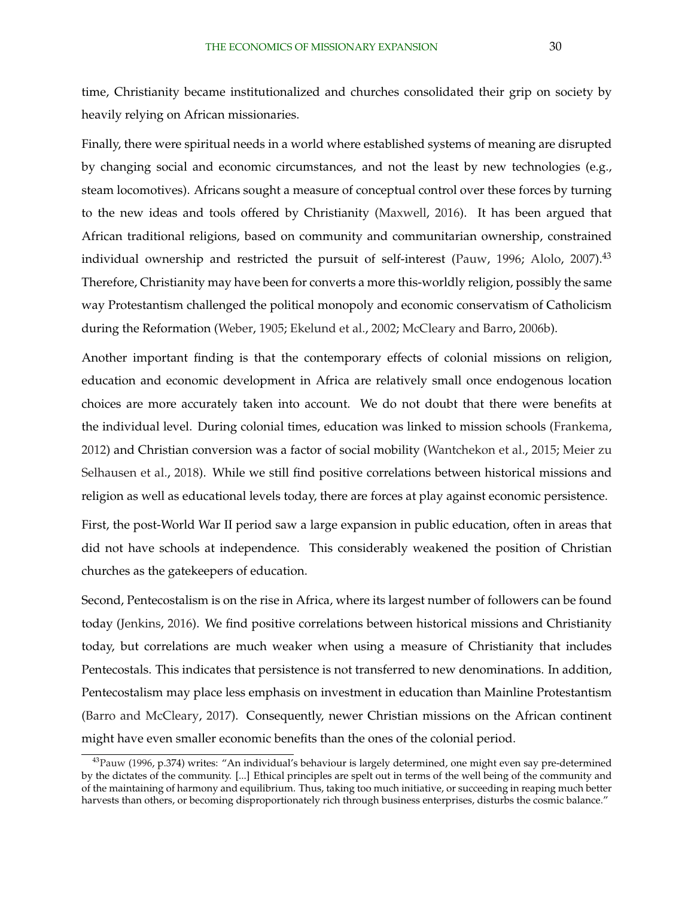time, Christianity became institutionalized and churches consolidated their grip on society by heavily relying on African missionaries.

Finally, there were spiritual needs in a world where established systems of meaning are disrupted by changing social and economic circumstances, and not the least by new technologies (e.g., steam locomotives). Africans sought a measure of conceptual control over these forces by turning to the new ideas and tools offered by Christianity (Maxwell, 2016). It has been argued that African traditional religions, based on community and communitarian ownership, constrained individual ownership and restricted the pursuit of self-interest (Pauw, 1996; Alolo, 2007).[43] Therefore, Christianity may have been for converts a more this-worldly religion, possibly the same way Protestantism challenged the political monopoly and economic conservatism of Catholicism during the Reformation (Weber, 1905; Ekelund et al., 2002; McCleary and Barro, 2006b).

Another important finding is that the contemporary effects of colonial missions on religion, education and economic development in Africa are relatively small once endogenous location choices are more accurately taken into account. We do not doubt that there were benefits at the individual level. During colonial times, education was linked to mission schools (Frankema, 2012) and Christian conversion was a factor of social mobility (Wantchekon et al., 2015; Meier zu Selhausen et al., 2018). While we still find positive correlations between historical missions and religion as well as educational levels today, there are forces at play against economic persistence.

First, the post-World War II period saw a large expansion in public education, often in areas that did not have schools at independence. This considerably weakened the position of Christian churches as the gatekeepers of education.

Second, Pentecostalism is on the rise in Africa, where its largest number of followers can be found today (Jenkins, 2016). We find positive correlations between historical missions and Christianity today, but correlations are much weaker when using a measure of Christianity that includes Pentecostals. This indicates that persistence is not transferred to new denominations. In addition, Pentecostalism may place less emphasis on investment in education than Mainline Protestantism (Barro and McCleary, 2017). Consequently, newer Christian missions on the African continent might have even smaller economic benefits than the ones of the colonial period.

[43] Pauw (1996, p.374) writes: "An individual's behaviour is largely determined, one might even say pre-determined by the dictates of the community. [...] Ethical principles are spelt out in terms of the well being of the community and of the maintaining of harmony and equilibrium. Thus, taking too much initiative, or succeeding in reaping much better harvests than others, or becoming disproportionately rich through business enterprises, disturbs the cosmic balance."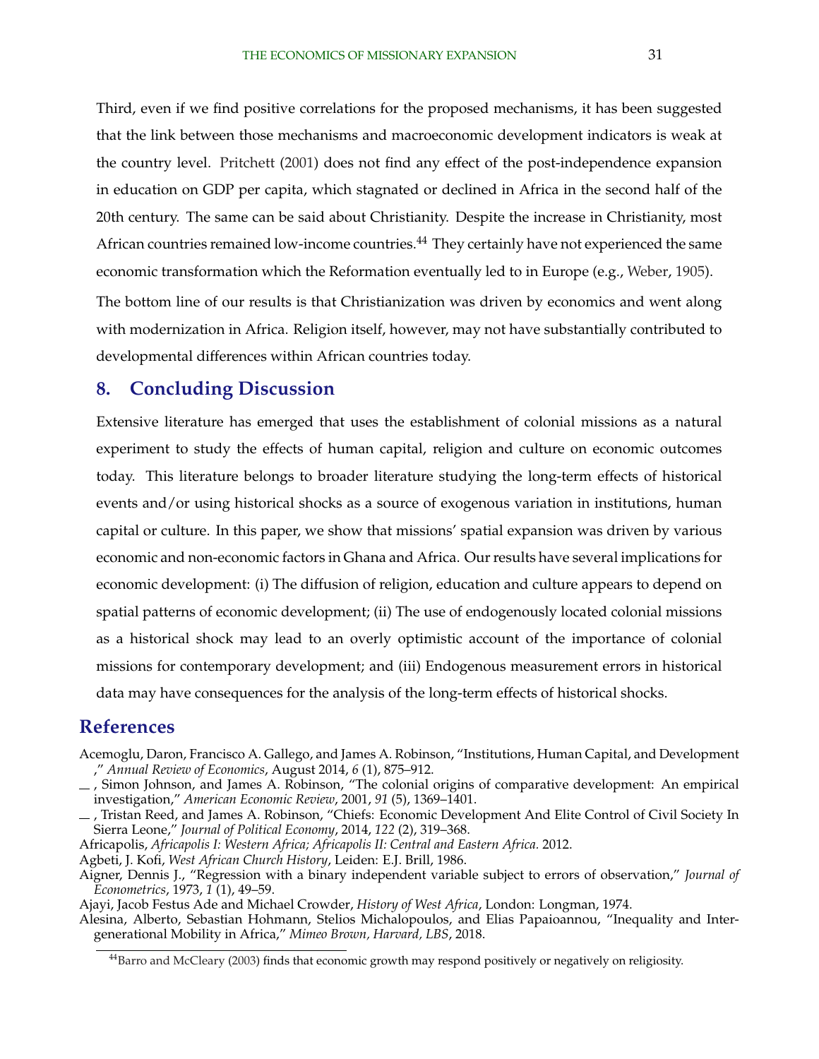Third, even if we find positive correlations for the proposed mechanisms, it has been suggested that the link between those mechanisms and macroeconomic development indicators is weak at the country level. Pritchett (2001) does not find any effect of the post-independence expansion in education on GDP per capita, which stagnated or declined in Africa in the second half of the 20th century. The same can be said about Christianity. Despite the increase in Christianity, most African countries remained low-income countries.[44] They certainly have not experienced the same economic transformation which the Reformation eventually led to in Europe (e.g., Weber, 1905).

The bottom line of our results is that Christianization was driven by economics and went along with modernization in Africa. Religion itself, however, may not have substantially contributed to developmental differences within African countries today.

## 8. Concluding Discussion

Extensive literature has emerged that uses the establishment of colonial missions as a natural experiment to study the effects of human capital, religion and culture on economic outcomes today. This literature belongs to broader literature studying the long-term effects of historical events and/or using historical shocks as a source of exogenous variation in institutions, human capital or culture. In this paper, we show that missions' spatial expansion was driven by various economic and non-economic factors in Ghana and Africa. Our results have several implications for economic development: (i) The diffusion of religion, education and culture appears to depend on spatial patterns of economic development; (ii) The use of endogenously located colonial missions as a historical shock may lead to an overly optimistic account of the importance of colonial missions for contemporary development; and (iii) Endogenous measurement errors in historical data may have consequences for the analysis of the long-term effects of historical shocks.

## References

Acemoglu, Daron, Francisco A. Gallego, and James A. Robinson, "Institutions, Human Capital, and Development ," *Annual Review of Economics*, August 2014, *6* (1), 875–912.

—, Simon Johnson, and James A. Robinson, "The colonial origins of comparative development: An empirical investigation," *American Economic Review*, 2001, *91* (5), 1369–1401.

—, Tristan Reed, and James A. Robinson, "Chiefs: Economic Development And Elite Control of Civil Society In Sierra Leone," *Journal of Political Economy*, 2014, *122* (2), 319–368.

Africapolis, *Africapolis I: Western Africa; Africapolis II: Central and Eastern Africa.* 2012.

Agbeti, J. Kofi, *West African Church History*, Leiden: E.J. Brill, 1986.

Aigner, Dennis J., "Regression with a binary independent variable subject to errors of observation," *Journal of Econometrics*, 1973, *1* (1), 49–59.

Ajayi, Jacob Festus Ade and Michael Crowder, *History of West Africa*, London: Longman, 1974.

Alesina, Alberto, Sebastian Hohmann, Stelios Michalopoulos, and Elias Papaioannou, "Inequality and Intergenerational Mobility in Africa," *Mimeo Brown, Harvard, LBS*, 2018.

[44] Barro and McCleary (2003) finds that economic growth may respond positively or negatively on religiosity.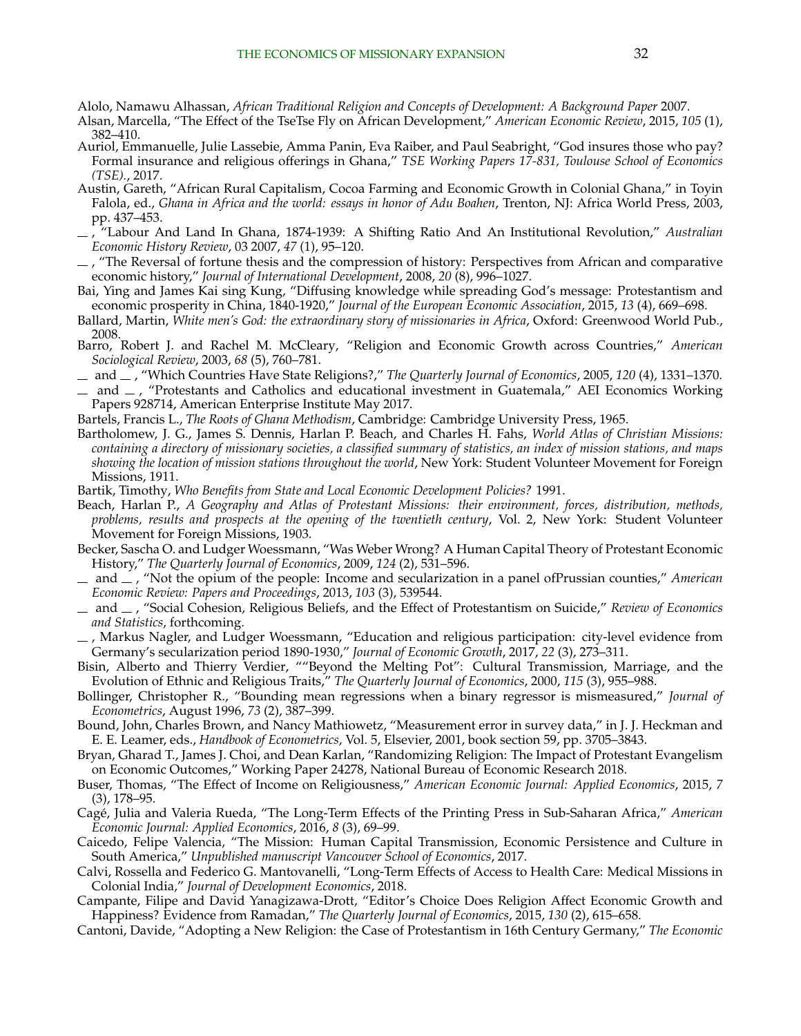Alolo, Namawu Alhassan, *African Traditional Religion and Concepts of Development: A Background Paper* 2007.

Alsan, Marcella, "The Effect of the TseTse Fly on African Development," *American Economic Review*, 2015, *105* (1), 382–410.

Auriol, Emmanuelle, Julie Lassebie, Amma Panin, Eva Raiber, and Paul Seabright, "God insures those who pay? Formal insurance and religious offerings in Ghana," *TSE Working Papers 17-831, Toulouse School of Economics (TSE).*, 2017.

Austin, Gareth, "African Rural Capitalism, Cocoa Farming and Economic Growth in Colonial Ghana," in Toyin Falola, ed., *Ghana in Africa and the world: essays in honor of Adu Boahen*, Trenton, NJ: Africa World Press, 2003, pp. 437–453.

\_ , "Labour And Land In Ghana, 1874-1939: A Shifting Ratio And An Institutional Revolution," *Australian Economic History Review*, 03 2007, *47* (1), 95–120.

\_ , "The Reversal of fortune thesis and the compression of history: Perspectives from African and comparative economic history," *Journal of International Development*, 2008, *20* (8), 996–1027.

Bai, Ying and James Kai sing Kung, "Diffusing knowledge while spreading God's message: Protestantism and economic prosperity in China, 1840-1920," *Journal of the European Economic Association*, 2015, *13* (4), 669–698.

Ballard, Martin, *White men's God: the extraordinary story of missionaries in Africa*, Oxford: Greenwood World Pub., 2008.

Barro, Robert J. and Rachel M. McCleary, "Religion and Economic Growth across Countries," *American Sociological Review*, 2003, *68* (5), 760–781.

\_ and \_ , "Which Countries Have State Religions?," *The Quarterly Journal of Economics*, 2005, *120* (4), 1331–1370.

\_ and \_ , "Protestants and Catholics and educational investment in Guatemala," AEI Economics Working Papers 928714, American Enterprise Institute May 2017.

Bartels, Francis L., *The Roots of Ghana Methodism*, Cambridge: Cambridge University Press, 1965.

Bartholomew, J. G., James S. Dennis, Harlan P. Beach, and Charles H. Fahs, *World Atlas of Christian Missions: containing a directory of missionary societies, a classified summary of statistics, an index of mission stations, and maps showing the location of mission stations throughout the world*, New York: Student Volunteer Movement for Foreign Missions, 1911.

Bartik, Timothy, *Who Benefits from State and Local Economic Development Policies?* 1991.

Beach, Harlan P., *A Geography and Atlas of Protestant Missions: their environment, forces, distribution, methods, problems, results and prospects at the opening of the twentieth century*, Vol. 2, New York: Student Volunteer Movement for Foreign Missions, 1903.

Becker, Sascha O. and Ludger Woessmann, "Was Weber Wrong? A Human Capital Theory of Protestant Economic History," *The Quarterly Journal of Economics*, 2009, *124* (2), 531–596.

\_ and \_ , "Not the opium of the people: Income and secularization in a panel ofPrussian counties," *American Economic Review: Papers and Proceedings*, 2013, *103* (3), 539544.

\_ and \_ , "Social Cohesion, Religious Beliefs, and the Effect of Protestantism on Suicide," *Review of Economics and Statistics*, forthcoming.

\_ , Markus Nagler, and Ludger Woessmann, "Education and religious participation: city-level evidence from Germany's secularization period 1890-1930," *Journal of Economic Growth*, 2017, *22* (3), 273–311.

Bisin, Alberto and Thierry Verdier, ""Beyond the Melting Pot": Cultural Transmission, Marriage, and the Evolution of Ethnic and Religious Traits," *The Quarterly Journal of Economics*, 2000, *115* (3), 955–988.

Bollinger, Christopher R., "Bounding mean regressions when a binary regressor is mismeasured," *Journal of Econometrics*, August 1996, *73* (2), 387–399.

Bound, John, Charles Brown, and Nancy Mathiowetz, "Measurement error in survey data," in J. J. Heckman and E. E. Leamer, eds., *Handbook of Econometrics*, Vol. 5, Elsevier, 2001, book section 59, pp. 3705–3843.

Bryan, Gharad T., James J. Choi, and Dean Karlan, "Randomizing Religion: The Impact of Protestant Evangelism on Economic Outcomes," Working Paper 24278, National Bureau of Economic Research 2018.

Buser, Thomas, "The Effect of Income on Religiousness," *American Economic Journal: Applied Economics*, 2015, *7* (3), 178–95.

Cagé, Julia and Valeria Rueda, "The Long-Term Effects of the Printing Press in Sub-Saharan Africa," *American Economic Journal: Applied Economics*, 2016, *8* (3), 69–99.

Caicedo, Felipe Valencia, "The Mission: Human Capital Transmission, Economic Persistence and Culture in South America," *Unpublished manuscript Vancouver School of Economics*, 2017.

Calvi, Rossella and Federico G. Mantovanelli, "Long-Term Effects of Access to Health Care: Medical Missions in Colonial India," *Journal of Development Economics*, 2018.

Campante, Filipe and David Yanagizawa-Drott, "Editor's Choice Does Religion Affect Economic Growth and Happiness? Evidence from Ramadan," *The Quarterly Journal of Economics*, 2015, *130* (2), 615–658.

Cantoni, Davide, "Adopting a New Religion: the Case of Protestantism in 16th Century Germany," *The Economic*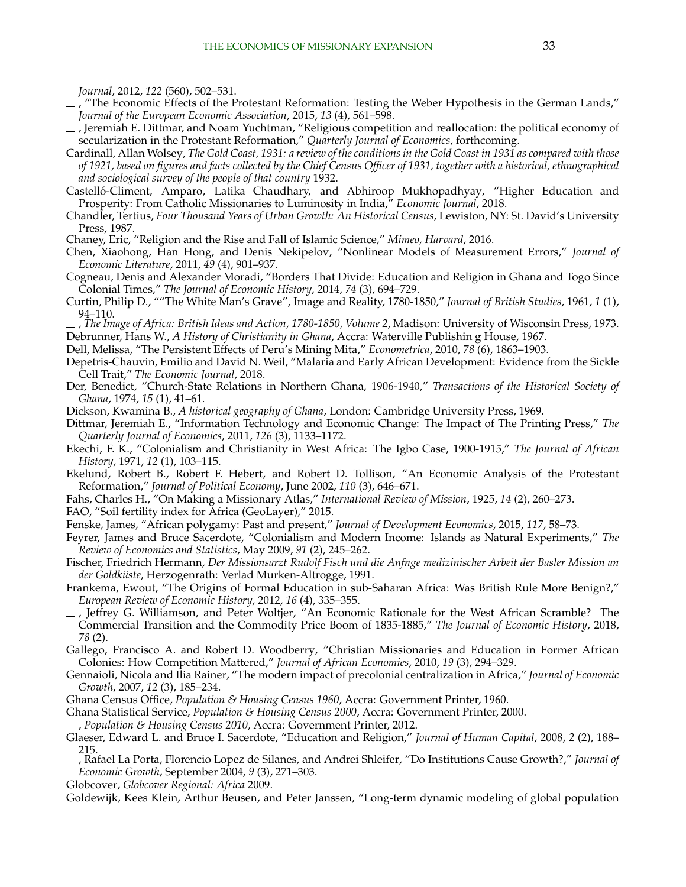*Journal*, 2012, *122* (560), 502–531.

— , "The Economic Effects of the Protestant Reformation: Testing the Weber Hypothesis in the German Lands," *Journal of the European Economic Association*, 2015, *13* (4), 561–598.

— , Jeremiah E. Dittmar, and Noam Yuchtman, "Religious competition and reallocation: the political economy of secularization in the Protestant Reformation," *Quarterly Journal of Economics*, forthcoming.

Cardinall, Allan Wolsey, *The Gold Coast, 1931: a review of the conditions in the Gold Coast in 1931 as compared with those of 1921, based on figures and facts collected by the Chief Census Officer of 1931, together with a historical, ethnographical and sociological survey of the people of that country* 1932.

Castelló-Climent, Amparo, Latika Chaudhary, and Abhiroop Mukhopadhyay, "Higher Education and Prosperity: From Catholic Missionaries to Luminosity in India," *Economic Journal*, 2018.

Chandler, Tertius, *Four Thousand Years of Urban Growth: An Historical Census*, Lewiston, NY: St. David's University Press, 1987.

Chaney, Eric, "Religion and the Rise and Fall of Islamic Science," *Mimeo, Harvard*, 2016.

Chen, Xiaohong, Han Hong, and Denis Nekipelov, "Nonlinear Models of Measurement Errors," *Journal of Economic Literature*, 2011, *49* (4), 901–937.

Cogneau, Denis and Alexander Moradi, "Borders That Divide: Education and Religion in Ghana and Togo Since Colonial Times," *The Journal of Economic History*, 2014, *74* (3), 694–729.

Curtin, Philip D., ""The White Man's Grave", Image and Reality, 1780-1850," *Journal of British Studies*, 1961, *1* (1), 94–110.

— , *The Image of Africa: British Ideas and Action, 1780-1850, Volume 2*, Madison: University of Wisconsin Press, 1973.

Debrunner, Hans W., *A History of Christianity in Ghana*, Accra: Waterville Publishin g House, 1967.

Dell, Melissa, "The Persistent Effects of Peru's Mining Mita," *Econometrica*, 2010, *78* (6), 1863–1903.

Depetris-Chauvin, Emilio and David N. Weil, "Malaria and Early African Development: Evidence from the Sickle Cell Trait," *The Economic Journal*, 2018.

Der, Benedict, "Church-State Relations in Northern Ghana, 1906-1940," *Transactions of the Historical Society of Ghana*, 1974, *15* (1), 41–61.

Dickson, Kwamina B., *A historical geography of Ghana*, London: Cambridge University Press, 1969.

Dittmar, Jeremiah E., "Information Technology and Economic Change: The Impact of The Printing Press," *The Quarterly Journal of Economics*, 2011, *126* (3), 1133–1172.

Ekechi, F. K., "Colonialism and Christianity in West Africa: The Igbo Case, 1900-1915," *The Journal of African History*, 1971, *12* (1), 103–115.

Ekelund, Robert B., Robert F. Hebert, and Robert D. Tollison, "An Economic Analysis of the Protestant Reformation," *Journal of Political Economy*, June 2002, *110* (3), 646–671.

Fahs, Charles H., "On Making a Missionary Atlas," *International Review of Mission*, 1925, *14* (2), 260–273.

FAO, "Soil fertility index for Africa (GeoLayer)," 2015.

Fenske, James, "African polygamy: Past and present," *Journal of Development Economics*, 2015, *117*, 58–73.

Feyrer, James and Bruce Sacerdote, "Colonialism and Modern Income: Islands as Natural Experiments," *The Review of Economics and Statistics*, May 2009, *91* (2), 245–262.

Fischer, Friedrich Hermann, *Der Missionsarzt Rudolf Fisch und die Anfnge medizinischer Arbeit der Basler Mission an der Goldküste*, Herzogenrath: Verlad Murken-Altrogge, 1991.

Frankema, Ewout, "The Origins of Formal Education in sub-Saharan Africa: Was British Rule More Benign?," *European Review of Economic History*, 2012, *16* (4), 335–355.

— , Jeffrey G. Williamson, and Peter Woltjer, "An Economic Rationale for the West African Scramble? The Commercial Transition and the Commodity Price Boom of 1835-1885," *The Journal of Economic History*, 2018, *78* (2).

Gallego, Francisco A. and Robert D. Woodberry, "Christian Missionaries and Education in Former African Colonies: How Competition Mattered," *Journal of African Economies*, 2010, *19* (3), 294–329.

Gennaioli, Nicola and Ilia Rainer, "The modern impact of precolonial centralization in Africa," *Journal of Economic Growth*, 2007, *12* (3), 185–234.

Ghana Census Office, *Population & Housing Census 1960*, Accra: Government Printer, 1960.

Ghana Statistical Service, *Population & Housing Census 2000*, Accra: Government Printer, 2000.

— , *Population & Housing Census 2010*, Accra: Government Printer, 2012.

Glaeser, Edward L. and Bruce I. Sacerdote, "Education and Religion," *Journal of Human Capital*, 2008, *2* (2), 188–215.

— , Rafael La Porta, Florencio Lopez de Silanes, and Andrei Shleifer, "Do Institutions Cause Growth?," *Journal of Economic Growth*, September 2004, *9* (3), 271–303.

Globcover, *Globcover Regional: Africa* 2009.

Goldewijk, Kees Klein, Arthur Beusen, and Peter Janssen, "Long-term dynamic modeling of global population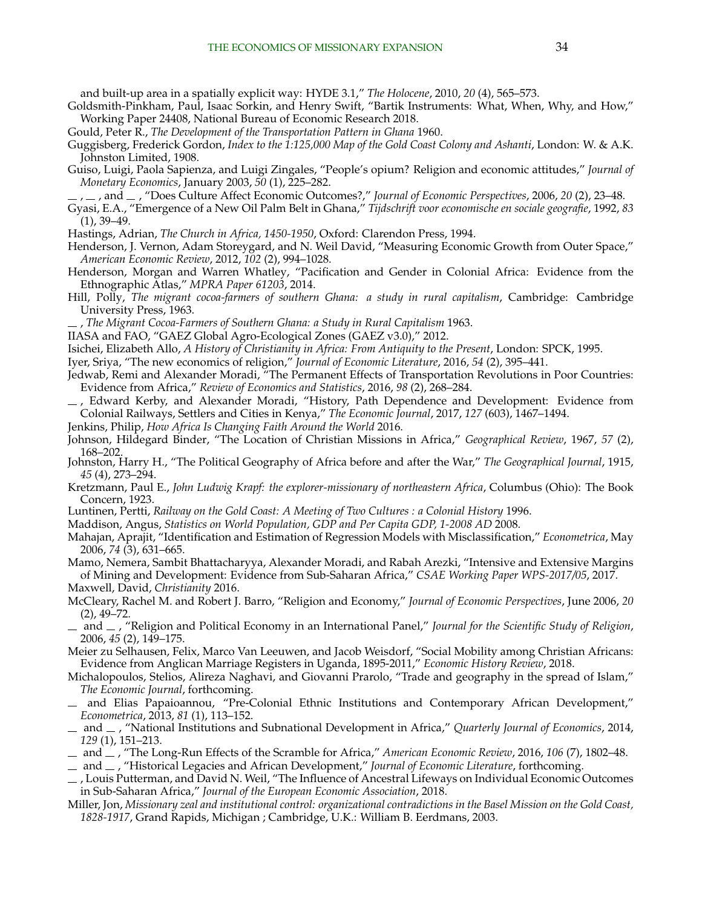and built-up area in a spatially explicit way: HYDE 3.1," *The Holocene*, 2010, *20* (4), 565–573.

Goldsmith-Pinkham, Paul, Isaac Sorkin, and Henry Swift, "Bartik Instruments: What, When, Why, and How," Working Paper 24408, National Bureau of Economic Research 2018.

Gould, Peter R., *The Development of the Transportation Pattern in Ghana* 1960.

Guggisberg, Frederick Gordon, *Index to the 1:125,000 Map of the Gold Coast Colony and Ashanti*, London: W. & A.K. Johnston Limited, 1908.

Guiso, Luigi, Paola Sapienza, and Luigi Zingales, "People's opium? Religion and economic attitudes," *Journal of Monetary Economics*, January 2003, *50* (1), 225–282.

—, —, and —, "Does Culture Affect Economic Outcomes?," *Journal of Economic Perspectives*, 2006, *20* (2), 23–48.

Gyasi, E.A., "Emergence of a New Oil Palm Belt in Ghana," *Tijdschrift voor economische en sociale geografie*, 1992, *83* (1), 39–49.

Hastings, Adrian, *The Church in Africa, 1450-1950*, Oxford: Clarendon Press, 1994.

Henderson, J. Vernon, Adam Storeygard, and N. Weil David, "Measuring Economic Growth from Outer Space," *American Economic Review*, 2012, *102* (2), 994–1028.

Henderson, Morgan and Warren Whatley, "Pacification and Gender in Colonial Africa: Evidence from the Ethnographic Atlas," *MPRA Paper 61203*, 2014.

Hill, Polly, *The migrant cocoa-farmers of southern Ghana: a study in rural capitalism*, Cambridge: Cambridge University Press, 1963.

—, *The Migrant Cocoa-Farmers of Southern Ghana: a Study in Rural Capitalism* 1963.

IIASA and FAO, "GAEZ Global Agro-Ecological Zones (GAEZ v3.0)," 2012.

Isichei, Elizabeth Allo, *A History of Christianity in Africa: From Antiquity to the Present*, London: SPCK, 1995.

Iyer, Sriya, "The new economics of religion," *Journal of Economic Literature*, 2016, *54* (2), 395–441.

Jedwab, Remi and Alexander Moradi, "The Permanent Effects of Transportation Revolutions in Poor Countries: Evidence from Africa," *Review of Economics and Statistics*, 2016, *98* (2), 268–284.

—, Edward Kerby, and Alexander Moradi, "History, Path Dependence and Development: Evidence from Colonial Railways, Settlers and Cities in Kenya," *The Economic Journal*, 2017, *127* (603), 1467–1494.

Jenkins, Philip, *How Africa Is Changing Faith Around the World* 2016.

Johnson, Hildegard Binder, "The Location of Christian Missions in Africa," *Geographical Review*, 1967, *57* (2), 168–202.

Johnston, Harry H., "The Political Geography of Africa before and after the War," *The Geographical Journal*, 1915, *45* (4), 273–294.

Kretzmann, Paul E., *John Ludwig Krapf: the explorer-missionary of northeastern Africa*, Columbus (Ohio): The Book Concern, 1923.

Luntinen, Pertti, *Railway on the Gold Coast: A Meeting of Two Cultures : a Colonial History* 1996.

Maddison, Angus, *Statistics on World Population, GDP and Per Capita GDP, 1-2008 AD* 2008.

Mahajan, Aprajit, "Identification and Estimation of Regression Models with Misclassification," *Econometrica*, May 2006, *74* (3), 631–665.

Mamo, Nemera, Sambit Bhattacharyya, Alexander Moradi, and Rabah Arezki, "Intensive and Extensive Margins of Mining and Development: Evidence from Sub-Saharan Africa," *CSAE Working Paper WPS-2017/05*, 2017.

Maxwell, David, *Christianity* 2016.

McCleary, Rachel M. and Robert J. Barro, "Religion and Economy," *Journal of Economic Perspectives*, June 2006, *20* (2), 49–72.

— and —, "Religion and Political Economy in an International Panel," *Journal for the Scientific Study of Religion*, 2006, *45* (2), 149–175.

Meier zu Selhausen, Felix, Marco Van Leeuwen, and Jacob Weisdorf, "Social Mobility among Christian Africans: Evidence from Anglican Marriage Registers in Uganda, 1895-2011," *Economic History Review*, 2018.

Michalopoulos, Stelios, Alireza Naghavi, and Giovanni Prarolo, "Trade and geography in the spread of Islam," *The Economic Journal*, forthcoming.

— and Elias Papaioannou, "Pre-Colonial Ethnic Institutions and Contemporary African Development," *Econometrica*, 2013, *81* (1), 113–152.

— and —, "National Institutions and Subnational Development in Africa," *Quarterly Journal of Economics*, 2014, *129* (1), 151–213.

— and —, "The Long-Run Effects of the Scramble for Africa," *American Economic Review*, 2016, *106* (7), 1802–48.

— and —, "Historical Legacies and African Development," *Journal of Economic Literature*, forthcoming.

—, Louis Putterman, and David N. Weil, "The Influence of Ancestral Lifeways on Individual Economic Outcomes in Sub-Saharan Africa," *Journal of the European Economic Association*, 2018.

Miller, Jon, *Missionary zeal and institutional control: organizational contradictions in the Basel Mission on the Gold Coast, 1828-1917*, Grand Rapids, Michigan ; Cambridge, U.K.: William B. Eerdmans, 2003.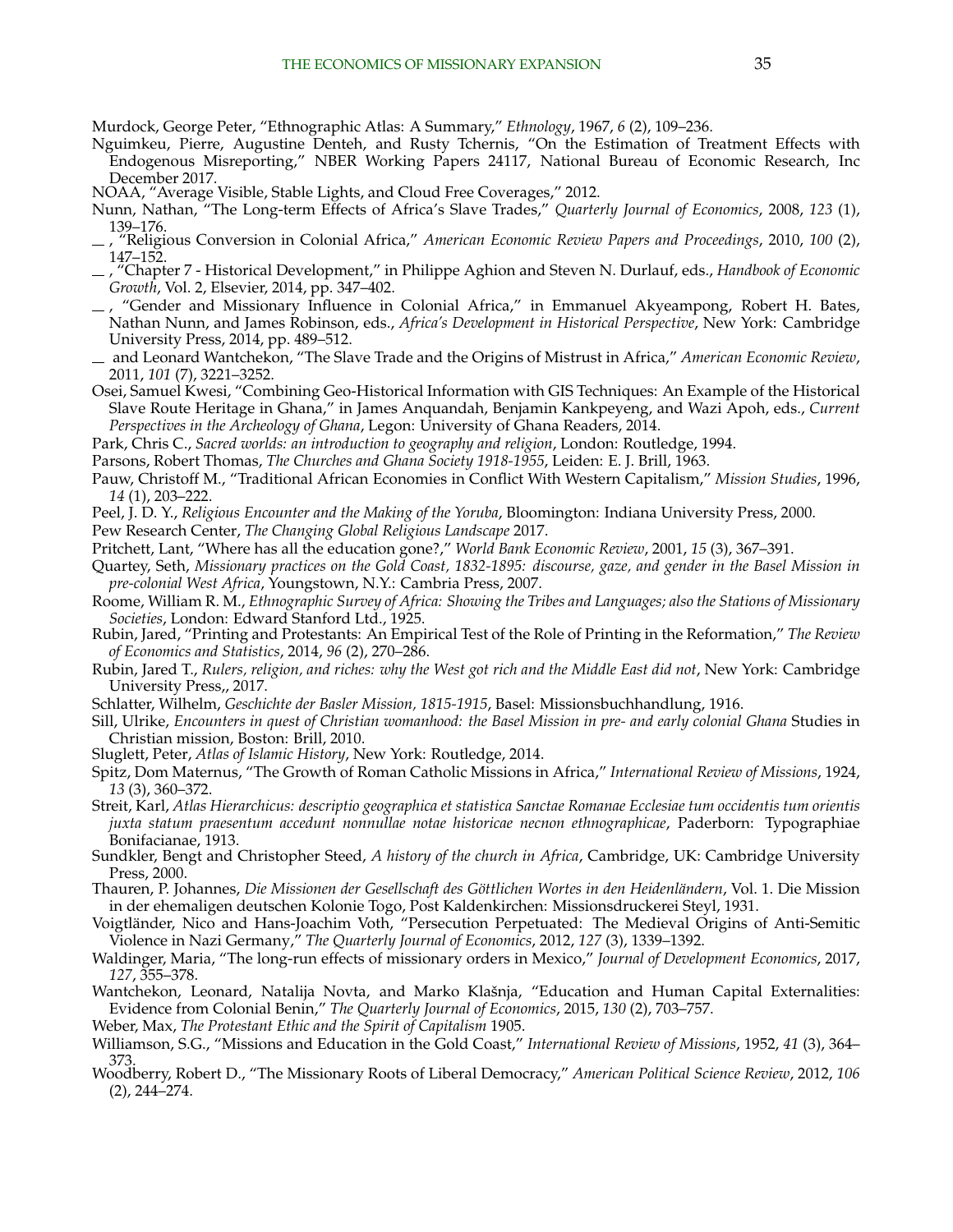Murdock, George Peter, "Ethnographic Atlas: A Summary," *Ethnology*, 1967, *6* (2), 109–236.

Nguimkeu, Pierre, Augustine Denteh, and Rusty Tchernis, "On the Estimation of Treatment Effects with Endogenous Misreporting," NBER Working Papers 24117, National Bureau of Economic Research, Inc December 2017.

NOAA, "Average Visible, Stable Lights, and Cloud Free Coverages," 2012.

Nunn, Nathan, "The Long-term Effects of Africa's Slave Trades," *Quarterly Journal of Economics*, 2008, *123* (1), 139–176.

— , "Religious Conversion in Colonial Africa," *American Economic Review Papers and Proceedings*, 2010, *100* (2), 147–152.

— , "Chapter 7 - Historical Development," in Philippe Aghion and Steven N. Durlauf, eds., *Handbook of Economic Growth*, Vol. 2, Elsevier, 2014, pp. 347–402.

— , "Gender and Missionary Influence in Colonial Africa," in Emmanuel Akyeampong, Robert H. Bates, Nathan Nunn, and James Robinson, eds., *Africa's Development in Historical Perspective*, New York: Cambridge University Press, 2014, pp. 489–512.

— and Leonard Wantchekon, "The Slave Trade and the Origins of Mistrust in Africa," *American Economic Review*, 2011, *101* (7), 3221–3252.

Osei, Samuel Kwesi, "Combining Geo-Historical Information with GIS Techniques: An Example of the Historical Slave Route Heritage in Ghana," in James Anquandah, Benjamin Kankpeyeng, and Wazi Apoh, eds., *Current Perspectives in the Archeology of Ghana*, Legon: University of Ghana Readers, 2014.

Park, Chris C., *Sacred worlds: an introduction to geography and religion*, London: Routledge, 1994.

Parsons, Robert Thomas, *The Churches and Ghana Society 1918-1955*, Leiden: E. J. Brill, 1963.

Pauw, Christoff M., "Traditional African Economies in Conflict With Western Capitalism," *Mission Studies*, 1996, *14* (1), 203–222.

Peel, J. D. Y., *Religious Encounter and the Making of the Yoruba*, Bloomington: Indiana University Press, 2000.

Pew Research Center, *The Changing Global Religious Landscape* 2017.

Pritchett, Lant, "Where has all the education gone?," *World Bank Economic Review*, 2001, *15* (3), 367–391.

Quartey, Seth, *Missionary practices on the Gold Coast, 1832-1895: discourse, gaze, and gender in the Basel Mission in pre-colonial West Africa*, Youngstown, N.Y.: Cambria Press, 2007.

Roome, William R. M., *Ethnographic Survey of Africa: Showing the Tribes and Languages; also the Stations of Missionary Societies*, London: Edward Stanford Ltd., 1925.

Rubin, Jared, "Printing and Protestants: An Empirical Test of the Role of Printing in the Reformation," *The Review of Economics and Statistics*, 2014, *96* (2), 270–286.

Rubin, Jared T., *Rulers, religion, and riches: why the West got rich and the Middle East did not*, New York: Cambridge University Press,, 2017.

Schlatter, Wilhelm, *Geschichte der Basler Mission, 1815-1915*, Basel: Missionsbuchhandlung, 1916.

Sill, Ulrike, *Encounters in quest of Christian womanhood: the Basel Mission in pre- and early colonial Ghana* Studies in Christian mission, Boston: Brill, 2010.

Sluglett, Peter, *Atlas of Islamic History*, New York: Routledge, 2014.

Spitz, Dom Maternus, "The Growth of Roman Catholic Missions in Africa," *International Review of Missions*, 1924, *13* (3), 360–372.

Streit, Karl, *Atlas Hierarchicus: descriptio geographica et statistica Sanctae Romanae Ecclesiae tum occidentis tum orientis juxta statum praesentum accedunt nonnullae notae historicae necnon ethnographicae*, Paderborn: Typographiae Bonifacianae, 1913.

Sundkler, Bengt and Christopher Steed, *A history of the church in Africa*, Cambridge, UK: Cambridge University Press, 2000.

Thauren, P. Johannes, *Die Missionen der Gesellschaft des Göttlichen Wortes in den Heidenländern*, Vol. 1. Die Mission in der ehemaligen deutschen Kolonie Togo, Post Kaldenkirchen: Missionsdruckerei Steyl, 1931.

Voigtländer, Nico and Hans-Joachim Voth, "Persecution Perpetuated: The Medieval Origins of Anti-Semitic Violence in Nazi Germany," *The Quarterly Journal of Economics*, 2012, *127* (3), 1339–1392.

Waldinger, Maria, "The long-run effects of missionary orders in Mexico," *Journal of Development Economics*, 2017, *127*, 355–378.

Wantchekon, Leonard, Natalija Novta, and Marko Klašnja, "Education and Human Capital Externalities: Evidence from Colonial Benin," *The Quarterly Journal of Economics*, 2015, *130* (2), 703–757.

Weber, Max, *The Protestant Ethic and the Spirit of Capitalism* 1905.

Williamson, S.G., "Missions and Education in the Gold Coast," *International Review of Missions*, 1952, *41* (3), 364–373.

Woodberry, Robert D., "The Missionary Roots of Liberal Democracy," *American Political Science Review*, 2012, *106* (2), 244–274.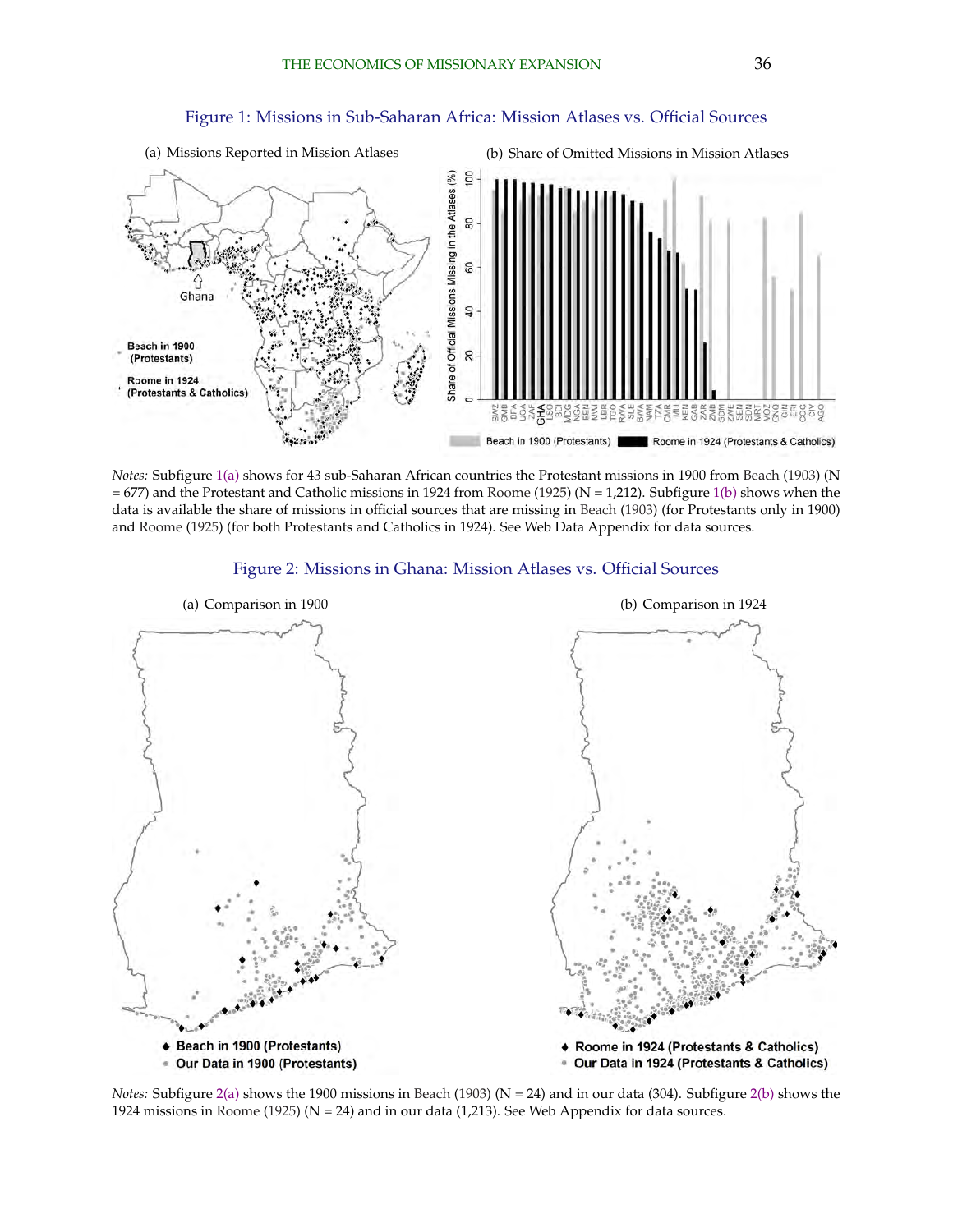Figure 1: Missions in Sub-Saharan Africa: Mission Atlases vs. Official Sources

(a) Missions Reported in Mission Atlases

(b) Share of Omitted Missions in Mission Atlases

*Notes:* Subfigure 1(a) shows for 43 sub-Saharan African countries the Protestant missions in 1900 from Beach (1903) (N = 677) and the Protestant and Catholic missions in 1924 from Roome (1925) (N = 1,212). Subfigure 1(b) shows when the data is available the share of missions in official sources that are missing in Beach (1903) (for Protestants only in 1900) and Roome (1925) (for both Protestants and Catholics in 1924). See Web Data Appendix for data sources.

Figure 2: Missions in Ghana: Mission Atlases vs. Official Sources

(a) Comparison in 1900

(b) Comparison in 1924

*Notes:* Subfigure 2(a) shows the 1900 missions in Beach (1903) (N = 24) and in our data (304). Subfigure 2(b) shows the 1924 missions in Roome (1925) (N = 24) and in our data (1,213). See Web Appendix for data sources.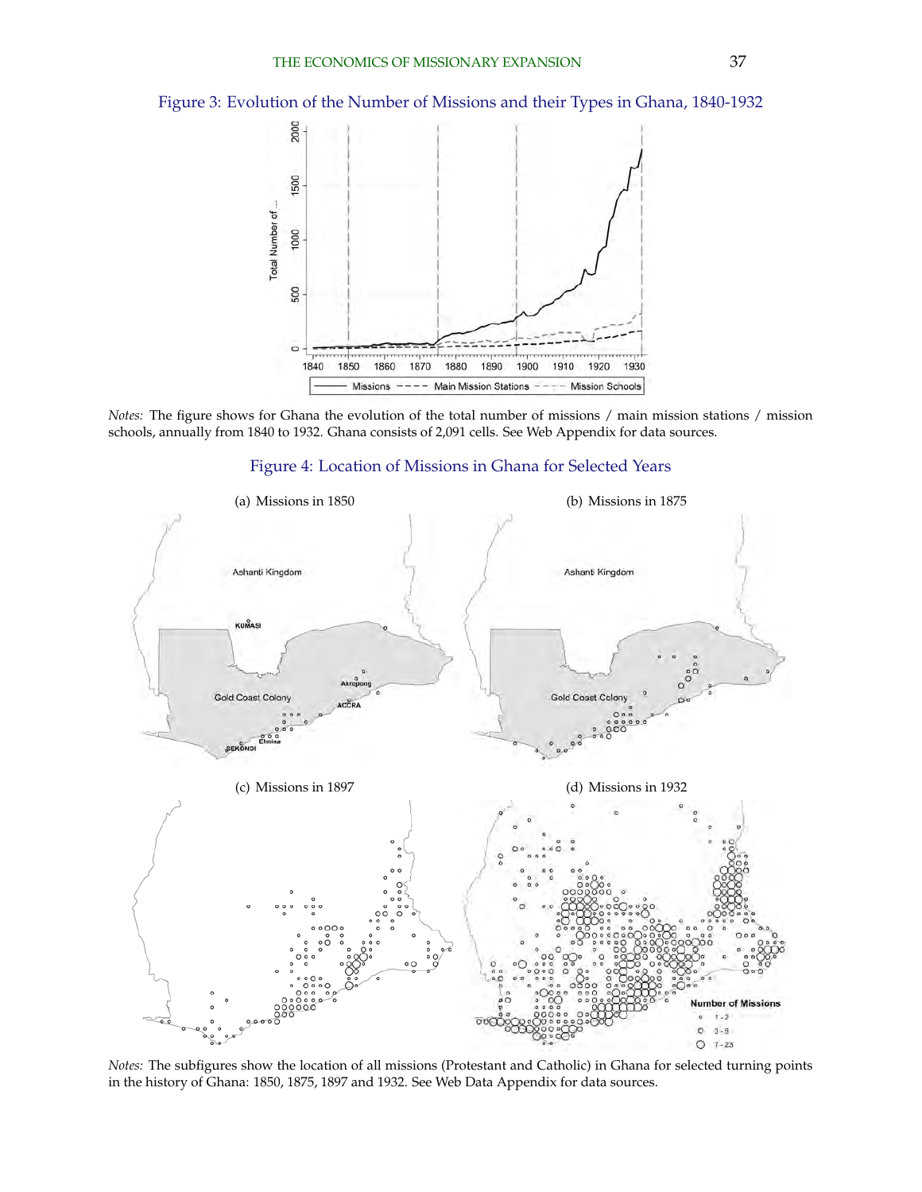Figure 3: Evolution of the Number of Missions and their Types in Ghana, 1840-1932

*Notes:* The figure shows for Ghana the evolution of the total number of missions / main mission stations / mission schools, annually from 1840 to 1932. Ghana consists of 2,091 cells. See Web Appendix for data sources.

Figure 4: Location of Missions in Ghana for Selected Years

(a) Missions in 1850

(b) Missions in 1875

(c) Missions in 1897

(d) Missions in 1932

*Notes:* The subfigures show the location of all missions (Protestant and Catholic) in Ghana for selected turning points in the history of Ghana: 1850, 1875, 1897 and 1932. See Web Data Appendix for data sources.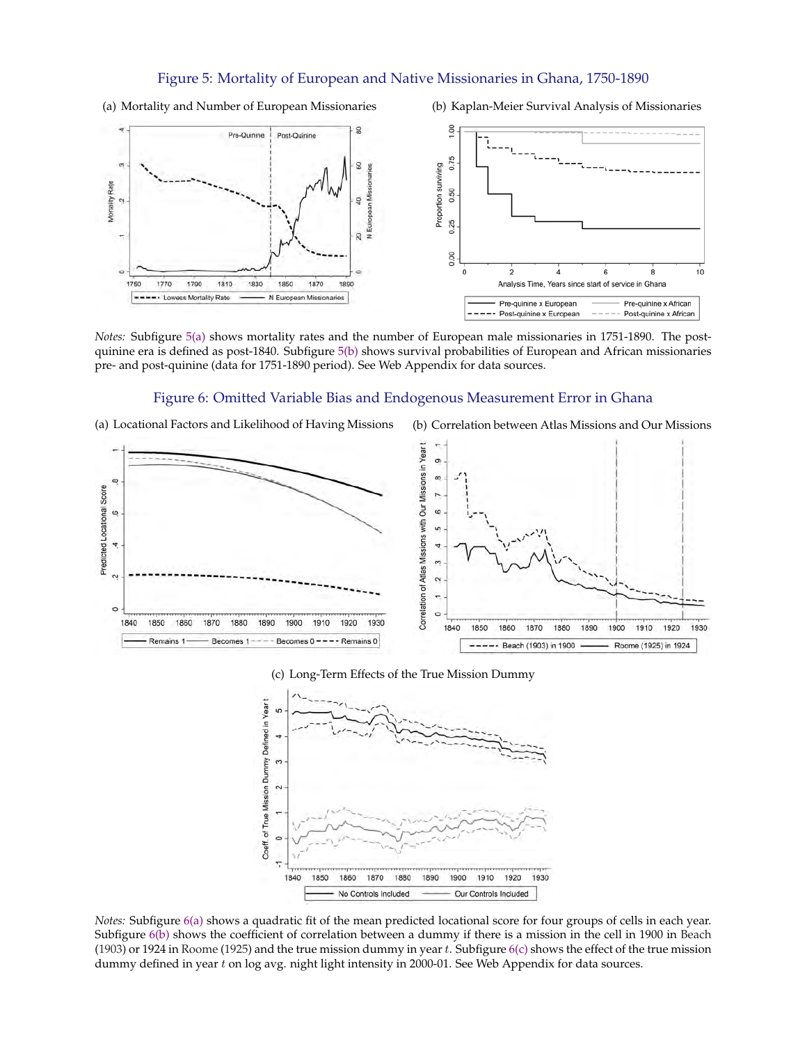# Figure 5: Mortality of European and Native Missionaries in Ghana, 1750-1890

(a) Mortality and Number of European Missionaries

(b) Kaplan-Meier Survival Analysis of Missionaries

*Notes:* Subfigure 5(a) shows mortality rates and the number of European male missionaries in 1751-1890. The post-quinine era is defined as post-1840. Subfigure 5(b) shows survival probabilities of European and African missionaries pre- and post-quinine (data for 1751-1890 period). See Web Appendix for data sources.

# Figure 6: Omitted Variable Bias and Endogenous Measurement Error in Ghana

(a) Locational Factors and Likelihood of Having Missions

(b) Correlation between Atlas Missions and Our Missions

(c) Long-Term Effects of the True Mission Dummy

*Notes:* Subfigure 6(a) shows a quadratic fit of the mean predicted locational score for four groups of cells in each year. Subfigure 6(b) shows the coefficient of correlation between a dummy if there is a mission in the cell in 1900 in Beach (1903) or 1924 in Roome (1925) and the true mission dummy in year $t$. Subfigure 6(c) shows the effect of the true mission dummy defined in year $t$ on log avg. night light intensity in 2000-01. See Web Appendix for data sources.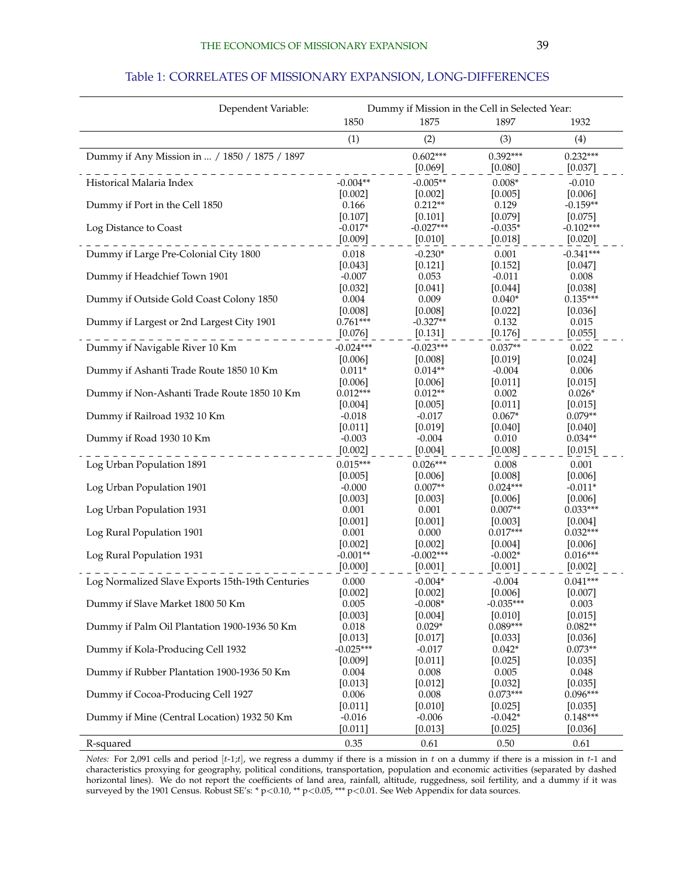## Table 1: CORRELATES OF MISSIONARY EXPANSION, LONG-DIFFERENCES

| Dependent Variable: | Dummy if Mission in the Cell in Selected Year: | | | |
|---|---|---|---|---|
| | 1850 | 1875 | 1897 | 1932 |
| | (1) | (2) | (3) | (4) |
| Dummy if Any Mission in ... / 1850 / 1875 / 1897 | | 0.602*** | 0.392*** | 0.232*** |
| | | [0.069] | [0.080] | [0.037] |
| Historical Malaria Index | -0.004** | -0.005** | 0.008* | -0.010 |
| | [0.002] | [0.002] | [0.005] | [0.006] |
| Dummy if Port in the Cell 1850 | 0.166 | 0.212** | 0.129 | -0.159** |
| | [0.107] | [0.101] | [0.079] | [0.075] |
| Log Distance to Coast | -0.017* | -0.027*** | -0.035* | -0.102*** |
| | [0.009] | [0.010] | [0.018] | [0.020] |
| Dummy if Large Pre-Colonial City 1800 | 0.018 | -0.230* | 0.001 | -0.341*** |
| | [0.043] | [0.121] | [0.152] | [0.047] |
| Dummy if Headchief Town 1901 | -0.007 | 0.053 | -0.011 | 0.008 |
| | [0.032] | [0.041] | [0.044] | [0.038] |
| Dummy if Outside Gold Coast Colony 1850 | 0.004 | 0.009 | 0.040* | 0.135*** |
| | [0.008] | [0.008] | [0.022] | [0.036] |
| Dummy if Largest or 2nd Largest City 1901 | 0.761*** | -0.327** | 0.132 | 0.015 |
| | [0.076] | [0.131] | [0.176] | [0.055] |
| Dummy if Navigable River 10 Km | -0.024*** | -0.023*** | 0.037** | 0.022 |
| | [0.006] | [0.008] | [0.019] | [0.024] |
| Dummy if Ashanti Trade Route 1850 10 Km | 0.011* | 0.014** | -0.004 | 0.006 |
| | [0.006] | [0.006] | [0.011] | [0.015] |
| Dummy if Non-Ashanti Trade Route 1850 10 Km | 0.012*** | 0.012** | 0.002 | 0.026* |
| | [0.004] | [0.005] | [0.011] | [0.015] |
| Dummy if Railroad 1932 10 Km | -0.018 | -0.017 | 0.067* | 0.079** |
| | [0.011] | [0.019] | [0.040] | [0.040] |
| Dummy if Road 1930 10 Km | -0.003 | -0.004 | 0.010 | 0.034** |
| | [0.002] | [0.004] | [0.008] | [0.015] |
| Log Urban Population 1891 | 0.015*** | 0.026*** | 0.008 | 0.001 |
| | [0.005] | [0.006] | [0.008] | [0.006] |
| Log Urban Population 1901 | -0.000 | 0.007** | 0.024*** | -0.011* |
| | [0.003] | [0.003] | [0.006] | [0.006] |
| Log Urban Population 1931 | 0.001 | 0.001 | 0.007** | 0.033*** |
| | [0.001] | [0.001] | [0.003] | [0.004] |
| Log Rural Population 1901 | 0.001 | 0.000 | 0.017*** | 0.032*** |
| | [0.002] | [0.002] | [0.004] | [0.006] |
| Log Rural Population 1931 | -0.001** | -0.002*** | -0.002* | 0.016*** |
| | [0.000] | [0.001] | [0.001] | [0.002] |
| Log Normalized Slave Exports 15th-19th Centuries | 0.000 | -0.004* | -0.004 | 0.041*** |
| | [0.002] | [0.002] | [0.006] | [0.007] |
| Dummy if Slave Market 1800 50 Km | 0.005 | -0.008* | -0.035*** | 0.003 |
| | [0.003] | [0.004] | [0.010] | [0.015] |
| Dummy if Palm Oil Plantation 1900-1936 50 Km | 0.018 | 0.029* | 0.089*** | 0.082** |
| | [0.013] | [0.017] | [0.033] | [0.036] |
| Dummy if Kola-Producing Cell 1932 | -0.025*** | -0.017 | 0.042* | 0.073** |
| | [0.009] | [0.011] | [0.025] | [0.035] |
| Dummy if Rubber Plantation 1900-1936 50 Km | 0.004 | 0.008 | 0.005 | 0.048 |
| | [0.013] | [0.012] | [0.032] | [0.035] |
| Dummy if Cocoa-Producing Cell 1927 | 0.006 | 0.008 | 0.073*** | 0.096*** |
| | [0.011] | [0.010] | [0.025] | [0.035] |
| Dummy if Mine (Central Location) 1932 50 Km | -0.016 | -0.006 | -0.042* | 0.148*** |
| | [0.011] | [0.013] | [0.025] | [0.036] |
| R-squared | 0.35 | 0.61 | 0.50 | 0.61 |

*Notes:* For 2,091 cells and period [$t$-1;$t$], we regress a dummy if there is a mission in $t$ on a dummy if there is a mission in $t$-1 and characteristics proxying for geography, political conditions, transportation, population and economic activities (separated by dashed horizontal lines). We do not report the coefficients of land area, rainfall, altitude, ruggedness, soil fertility, and a dummy if it was surveyed by the 1901 Census. Robust SE's: * p<0.10, ** p<0.05, *** p<0.01. See Web Appendix for data sources.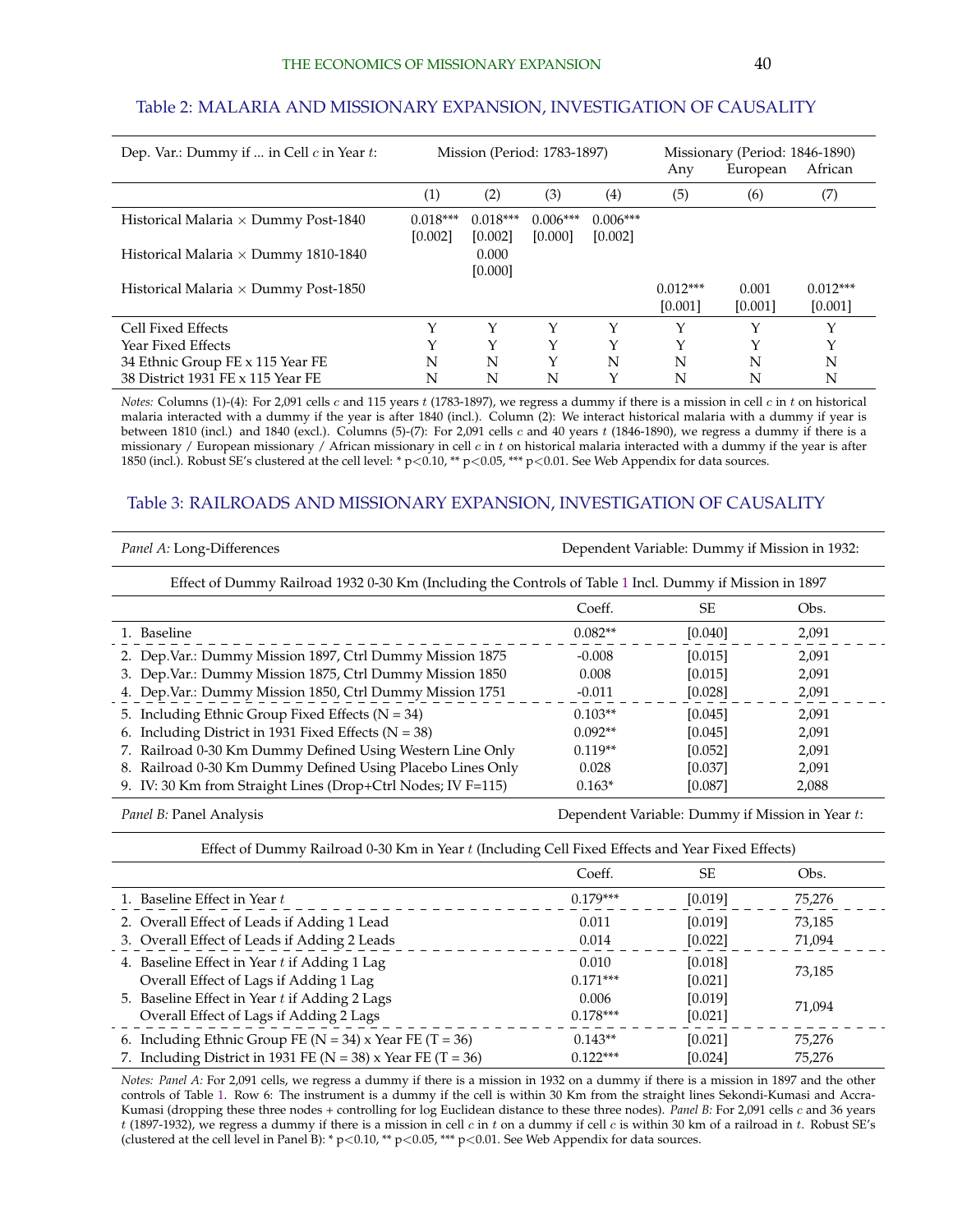## Table 2: MALARIA AND MISSIONARY EXPANSION, INVESTIGATION OF CAUSALITY

| Dep. Var.: Dummy if ... in Cell $c$ in Year $t$: | Mission (Period: 1783-1897) | | | | Missionary (Period: 1846-1890) | | |
|---|---|---|---|---|---|---|---|
| | | | | | Any | European | African |
| | (1) | (2) | (3) | (4) | (5) | (6) | (7) |
| Historical Malaria × Dummy Post-1840 | 0.018*** [0.002] | 0.018*** [0.002] | 0.006*** [0.000] | 0.006*** [0.002] | | | |
| Historical Malaria × Dummy 1810-1840 | | 0.000 [0.000] | | | | | |
| Historical Malaria × Dummy Post-1850 | | | | | 0.012*** [0.001] | 0.001 [0.001] | 0.012*** [0.001] |
| Cell Fixed Effects | Y | Y | Y | Y | Y | Y | Y |
| Year Fixed Effects | Y | Y | Y | Y | Y | Y | Y |
| 34 Ethnic Group FE x 115 Year FE | N | N | Y | N | N | N | N |
| 38 District 1931 FE x 115 Year FE | N | N | N | Y | N | N | N |

*Notes:* Columns (1)-(4): For 2,091 cells $c$ and 115 years $t$ (1783-1897), we regress a dummy if there is a mission in cell $c$ in $t$ on historical malaria interacted with a dummy if the year is after 1840 (incl.). Column (2): We interact historical malaria with a dummy if year is between 1810 (incl.) and 1840 (excl.). Columns (5)-(7): For 2,091 cells $c$ and 40 years $t$ (1846-1890), we regress a dummy if there is a missionary / European missionary / African missionary in cell $c$ in $t$ on historical malaria interacted with a dummy if the year is after 1850 (incl.). Robust SE's clustered at the cell level: * p<0.10, ** p<0.05, *** p<0.01. See Web Appendix for data sources.

## Table 3: RAILROADS AND MISSIONARY EXPANSION, INVESTIGATION OF CAUSALITY

| *Panel A:* Long-Differences | Dependent Variable: Dummy if Mission in 1932: | | |
|---|---|---|---|
| Effect of Dummy Railroad 1932 0-30 Km (Including the Controls of Table 1 Incl. Dummy if Mission in 1897 | | | |
| | Coeff. | SE | Obs. |
| 1. Baseline | 0.082** | [0.040] | 2,091 |
| 2. Dep.Var.: Dummy Mission 1897, Ctrl Dummy Mission 1875 | -0.008 | [0.015] | 2,091 |
| 3. Dep.Var.: Dummy Mission 1875, Ctrl Dummy Mission 1850 | 0.008 | [0.015] | 2,091 |
| 4. Dep.Var.: Dummy Mission 1850, Ctrl Dummy Mission 1751 | -0.011 | [0.028] | 2,091 |
| 5. Including Ethnic Group Fixed Effects (N = 34) | 0.103** | [0.045] | 2,091 |
| 6. Including District in 1931 Fixed Effects (N = 38) | 0.092** | [0.045] | 2,091 |
| 7. Railroad 0-30 Km Dummy Defined Using Western Line Only | 0.119** | [0.052] | 2,091 |
| 8. Railroad 0-30 Km Dummy Defined Using Placebo Lines Only | 0.028 | [0.037] | 2,091 |
| 9. IV: 30 Km from Straight Lines (Drop+Ctrl Nodes; IV F=115) | 0.163* | [0.087] | 2,088 |

| *Panel B:* Panel Analysis | Dependent Variable: Dummy if Mission in Year $t$: | | |
|---|---|---|---|
| Effect of Dummy Railroad 0-30 Km in Year $t$ (Including Cell Fixed Effects and Year Fixed Effects) | | | |
| | Coeff. | SE | Obs. |
| 1. Baseline Effect in Year $t$ | 0.179*** | [0.019] | 75,276 |
| 2. Overall Effect of Leads if Adding 1 Lead | 0.011 | [0.019] | 73,185 |
| 3. Overall Effect of Leads if Adding 2 Leads | 0.014 | [0.022] | 71,094 |
| 4. Baseline Effect in Year $t$ if Adding 1 Lag | 0.010 | [0.018] | 73,185 |
| Overall Effect of Lags if Adding 1 Lag | 0.171*** | [0.021] | |
| 5. Baseline Effect in Year $t$ if Adding 2 Lags | 0.006 | [0.019] | 71,094 |
| Overall Effect of Lags if Adding 2 Lags | 0.178*** | [0.021] | |
| 6. Including Ethnic Group FE (N = 34) x Year FE (T = 36) | 0.143** | [0.021] | 75,276 |
| 7. Including District in 1931 FE (N = 38) x Year FE (T = 36) | 0.122*** | [0.024] | 75,276 |

*Notes: Panel A:* For 2,091 cells, we regress a dummy if there is a mission in 1932 on a dummy if there is a mission in 1897 and the other controls of Table 1. Row 6: The instrument is a dummy if the cell is within 30 Km from the straight lines Sekondi-Kumasi and Accra-Kumasi (dropping these three nodes + controlling for log Euclidean distance to these three nodes). *Panel B:* For 2,091 cells $c$ and 36 years $t$ (1897-1932), we regress a dummy if there is a mission in cell $c$ in $t$ on a dummy if cell $c$ is within 30 km of a railroad in $t$. Robust SE's (clustered at the cell level in Panel B): * p<0.10, ** p<0.05, *** p<0.01. See Web Appendix for data sources.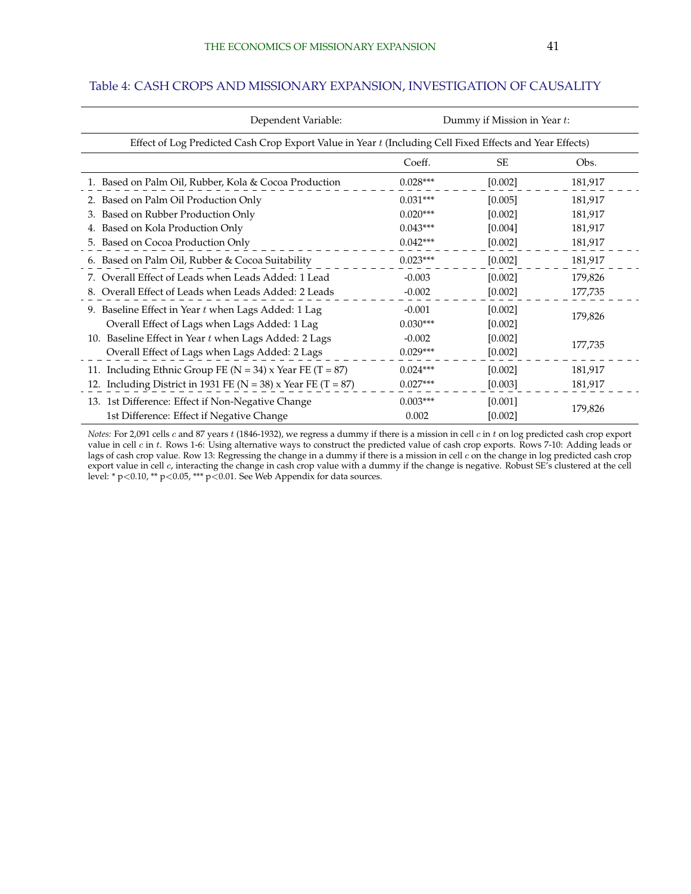## Table 4: CASH CROPS AND MISSIONARY EXPANSION, INVESTIGATION OF CAUSALITY

| Dependent Variable: | Dummy if Mission in Year $t$: | | |
|---|---|---|---|
| Effect of Log Predicted Cash Crop Export Value in Year $t$ (Including Cell Fixed Effects and Year Effects) | | | |
| | Coeff. | SE | Obs. |
| 1. Based on Palm Oil, Rubber, Kola & Cocoa Production | 0.028*** | [0.002] | 181,917 |
| 2. Based on Palm Oil Production Only | 0.031*** | [0.005] | 181,917 |
| 3. Based on Rubber Production Only | 0.020*** | [0.002] | 181,917 |
| 4. Based on Kola Production Only | 0.043*** | [0.004] | 181,917 |
| 5. Based on Cocoa Production Only | 0.042*** | [0.002] | 181,917 |
| 6. Based on Palm Oil, Rubber & Cocoa Suitability | 0.023*** | [0.002] | 181,917 |
| 7. Overall Effect of Leads when Leads Added: 1 Lead | -0.003 | [0.002] | 179,826 |
| 8. Overall Effect of Leads when Leads Added: 2 Leads | -0.002 | [0.002] | 177,735 |
| 9. Baseline Effect in Year $t$ when Lags Added: 1 Lag | -0.001 | [0.002] | 179,826 |
| Overall Effect of Lags when Lags Added: 1 Lag | 0.030*** | [0.002] | |
| 10. Baseline Effect in Year $t$ when Lags Added: 2 Lags | -0.002 | [0.002] | 177,735 |
| Overall Effect of Lags when Lags Added: 2 Lags | 0.029*** | [0.002] | |
| 11. Including Ethnic Group FE (N = 34) x Year FE (T = 87) | 0.024*** | [0.002] | 181,917 |
| 12. Including District in 1931 FE (N = 38) x Year FE (T = 87) | 0.027*** | [0.003] | 181,917 |
| 13. 1st Difference: Effect if Non-Negative Change | 0.003*** | [0.001] | 179,826 |
| 1st Difference: Effect if Negative Change | 0.002 | [0.002] | |

*Notes:* For 2,091 cells $c$ and 87 years $t$ (1846-1932), we regress a dummy if there is a mission in cell $c$ in $t$ on log predicted cash crop export value in cell $c$ in $t$. Rows 1-6: Using alternative ways to construct the predicted value of cash crop exports. Rows 7-10: Adding leads or lags of cash crop value. Row 13: Regressing the change in a dummy if there is a mission in cell $c$ on the change in log predicted cash crop export value in cell $c$, interacting the change in cash crop value with a dummy if the change is negative. Robust SE's clustered at the cell level: * $p<0.10$, ** $p<0.05$, *** $p<0.01$. See Web Appendix for data sources.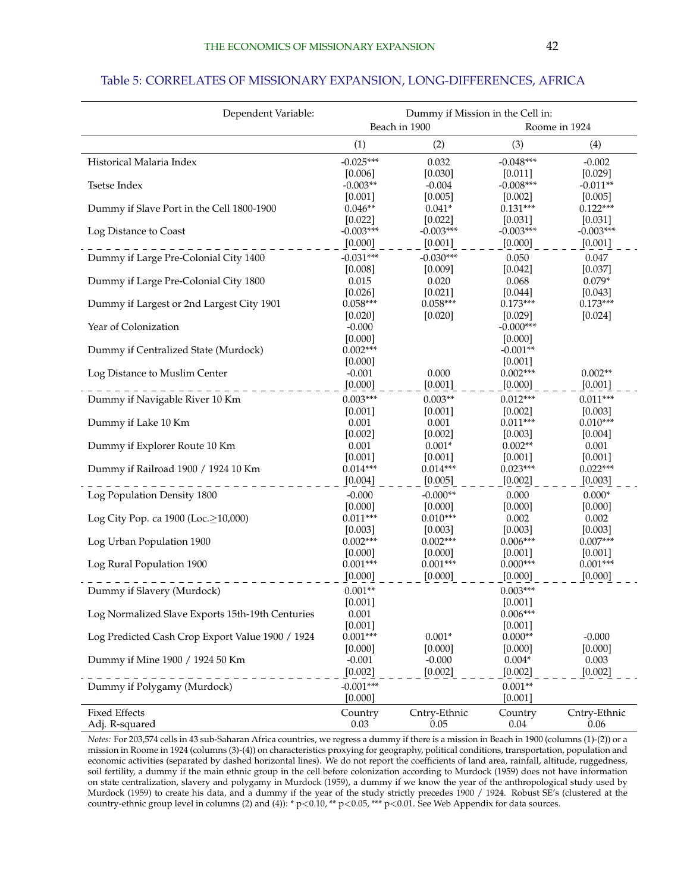## Table 5: CORRELATES OF MISSIONARY EXPANSION, LONG-DIFFERENCES, AFRICA

| Dependent Variable: | Dummy if Mission in the Cell in: | | | |
|---|---|---|---|---|
| | Beach in 1900 | | Roome in 1924 | |
| | (1) | (2) | (3) | (4) |
| Historical Malaria Index | -0.025*** | 0.032 | -0.048*** | -0.002 |
| | [0.006] | [0.030] | [0.011] | [0.029] |
| Tsetse Index | -0.003** | -0.004 | -0.008*** | -0.011** |
| | [0.001] | [0.005] | [0.002] | [0.005] |
| Dummy if Slave Port in the Cell 1800-1900 | 0.046** | 0.041* | 0.131*** | 0.122*** |
| | [0.022] | [0.022] | [0.031] | [0.031] |
| Log Distance to Coast | -0.003*** | -0.003*** | -0.003*** | -0.003*** |
| | [0.000] | [0.001] | [0.000] | [0.001] |
| Dummy if Large Pre-Colonial City 1400 | -0.031*** | -0.030*** | 0.050 | 0.047 |
| | [0.008] | [0.009] | [0.042] | [0.037] |
| Dummy if Large Pre-Colonial City 1800 | 0.015 | 0.020 | 0.068 | 0.079* |
| | [0.026] | [0.021] | [0.044] | [0.043] |
| Dummy if Largest or 2nd Largest City 1901 | 0.058*** | 0.058*** | 0.173*** | 0.173*** |
| | [0.020] | [0.020] | [0.029] | [0.024] |
| Year of Colonization | -0.000 | | -0.000*** | |
| | [0.000] | | [0.000] | |
| Dummy if Centralized State (Murdock) | 0.002*** | | -0.001** | |
| | [0.000] | | [0.001] | |
| Log Distance to Muslim Center | -0.001 | 0.000 | 0.002*** | 0.002** |
| | [0.000] | [0.001] | [0.000] | [0.001] |
| Dummy if Navigable River 10 Km | 0.003*** | 0.003** | 0.012*** | 0.011*** |
| | [0.001] | [0.001] | [0.002] | [0.003] |
| Dummy if Lake 10 Km | 0.001 | 0.001 | 0.011*** | 0.010*** |
| | [0.002] | [0.002] | [0.003] | [0.004] |
| Dummy if Explorer Route 10 Km | 0.001 | 0.001* | 0.002** | 0.001 |
| | [0.001] | [0.001] | [0.001] | [0.001] |
| Dummy if Railroad 1900 / 1924 10 Km | 0.014*** | 0.014*** | 0.023*** | 0.022*** |
| | [0.004] | [0.005] | [0.002] | [0.003] |
| Log Population Density 1800 | -0.000 | -0.000** | 0.000 | 0.000* |
| | [0.000] | [0.000] | [0.000] | [0.000] |
| Log City Pop. ca 1900 (Loc.≥10,000) | 0.011*** | 0.010*** | 0.002 | 0.002 |
| | [0.003] | [0.003] | [0.003] | [0.003] |
| Log Urban Population 1900 | 0.002*** | 0.002*** | 0.006*** | 0.007*** |
| | [0.000] | [0.000] | [0.001] | [0.001] |
| Log Rural Population 1900 | 0.001*** | 0.001*** | 0.000*** | 0.001*** |
| | [0.000] | [0.000] | [0.000] | [0.000] |
| Dummy if Slavery (Murdock) | 0.001** | | 0.003*** | |
| | [0.001] | | [0.001] | |
| Log Normalized Slave Exports 15th-19th Centuries | 0.001 | | 0.006*** | |
| | [0.001] | | [0.001] | |
| Log Predicted Cash Crop Export Value 1900 / 1924 | 0.001*** | 0.001* | 0.000** | -0.000 |
| | [0.000] | [0.000] | [0.000] | [0.000] |
| Dummy if Mine 1900 / 1924 50 Km | -0.001 | -0.000 | 0.004* | 0.003 |
| | [0.002] | [0.002] | [0.002] | [0.002] |
| Dummy if Polygamy (Murdock) | -0.001*** | | 0.001** | |
| | [0.000] | | [0.001] | |
| Fixed Effects | Country | Cntry-Ethnic | Country | Cntry-Ethnic |
| Adj. R-squared | 0.03 | 0.05 | 0.04 | 0.06 |

*Notes:* For 203,574 cells in 43 sub-Saharan Africa countries, we regress a dummy if there is a mission in Beach in 1900 (columns (1)-(2)) or a mission in Roome in 1924 (columns (3)-(4)) on characteristics proxying for geography, political conditions, transportation, population and economic activities (separated by dashed horizontal lines). We do not report the coefficients of land area, rainfall, altitude, ruggedness, soil fertility, a dummy if the main ethnic group in the cell before colonization according to Murdock (1959) does not have information on state centralization, slavery and polygamy in Murdock (1959), a dummy if we know the year of the anthropological study used by Murdock (1959) to create his data, and a dummy if the year of the study strictly precedes 1900 / 1924. Robust SE's (clustered at the country-ethnic group level in columns (2) and (4)): * $p<0.10$, ** $p<0.05$, *** $p<0.01$. See Web Appendix for data sources.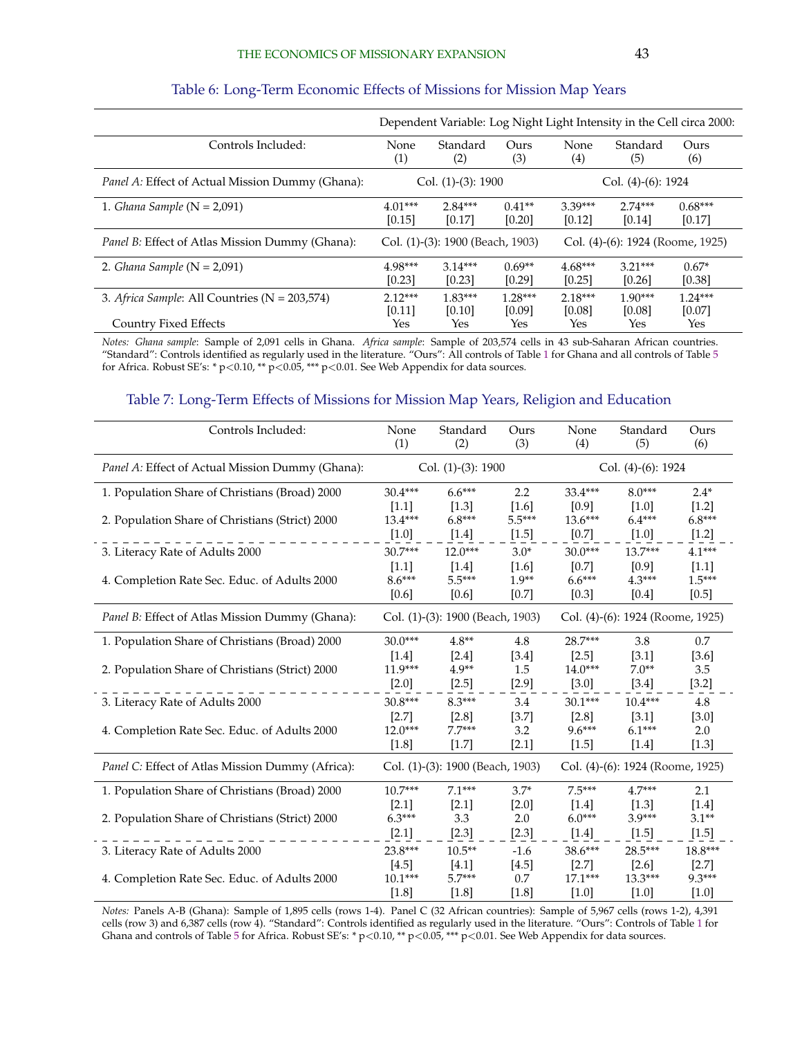Table 6: Long-Term Economic Effects of Missions for Mission Map Years

| | Dependent Variable: Log Night Light Intensity in the Cell circa 2000: | | | | | |
|---|---|---|---|---|---|---|
| Controls Included: | None (1) | Standard (2) | Ours (3) | None (4) | Standard (5) | Ours (6) |
| *Panel A:* Effect of Actual Mission Dummy (Ghana): | Col. (1)-(3): 1900 | | | Col. (4)-(6): 1924 | | |
| 1. *Ghana Sample* (N = 2,091) | 4.01*** | 2.84*** | 0.41** | 3.39*** | 2.74*** | 0.68*** |
| | [0.15] | [0.17] | [0.20] | [0.12] | [0.14] | [0.17] |
| *Panel B:* Effect of Atlas Mission Dummy (Ghana): | Col. (1)-(3): 1900 (Beach, 1903) | | | Col. (4)-(6): 1924 (Roome, 1925) | | |
| 2. *Ghana Sample* (N = 2,091) | 4.98*** | 3.14*** | 0.69** | 4.68*** | 3.21*** | 0.67* |
| | [0.23] | [0.23] | [0.29] | [0.25] | [0.26] | [0.38] |
| 3. *Africa Sample*: All Countries (N = 203,574) | 2.12*** | 1.83*** | 1.28*** | 2.18*** | 1.90*** | 1.24*** |
| | [0.11] | [0.10] | [0.09] | [0.08] | [0.08] | [0.07] |
| Country Fixed Effects | Yes | Yes | Yes | Yes | Yes | Yes |

*Notes: Ghana sample*: Sample of 2,091 cells in Ghana. *Africa sample*: Sample of 203,574 cells in 43 sub-Saharan African countries. "Standard": Controls identified as regularly used in the literature. "Ours": All controls of Table 1 for Ghana and all controls of Table 5 for Africa. Robust SE's: * p<0.10, ** p<0.05, *** p<0.01. See Web Appendix for data sources.

Table 7: Long-Term Effects of Missions for Mission Map Years, Religion and Education

| Controls Included: | None (1) | Standard (2) | Ours (3) | None (4) | Standard (5) | Ours (6) |
|---|---|---|---|---|---|---|
| *Panel A:* Effect of Actual Mission Dummy (Ghana): | Col. (1)-(3): 1900 | | | Col. (4)-(6): 1924 | | |
| 1. Population Share of Christians (Broad) 2000 | 30.4*** | 6.6*** | 2.2 | 33.4*** | 8.0*** | 2.4* |
| | [1.1] | [1.3] | [1.6] | [0.9] | [1.0] | [1.2] |
| 2. Population Share of Christians (Strict) 2000 | 13.4*** | 6.8*** | 5.5*** | 13.6*** | 6.4*** | 6.8*** |
| | [1.0] | [1.4] | [1.5] | [0.7] | [1.0] | [1.2] |
| 3. Literacy Rate of Adults 2000 | 30.7*** | 12.0*** | 3.0* | 30.0*** | 13.7*** | 4.1*** |
| | [1.1] | [1.4] | [1.6] | [0.7] | [0.9] | [1.1] |
| 4. Completion Rate Sec. Educ. of Adults 2000 | 8.6*** | 5.5*** | 1.9** | 6.6*** | 4.3*** | 1.5*** |
| | [0.6] | [0.6] | [0.7] | [0.3] | [0.4] | [0.5] |
| *Panel B:* Effect of Atlas Mission Dummy (Ghana): | Col. (1)-(3): 1900 (Beach, 1903) | | | Col. (4)-(6): 1924 (Roome, 1925) | | |
| 1. Population Share of Christians (Broad) 2000 | 30.0*** | 4.8** | 4.8 | 28.7*** | 3.8 | 0.7 |
| | [1.4] | [2.4] | [3.4] | [2.5] | [3.1] | [3.6] |
| 2. Population Share of Christians (Strict) 2000 | 11.9*** | 4.9** | 1.5 | 14.0*** | 7.0** | 3.5 |
| | [2.0] | [2.5] | [2.9] | [3.0] | [3.4] | [3.2] |
| 3. Literacy Rate of Adults 2000 | 30.8*** | 8.3*** | 3.4 | 30.1*** | 10.4*** | 4.8 |
| | [2.7] | [2.8] | [3.7] | [2.8] | [3.1] | [3.0] |
| 4. Completion Rate Sec. Educ. of Adults 2000 | 12.0*** | 7.7*** | 3.2 | 9.6*** | 6.1*** | 2.0 |
| | [1.8] | [1.7] | [2.1] | [1.5] | [1.4] | [1.3] |
| *Panel C:* Effect of Atlas Mission Dummy (Africa): | Col. (1)-(3): 1900 (Beach, 1903) | | | Col. (4)-(6): 1924 (Roome, 1925) | | |
| 1. Population Share of Christians (Broad) 2000 | 10.7*** | 7.1*** | 3.7* | 7.5*** | 4.7*** | 2.1 |
| | [2.1] | [2.1] | [2.0] | [1.4] | [1.3] | [1.4] |
| 2. Population Share of Christians (Strict) 2000 | 6.3*** | 3.3 | 2.0 | 6.0*** | 3.9*** | 3.1** |
| | [2.1] | [2.3] | [2.3] | [1.4] | [1.5] | [1.5] |
| 3. Literacy Rate of Adults 2000 | 23.8*** | 10.5** | -1.6 | 38.6*** | 28.5*** | 18.8*** |
| | [4.5] | [4.1] | [4.5] | [2.7] | [2.6] | [2.7] |
| 4. Completion Rate Sec. Educ. of Adults 2000 | 10.1*** | 5.7*** | 0.7 | 17.1*** | 13.3*** | 9.3*** |
| | [1.8] | [1.8] | [1.8] | [1.0] | [1.0] | [1.0] |

*Notes:* Panels A-B (Ghana): Sample of 1,895 cells (rows 1-4). Panel C (32 African countries): Sample of 5,967 cells (rows 1-2), 4,391 cells (row 3) and 6,387 cells (row 4). "Standard": Controls identified as regularly used in the literature. "Ours": Controls of Table 1 for Ghana and controls of Table 5 for Africa. Robust SE's: * p<0.10, ** p<0.05, *** p<0.01. See Web Appendix for data sources.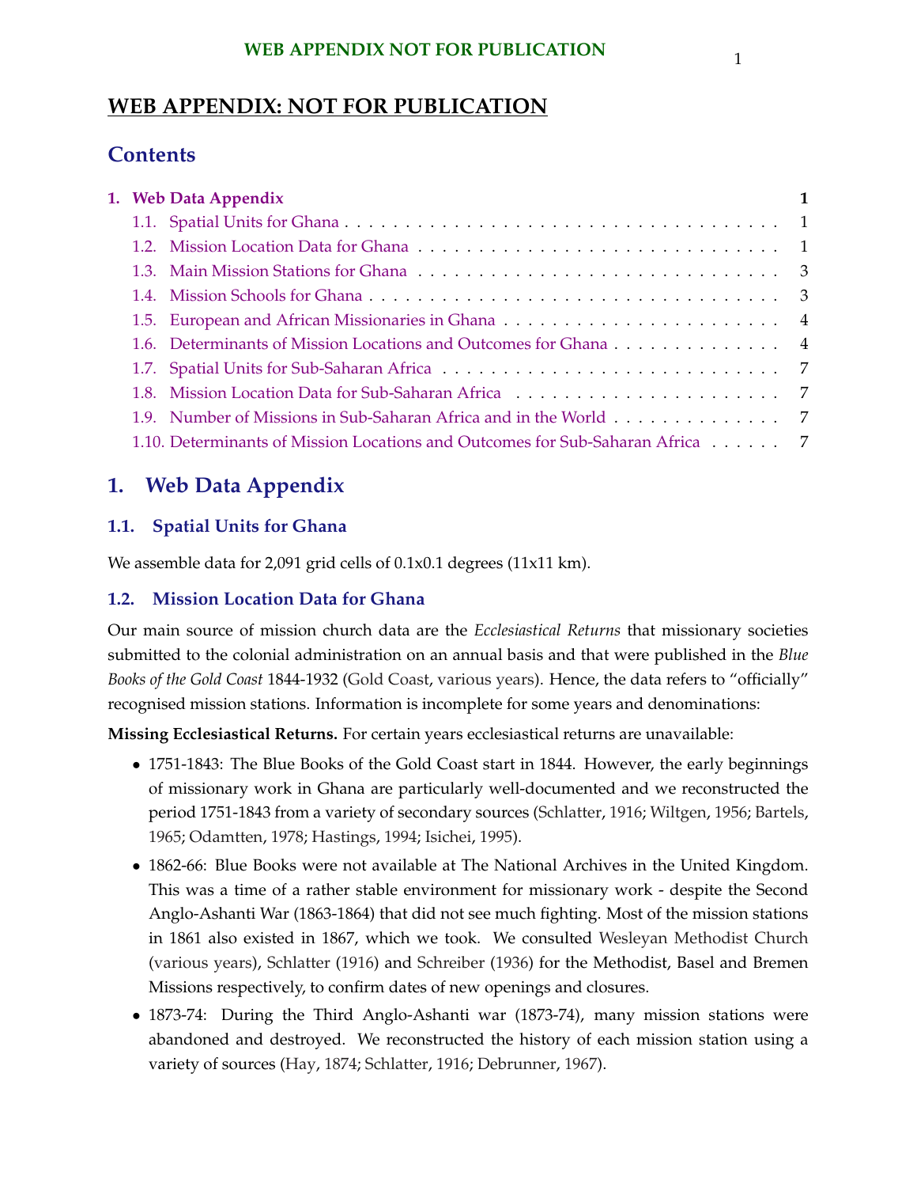# WEB APPENDIX: NOT FOR PUBLICATION

## Contents

1. Web Data Appendix — 1
   - 1.1. Spatial Units for Ghana — 1
   - 1.2. Mission Location Data for Ghana — 1
   - 1.3. Main Mission Stations for Ghana — 3
   - 1.4. Mission Schools for Ghana — 3
   - 1.5. European and African Missionaries in Ghana — 4
   - 1.6. Determinants of Mission Locations and Outcomes for Ghana — 4
   - 1.7. Spatial Units for Sub-Saharan Africa — 7
   - 1.8. Mission Location Data for Sub-Saharan Africa — 7
   - 1.9. Number of Missions in Sub-Saharan Africa and in the World — 7
   - 1.10. Determinants of Mission Locations and Outcomes for Sub-Saharan Africa — 7

# 1. Web Data Appendix

### 1.1. Spatial Units for Ghana

We assemble data for 2,091 grid cells of 0.1x0.1 degrees (11x11 km).

### 1.2. Mission Location Data for Ghana

Our main source of mission church data are the *Ecclesiastical Returns* that missionary societies submitted to the colonial administration on an annual basis and that were published in the *Blue Books of the Gold Coast* 1844-1932 (Gold Coast, various years). Hence, the data refers to "officially" recognised mission stations. Information is incomplete for some years and denominations:

**Missing Ecclesiastical Returns.** For certain years ecclesiastical returns are unavailable:

- 1751-1843: The Blue Books of the Gold Coast start in 1844. However, the early beginnings of missionary work in Ghana are particularly well-documented and we reconstructed the period 1751-1843 from a variety of secondary sources (Schlatter, 1916; Wiltgen, 1956; Bartels, 1965; Odamtten, 1978; Hastings, 1994; Isichei, 1995).
- 1862-66: Blue Books were not available at The National Archives in the United Kingdom. This was a time of a rather stable environment for missionary work - despite the Second Anglo-Ashanti War (1863-1864) that did not see much fighting. Most of the mission stations in 1861 also existed in 1867, which we took. We consulted Wesleyan Methodist Church (various years), Schlatter (1916) and Schreiber (1936) for the Methodist, Basel and Bremen Missions respectively, to confirm dates of new openings and closures.
- 1873-74: During the Third Anglo-Ashanti war (1873-74), many mission stations were abandoned and destroyed. We reconstructed the history of each mission station using a variety of sources (Hay, 1874; Schlatter, 1916; Debrunner, 1967).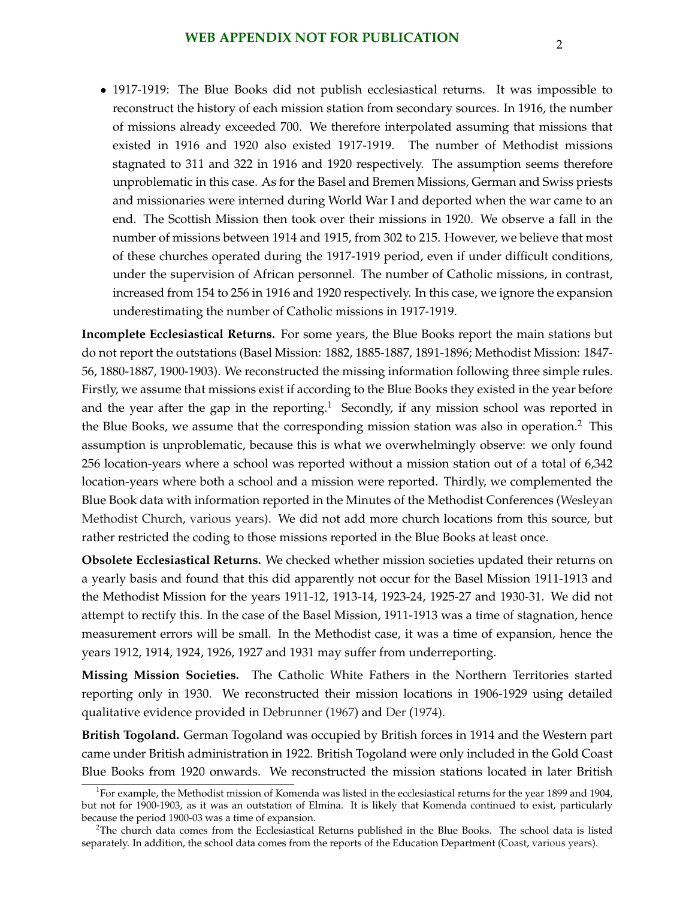- 1917-1919: The Blue Books did not publish ecclesiastical returns. It was impossible to reconstruct the history of each mission station from secondary sources. In 1916, the number of missions already exceeded 700. We therefore interpolated assuming that missions that existed in 1916 and 1920 also existed 1917-1919. The number of Methodist missions stagnated to 311 and 322 in 1916 and 1920 respectively. The assumption seems therefore unproblematic in this case. As for the Basel and Bremen Missions, German and Swiss priests and missionaries were interned during World War I and deported when the war came to an end. The Scottish Mission then took over their missions in 1920. We observe a fall in the number of missions between 1914 and 1915, from 302 to 215. However, we believe that most of these churches operated during the 1917-1919 period, even if under difficult conditions, under the supervision of African personnel. The number of Catholic missions, in contrast, increased from 154 to 256 in 1916 and 1920 respectively. In this case, we ignore the expansion underestimating the number of Catholic missions in 1917-1919.

**Incomplete Ecclesiastical Returns.** For some years, the Blue Books report the main stations but do not report the outstations (Basel Mission: 1882, 1885-1887, 1891-1896; Methodist Mission: 1847-56, 1880-1887, 1900-1903). We reconstructed the missing information following three simple rules. Firstly, we assume that missions exist if according to the Blue Books they existed in the year before and the year after the gap in the reporting.[1] Secondly, if any mission school was reported in the Blue Books, we assume that the corresponding mission station was also in operation.[2] This assumption is unproblematic, because this is what we overwhelmingly observe: we only found 256 location-years where a school was reported without a mission station out of a total of 6,342 location-years where both a school and a mission were reported. Thirdly, we complemented the Blue Book data with information reported in the Minutes of the Methodist Conferences (Wesleyan Methodist Church, various years). We did not add more church locations from this source, but rather restricted the coding to those missions reported in the Blue Books at least once.

**Obsolete Ecclesiastical Returns.** We checked whether mission societies updated their returns on a yearly basis and found that this did apparently not occur for the Basel Mission 1911-1913 and the Methodist Mission for the years 1911-12, 1913-14, 1923-24, 1925-27 and 1930-31. We did not attempt to rectify this. In the case of the Basel Mission, 1911-1913 was a time of stagnation, hence measurement errors will be small. In the Methodist case, it was a time of expansion, hence the years 1912, 1914, 1924, 1926, 1927 and 1931 may suffer from underreporting.

**Missing Mission Societies.** The Catholic White Fathers in the Northern Territories started reporting only in 1930. We reconstructed their mission locations in 1906-1929 using detailed qualitative evidence provided in Debrunner (1967) and Der (1974).

**British Togoland.** German Togoland was occupied by British forces in 1914 and the Western part came under British administration in 1922. British Togoland were only included in the Gold Coast Blue Books from 1920 onwards. We reconstructed the mission stations located in later British

[1] For example, the Methodist mission of Komenda was listed in the ecclesiastical returns for the year 1899 and 1904, but not for 1900-1903, as it was an outstation of Elmina. It is likely that Komenda continued to exist, particularly because the period 1900-03 was a time of expansion.

[2] The church data comes from the Ecclesiastical Returns published in the Blue Books. The school data is listed separately. In addition, the school data comes from the reports of the Education Department (Coast, various years).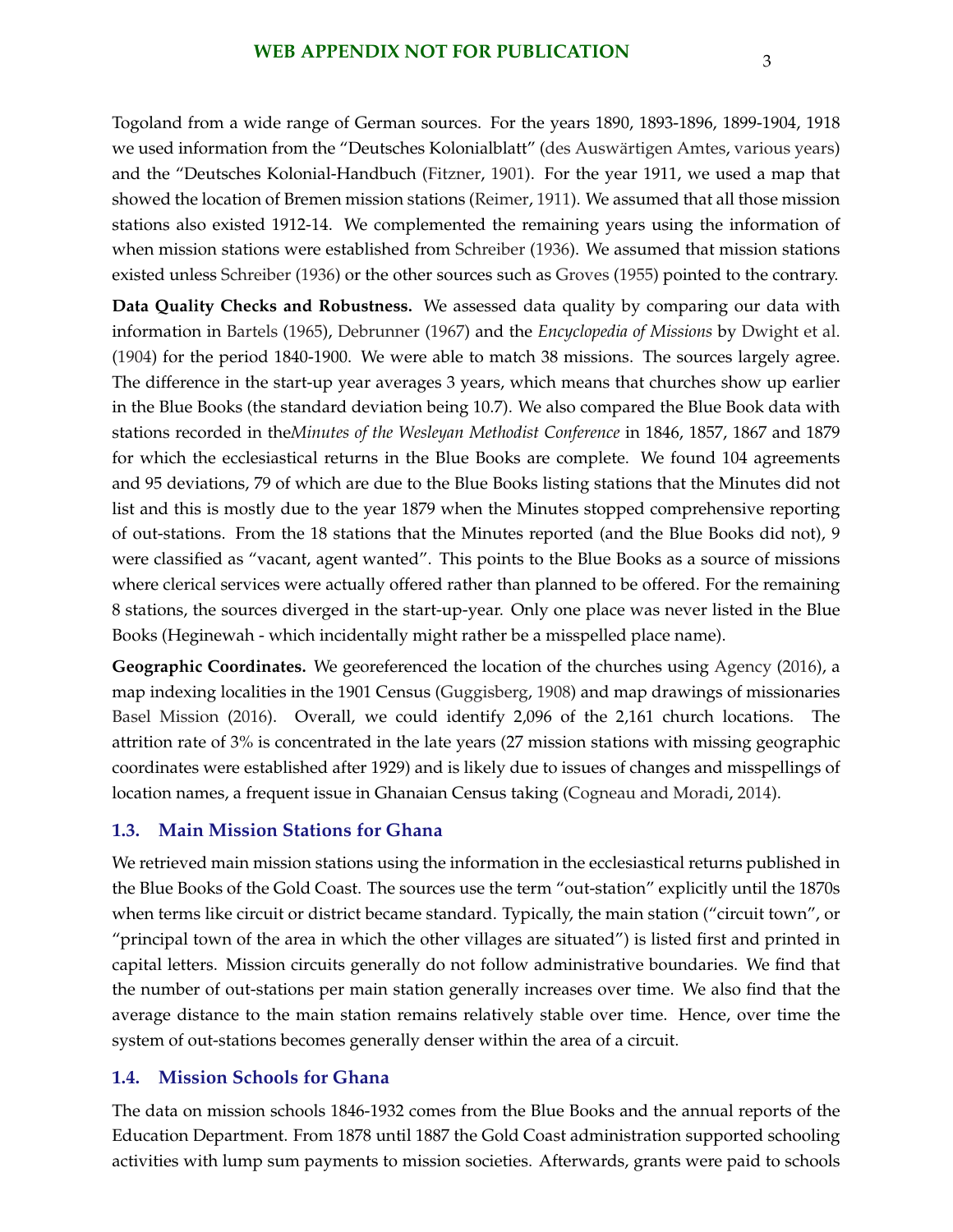Togoland from a wide range of German sources. For the years 1890, 1893-1896, 1899-1904, 1918 we used information from the "Deutsches Kolonialblatt" (des Auswärtigen Amtes, various years) and the "Deutsches Kolonial-Handbuch (Fitzner, 1901). For the year 1911, we used a map that showed the location of Bremen mission stations (Reimer, 1911). We assumed that all those mission stations also existed 1912-14. We complemented the remaining years using the information of when mission stations were established from Schreiber (1936). We assumed that mission stations existed unless Schreiber (1936) or the other sources such as Groves (1955) pointed to the contrary.

**Data Quality Checks and Robustness.** We assessed data quality by comparing our data with information in Bartels (1965), Debrunner (1967) and the *Encyclopedia of Missions* by Dwight et al. (1904) for the period 1840-1900. We were able to match 38 missions. The sources largely agree. The difference in the start-up year averages 3 years, which means that churches show up earlier in the Blue Books (the standard deviation being 10.7). We also compared the Blue Book data with stations recorded in the*Minutes of the Wesleyan Methodist Conference* in 1846, 1857, 1867 and 1879 for which the ecclesiastical returns in the Blue Books are complete. We found 104 agreements and 95 deviations, 79 of which are due to the Blue Books listing stations that the Minutes did not list and this is mostly due to the year 1879 when the Minutes stopped comprehensive reporting of out-stations. From the 18 stations that the Minutes reported (and the Blue Books did not), 9 were classified as "vacant, agent wanted". This points to the Blue Books as a source of missions where clerical services were actually offered rather than planned to be offered. For the remaining 8 stations, the sources diverged in the start-up-year. Only one place was never listed in the Blue Books (Heginewah - which incidentally might rather be a misspelled place name).

**Geographic Coordinates.** We georeferenced the location of the churches using Agency (2016), a map indexing localities in the 1901 Census (Guggisberg, 1908) and map drawings of missionaries Basel Mission (2016). Overall, we could identify 2,096 of the 2,161 church locations. The attrition rate of 3% is concentrated in the late years (27 mission stations with missing geographic coordinates were established after 1929) and is likely due to issues of changes and misspellings of location names, a frequent issue in Ghanaian Census taking (Cogneau and Moradi, 2014).

### 1.3. Main Mission Stations for Ghana

We retrieved main mission stations using the information in the ecclesiastical returns published in the Blue Books of the Gold Coast. The sources use the term "out-station" explicitly until the 1870s when terms like circuit or district became standard. Typically, the main station ("circuit town", or "principal town of the area in which the other villages are situated") is listed first and printed in capital letters. Mission circuits generally do not follow administrative boundaries. We find that the number of out-stations per main station generally increases over time. We also find that the average distance to the main station remains relatively stable over time. Hence, over time the system of out-stations becomes generally denser within the area of a circuit.

### 1.4. Mission Schools for Ghana

The data on mission schools 1846-1932 comes from the Blue Books and the annual reports of the Education Department. From 1878 until 1887 the Gold Coast administration supported schooling activities with lump sum payments to mission societies. Afterwards, grants were paid to schools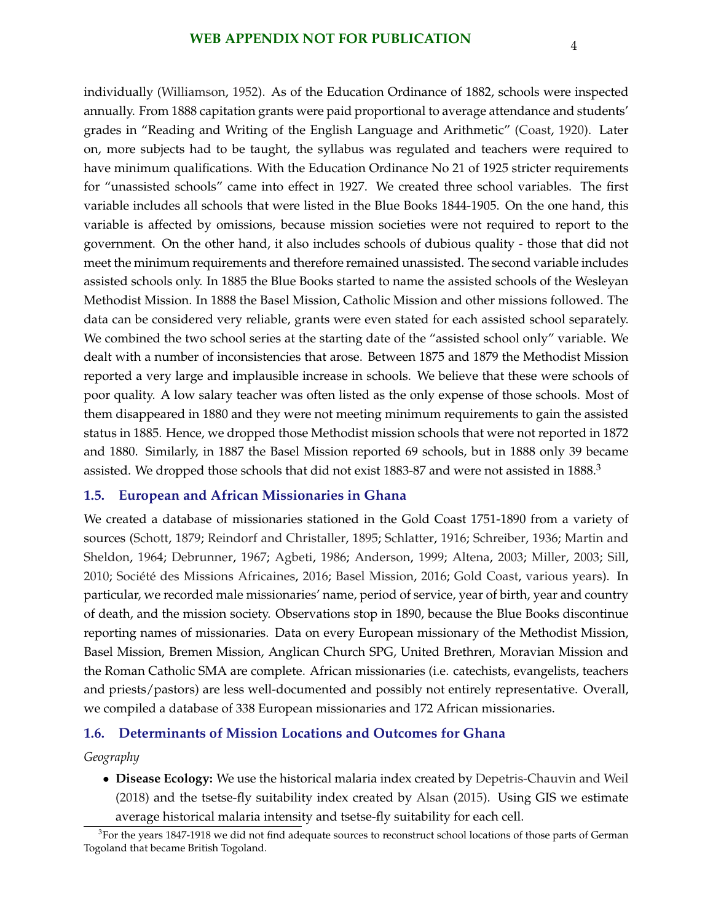individually (Williamson, 1952). As of the Education Ordinance of 1882, schools were inspected annually. From 1888 capitation grants were paid proportional to average attendance and students' grades in "Reading and Writing of the English Language and Arithmetic" (Coast, 1920). Later on, more subjects had to be taught, the syllabus was regulated and teachers were required to have minimum qualifications. With the Education Ordinance No 21 of 1925 stricter requirements for "unassisted schools" came into effect in 1927. We created three school variables. The first variable includes all schools that were listed in the Blue Books 1844-1905. On the one hand, this variable is affected by omissions, because mission societies were not required to report to the government. On the other hand, it also includes schools of dubious quality - those that did not meet the minimum requirements and therefore remained unassisted. The second variable includes assisted schools only. In 1885 the Blue Books started to name the assisted schools of the Wesleyan Methodist Mission. In 1888 the Basel Mission, Catholic Mission and other missions followed. The data can be considered very reliable, grants were even stated for each assisted school separately. We combined the two school series at the starting date of the "assisted school only" variable. We dealt with a number of inconsistencies that arose. Between 1875 and 1879 the Methodist Mission reported a very large and implausible increase in schools. We believe that these were schools of poor quality. A low salary teacher was often listed as the only expense of those schools. Most of them disappeared in 1880 and they were not meeting minimum requirements to gain the assisted status in 1885. Hence, we dropped those Methodist mission schools that were not reported in 1872 and 1880. Similarly, in 1887 the Basel Mission reported 69 schools, but in 1888 only 39 became assisted. We dropped those schools that did not exist 1883-87 and were not assisted in 1888.[3]

## 1.5. European and African Missionaries in Ghana

We created a database of missionaries stationed in the Gold Coast 1751-1890 from a variety of sources (Schott, 1879; Reindorf and Christaller, 1895; Schlatter, 1916; Schreiber, 1936; Martin and Sheldon, 1964; Debrunner, 1967; Agbeti, 1986; Anderson, 1999; Altena, 2003; Miller, 2003; Sill, 2010; Société des Missions Africaines, 2016; Basel Mission, 2016; Gold Coast, various years). In particular, we recorded male missionaries' name, period of service, year of birth, year and country of death, and the mission society. Observations stop in 1890, because the Blue Books discontinue reporting names of missionaries. Data on every European missionary of the Methodist Mission, Basel Mission, Bremen Mission, Anglican Church SPG, United Brethren, Moravian Mission and the Roman Catholic SMA are complete. African missionaries (i.e. catechists, evangelists, teachers and priests/pastors) are less well-documented and possibly not entirely representative. Overall, we compiled a database of 338 European missionaries and 172 African missionaries.

## 1.6. Determinants of Mission Locations and Outcomes for Ghana

*Geography*

- **Disease Ecology:** We use the historical malaria index created by Depetris-Chauvin and Weil (2018) and the tsetse-fly suitability index created by Alsan (2015). Using GIS we estimate average historical malaria intensity and tsetse-fly suitability for each cell.

[3] For the years 1847-1918 we did not find adequate sources to reconstruct school locations of those parts of German Togoland that became British Togoland.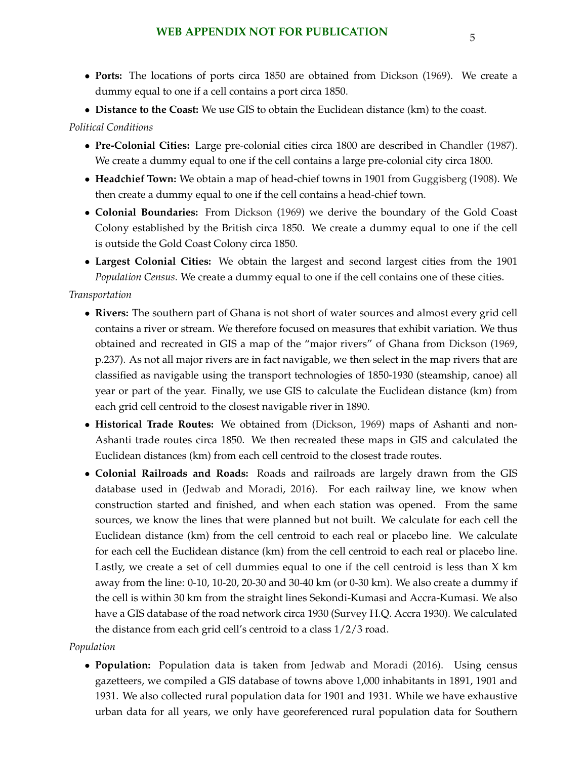- **Ports:** The locations of ports circa 1850 are obtained from Dickson (1969). We create a dummy equal to one if a cell contains a port circa 1850.
- **Distance to the Coast:** We use GIS to obtain the Euclidean distance (km) to the coast.

*Political Conditions*

- **Pre-Colonial Cities:** Large pre-colonial cities circa 1800 are described in Chandler (1987). We create a dummy equal to one if the cell contains a large pre-colonial city circa 1800.
- **Headchief Town:** We obtain a map of head-chief towns in 1901 from Guggisberg (1908). We then create a dummy equal to one if the cell contains a head-chief town.
- **Colonial Boundaries:** From Dickson (1969) we derive the boundary of the Gold Coast Colony established by the British circa 1850. We create a dummy equal to one if the cell is outside the Gold Coast Colony circa 1850.
- **Largest Colonial Cities:** We obtain the largest and second largest cities from the 1901 *Population Census*. We create a dummy equal to one if the cell contains one of these cities.

*Transportation*

- **Rivers:** The southern part of Ghana is not short of water sources and almost every grid cell contains a river or stream. We therefore focused on measures that exhibit variation. We thus obtained and recreated in GIS a map of the "major rivers" of Ghana from Dickson (1969, p.237). As not all major rivers are in fact navigable, we then select in the map rivers that are classified as navigable using the transport technologies of 1850-1930 (steamship, canoe) all year or part of the year. Finally, we use GIS to calculate the Euclidean distance (km) from each grid cell centroid to the closest navigable river in 1890.
- **Historical Trade Routes:** We obtained from (Dickson, 1969) maps of Ashanti and non-Ashanti trade routes circa 1850. We then recreated these maps in GIS and calculated the Euclidean distances (km) from each cell centroid to the closest trade routes.
- **Colonial Railroads and Roads:** Roads and railroads are largely drawn from the GIS database used in (Jedwab and Moradi, 2016). For each railway line, we know when construction started and finished, and when each station was opened. From the same sources, we know the lines that were planned but not built. We calculate for each cell the Euclidean distance (km) from the cell centroid to each real or placebo line. We calculate for each cell the Euclidean distance (km) from the cell centroid to each real or placebo line. Lastly, we create a set of cell dummies equal to one if the cell centroid is less than X km away from the line: 0-10, 10-20, 20-30 and 30-40 km (or 0-30 km). We also create a dummy if the cell is within 30 km from the straight lines Sekondi-Kumasi and Accra-Kumasi. We also have a GIS database of the road network circa 1930 (Survey H.Q. Accra 1930). We calculated the distance from each grid cell's centroid to a class 1/2/3 road.

*Population*

- **Population:** Population data is taken from Jedwab and Moradi (2016). Using census gazetteers, we compiled a GIS database of towns above 1,000 inhabitants in 1891, 1901 and 1931. We also collected rural population data for 1901 and 1931. While we have exhaustive urban data for all years, we only have georeferenced rural population data for Southern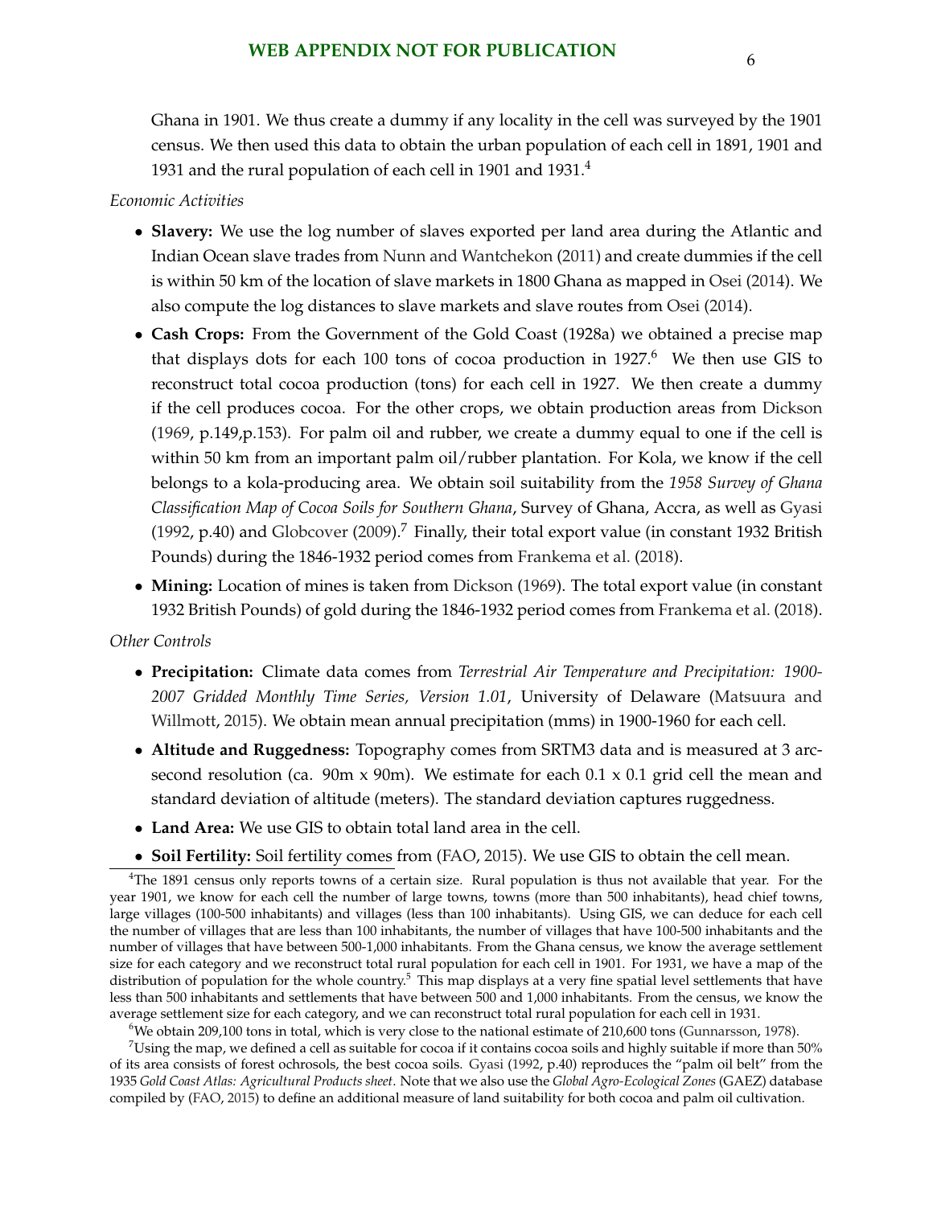Ghana in 1901. We thus create a dummy if any locality in the cell was surveyed by the 1901 census. We then used this data to obtain the urban population of each cell in 1891, 1901 and 1931 and the rural population of each cell in 1901 and 1931.[4]

*Economic Activities*

- **Slavery:** We use the log number of slaves exported per land area during the Atlantic and Indian Ocean slave trades from Nunn and Wantchekon (2011) and create dummies if the cell is within 50 km of the location of slave markets in 1800 Ghana as mapped in Osei (2014). We also compute the log distances to slave markets and slave routes from Osei (2014).
- **Cash Crops:** From the Government of the Gold Coast (1928a) we obtained a precise map that displays dots for each 100 tons of cocoa production in 1927.[6] We then use GIS to reconstruct total cocoa production (tons) for each cell in 1927. We then create a dummy if the cell produces cocoa. For the other crops, we obtain production areas from Dickson (1969, p.149,p.153). For palm oil and rubber, we create a dummy equal to one if the cell is within 50 km from an important palm oil/rubber plantation. For Kola, we know if the cell belongs to a kola-producing area. We obtain soil suitability from the *1958 Survey of Ghana Classification Map of Cocoa Soils for Southern Ghana*, Survey of Ghana, Accra, as well as Gyasi (1992, p.40) and Globcover (2009).[7] Finally, their total export value (in constant 1932 British Pounds) during the 1846-1932 period comes from Frankema et al. (2018).
- **Mining:** Location of mines is taken from Dickson (1969). The total export value (in constant 1932 British Pounds) of gold during the 1846-1932 period comes from Frankema et al. (2018).

*Other Controls*

- **Precipitation:** Climate data comes from *Terrestrial Air Temperature and Precipitation: 1900-2007 Gridded Monthly Time Series, Version 1.01*, University of Delaware (Matsuura and Willmott, 2015). We obtain mean annual precipitation (mms) in 1900-1960 for each cell.
- **Altitude and Ruggedness:** Topography comes from SRTM3 data and is measured at 3 arc-second resolution (ca. 90m x 90m). We estimate for each 0.1 x 0.1 grid cell the mean and standard deviation of altitude (meters). The standard deviation captures ruggedness.
- **Land Area:** We use GIS to obtain total land area in the cell.
- **Soil Fertility:** Soil fertility comes from (FAO, 2015). We use GIS to obtain the cell mean.

[4]The 1891 census only reports towns of a certain size. Rural population is thus not available that year. For the year 1901, we know for each cell the number of large towns, towns (more than 500 inhabitants), head chief towns, large villages (100-500 inhabitants) and villages (less than 100 inhabitants). Using GIS, we can deduce for each cell the number of villages that are less than 100 inhabitants, the number of villages that have 100-500 inhabitants and the number of villages that have between 500-1,000 inhabitants. From the Ghana census, we know the average settlement size for each category and we reconstruct total rural population for each cell in 1901. For 1931, we have a map of the distribution of population for the whole country.[5] This map displays at a very fine spatial level settlements that have less than 500 inhabitants and settlements that have between 500 and 1,000 inhabitants. From the census, we know the average settlement size for each category, and we can reconstruct total rural population for each cell in 1931.

[6]We obtain 209,100 tons in total, which is very close to the national estimate of 210,600 tons (Gunnarsson, 1978).

[7]Using the map, we defined a cell as suitable for cocoa if it contains cocoa soils and highly suitable if more than 50% of its area consists of forest ochrosols, the best cocoa soils. Gyasi (1992, p.40) reproduces the "palm oil belt" from the 1935 *Gold Coast Atlas: Agricultural Products sheet*. Note that we also use the *Global Agro-Ecological Zones* (GAEZ) database compiled by (FAO, 2015) to define an additional measure of land suitability for both cocoa and palm oil cultivation.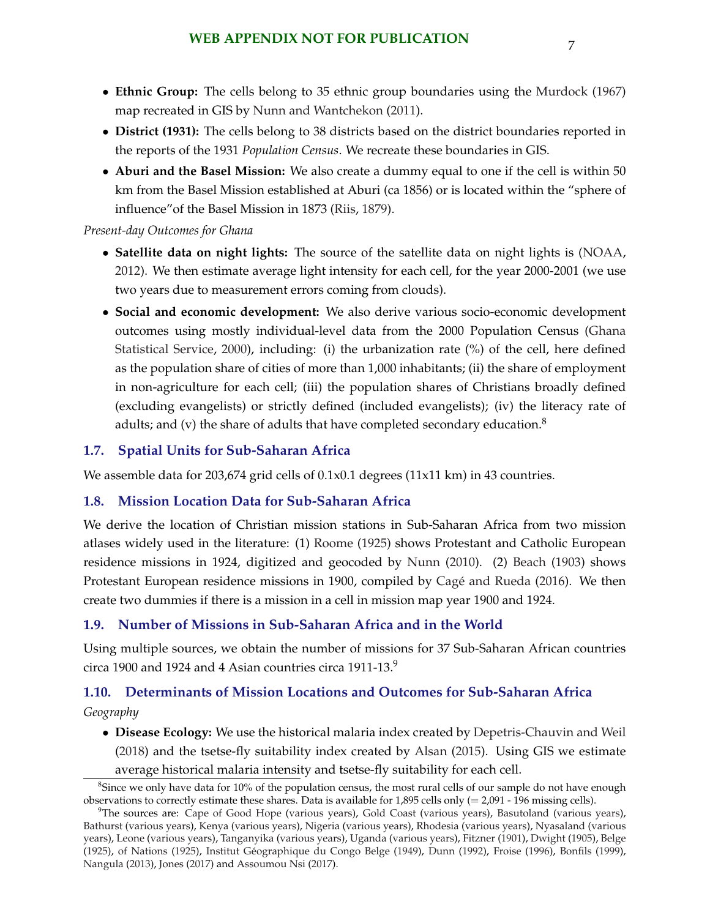- **Ethnic Group:** The cells belong to 35 ethnic group boundaries using the Murdock (1967) map recreated in GIS by Nunn and Wantchekon (2011).
- **District (1931):** The cells belong to 38 districts based on the district boundaries reported in the reports of the 1931 *Population Census*. We recreate these boundaries in GIS.
- **Aburi and the Basel Mission:** We also create a dummy equal to one if the cell is within 50 km from the Basel Mission established at Aburi (ca 1856) or is located within the "sphere of influence"of the Basel Mission in 1873 (Riis, 1879).

*Present-day Outcomes for Ghana*

- **Satellite data on night lights:** The source of the satellite data on night lights is (NOAA, 2012). We then estimate average light intensity for each cell, for the year 2000-2001 (we use two years due to measurement errors coming from clouds).
- **Social and economic development:** We also derive various socio-economic development outcomes using mostly individual-level data from the 2000 Population Census (Ghana Statistical Service, 2000), including: (i) the urbanization rate (%) of the cell, here defined as the population share of cities of more than 1,000 inhabitants; (ii) the share of employment in non-agriculture for each cell; (iii) the population shares of Christians broadly defined (excluding evangelists) or strictly defined (included evangelists); (iv) the literacy rate of adults; and (v) the share of adults that have completed secondary education.[8]

## 1.7. Spatial Units for Sub-Saharan Africa

We assemble data for 203,674 grid cells of 0.1x0.1 degrees (11x11 km) in 43 countries.

## 1.8. Mission Location Data for Sub-Saharan Africa

We derive the location of Christian mission stations in Sub-Saharan Africa from two mission atlases widely used in the literature: (1) Roome (1925) shows Protestant and Catholic European residence missions in 1924, digitized and geocoded by Nunn (2010). (2) Beach (1903) shows Protestant European residence missions in 1900, compiled by Cagé and Rueda (2016). We then create two dummies if there is a mission in a cell in mission map year 1900 and 1924.

## 1.9. Number of Missions in Sub-Saharan Africa and in the World

Using multiple sources, we obtain the number of missions for 37 Sub-Saharan African countries circa 1900 and 1924 and 4 Asian countries circa 1911-13.[9]

## 1.10. Determinants of Mission Locations and Outcomes for Sub-Saharan Africa

*Geography*

- **Disease Ecology:** We use the historical malaria index created by Depetris-Chauvin and Weil (2018) and the tsetse-fly suitability index created by Alsan (2015). Using GIS we estimate average historical malaria intensity and tsetse-fly suitability for each cell.

[8] Since we only have data for 10% of the population census, the most rural cells of our sample do not have enough observations to correctly estimate these shares. Data is available for 1,895 cells only (= 2,091 - 196 missing cells).

[9] The sources are: Cape of Good Hope (various years), Gold Coast (various years), Basutoland (various years), Bathurst (various years), Kenya (various years), Nigeria (various years), Rhodesia (various years), Nyasaland (various years), Leone (various years), Tanganyika (various years), Uganda (various years), Fitzner (1901), Dwight (1905), Belge (1925), of Nations (1925), Institut Géographique du Congo Belge (1949), Dunn (1992), Froise (1996), Bonfils (1999), Nangula (2013), Jones (2017) and Assoumou Nsi (2017).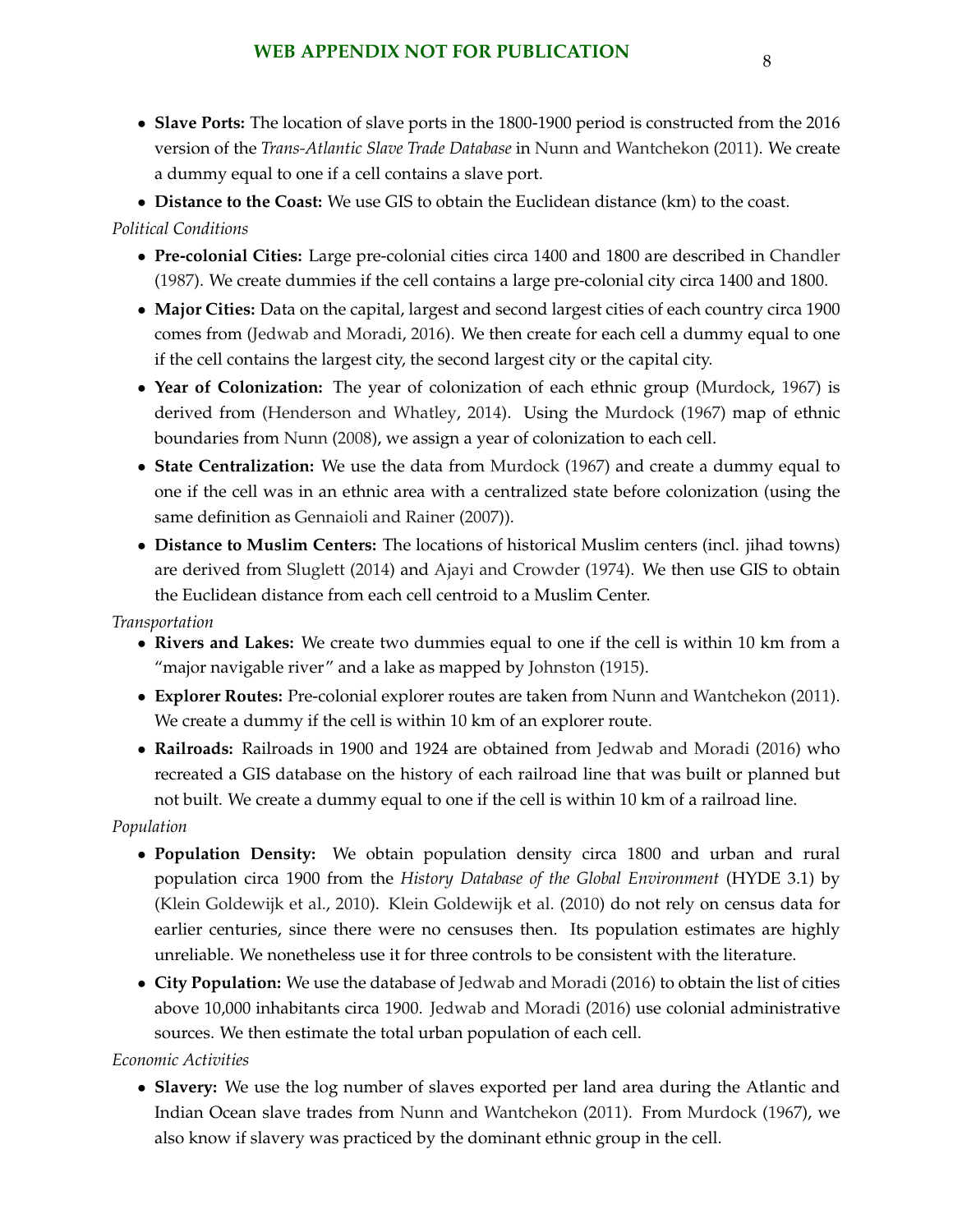- **Slave Ports:** The location of slave ports in the 1800-1900 period is constructed from the 2016 version of the *Trans-Atlantic Slave Trade Database* in Nunn and Wantchekon (2011). We create a dummy equal to one if a cell contains a slave port.
- **Distance to the Coast:** We use GIS to obtain the Euclidean distance (km) to the coast.

*Political Conditions*

- **Pre-colonial Cities:** Large pre-colonial cities circa 1400 and 1800 are described in Chandler (1987). We create dummies if the cell contains a large pre-colonial city circa 1400 and 1800.
- **Major Cities:** Data on the capital, largest and second largest cities of each country circa 1900 comes from (Jedwab and Moradi, 2016). We then create for each cell a dummy equal to one if the cell contains the largest city, the second largest city or the capital city.
- **Year of Colonization:** The year of colonization of each ethnic group (Murdock, 1967) is derived from (Henderson and Whatley, 2014). Using the Murdock (1967) map of ethnic boundaries from Nunn (2008), we assign a year of colonization to each cell.
- **State Centralization:** We use the data from Murdock (1967) and create a dummy equal to one if the cell was in an ethnic area with a centralized state before colonization (using the same definition as Gennaioli and Rainer (2007)).
- **Distance to Muslim Centers:** The locations of historical Muslim centers (incl. jihad towns) are derived from Sluglett (2014) and Ajayi and Crowder (1974). We then use GIS to obtain the Euclidean distance from each cell centroid to a Muslim Center.

*Transportation*

- **Rivers and Lakes:** We create two dummies equal to one if the cell is within 10 km from a "major navigable river" and a lake as mapped by Johnston (1915).
- **Explorer Routes:** Pre-colonial explorer routes are taken from Nunn and Wantchekon (2011). We create a dummy if the cell is within 10 km of an explorer route.
- **Railroads:** Railroads in 1900 and 1924 are obtained from Jedwab and Moradi (2016) who recreated a GIS database on the history of each railroad line that was built or planned but not built. We create a dummy equal to one if the cell is within 10 km of a railroad line.

*Population*

- **Population Density:** We obtain population density circa 1800 and urban and rural population circa 1900 from the *History Database of the Global Environment* (HYDE 3.1) by (Klein Goldewijk et al., 2010). Klein Goldewijk et al. (2010) do not rely on census data for earlier centuries, since there were no censuses then. Its population estimates are highly unreliable. We nonetheless use it for three controls to be consistent with the literature.
- **City Population:** We use the database of Jedwab and Moradi (2016) to obtain the list of cities above 10,000 inhabitants circa 1900. Jedwab and Moradi (2016) use colonial administrative sources. We then estimate the total urban population of each cell.

*Economic Activities*

- **Slavery:** We use the log number of slaves exported per land area during the Atlantic and Indian Ocean slave trades from Nunn and Wantchekon (2011). From Murdock (1967), we also know if slavery was practiced by the dominant ethnic group in the cell.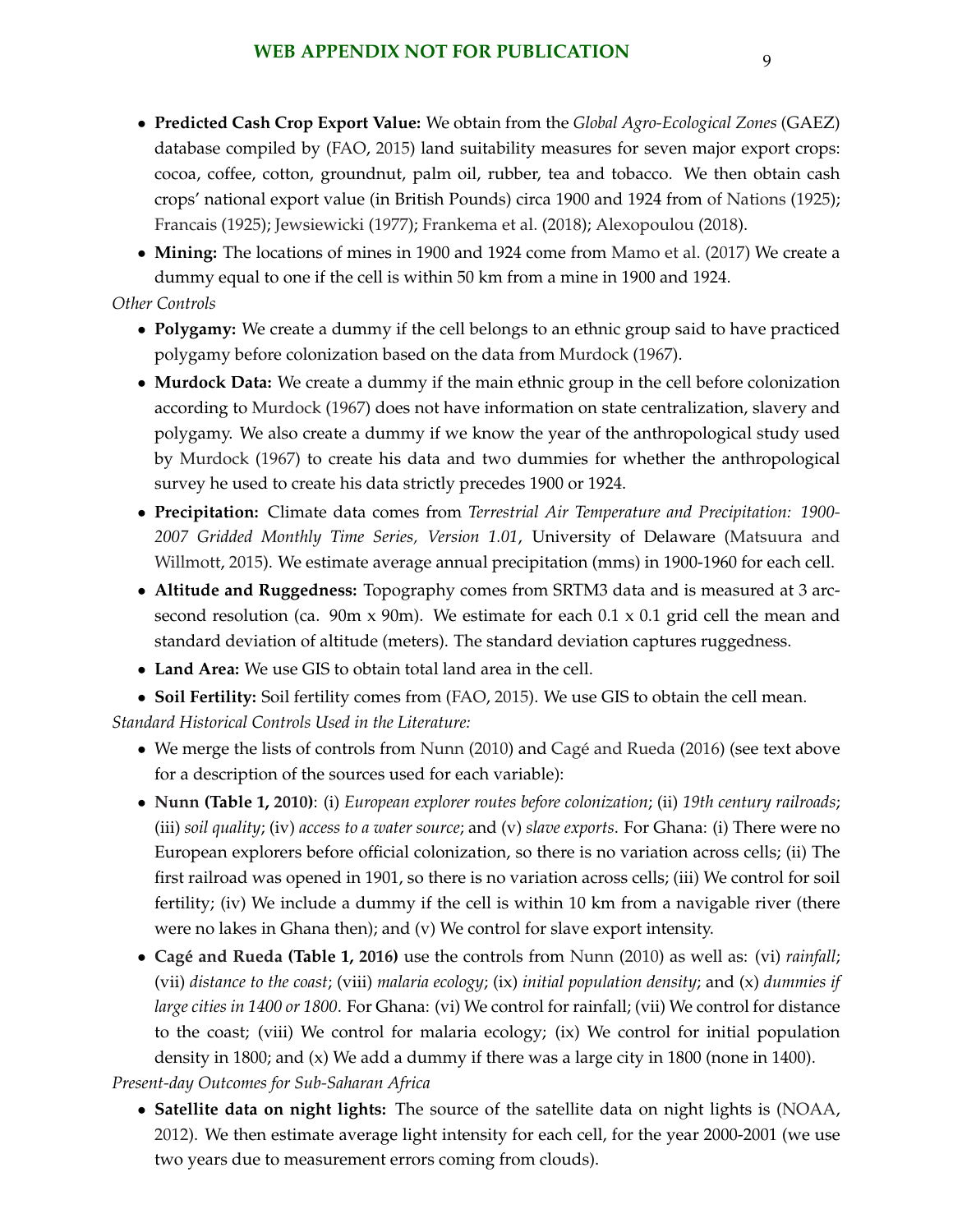- **Predicted Cash Crop Export Value:** We obtain from the *Global Agro-Ecological Zones* (GAEZ) database compiled by (FAO, 2015) land suitability measures for seven major export crops: cocoa, coffee, cotton, groundnut, palm oil, rubber, tea and tobacco. We then obtain cash crops' national export value (in British Pounds) circa 1900 and 1924 from of Nations (1925); Francais (1925); Jewsiewicki (1977); Frankema et al. (2018); Alexopoulou (2018).
- **Mining:** The locations of mines in 1900 and 1924 come from Mamo et al. (2017) We create a dummy equal to one if the cell is within 50 km from a mine in 1900 and 1924.

*Other Controls*

- **Polygamy:** We create a dummy if the cell belongs to an ethnic group said to have practiced polygamy before colonization based on the data from Murdock (1967).
- **Murdock Data:** We create a dummy if the main ethnic group in the cell before colonization according to Murdock (1967) does not have information on state centralization, slavery and polygamy. We also create a dummy if we know the year of the anthropological study used by Murdock (1967) to create his data and two dummies for whether the anthropological survey he used to create his data strictly precedes 1900 or 1924.
- **Precipitation:** Climate data comes from *Terrestrial Air Temperature and Precipitation: 1900-2007 Gridded Monthly Time Series, Version 1.01*, University of Delaware (Matsuura and Willmott, 2015). We estimate average annual precipitation (mms) in 1900-1960 for each cell.
- **Altitude and Ruggedness:** Topography comes from SRTM3 data and is measured at 3 arc-second resolution (ca. 90m x 90m). We estimate for each 0.1 x 0.1 grid cell the mean and standard deviation of altitude (meters). The standard deviation captures ruggedness.
- **Land Area:** We use GIS to obtain total land area in the cell.
- **Soil Fertility:** Soil fertility comes from (FAO, 2015). We use GIS to obtain the cell mean.

*Standard Historical Controls Used in the Literature:*

- We merge the lists of controls from Nunn (2010) and Cagé and Rueda (2016) (see text above for a description of the sources used for each variable):
- **Nunn (Table 1, 2010)**: (i) *European explorer routes before colonization*; (ii) *19th century railroads*; (iii) *soil quality*; (iv) *access to a water source*; and (v) *slave exports*. For Ghana: (i) There were no European explorers before official colonization, so there is no variation across cells; (ii) The first railroad was opened in 1901, so there is no variation across cells; (iii) We control for soil fertility; (iv) We include a dummy if the cell is within 10 km from a navigable river (there were no lakes in Ghana then); and (v) We control for slave export intensity.
- **Cagé and Rueda (Table 1, 2016)** use the controls from Nunn (2010) as well as: (vi) *rainfall*; (vii) *distance to the coast*; (viii) *malaria ecology*; (ix) *initial population density*; and (x) *dummies if large cities in 1400 or 1800*. For Ghana: (vi) We control for rainfall; (vii) We control for distance to the coast; (viii) We control for malaria ecology; (ix) We control for initial population density in 1800; and (x) We add a dummy if there was a large city in 1800 (none in 1400).

*Present-day Outcomes for Sub-Saharan Africa*

- **Satellite data on night lights:** The source of the satellite data on night lights is (NOAA, 2012). We then estimate average light intensity for each cell, for the year 2000-2001 (we use two years due to measurement errors coming from clouds).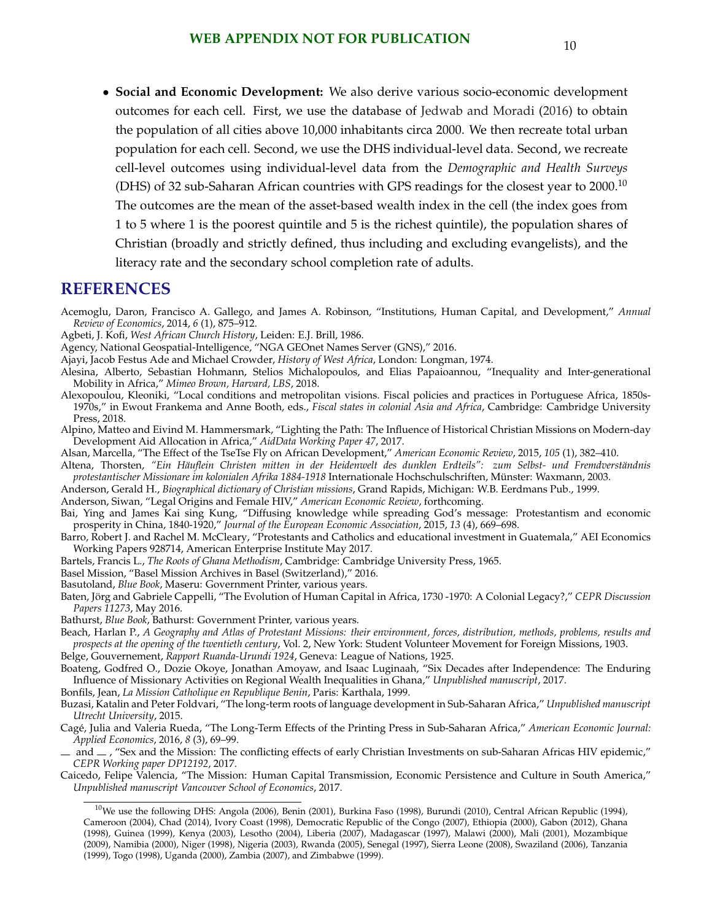- **Social and Economic Development:** We also derive various socio-economic development outcomes for each cell. First, we use the database of Jedwab and Moradi (2016) to obtain the population of all cities above 10,000 inhabitants circa 2000. We then recreate total urban population for each cell. Second, we use the DHS individual-level data. Second, we recreate cell-level outcomes using individual-level data from the *Demographic and Health Surveys* (DHS) of 32 sub-Saharan African countries with GPS readings for the closest year to 2000.[10] The outcomes are the mean of the asset-based wealth index in the cell (the index goes from 1 to 5 where 1 is the poorest quintile and 5 is the richest quintile), the population shares of Christian (broadly and strictly defined, thus including and excluding evangelists), and the literacy rate and the secondary school completion rate of adults.

# REFERENCES

Acemoglu, Daron, Francisco A. Gallego, and James A. Robinson, "Institutions, Human Capital, and Development," *Annual Review of Economics*, 2014, *6* (1), 875–912.

Agbeti, J. Kofi, *West African Church History*, Leiden: E.J. Brill, 1986.

Agency, National Geospatial-Intelligence, "NGA GEOnet Names Server (GNS)," 2016.

Ajayi, Jacob Festus Ade and Michael Crowder, *History of West Africa*, London: Longman, 1974.

Alesina, Alberto, Sebastian Hohmann, Stelios Michalopoulos, and Elias Papaioannou, "Inequality and Inter-generational Mobility in Africa," *Mimeo Brown, Harvard, LBS*, 2018.

Alexopoulou, Kleoniki, "Local conditions and metropolitan visions. Fiscal policies and practices in Portuguese Africa, 1850s-1970s," in Ewout Frankema and Anne Booth, eds., *Fiscal states in colonial Asia and Africa*, Cambridge: Cambridge University Press, 2018.

Alpino, Matteo and Eivind M. Hammersmark, "Lighting the Path: The Influence of Historical Christian Missions on Modern-day Development Aid Allocation in Africa," *AidData Working Paper 47*, 2017.

Alsan, Marcella, "The Effect of the TseTse Fly on African Development," *American Economic Review*, 2015, *105* (1), 382–410.

Altena, Thorsten, *"Ein Häuflein Christen mitten in der Heidenwelt des dunklen Erdteils": zum Selbst- und Fremdverständnis protestantischer Missionare im kolonialen Afrika 1884-1918* Internationale Hochschulschriften, Münster: Waxmann, 2003.

Anderson, Gerald H., *Biographical dictionary of Christian missions*, Grand Rapids, Michigan: W.B. Eerdmans Pub., 1999.

Anderson, Siwan, "Legal Origins and Female HIV," *American Economic Review*, forthcoming.

Bai, Ying and James Kai sing Kung, "Diffusing knowledge while spreading God's message: Protestantism and economic prosperity in China, 1840-1920," *Journal of the European Economic Association*, 2015, *13* (4), 669–698.

Barro, Robert J. and Rachel M. McCleary, "Protestants and Catholics and educational investment in Guatemala," AEI Economics Working Papers 928714, American Enterprise Institute May 2017.

Bartels, Francis L., *The Roots of Ghana Methodism*, Cambridge: Cambridge University Press, 1965.

Basel Mission, "Basel Mission Archives in Basel (Switzerland)," 2016.

Basutoland, *Blue Book*, Maseru: Government Printer, various years.

Baten, Jörg and Gabriele Cappelli, "The Evolution of Human Capital in Africa, 1730 -1970: A Colonial Legacy?," *CEPR Discussion Papers 11273*, May 2016.

Bathurst, *Blue Book*, Bathurst: Government Printer, various years.

Beach, Harlan P., *A Geography and Atlas of Protestant Missions: their environment, forces, distribution, methods, problems, results and prospects at the opening of the twentieth century*, Vol. 2, New York: Student Volunteer Movement for Foreign Missions, 1903.

Belge, Gouvernement, *Rapport Ruanda-Urundi 1924*, Geneva: League of Nations, 1925.

Boateng, Godfred O., Dozie Okoye, Jonathan Amoyaw, and Isaac Luginaah, "Six Decades after Independence: The Enduring Influence of Missionary Activities on Regional Wealth Inequalities in Ghana," *Unpublished manuscript*, 2017.

Bonfils, Jean, *La Mission Catholique en Republique Benin*, Paris: Karthala, 1999.

Buzasi, Katalin and Peter Foldvari, "The long-term roots of language development in Sub-Saharan Africa," *Unpublished manuscript Utrecht University*, 2015.

Cagé, Julia and Valeria Rueda, "The Long-Term Effects of the Printing Press in Sub-Saharan Africa," *American Economic Journal: Applied Economics*, 2016, *8* (3), 69–99.

— and —, "Sex and the Mission: The conflicting effects of early Christian Investments on sub-Saharan Africas HIV epidemic," *CEPR Working paper DP12192*, 2017.

Caicedo, Felipe Valencia, "The Mission: Human Capital Transmission, Economic Persistence and Culture in South America," *Unpublished manuscript Vancouver School of Economics*, 2017.

[10] We use the following DHS: Angola (2006), Benin (2001), Burkina Faso (1998), Burundi (2010), Central African Republic (1994), Cameroon (2004), Chad (2014), Ivory Coast (1998), Democratic Republic of the Congo (2007), Ethiopia (2000), Gabon (2012), Ghana (1998), Guinea (1999), Kenya (2003), Lesotho (2004), Liberia (2007), Madagascar (1997), Malawi (2000), Mali (2001), Mozambique (2009), Namibia (2000), Niger (1998), Nigeria (2003), Rwanda (2005), Senegal (1997), Sierra Leone (2008), Swaziland (2006), Tanzania (1999), Togo (1998), Uganda (2000), Zambia (2007), and Zimbabwe (1999).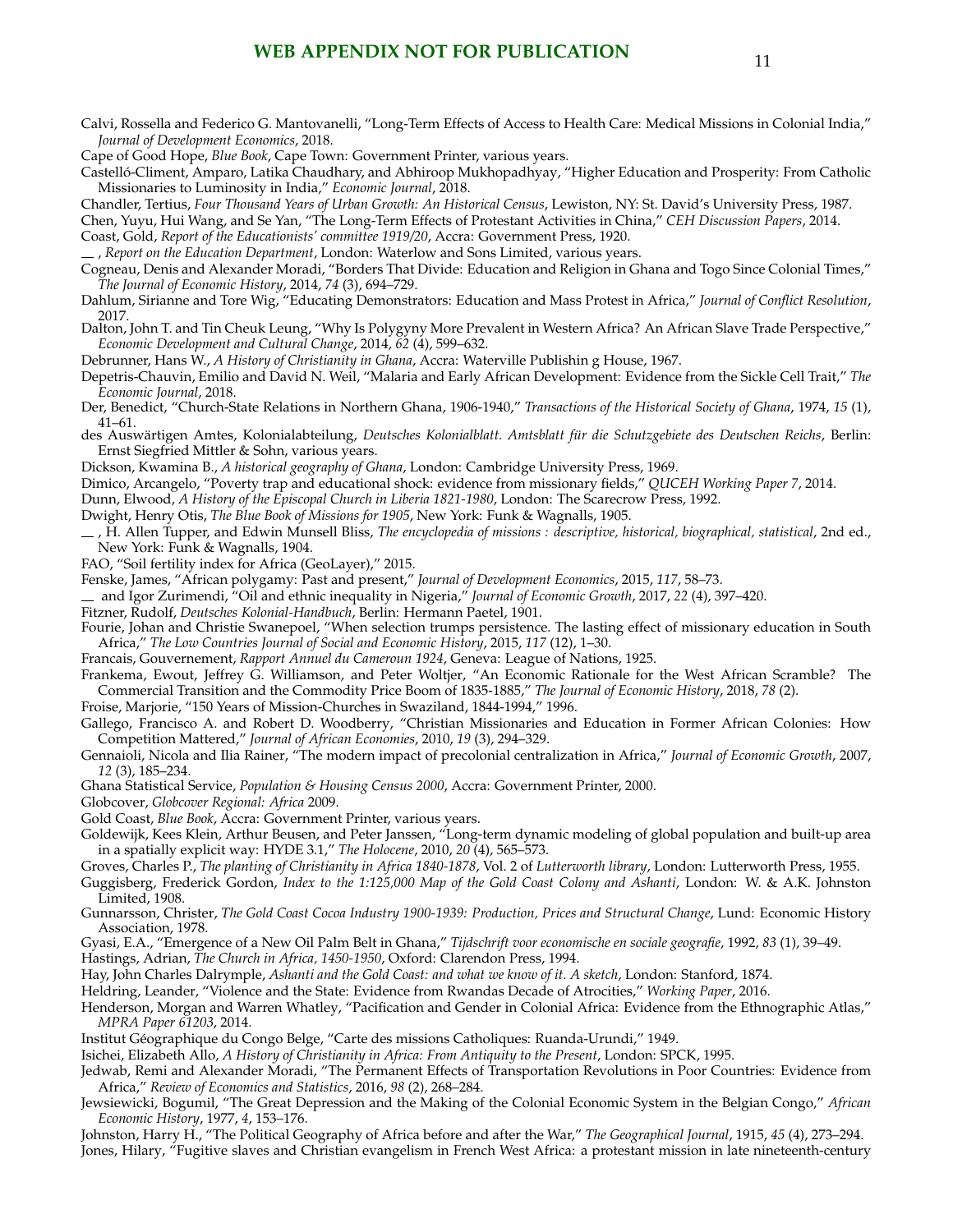Calvi, Rossella and Federico G. Mantovanelli, "Long-Term Effects of Access to Health Care: Medical Missions in Colonial India," *Journal of Development Economics*, 2018.

Cape of Good Hope, *Blue Book*, Cape Town: Government Printer, various years.

Castelló-Climent, Amparo, Latika Chaudhary, and Abhiroop Mukhopadhyay, "Higher Education and Prosperity: From Catholic Missionaries to Luminosity in India," *Economic Journal*, 2018.

Chandler, Tertius, *Four Thousand Years of Urban Growth: An Historical Census*, Lewiston, NY: St. David's University Press, 1987.

Chen, Yuyu, Hui Wang, and Se Yan, "The Long-Term Effects of Protestant Activities in China," *CEH Discussion Papers*, 2014.

Coast, Gold, *Report of the Educationists' committee 1919/20*, Accra: Government Press, 1920.

— , *Report on the Education Department*, London: Waterlow and Sons Limited, various years.

Cogneau, Denis and Alexander Moradi, "Borders That Divide: Education and Religion in Ghana and Togo Since Colonial Times," *The Journal of Economic History*, 2014, *74* (3), 694–729.

Dahlum, Sirianne and Tore Wig, "Educating Demonstrators: Education and Mass Protest in Africa," *Journal of Conflict Resolution*, 2017.

Dalton, John T. and Tin Cheuk Leung, "Why Is Polygyny More Prevalent in Western Africa? An African Slave Trade Perspective," *Economic Development and Cultural Change*, 2014, *62* (4), 599–632.

Debrunner, Hans W., *A History of Christianity in Ghana*, Accra: Waterville Publishin g House, 1967.

Depetris-Chauvin, Emilio and David N. Weil, "Malaria and Early African Development: Evidence from the Sickle Cell Trait," *The Economic Journal*, 2018.

Der, Benedict, "Church-State Relations in Northern Ghana, 1906-1940," *Transactions of the Historical Society of Ghana*, 1974, *15* (1), 41–61.

des Auswärtigen Amtes, Kolonialabteilung, *Deutsches Kolonialblatt. Amtsblatt für die Schutzgebiete des Deutschen Reichs*, Berlin: Ernst Siegfried Mittler & Sohn, various years.

Dickson, Kwamina B., *A historical geography of Ghana*, London: Cambridge University Press, 1969.

Dimico, Arcangelo, "Poverty trap and educational shock: evidence from missionary fields," *QUCEH Working Paper 7*, 2014.

Dunn, Elwood, *A History of the Episcopal Church in Liberia 1821-1980*, London: The Scarecrow Press, 1992.

Dwight, Henry Otis, *The Blue Book of Missions for 1905*, New York: Funk & Wagnalls, 1905.

— , H. Allen Tupper, and Edwin Munsell Bliss, *The encyclopedia of missions : descriptive, historical, biographical, statistical*, 2nd ed., New York: Funk & Wagnalls, 1904.

FAO, "Soil fertility index for Africa (GeoLayer)," 2015.

Fenske, James, "African polygamy: Past and present," *Journal of Development Economics*, 2015, *117*, 58–73.

— and Igor Zurimendi, "Oil and ethnic inequality in Nigeria," *Journal of Economic Growth*, 2017, *22* (4), 397–420.

Fitzner, Rudolf, *Deutsches Kolonial-Handbuch*, Berlin: Hermann Paetel, 1901.

Fourie, Johan and Christie Swanepoel, "When selection trumps persistence. The lasting effect of missionary education in South Africa," *The Low Countries Journal of Social and Economic History*, 2015, *117* (12), 1–30.

Francais, Gouvernement, *Rapport Annuel du Cameroun 1924*, Geneva: League of Nations, 1925.

Frankema, Ewout, Jeffrey G. Williamson, and Peter Woltjer, "An Economic Rationale for the West African Scramble? The Commercial Transition and the Commodity Price Boom of 1835-1885," *The Journal of Economic History*, 2018, *78* (2).

Froise, Marjorie, "150 Years of Mission-Churches in Swaziland, 1844-1994," 1996.

Gallego, Francisco A. and Robert D. Woodberry, "Christian Missionaries and Education in Former African Colonies: How Competition Mattered," *Journal of African Economies*, 2010, *19* (3), 294–329.

Gennaioli, Nicola and Ilia Rainer, "The modern impact of precolonial centralization in Africa," *Journal of Economic Growth*, 2007, *12* (3), 185–234.

Ghana Statistical Service, *Population & Housing Census 2000*, Accra: Government Printer, 2000.

Globcover, *Globcover Regional: Africa* 2009.

Gold Coast, *Blue Book*, Accra: Government Printer, various years.

Goldewijk, Kees Klein, Arthur Beusen, and Peter Janssen, "Long-term dynamic modeling of global population and built-up area in a spatially explicit way: HYDE 3.1," *The Holocene*, 2010, *20* (4), 565–573.

Groves, Charles P., *The planting of Christianity in Africa 1840-1878*, Vol. 2 of *Lutterworth library*, London: Lutterworth Press, 1955.

Guggisberg, Frederick Gordon, *Index to the 1:125,000 Map of the Gold Coast Colony and Ashanti*, London: W. & A.K. Johnston Limited, 1908.

Gunnarsson, Christer, *The Gold Coast Cocoa Industry 1900-1939: Production, Prices and Structural Change*, Lund: Economic History Association, 1978.

Gyasi, E.A., "Emergence of a New Oil Palm Belt in Ghana," *Tijdschrift voor economische en sociale geografie*, 1992, *83* (1), 39–49.

Hastings, Adrian, *The Church in Africa, 1450-1950*, Oxford: Clarendon Press, 1994.

Hay, John Charles Dalrymple, *Ashanti and the Gold Coast: and what we know of it. A sketch*, London: Stanford, 1874.

Heldring, Leander, "Violence and the State: Evidence from Rwandas Decade of Atrocities," *Working Paper*, 2016.

Henderson, Morgan and Warren Whatley, "Pacification and Gender in Colonial Africa: Evidence from the Ethnographic Atlas," *MPRA Paper 61203*, 2014.

Institut Géographique du Congo Belge, "Carte des missions Catholiques: Ruanda-Urundi," 1949.

Isichei, Elizabeth Allo, *A History of Christianity in Africa: From Antiquity to the Present*, London: SPCK, 1995.

Jedwab, Remi and Alexander Moradi, "The Permanent Effects of Transportation Revolutions in Poor Countries: Evidence from Africa," *Review of Economics and Statistics*, 2016, *98* (2), 268–284.

Jewsiewicki, Bogumil, "The Great Depression and the Making of the Colonial Economic System in the Belgian Congo," *African Economic History*, 1977, *4*, 153–176.

Johnston, Harry H., "The Political Geography of Africa before and after the War," *The Geographical Journal*, 1915, *45* (4), 273–294.

Jones, Hilary, "Fugitive slaves and Christian evangelism in French West Africa: a protestant mission in late nineteenth-century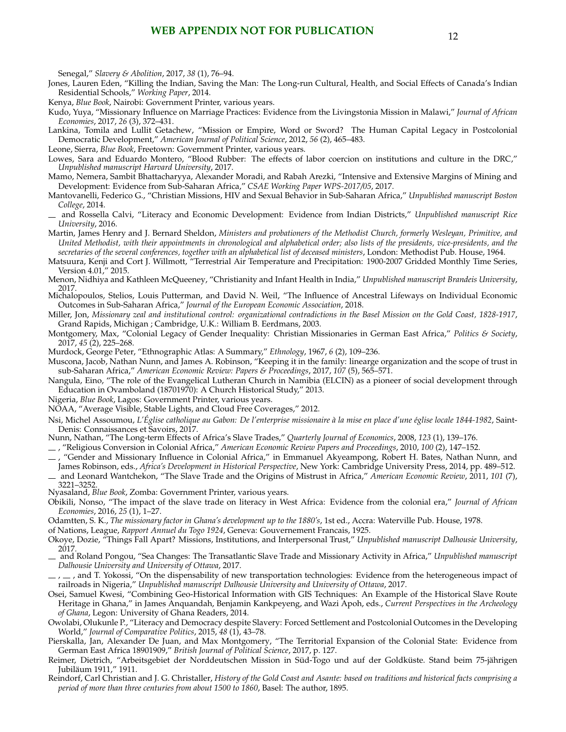Senegal," *Slavery & Abolition*, 2017, *38* (1), 76–94.

Jones, Lauren Eden, "Killing the Indian, Saving the Man: The Long-run Cultural, Health, and Social Effects of Canada's Indian Residential Schools," *Working Paper*, 2014.

Kenya, *Blue Book*, Nairobi: Government Printer, various years.

Kudo, Yuya, "Missionary Influence on Marriage Practices: Evidence from the Livingstonia Mission in Malawi," *Journal of African Economies*, 2017, *26* (3), 372–431.

Lankina, Tomila and Lullit Getachew, "Mission or Empire, Word or Sword? The Human Capital Legacy in Postcolonial Democratic Development," *American Journal of Political Science*, 2012, *56* (2), 465–483.

Leone, Sierra, *Blue Book*, Freetown: Government Printer, various years.

Lowes, Sara and Eduardo Montero, "Blood Rubber: The effects of labor coercion on institutions and culture in the DRC," *Unpublished manuscript Harvard University*, 2017.

Mamo, Nemera, Sambit Bhattacharyya, Alexander Moradi, and Rabah Arezki, "Intensive and Extensive Margins of Mining and Development: Evidence from Sub-Saharan Africa," *CSAE Working Paper WPS-2017/05*, 2017.

Mantovanelli, Federico G., "Christian Missions, HIV and Sexual Behavior in Sub-Saharan Africa," *Unpublished manuscript Boston College*, 2014.

— and Rossella Calvi, "Literacy and Economic Development: Evidence from Indian Districts," *Unpublished manuscript Rice University*, 2016.

Martin, James Henry and J. Bernard Sheldon, *Ministers and probationers of the Methodist Church, formerly Wesleyan, Primitive, and United Methodist, with their appointments in chronological and alphabetical order; also lists of the presidents, vice-presidents, and the secretaries of the several conferences, together with an alphabetical list of deceased ministers*, London: Methodist Pub. House, 1964.

Matsuura, Kenji and Cort J. Willmott, "Terrestrial Air Temperature and Precipitation: 1900-2007 Gridded Monthly Time Series, Version 4.01," 2015.

Menon, Nidhiya and Kathleen McQueeney, "Christianity and Infant Health in India," *Unpublished manuscript Brandeis University*, 2017.

Michalopoulos, Stelios, Louis Putterman, and David N. Weil, "The Influence of Ancestral Lifeways on Individual Economic Outcomes in Sub-Saharan Africa," *Journal of the European Economic Association*, 2018.

Miller, Jon, *Missionary zeal and institutional control: organizational contradictions in the Basel Mission on the Gold Coast, 1828-1917*, Grand Rapids, Michigan ; Cambridge, U.K.: William B. Eerdmans, 2003.

Montgomery, Max, "Colonial Legacy of Gender Inequality: Christian Missionaries in German East Africa," *Politics & Society*, 2017, *45* (2), 225–268.

Murdock, George Peter, "Ethnographic Atlas: A Summary," *Ethnology*, 1967, *6* (2), 109–236.

Muscona, Jacob, Nathan Nunn, and James A. Robinson, "Keeping it in the family: linearge organization and the scope of trust in sub-Saharan Africa," *American Economic Review: Papers & Proceedings*, 2017, *107* (5), 565–571.

Nangula, Eino, "The role of the Evangelical Lutheran Church in Namibia (ELCIN) as a pioneer of social development through Education in Ovamboland (18701970): A Church Historical Study," 2013.

Nigeria, *Blue Book*, Lagos: Government Printer, various years.

NOAA, "Average Visible, Stable Lights, and Cloud Free Coverages," 2012.

Nsi, Michel Assoumou, *L'Église catholique au Gabon: De l'enterprise missionaire à la mise en place d'une église locale 1844-1982*, Saint-Denis: Connaissances et Savoirs, 2017.

Nunn, Nathan, "The Long-term Effects of Africa's Slave Trades," *Quarterly Journal of Economics*, 2008, *123* (1), 139–176.

— , "Religious Conversion in Colonial Africa," *American Economic Review Papers and Proceedings*, 2010, *100* (2), 147–152.

— , "Gender and Missionary Influence in Colonial Africa," in Emmanuel Akyeampong, Robert H. Bates, Nathan Nunn, and James Robinson, eds., *Africa's Development in Historical Perspective*, New York: Cambridge University Press, 2014, pp. 489–512.

— and Leonard Wantchekon, "The Slave Trade and the Origins of Mistrust in Africa," *American Economic Review*, 2011, *101* (7), 3221–3252.

Nyasaland, *Blue Book*, Zomba: Government Printer, various years.

Obikili, Nonso, "The impact of the slave trade on literacy in West Africa: Evidence from the colonial era," *Journal of African Economies*, 2016, *25* (1), 1–27.

Odamtten, S. K., *The missionary factor in Ghana's development up to the 1880's*, 1st ed., Accra: Waterville Pub. House, 1978.

of Nations, League, *Rapport Annuel du Togo 1924*, Geneva: Gouvernement Francais, 1925.

Okoye, Dozie, "Things Fall Apart? Missions, Institutions, and Interpersonal Trust," *Unpublished manuscript Dalhousie University*, 2017.

— and Roland Pongou, "Sea Changes: The Transatlantic Slave Trade and Missionary Activity in Africa," *Unpublished manuscript Dalhousie University and University of Ottawa*, 2017.

— , — , and T. Yokossi, "On the dispensability of new transportation technologies: Evidence from the heterogeneous impact of railroads in Nigeria," *Unpublished manuscript Dalhousie University and University of Ottawa*, 2017.

Osei, Samuel Kwesi, "Combining Geo-Historical Information with GIS Techniques: An Example of the Historical Slave Route Heritage in Ghana," in James Anquandah, Benjamin Kankpeyeng, and Wazi Apoh, eds., *Current Perspectives in the Archeology of Ghana*, Legon: University of Ghana Readers, 2014.

Owolabi, Olukunle P., "Literacy and Democracy despite Slavery: Forced Settlement and Postcolonial Outcomes in the Developing World," *Journal of Comparative Politics*, 2015, *48* (1), 43–78.

Pierskalla, Jan, Alexander De Juan, and Max Montgomery, "The Territorial Expansion of the Colonial State: Evidence from German East Africa 18901909," *British Journal of Political Science*, 2017, p. 127.

Reimer, Dietrich, "Arbeitsgebiet der Norddeutschen Mission in Süd-Togo und auf der Goldküste. Stand beim 75-jährigen Jubiläum 1911," 1911.

Reindorf, Carl Christian and J. G. Christaller, *History of the Gold Coast and Asante: based on traditions and historical facts comprising a period of more than three centuries from about 1500 to 1860*, Basel: The author, 1895.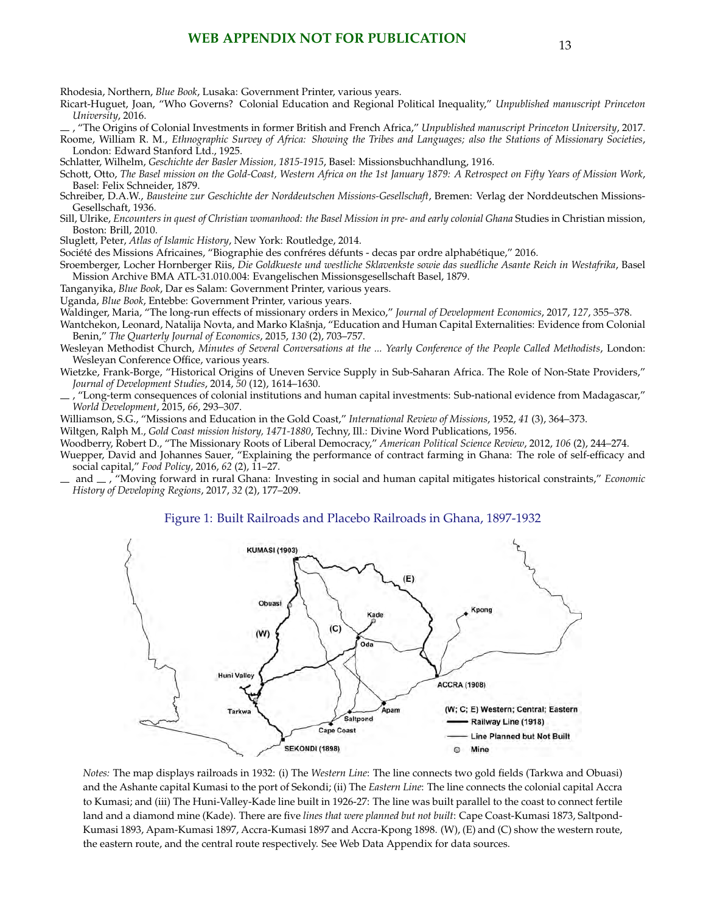Rhodesia, Northern, *Blue Book*, Lusaka: Government Printer, various years.

Ricart-Huguet, Joan, "Who Governs? Colonial Education and Regional Political Inequality," *Unpublished manuscript Princeton University*, 2016.

— , "The Origins of Colonial Investments in former British and French Africa," *Unpublished manuscript Princeton University*, 2017.

Roome, William R. M., *Ethnographic Survey of Africa: Showing the Tribes and Languages; also the Stations of Missionary Societies*, London: Edward Stanford Ltd., 1925.

Schlatter, Wilhelm, *Geschichte der Basler Mission, 1815-1915*, Basel: Missionsbuchhandlung, 1916.

Schott, Otto, *The Basel mission on the Gold-Coast, Western Africa on the 1st January 1879: A Retrospect on Fifty Years of Mission Work*, Basel: Felix Schneider, 1879.

Schreiber, D.A.W., *Bausteine zur Geschichte der Norddeutschen Missions-Gesellschaft*, Bremen: Verlag der Norddeutschen Missions-Gesellschaft, 1936.

Sill, Ulrike, *Encounters in quest of Christian womanhood: the Basel Mission in pre- and early colonial Ghana* Studies in Christian mission, Boston: Brill, 2010.

Sluglett, Peter, *Atlas of Islamic History*, New York: Routledge, 2014.

Société des Missions Africaines, "Biographie des confréres défunts - decas par ordre alphabétique," 2016.

Sroemberger, Locher Hornberger Riis, *Die Goldkueste und westliche Sklavenkste sowie das suedliche Asante Reich in Westafrika*, Basel Mission Archive BMA ATL-31.010.004: Evangelischen Missionsgesellschaft Basel, 1879.

Tanganyika, *Blue Book*, Dar es Salam: Government Printer, various years.

Uganda, *Blue Book*, Entebbe: Government Printer, various years.

Waldinger, Maria, "The long-run effects of missionary orders in Mexico," *Journal of Development Economics*, 2017, *127*, 355–378.

Wantchekon, Leonard, Natalija Novta, and Marko Klašnja, "Education and Human Capital Externalities: Evidence from Colonial Benin," *The Quarterly Journal of Economics*, 2015, *130* (2), 703–757.

Wesleyan Methodist Church, *Minutes of Several Conversations at the ... Yearly Conference of the People Called Methodists*, London: Wesleyan Conference Office, various years.

Wietzke, Frank-Borge, "Historical Origins of Uneven Service Supply in Sub-Saharan Africa. The Role of Non-State Providers," *Journal of Development Studies*, 2014, *50* (12), 1614–1630.

— , "Long-term consequences of colonial institutions and human capital investments: Sub-national evidence from Madagascar," *World Development*, 2015, *66*, 293–307.

Williamson, S.G., "Missions and Education in the Gold Coast," *International Review of Missions*, 1952, *41* (3), 364–373.

Wiltgen, Ralph M., *Gold Coast mission history, 1471-1880*, Techny, Ill.: Divine Word Publications, 1956.

Woodberry, Robert D., "The Missionary Roots of Liberal Democracy," *American Political Science Review*, 2012, *106* (2), 244–274.

Wuepper, David and Johannes Sauer, "Explaining the performance of contract farming in Ghana: The role of self-efficacy and social capital," *Food Policy*, 2016, *62* (2), 11–27.

— and — , "Moving forward in rural Ghana: Investing in social and human capital mitigates historical constraints," *Economic History of Developing Regions*, 2017, *32* (2), 177–209.

Figure 1: Built Railroads and Placebo Railroads in Ghana, 1897-1932

*Notes:* The map displays railroads in 1932: (i) The *Western Line*: The line connects two gold fields (Tarkwa and Obuasi) and the Ashante capital Kumasi to the port of Sekondi; (ii) The *Eastern Line*: The line connects the colonial capital Accra to Kumasi; and (iii) The Huni-Valley-Kade line built in 1926-27: The line was built parallel to the coast to connect fertile land and a diamond mine (Kade). There are five *lines that were planned but not built*: Cape Coast-Kumasi 1873, Saltpond-Kumasi 1893, Apam-Kumasi 1897, Accra-Kumasi 1897 and Accra-Kpong 1898. (W), (E) and (C) show the western route, the eastern route, and the central route respectively. See Web Data Appendix for data sources.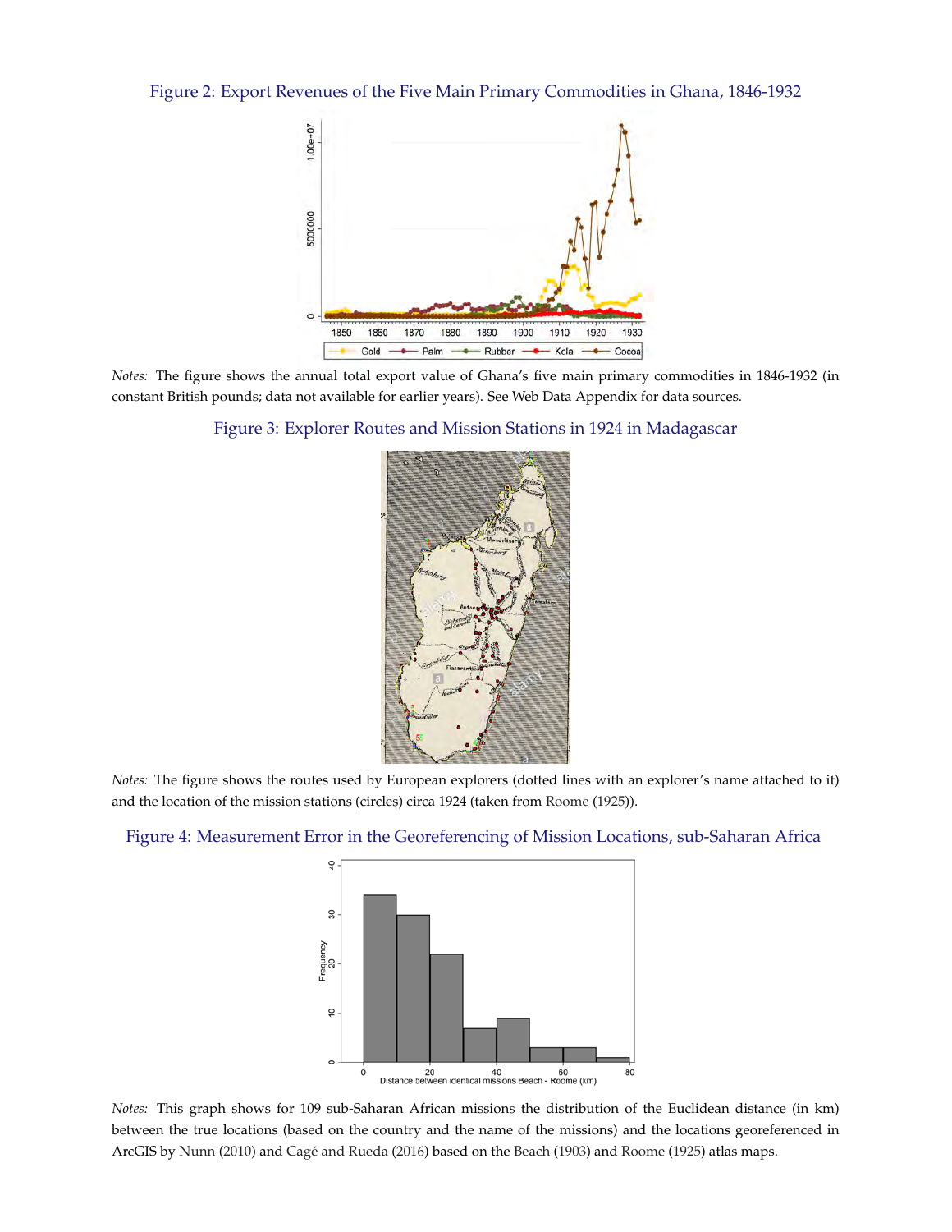Figure 2: Export Revenues of the Five Main Primary Commodities in Ghana, 1846-1932

*Notes:* The figure shows the annual total export value of Ghana's five main primary commodities in 1846-1932 (in constant British pounds; data not available for earlier years). See Web Data Appendix for data sources.

Figure 3: Explorer Routes and Mission Stations in 1924 in Madagascar

*Notes:* The figure shows the routes used by European explorers (dotted lines with an explorer's name attached to it) and the location of the mission stations (circles) circa 1924 (taken from Roome (1925)).

Figure 4: Measurement Error in the Georeferencing of Mission Locations, sub-Saharan Africa

*Notes:* This graph shows for 109 sub-Saharan African missions the distribution of the Euclidean distance (in km) between the true locations (based on the country and the name of the missions) and the locations georeferenced in ArcGIS by Nunn (2010) and Cagé and Rueda (2016) based on the Beach (1903) and Roome (1925) atlas maps.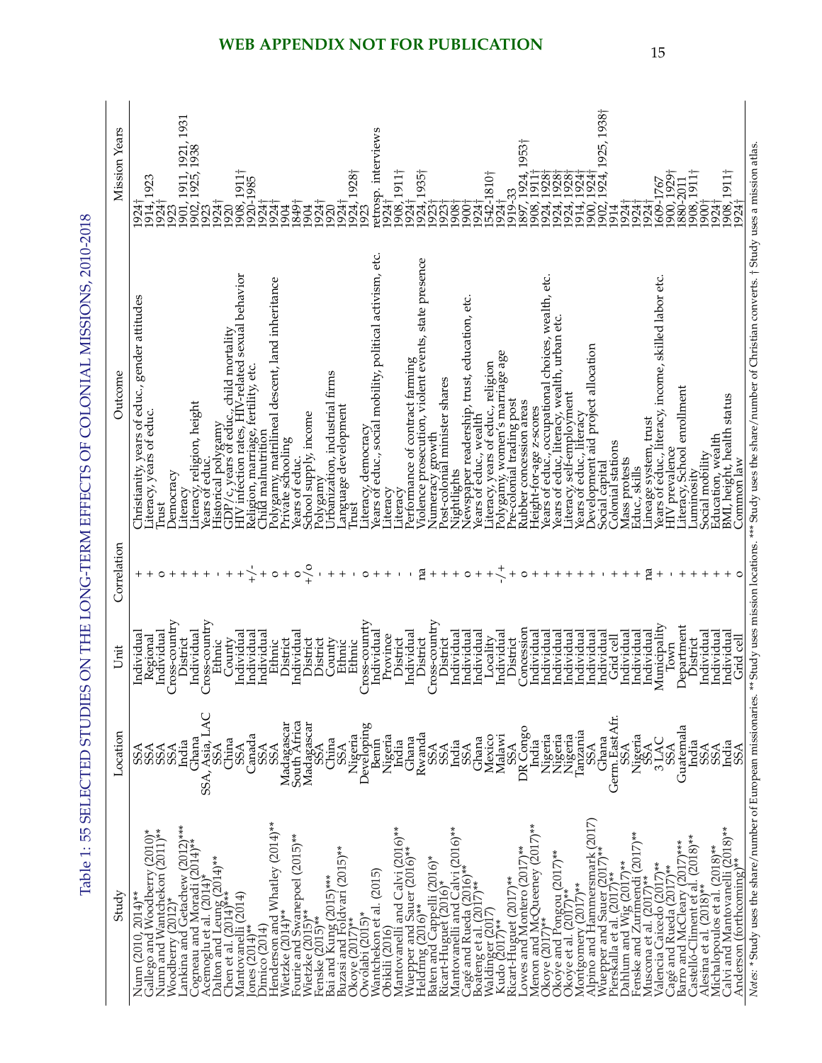WEB APPENDIX NOT FOR PUBLICATION

Table 1: 55 SELECTED STUDIES ON THE LONG-TERM EFFECTS OF COLONIAL MISSIONS, 2010-2018

| Study | Location | Unit | Correlation | Outcome | Mission Years |
|---|---|---|---|---|---|
| Nunn (2010, 2014)** | SSA | Individual | + | Christianity, years of educ., gender attitudes | 1924† |
| Gallego and Woodberry (2010)* | SSA | Regional | + | Literacy, years of educ. | 1914, 1923 |
| Nunn and Wantchekon (2011)** | SSA | Individual | o | Trust | 1924† |
| Woodberry (2012)* | SSA | Cross-country | + | Democracy | 1923 |
| Lankina and Getachew (2012)*** | India | District | + | Literacy | 1901, 1911, 1921, 1931 |
| Cogneau and Moradi (2014)** | Ghana | Individual | + | Literacy, religion, height | 1902, 1925, 1938 |
| Acemoglu et al. (2014)* | SSA, Asia, LAC | Cross-country | + | Years of educ. | 1923 |
| Dalton and Leung (2014)** | SSA | Ethnic | - | Historical polygamy | 1924† |
| Chen et al. (2014)*** | China | County | + | GDP/c, years of educ., child mortality | 1920 |
| Mantovanelli (2014) | SSA | Individual | + | HIV infection rates, HIV-related sexual behavior | 1908, 1911† |
| Jones (2014)** | Canada | Individual | +/- | Religion, marriage, fertility, etc. | 1920-1985 |
| Dimico (2014) | SSA | Individual | + | Child malnutrition | 1924† |
| Henderson and Whatley (2014)** | SSA | Ethnic | o | Polygamy, matrilineal descent, land inheritance | 1924† |
| Wietzke (2014)** | Madagascar | District | + | Private schooling | 1904 |
| Fourie and Swanepoel (2015)** | South Africa | Individual | o | Years of educ. | 1849† |
| Wietzke (2015)** | Madagascar | District | +/o | School supply, income | 1904 |
| Fenske (2015)** | SSA | District | - | Polygamy | 1924† |
| Bai and Kung (2015)*** | China | County | + | Urbanization, industrial firms | 1920 |
| Buzasi and Földvári (2015)** | SSA | Ethnic | + | Language development | 1924† |
| Okoye (2017)** | Nigeria | Ethnic | - | Trust | 1924, 1928† |
| Owolabi (2015)* | Developing | Cross-country | o | Literacy, democracy | 1923 |
| Wantchekon et al. (2015) | Benin | Individual | + | Years of educ., social mobility, political activism, etc. | retrosp. interviews |
| Obikili (2016) | Nigeria | Province | + | Literacy | 1924† |
| Mantovanelli and Calvi (2016)** | India | District | - | Literacy | 1908, 1911† |
| Wuepper and Sauer (2016)** | Ghana | Individual | - | Performance of contract farming | 1924† |
| Heldring (2016)** | Rwanda | District | na | Violence prosecution, violent events, state presence | 1924, 1935† |
| Baten and Cappelli (2016)* | SSA | Cross-country | + | Numeracy growth | 1923† |
| Ricart-Huguet (2016)* | SSA | District | + | Post-colonial minister shares | 1923† |
| Mantovanelli and Calvi (2016)** | India | Individual | + | Nightlights | 1908† |
| Cagé and Rueda (2016)** | SSA | Individual | o | Newspaper readership, trust, education, etc. | 1900† |
| Boateng et al. (2017)** | Ghana | Individual | + | Years of educ., wealth | 1924† |
| Waldinger (2017) | Mexico | Locality | + | Literacy, years of educ., religion | 1542-1810† |
| Kudo (2017)** | Malawi | Individual | -/+ | Polygamy, women's marriage age | 1924† |
| Ricart-Huguet (2017)** | SSA | District | + | Pre-colonial trading post | 1919-33 |
| Lowes and Montero (2017)** | DR Congo | Concession | o | Rubber concession areas | 1897, 1924, 1953† |
| Menon and McQueeney (2017)** | India | Individual | + | Height-for-age z-scores | 1908, 1911† |
| Okoye (2017)** | Nigeria | Individual | + | Years of educ., occupational choices, wealth, etc. | 1924, 1928† |
| Okoye and Pongou (2017)** | Nigeria | Individual | + | Years of educ, literacy, wealth, urban etc. | 1924, 1928† |
| Okoye et al. (2017)** | Nigeria | Individual | + | Literacy, self-employment | 1924, 1928† |
| Montgomery (2017)** | Tanzania | Individual | + | Years of educ., literacy | 1914, 1924† |
| Alpino and Hammersmark (2017) | SSA | Individual | + | Development aid project allocation | 1900, 1924† |
| Wuepper and Sauer (2017)** | Ghana | Individual | - | Social capital | 1902, 1924, 1925, 1938† |
| Pierskalla et al. (2017)** | Germ.East Afr. | Grid cell | + | Colonial stations | 1914 |
| Dahlum and Wig (2017)** | SSA | Individual | + | Mass protests | 1924† |
| Fenske and Zurimendi (2017)** | Nigeria | Individual | + | Educ, skills | 1924† |
| Muscona et al. (2017)** | SSA | Individual | na | Lineage system, trust | 1924† |
| Valencia Caicedo (2017)** | 3 LAC | Municipality | + | Years of educ., literacy, income, skilled labor etc. | 1609-1767 |
| Cagé and Rueda (2017)** | SSA | Town | - | HIV prevalence | 1900, 1929† |
| Barro and McCleary (2017)*** | Guatemala | Department | + | Literacy, School enrollment | 1880-2011 |
| Castelló-Climent et al. (2018)** | India | District | + | Luminosity | 1908, 1911† |
| Alesina et al. (2018)** | SSA | Individual | + | Social mobility | 1900† |
| Michalopoulos et al. (2018)** | SSA | Individual | + | Education, wealth | 1924† |
| Calvi and Mantovanelli (2018)** | India | Individual | + | BMI, height, health status | 1908, 1911† |
| Anderson (forthcoming)** | SSA | Grid cell | o | Common law | 1924† |

*Notes*: * Study uses the share/number of European missionaries. ** Study uses mission locations. *** Study uses the share/number of Christian converts. † Study uses a mission atlas.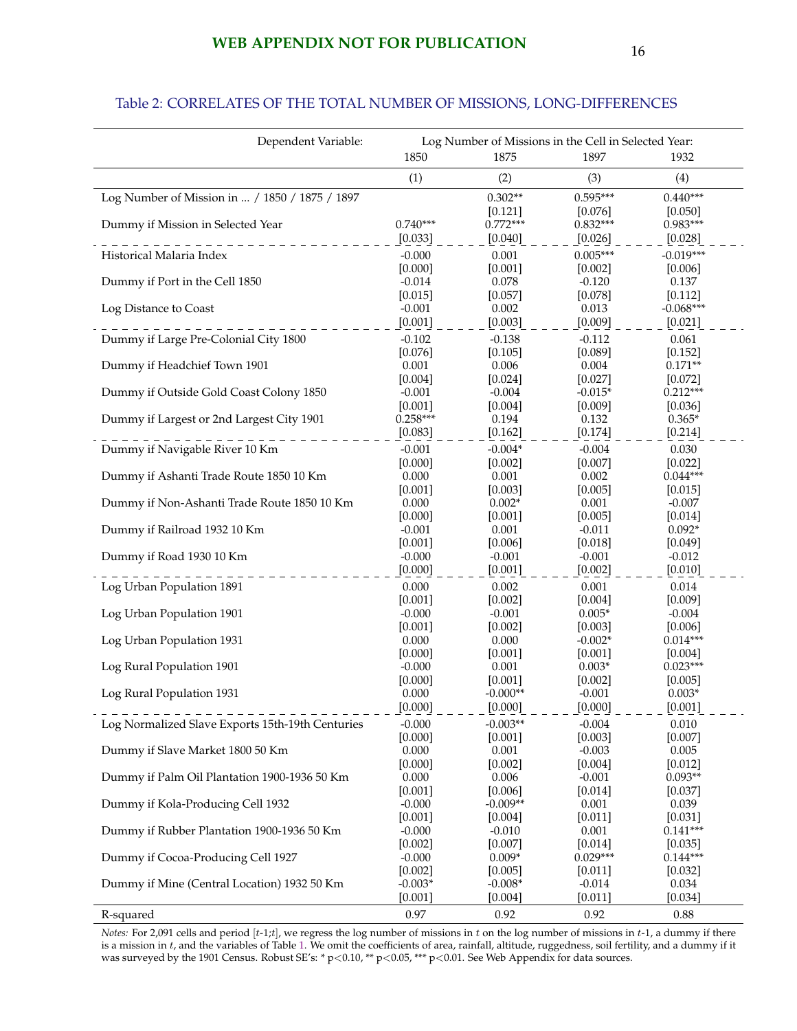WEB APPENDIX NOT FOR PUBLICATION

Table 2: CORRELATES OF THE TOTAL NUMBER OF MISSIONS, LONG-DIFFERENCES

| Dependent Variable: | Log Number of Missions in the Cell in Selected Year: | | | |
|---|---|---|---|---|
| | 1850 | 1875 | 1897 | 1932 |
| | (1) | (2) | (3) | (4) |
| Log Number of Mission in ... / 1850 / 1875 / 1897 | | 0.302** | 0.595*** | 0.440*** |
| | | [0.121] | [0.076] | [0.050] |
| Dummy if Mission in Selected Year | 0.740*** | 0.772*** | 0.832*** | 0.983*** |
| | [0.033] | [0.040] | [0.026] | [0.028] |
| Historical Malaria Index | -0.000 | 0.001 | 0.005*** | -0.019*** |
| | [0.000] | [0.001] | [0.002] | [0.006] |
| Dummy if Port in the Cell 1850 | -0.014 | 0.078 | -0.120 | 0.137 |
| | [0.015] | [0.057] | [0.078] | [0.112] |
| Log Distance to Coast | -0.001 | 0.002 | 0.013 | -0.068*** |
| | [0.001] | [0.003] | [0.009] | [0.021] |
| Dummy if Large Pre-Colonial City 1800 | -0.102 | -0.138 | -0.112 | 0.061 |
| | [0.076] | [0.105] | [0.089] | [0.152] |
| Dummy if Headchief Town 1901 | 0.001 | 0.006 | 0.004 | 0.171** |
| | [0.004] | [0.024] | [0.027] | [0.072] |
| Dummy if Outside Gold Coast Colony 1850 | -0.001 | -0.004 | -0.015* | 0.212*** |
| | [0.001] | [0.004] | [0.009] | [0.036] |
| Dummy if Largest or 2nd Largest City 1901 | 0.258*** | 0.194 | 0.132 | 0.365* |
| | [0.083] | [0.162] | [0.174] | [0.214] |
| Dummy if Navigable River 10 Km | -0.001 | -0.004* | -0.004 | 0.030 |
| | [0.000] | [0.002] | [0.007] | [0.022] |
| Dummy if Ashanti Trade Route 1850 10 Km | 0.000 | 0.001 | 0.002 | 0.044*** |
| | [0.001] | [0.003] | [0.005] | [0.015] |
| Dummy if Non-Ashanti Trade Route 1850 10 Km | 0.000 | 0.002* | 0.001 | -0.007 |
| | [0.000] | [0.001] | [0.005] | [0.014] |
| Dummy if Railroad 1932 10 Km | -0.001 | 0.001 | -0.011 | 0.092* |
| | [0.001] | [0.006] | [0.018] | [0.049] |
| Dummy if Road 1930 10 Km | -0.000 | -0.001 | -0.001 | -0.012 |
| | [0.000] | [0.001] | [0.002] | [0.010] |
| Log Urban Population 1891 | 0.000 | 0.002 | 0.001 | 0.014 |
| | [0.001] | [0.002] | [0.004] | [0.009] |
| Log Urban Population 1901 | -0.000 | -0.001 | 0.005* | -0.004 |
| | [0.001] | [0.002] | [0.003] | [0.006] |
| Log Urban Population 1931 | 0.000 | 0.000 | -0.002* | 0.014*** |
| | [0.000] | [0.001] | [0.001] | [0.004] |
| Log Rural Population 1901 | -0.000 | 0.001 | 0.003* | 0.023*** |
| | [0.000] | [0.001] | [0.002] | [0.005] |
| Log Rural Population 1931 | 0.000 | -0.000** | -0.001 | 0.003* |
| | [0.000] | [0.000] | [0.000] | [0.001] |
| Log Normalized Slave Exports 15th-19th Centuries | -0.000 | -0.003** | -0.004 | 0.010 |
| | [0.000] | [0.001] | [0.003] | [0.007] |
| Dummy if Slave Market 1800 50 Km | 0.000 | 0.001 | -0.003 | 0.005 |
| | [0.000] | [0.002] | [0.004] | [0.012] |
| Dummy if Palm Oil Plantation 1900-1936 50 Km | 0.000 | 0.006 | -0.001 | 0.093** |
| | [0.001] | [0.006] | [0.014] | [0.037] |
| Dummy if Kola-Producing Cell 1932 | -0.000 | -0.009** | 0.001 | 0.039 |
| | [0.001] | [0.004] | [0.011] | [0.031] |
| Dummy if Rubber Plantation 1900-1936 50 Km | -0.000 | -0.010 | 0.001 | 0.141*** |
| | [0.002] | [0.007] | [0.014] | [0.035] |
| Dummy if Cocoa-Producing Cell 1927 | -0.000 | 0.009* | 0.029*** | 0.144*** |
| | [0.002] | [0.005] | [0.011] | [0.032] |
| Dummy if Mine (Central Location) 1932 50 Km | -0.003* | -0.008* | -0.014 | 0.034 |
| | [0.001] | [0.004] | [0.011] | [0.034] |
| R-squared | 0.97 | 0.92 | 0.92 | 0.88 |

*Notes:* For 2,091 cells and period $[t\text{-}1;t]$, we regress the log number of missions in $t$ on the log number of missions in $t$-1, a dummy if there is a mission in $t$, and the variables of Table 1. We omit the coefficients of area, rainfall, altitude, ruggedness, soil fertility, and a dummy if it was surveyed by the 1901 Census. Robust SE's: * $p<0.10$, ** $p<0.05$, *** $p<0.01$. See Web Appendix for data sources.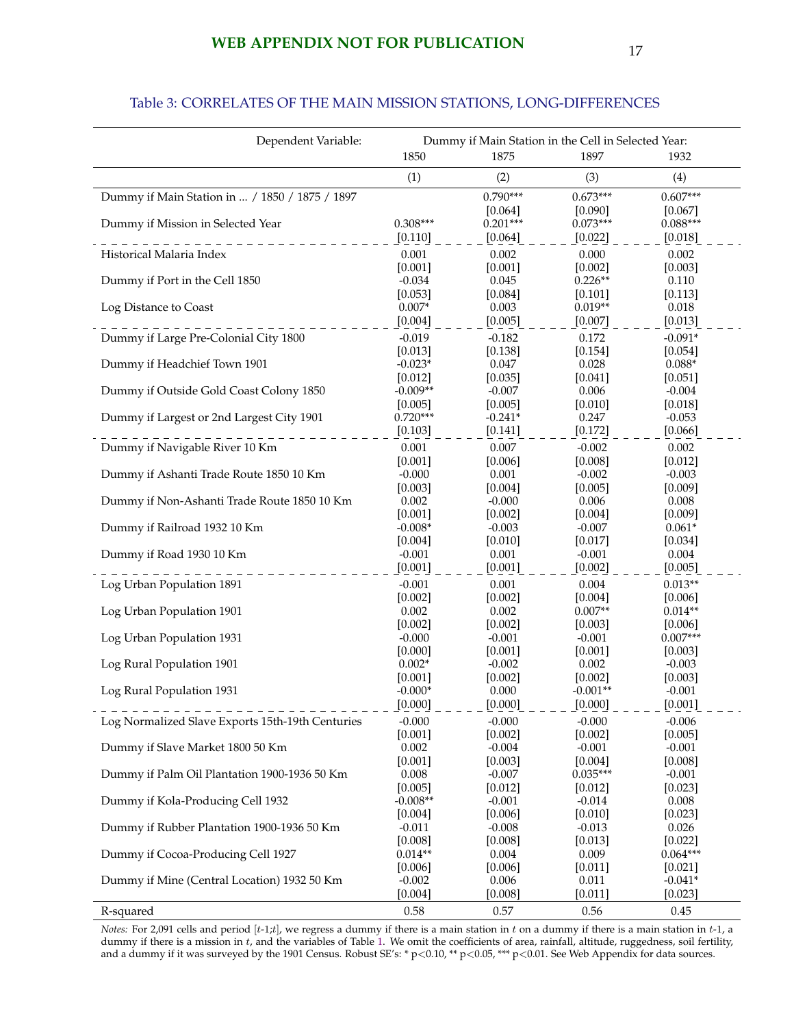Table 3: CORRELATES OF THE MAIN MISSION STATIONS, LONG-DIFFERENCES

| Dependent Variable: | Dummy if Main Station in the Cell in Selected Year: | | | |
|---|---|---|---|---|
| | 1850 | 1875 | 1897 | 1932 |
| | (1) | (2) | (3) | (4) |
| Dummy if Main Station in ... / 1850 / 1875 / 1897 | | 0.790*** | 0.673*** | 0.607*** |
| | | [0.064] | [0.090] | [0.067] |
| Dummy if Mission in Selected Year | 0.308*** | 0.201*** | 0.073*** | 0.088*** |
| | [0.110] | [0.064] | [0.022] | [0.018] |
| Historical Malaria Index | 0.001 | 0.002 | 0.000 | 0.002 |
| | [0.001] | [0.001] | [0.002] | [0.003] |
| Dummy if Port in the Cell 1850 | -0.034 | 0.045 | 0.226** | 0.110 |
| | [0.053] | [0.084] | [0.101] | [0.113] |
| Log Distance to Coast | 0.007* | 0.003 | 0.019** | 0.018 |
| | [0.004] | [0.005] | [0.007] | [0.013] |
| Dummy if Large Pre-Colonial City 1800 | -0.019 | -0.182 | 0.172 | -0.091* |
| | [0.013] | [0.138] | [0.154] | [0.054] |
| Dummy if Headchief Town 1901 | -0.023* | 0.047 | 0.028 | 0.088* |
| | [0.012] | [0.035] | [0.041] | [0.051] |
| Dummy if Outside Gold Coast Colony 1850 | -0.009** | -0.007 | 0.006 | -0.004 |
| | [0.005] | [0.005] | [0.010] | [0.018] |
| Dummy if Largest or 2nd Largest City 1901 | 0.720*** | -0.241* | 0.247 | -0.053 |
| | [0.103] | [0.141] | [0.172] | [0.066] |
| Dummy if Navigable River 10 Km | 0.001 | 0.007 | -0.002 | 0.002 |
| | [0.001] | [0.006] | [0.008] | [0.012] |
| Dummy if Ashanti Trade Route 1850 10 Km | -0.000 | 0.001 | -0.002 | -0.003 |
| | [0.003] | [0.004] | [0.005] | [0.009] |
| Dummy if Non-Ashanti Trade Route 1850 10 Km | 0.002 | -0.000 | 0.006 | 0.008 |
| | [0.001] | [0.002] | [0.004] | [0.009] |
| Dummy if Railroad 1932 10 Km | -0.008* | -0.003 | -0.007 | 0.061* |
| | [0.004] | [0.010] | [0.017] | [0.034] |
| Dummy if Road 1930 10 Km | -0.001 | 0.001 | -0.001 | 0.004 |
| | [0.001] | [0.001] | [0.002] | [0.005] |
| Log Urban Population 1891 | -0.001 | 0.001 | 0.004 | 0.013** |
| | [0.002] | [0.002] | [0.004] | [0.006] |
| Log Urban Population 1901 | 0.002 | 0.002 | 0.007** | 0.014** |
| | [0.002] | [0.002] | [0.003] | [0.006] |
| Log Urban Population 1931 | -0.000 | -0.001 | -0.001 | 0.007*** |
| | [0.000] | [0.001] | [0.001] | [0.003] |
| Log Rural Population 1901 | 0.002* | -0.002 | 0.002 | -0.003 |
| | [0.001] | [0.002] | [0.002] | [0.003] |
| Log Rural Population 1931 | -0.000* | 0.000 | -0.001** | -0.001 |
| | [0.000] | [0.000] | [0.000] | [0.001] |
| Log Normalized Slave Exports 15th-19th Centuries | -0.000 | -0.000 | -0.000 | -0.006 |
| | [0.001] | [0.002] | [0.002] | [0.005] |
| Dummy if Slave Market 1800 50 Km | 0.002 | -0.004 | -0.001 | -0.001 |
| | [0.001] | [0.003] | [0.004] | [0.008] |
| Dummy if Palm Oil Plantation 1900-1936 50 Km | 0.008 | -0.007 | 0.035*** | -0.001 |
| | [0.005] | [0.012] | [0.012] | [0.023] |
| Dummy if Kola-Producing Cell 1932 | -0.008** | -0.001 | -0.014 | 0.008 |
| | [0.004] | [0.006] | [0.010] | [0.023] |
| Dummy if Rubber Plantation 1900-1936 50 Km | -0.011 | -0.008 | -0.013 | 0.026 |
| | [0.008] | [0.008] | [0.013] | [0.022] |
| Dummy if Cocoa-Producing Cell 1927 | 0.014** | 0.004 | 0.009 | 0.064*** |
| | [0.006] | [0.006] | [0.011] | [0.021] |
| Dummy if Mine (Central Location) 1932 50 Km | -0.002 | 0.006 | 0.011 | -0.041* |
| | [0.004] | [0.008] | [0.011] | [0.023] |
| R-squared | 0.58 | 0.57 | 0.56 | 0.45 |

*Notes:* For 2,091 cells and period [$t$-1;$t$], we regress a dummy if there is a main station in $t$ on a dummy if there is a main station in $t$-1, a dummy if there is a mission in $t$, and the variables of Table 1. We omit the coefficients of area, rainfall, altitude, ruggedness, soil fertility, and a dummy if it was surveyed by the 1901 Census. Robust SE's: * $p<0.10$, ** $p<0.05$, *** $p<0.01$. See Web Appendix for data sources.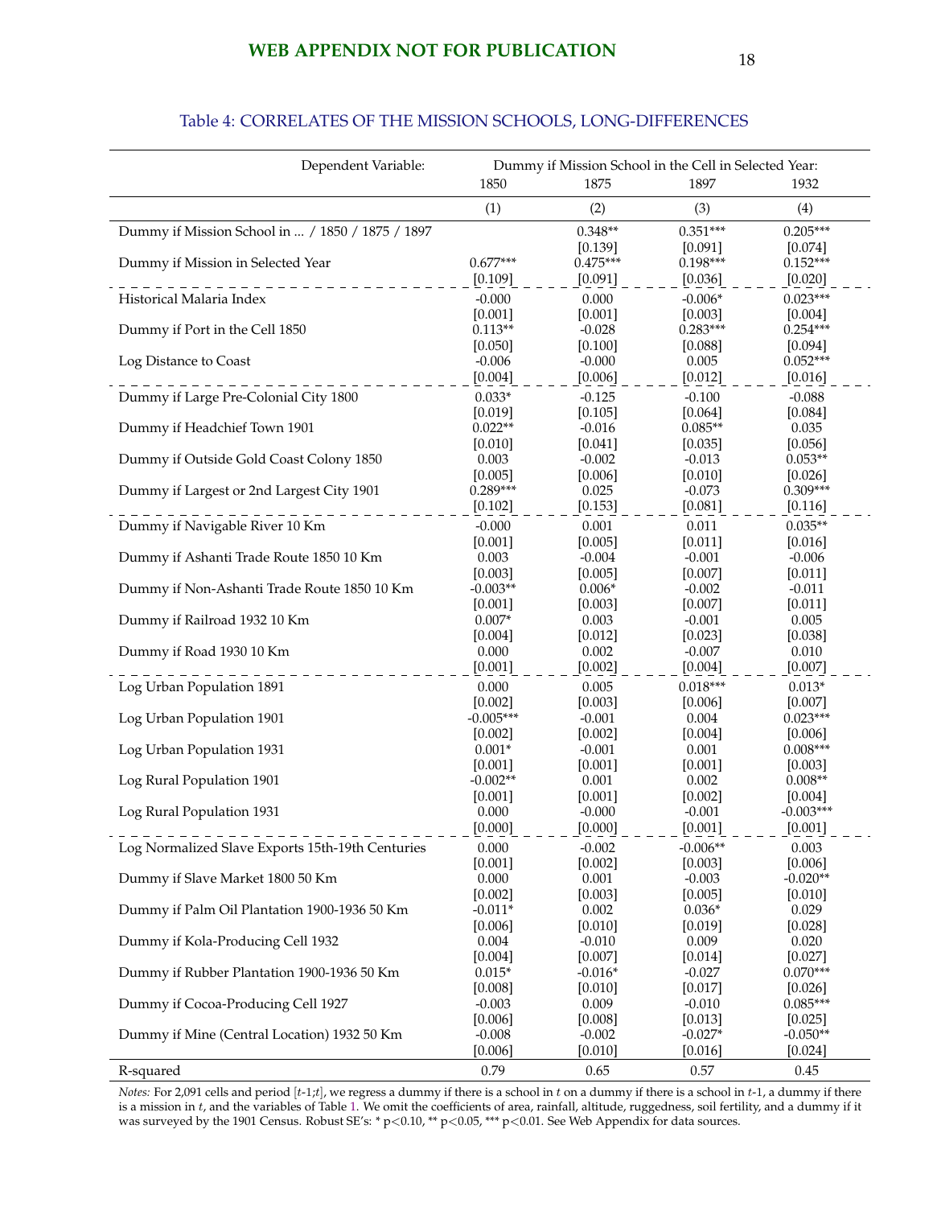## Table 4: CORRELATES OF THE MISSION SCHOOLS, LONG-DIFFERENCES

| Dependent Variable: | Dummy if Mission School in the Cell in Selected Year: | | | |
|---|---|---|---|---|
| | 1850 | 1875 | 1897 | 1932 |
| | (1) | (2) | (3) | (4) |
| Dummy if Mission School in ... / 1850 / 1875 / 1897 | | 0.348** | 0.351*** | 0.205*** |
| | | [0.139] | [0.091] | [0.074] |
| Dummy if Mission in Selected Year | 0.677*** | 0.475*** | 0.198*** | 0.152*** |
| | [0.109] | [0.091] | [0.036] | [0.020] |
| Historical Malaria Index | -0.000 | 0.000 | -0.006* | 0.023*** |
| | [0.001] | [0.001] | [0.003] | [0.004] |
| Dummy if Port in the Cell 1850 | 0.113** | -0.028 | 0.283*** | 0.254*** |
| | [0.050] | [0.100] | [0.088] | [0.094] |
| Log Distance to Coast | -0.006 | -0.000 | 0.005 | 0.052*** |
| | [0.004] | [0.006] | [0.012] | [0.016] |
| Dummy if Large Pre-Colonial City 1800 | 0.033* | -0.125 | -0.100 | -0.088 |
| | [0.019] | [0.105] | [0.064] | [0.084] |
| Dummy if Headchief Town 1901 | 0.022** | -0.016 | 0.085** | 0.035 |
| | [0.010] | [0.041] | [0.035] | [0.056] |
| Dummy if Outside Gold Coast Colony 1850 | 0.003 | -0.002 | -0.013 | 0.053** |
| | [0.005] | [0.006] | [0.010] | [0.026] |
| Dummy if Largest or 2nd Largest City 1901 | 0.289*** | 0.025 | -0.073 | 0.309*** |
| | [0.102] | [0.153] | [0.081] | [0.116] |
| Dummy if Navigable River 10 Km | -0.000 | 0.001 | 0.011 | 0.035** |
| | [0.001] | [0.005] | [0.011] | [0.016] |
| Dummy if Ashanti Trade Route 1850 10 Km | 0.003 | -0.004 | -0.001 | -0.006 |
| | [0.003] | [0.005] | [0.007] | [0.011] |
| Dummy if Non-Ashanti Trade Route 1850 10 Km | -0.003** | 0.006* | -0.002 | -0.011 |
| | [0.001] | [0.003] | [0.007] | [0.011] |
| Dummy if Railroad 1932 10 Km | 0.007* | 0.003 | -0.001 | 0.005 |
| | [0.004] | [0.012] | [0.023] | [0.038] |
| Dummy if Road 1930 10 Km | 0.000 | 0.002 | -0.007 | 0.010 |
| | [0.001] | [0.002] | [0.004] | [0.007] |
| Log Urban Population 1891 | 0.000 | 0.005 | 0.018*** | 0.013* |
| | [0.002] | [0.003] | [0.006] | [0.007] |
| Log Urban Population 1901 | -0.005*** | -0.001 | 0.004 | 0.023*** |
| | [0.002] | [0.002] | [0.004] | [0.006] |
| Log Urban Population 1931 | 0.001* | -0.001 | 0.001 | 0.008*** |
| | [0.001] | [0.001] | [0.001] | [0.003] |
| Log Rural Population 1901 | -0.002** | 0.001 | 0.002 | 0.008** |
| | [0.001] | [0.001] | [0.002] | [0.004] |
| Log Rural Population 1931 | 0.000 | -0.000 | -0.001 | -0.003*** |
| | [0.000] | [0.000] | [0.001] | [0.001] |
| Log Normalized Slave Exports 15th-19th Centuries | 0.000 | -0.002 | -0.006** | 0.003 |
| | [0.001] | [0.002] | [0.003] | [0.006] |
| Dummy if Slave Market 1800 50 Km | 0.000 | 0.001 | -0.003 | -0.020** |
| | [0.002] | [0.003] | [0.005] | [0.010] |
| Dummy if Palm Oil Plantation 1900-1936 50 Km | -0.011* | 0.002 | 0.036* | 0.029 |
| | [0.006] | [0.010] | [0.019] | [0.028] |
| Dummy if Kola-Producing Cell 1932 | 0.004 | -0.010 | 0.009 | 0.020 |
| | [0.004] | [0.007] | [0.014] | [0.027] |
| Dummy if Rubber Plantation 1900-1936 50 Km | 0.015* | -0.016* | -0.027 | 0.070*** |
| | [0.008] | [0.010] | [0.017] | [0.026] |
| Dummy if Cocoa-Producing Cell 1927 | -0.003 | 0.009 | -0.010 | 0.085*** |
| | [0.006] | [0.008] | [0.013] | [0.025] |
| Dummy if Mine (Central Location) 1932 50 Km | -0.008 | -0.002 | -0.027* | -0.050** |
| | [0.006] | [0.010] | [0.016] | [0.024] |
| R-squared | 0.79 | 0.65 | 0.57 | 0.45 |

*Notes:* For 2,091 cells and period $[t\text{-}1;t]$, we regress a dummy if there is a school in $t$ on a dummy if there is a school in $t$-1, a dummy if there is a mission in $t$, and the variables of Table 1. We omit the coefficients of area, rainfall, altitude, ruggedness, soil fertility, and a dummy if it was surveyed by the 1901 Census. Robust SE's: * $p<0.10$, ** $p<0.05$, *** $p<0.01$. See Web Appendix for data sources.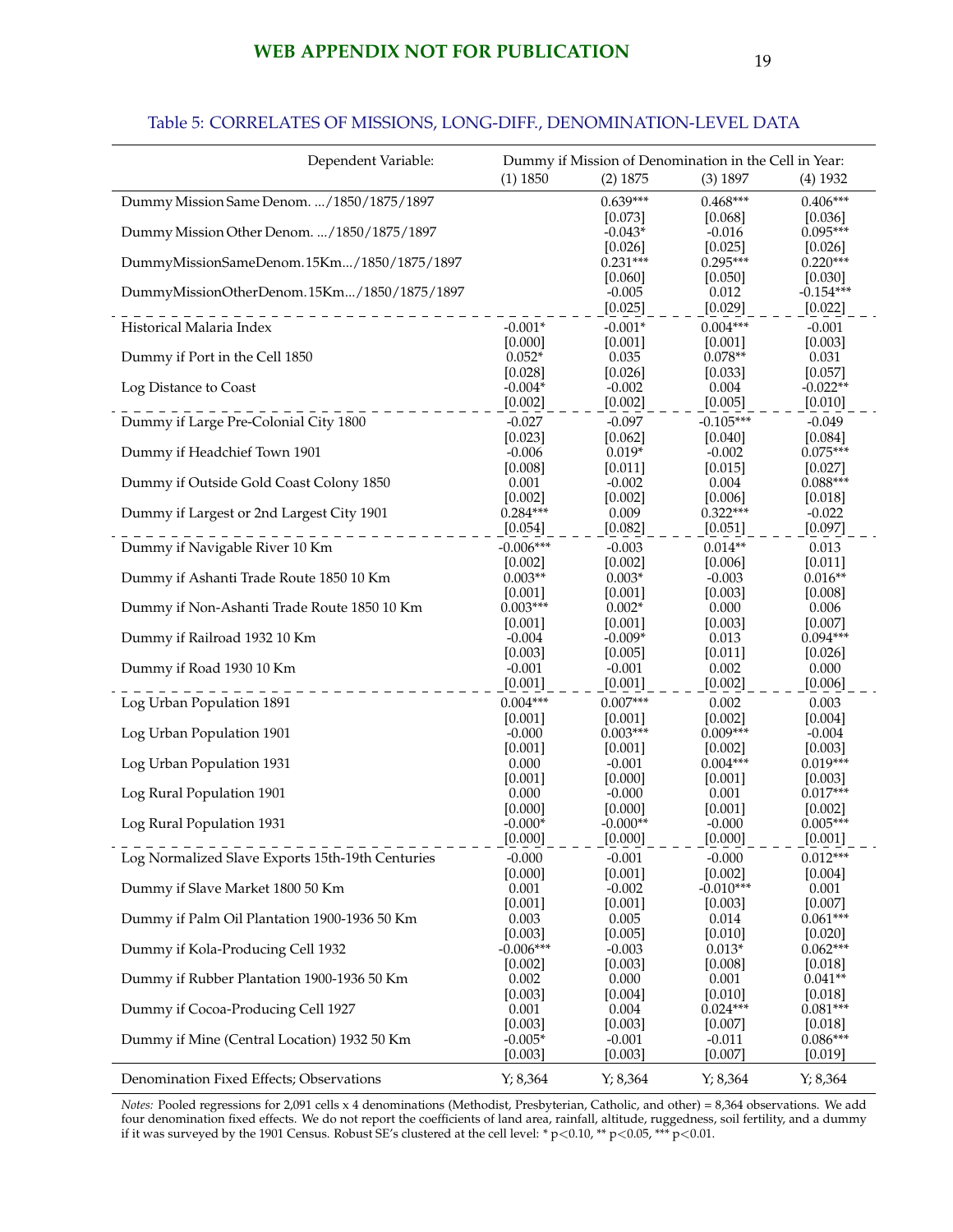Table 5: CORRELATES OF MISSIONS, LONG-DIFF., DENOMINATION-LEVEL DATA

| Dependent Variable: | Dummy if Mission of Denomination in the Cell in Year: | | | |
|---|---|---|---|---|
| | (1) 1850 | (2) 1875 | (3) 1897 | (4) 1932 |
| Dummy Mission Same Denom. .../1850/1875/1897 | | 0.639*** | 0.468*** | 0.406*** |
| | | [0.073] | [0.068] | [0.036] |
| Dummy Mission Other Denom. .../1850/1875/1897 | | -0.043* | -0.016 | 0.095*** |
| | | [0.026] | [0.025] | [0.026] |
| DummyMissionSameDenom.15Km.../1850/1875/1897 | | 0.231*** | 0.295*** | 0.220*** |
| | | [0.060] | [0.050] | [0.030] |
| DummyMissionOtherDenom.15Km.../1850/1875/1897 | | -0.005 | 0.012 | -0.154*** |
| | | [0.025] | [0.029] | [0.022] |
| Historical Malaria Index | -0.001* | -0.001* | 0.004*** | -0.001 |
| | [0.000] | [0.001] | [0.001] | [0.003] |
| Dummy if Port in the Cell 1850 | 0.052* | 0.035 | 0.078** | 0.031 |
| | [0.028] | [0.026] | [0.033] | [0.057] |
| Log Distance to Coast | -0.004* | -0.002 | 0.004 | -0.022** |
| | [0.002] | [0.002] | [0.005] | [0.010] |
| Dummy if Large Pre-Colonial City 1800 | -0.027 | -0.097 | -0.105*** | -0.049 |
| | [0.023] | [0.062] | [0.040] | [0.084] |
| Dummy if Headchief Town 1901 | -0.006 | 0.019* | -0.002 | 0.075*** |
| | [0.008] | [0.011] | [0.015] | [0.027] |
| Dummy if Outside Gold Coast Colony 1850 | 0.001 | -0.002 | 0.004 | 0.088*** |
| | [0.002] | [0.002] | [0.006] | [0.018] |
| Dummy if Largest or 2nd Largest City 1901 | 0.284*** | 0.009 | 0.322*** | -0.022 |
| | [0.054] | [0.082] | [0.051] | [0.097] |
| Dummy if Navigable River 10 Km | -0.006*** | -0.003 | 0.014** | 0.013 |
| | [0.002] | [0.002] | [0.006] | [0.011] |
| Dummy if Ashanti Trade Route 1850 10 Km | 0.003** | 0.003* | -0.003 | 0.016** |
| | [0.001] | [0.001] | [0.003] | [0.008] |
| Dummy if Non-Ashanti Trade Route 1850 10 Km | 0.003*** | 0.002* | 0.000 | 0.006 |
| | [0.001] | [0.001] | [0.003] | [0.007] |
| Dummy if Railroad 1932 10 Km | -0.004 | -0.009* | 0.013 | 0.094*** |
| | [0.003] | [0.005] | [0.011] | [0.026] |
| Dummy if Road 1930 10 Km | -0.001 | -0.001 | 0.002 | 0.000 |
| | [0.001] | [0.001] | [0.002] | [0.006] |
| Log Urban Population 1891 | 0.004*** | 0.007*** | 0.002 | 0.003 |
| | [0.001] | [0.001] | [0.002] | [0.004] |
| Log Urban Population 1901 | -0.000 | 0.003*** | 0.009*** | -0.004 |
| | [0.001] | [0.001] | [0.002] | [0.003] |
| Log Urban Population 1931 | 0.000 | -0.001 | 0.004*** | 0.019*** |
| | [0.001] | [0.000] | [0.001] | [0.003] |
| Log Rural Population 1901 | 0.000 | -0.000 | 0.001 | 0.017*** |
| | [0.000] | [0.000] | [0.001] | [0.002] |
| Log Rural Population 1931 | -0.000* | -0.000** | -0.000 | 0.005*** |
| | [0.000] | [0.000] | [0.000] | [0.001] |
| Log Normalized Slave Exports 15th-19th Centuries | -0.000 | -0.001 | -0.000 | 0.012*** |
| | [0.000] | [0.001] | [0.002] | [0.004] |
| Dummy if Slave Market 1800 50 Km | 0.001 | -0.002 | -0.010*** | 0.001 |
| | [0.001] | [0.001] | [0.003] | [0.007] |
| Dummy if Palm Oil Plantation 1900-1936 50 Km | 0.003 | 0.005 | 0.014 | 0.061*** |
| | [0.003] | [0.005] | [0.010] | [0.020] |
| Dummy if Kola-Producing Cell 1932 | -0.006*** | -0.003 | 0.013* | 0.062*** |
| | [0.002] | [0.003] | [0.008] | [0.018] |
| Dummy if Rubber Plantation 1900-1936 50 Km | 0.002 | 0.000 | 0.001 | 0.041** |
| | [0.003] | [0.004] | [0.010] | [0.018] |
| Dummy if Cocoa-Producing Cell 1927 | 0.001 | 0.004 | 0.024*** | 0.081*** |
| | [0.003] | [0.003] | [0.007] | [0.018] |
| Dummy if Mine (Central Location) 1932 50 Km | -0.005* | -0.001 | -0.011 | 0.086*** |
| | [0.003] | [0.003] | [0.007] | [0.019] |
| Denomination Fixed Effects; Observations | Y; 8,364 | Y; 8,364 | Y; 8,364 | Y; 8,364 |

*Notes:* Pooled regressions for 2,091 cells x 4 denominations (Methodist, Presbyterian, Catholic, and other) = 8,364 observations. We add four denomination fixed effects. We do not report the coefficients of land area, rainfall, altitude, ruggedness, soil fertility, and a dummy if it was surveyed by the 1901 Census. Robust SE's clustered at the cell level: * p<0.10, ** p<0.05, *** p<0.01.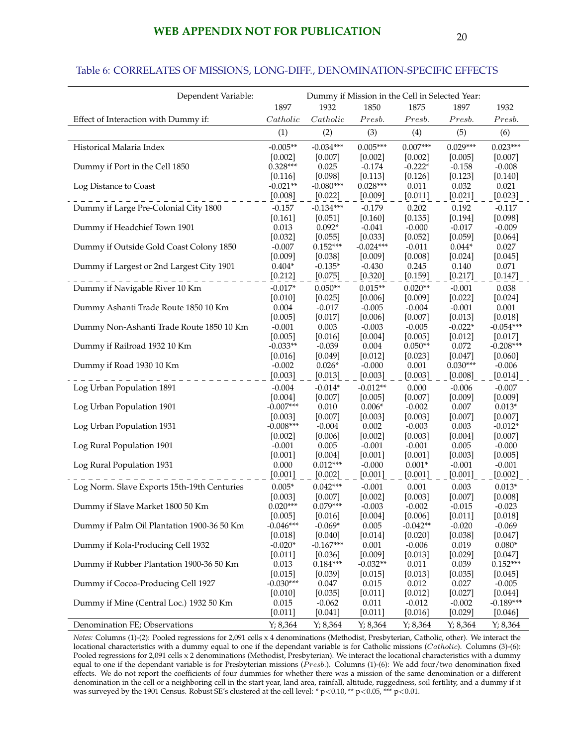## Table 6: CORRELATES OF MISSIONS, LONG-DIFF., DENOMINATION-SPECIFIC EFFECTS

| Dependent Variable: | Dummy if Mission in the Cell in Selected Year: | | | | | |
|---|---|---|---|---|---|---|
| | 1897 | 1932 | 1850 | 1875 | 1897 | 1932 |
| Effect of Interaction with Dummy if: | *Catholic* | *Catholic* | *Presb.* | *Presb.* | *Presb.* | *Presb.* |
| | (1) | (2) | (3) | (4) | (5) | (6) |
| Historical Malaria Index | -0.005** | -0.034*** | 0.005*** | 0.007*** | 0.029*** | 0.023*** |
| | [0.002] | [0.007] | [0.002] | [0.002] | [0.005] | [0.007] |
| Dummy if Port in the Cell 1850 | 0.328*** | 0.025 | -0.174 | -0.222* | -0.158 | -0.008 |
| | [0.116] | [0.098] | [0.113] | [0.126] | [0.123] | [0.140] |
| Log Distance to Coast | -0.021** | -0.080*** | 0.028*** | 0.011 | 0.032 | 0.021 |
| | [0.008] | [0.022] | [0.009] | [0.011] | [0.021] | [0.023] |
| Dummy if Large Pre-Colonial City 1800 | -0.157 | -0.134*** | -0.179 | 0.202 | 0.192 | -0.117 |
| | [0.161] | [0.051] | [0.160] | [0.135] | [0.194] | [0.098] |
| Dummy if Headchief Town 1901 | 0.013 | 0.092* | -0.041 | -0.000 | -0.017 | -0.009 |
| | [0.032] | [0.055] | [0.033] | [0.052] | [0.059] | [0.064] |
| Dummy if Outside Gold Coast Colony 1850 | -0.007 | 0.152*** | -0.024*** | -0.011 | 0.044* | 0.027 |
| | [0.009] | [0.038] | [0.009] | [0.008] | [0.024] | [0.045] |
| Dummy if Largest or 2nd Largest City 1901 | 0.404* | -0.135* | -0.430 | 0.245 | 0.140 | 0.071 |
| | [0.212] | [0.075] | [0.320] | [0.159] | [0.217] | [0.147] |
| Dummy if Navigable River 10 Km | -0.017* | 0.050** | 0.015** | 0.020** | -0.001 | 0.038 |
| | [0.010] | [0.025] | [0.006] | [0.009] | [0.022] | [0.024] |
| Dummy Ashanti Trade Route 1850 10 Km | 0.004 | -0.017 | -0.005 | -0.004 | -0.001 | 0.001 |
| | [0.005] | [0.017] | [0.006] | [0.007] | [0.013] | [0.018] |
| Dummy Non-Ashanti Trade Route 1850 10 Km | -0.001 | 0.003 | -0.003 | -0.005 | -0.022* | -0.054*** |
| | [0.005] | [0.016] | [0.004] | [0.005] | [0.012] | [0.017] |
| Dummy if Railroad 1932 10 Km | -0.033** | -0.039 | 0.004 | 0.050** | 0.072 | -0.208*** |
| | [0.016] | [0.049] | [0.012] | [0.023] | [0.047] | [0.060] |
| Dummy if Road 1930 10 Km | -0.002 | 0.026* | -0.000 | 0.001 | 0.030*** | -0.006 |
| | [0.003] | [0.013] | [0.003] | [0.003] | [0.008] | [0.014] |
| Log Urban Population 1891 | -0.004 | -0.014* | -0.012** | 0.000 | -0.006 | -0.007 |
| | [0.004] | [0.007] | [0.005] | [0.007] | [0.009] | [0.009] |
| Log Urban Population 1901 | -0.007*** | 0.010 | 0.006* | -0.002 | 0.007 | 0.013* |
| | [0.003] | [0.007] | [0.003] | [0.003] | [0.007] | [0.007] |
| Log Urban Population 1931 | -0.008*** | -0.004 | 0.002 | -0.003 | 0.003 | -0.012* |
| | [0.002] | [0.006] | [0.002] | [0.003] | [0.004] | [0.007] |
| Log Rural Population 1901 | -0.001 | 0.005 | -0.001 | -0.001 | 0.005 | -0.000 |
| | [0.001] | [0.004] | [0.001] | [0.001] | [0.003] | [0.005] |
| Log Rural Population 1931 | 0.000 | 0.012*** | -0.000 | 0.001* | -0.001 | -0.001 |
| | [0.001] | [0.002] | [0.001] | [0.001] | [0.001] | [0.002] |
| Log Norm. Slave Exports 15th-19th Centuries | 0.005* | 0.042*** | -0.001 | 0.001 | 0.003 | 0.013* |
| | [0.003] | [0.007] | [0.002] | [0.003] | [0.007] | [0.008] |
| Dummy if Slave Market 1800 50 Km | 0.020*** | 0.079*** | -0.003 | -0.002 | -0.015 | -0.023 |
| | [0.005] | [0.016] | [0.004] | [0.006] | [0.011] | [0.018] |
| Dummy if Palm Oil Plantation 1900-36 50 Km | -0.046*** | -0.069* | 0.005 | -0.042** | -0.020 | -0.069 |
| | [0.018] | [0.040] | [0.014] | [0.020] | [0.038] | [0.047] |
| Dummy if Kola-Producing Cell 1932 | -0.020* | -0.167*** | 0.001 | -0.006 | 0.019 | 0.080* |
| | [0.011] | [0.036] | [0.009] | [0.013] | [0.029] | [0.047] |
| Dummy if Rubber Plantation 1900-36 50 Km | 0.013 | 0.184*** | -0.032** | 0.011 | 0.039 | 0.152*** |
| | [0.015] | [0.039] | [0.015] | [0.013] | [0.035] | [0.045] |
| Dummy if Cocoa-Producing Cell 1927 | -0.030*** | 0.047 | 0.015 | 0.012 | 0.027 | -0.005 |
| | [0.010] | [0.035] | [0.011] | [0.012] | [0.027] | [0.044] |
| Dummy if Mine (Central Loc.) 1932 50 Km | 0.015 | -0.062 | 0.011 | -0.012 | -0.002 | -0.189*** |
| | [0.011] | [0.041] | [0.011] | [0.016] | [0.029] | [0.046] |
| Denomination FE; Observations | Y; 8,364 | Y; 8,364 | Y; 8,364 | Y; 8,364 | Y; 8,364 | Y; 8,364 |

*Notes:* Columns (1)-(2): Pooled regressions for 2,091 cells x 4 denominations (Methodist, Presbyterian, Catholic, other). We interact the locational characteristics with a dummy equal to one if the dependant variable is for Catholic missions (*Catholic*). Columns (3)-(6): Pooled regressions for 2,091 cells x 2 denominations (Methodist, Presbyterian). We interact the locational characteristics with a dummy equal to one if the dependant variable is for Presbyterian missions (*Presb.*). Columns (1)-(6): We add four/two denomination fixed effects. We do not report the coefficients of four dummies for whether there was a mission of the same denomination or a different denomination in the cell or a neighboring cell in the start year, land area, rainfall, altitude, ruggedness, soil fertility, and a dummy if it was surveyed by the 1901 Census. Robust SE's clustered at the cell level: * $p<0.10$, ** $p<0.05$, *** $p<0.01$.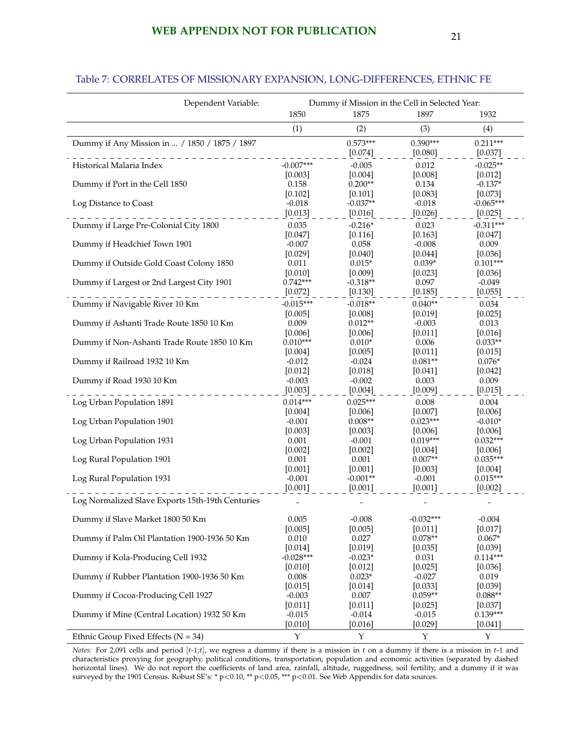## Table 7: CORRELATES OF MISSIONARY EXPANSION, LONG-DIFFERENCES, ETHNIC FE

| Dependent Variable: | Dummy if Mission in the Cell in Selected Year: | | | |
|---|---|---|---|---|
| | 1850 | 1875 | 1897 | 1932 |
| | (1) | (2) | (3) | (4) |
| Dummy if Any Mission in ... / 1850 / 1875 / 1897 | | 0.573*** | 0.390*** | 0.211*** |
| | | [0.074] | [0.080] | [0.037] |
| Historical Malaria Index | -0.007*** | -0.005 | 0.012 | -0.025** |
| | [0.003] | [0.004] | [0.008] | [0.012] |
| Dummy if Port in the Cell 1850 | 0.158 | 0.200** | 0.134 | -0.137* |
| | [0.102] | [0.101] | [0.083] | [0.073] |
| Log Distance to Coast | -0.018 | -0.037** | -0.018 | -0.065*** |
| | [0.013] | [0.016] | [0.026] | [0.025] |
| Dummy if Large Pre-Colonial City 1800 | 0.035 | -0.216* | 0.023 | -0.311*** |
| | [0.047] | [0.116] | [0.163] | [0.047] |
| Dummy if Headchief Town 1901 | -0.007 | 0.058 | -0.008 | 0.009 |
| | [0.029] | [0.040] | [0.044] | [0.036] |
| Dummy if Outside Gold Coast Colony 1850 | 0.011 | 0.015* | 0.039* | 0.101*** |
| | [0.010] | [0.009] | [0.023] | [0.036] |
| Dummy if Largest or 2nd Largest City 1901 | 0.742*** | -0.318** | 0.097 | -0.049 |
| | [0.072] | [0.130] | [0.185] | [0.055] |
| Dummy if Navigable River 10 Km | -0.015*** | -0.018** | 0.040** | 0.034 |
| | [0.005] | [0.008] | [0.019] | [0.025] |
| Dummy if Ashanti Trade Route 1850 10 Km | 0.009 | 0.012** | -0.003 | 0.013 |
| | [0.006] | [0.006] | [0.011] | [0.016] |
| Dummy if Non-Ashanti Trade Route 1850 10 Km | 0.010*** | 0.010* | 0.006 | 0.033** |
| | [0.004] | [0.005] | [0.011] | [0.015] |
| Dummy if Railroad 1932 10 Km | -0.012 | -0.024 | 0.081** | 0.076* |
| | [0.012] | [0.018] | [0.041] | [0.042] |
| Dummy if Road 1930 10 Km | -0.003 | -0.002 | 0.003 | 0.009 |
| | [0.003] | [0.004] | [0.009] | [0.015] |
| Log Urban Population 1891 | 0.014*** | 0.025*** | 0.008 | 0.004 |
| | [0.004] | [0.006] | [0.007] | [0.006] |
| Log Urban Population 1901 | -0.001 | 0.008** | 0.023*** | -0.010* |
| | [0.003] | [0.003] | [0.006] | [0.006] |
| Log Urban Population 1931 | 0.001 | -0.001 | 0.019*** | 0.032*** |
| | [0.002] | [0.002] | [0.004] | [0.006] |
| Log Rural Population 1901 | 0.001 | 0.001 | 0.007** | 0.035*** |
| | [0.001] | [0.001] | [0.003] | [0.004] |
| Log Rural Population 1931 | -0.001 | -0.001** | -0.001 | 0.015*** |
| | [0.001] | [0.001] | [0.001] | [0.002] |
| Log Normalized Slave Exports 15th-19th Centuries | - | - | - | - |
| Dummy if Slave Market 1800 50 Km | 0.005 | -0.008 | -0.032*** | -0.004 |
| | [0.005] | [0.005] | [0.011] | [0.017] |
| Dummy if Palm Oil Plantation 1900-1936 50 Km | 0.010 | 0.027 | 0.078** | 0.067* |
| | [0.014] | [0.019] | [0.035] | [0.039] |
| Dummy if Kola-Producing Cell 1932 | -0.028*** | -0.023* | 0.031 | 0.114*** |
| | [0.010] | [0.012] | [0.025] | [0.036] |
| Dummy if Rubber Plantation 1900-1936 50 Km | 0.008 | 0.023* | -0.027 | 0.019 |
| | [0.015] | [0.014] | [0.033] | [0.039] |
| Dummy if Cocoa-Producing Cell 1927 | -0.003 | 0.007 | 0.059** | 0.088** |
| | [0.011] | [0.011] | [0.025] | [0.037] |
| Dummy if Mine (Central Location) 1932 50 Km | -0.015 | -0.014 | -0.015 | 0.139*** |
| | [0.010] | [0.016] | [0.029] | [0.041] |
| Ethnic Group Fixed Effects (N = 34) | Y | Y | Y | Y |

*Notes:* For 2,091 cells and period [*t*-1;*t*], we regress a dummy if there is a mission in *t* on a dummy if there is a mission in *t*-1 and characteristics proxying for geography, political conditions, transportation, population and economic activities (separated by dashed horizontal lines). We do not report the coefficients of land area, rainfall, altitude, ruggedness, soil fertility, and a dummy if it was surveyed by the 1901 Census. Robust SE's: * $p<0.10$, ** $p<0.05$, *** $p<0.01$. See Web Appendix for data sources.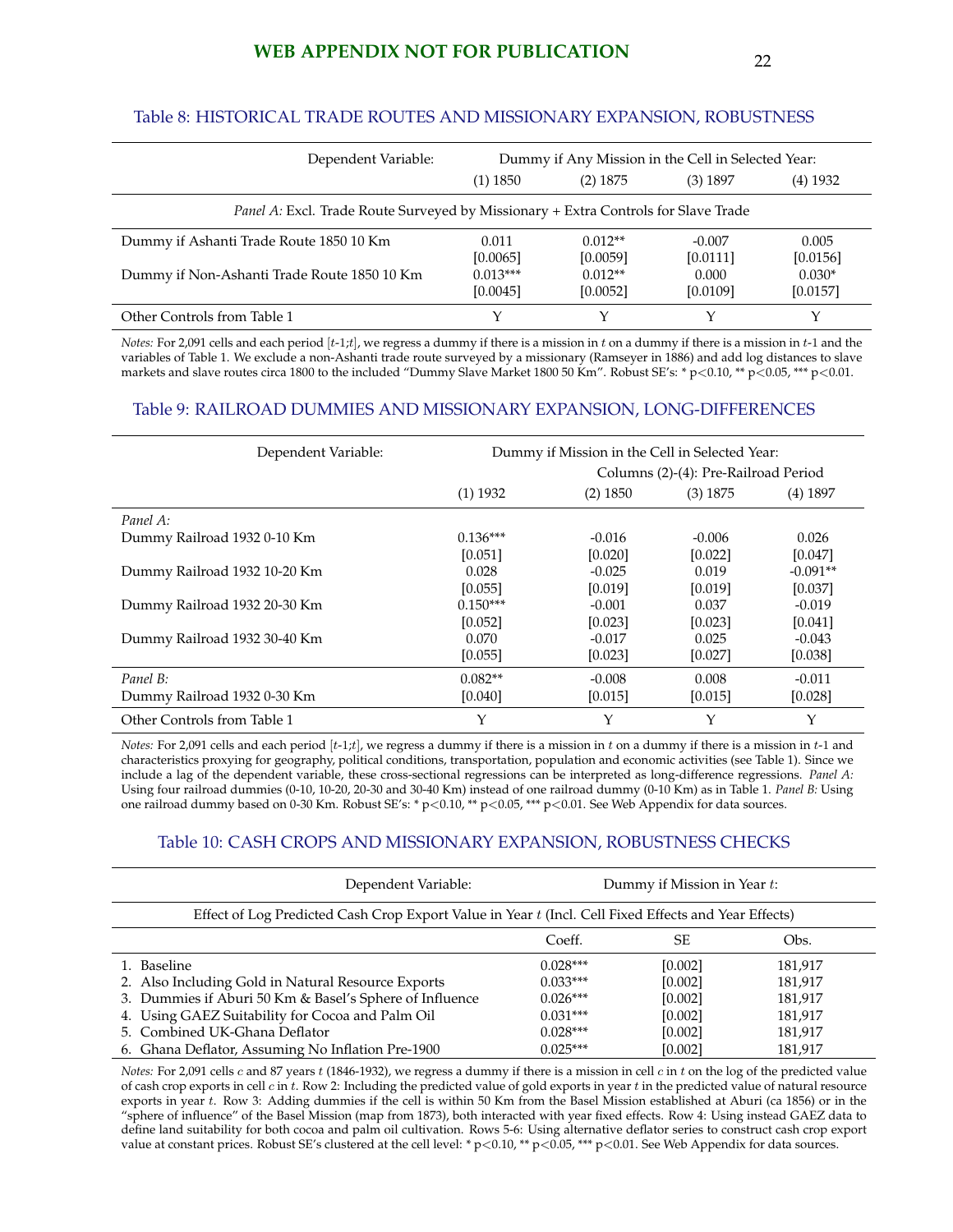**WEB APPENDIX NOT FOR PUBLICATION**

### Table 8: HISTORICAL TRADE ROUTES AND MISSIONARY EXPANSION, ROBUSTNESS

| Dependent Variable: | Dummy if Any Mission in the Cell in Selected Year: | | | |
|---|---|---|---|---|
| | (1) 1850 | (2) 1875 | (3) 1897 | (4) 1932 |
| *Panel A:* Excl. Trade Route Surveyed by Missionary + Extra Controls for Slave Trade | | | | |
| Dummy if Ashanti Trade Route 1850 10 Km | 0.011 | 0.012** | -0.007 | 0.005 |
| | [0.0065] | [0.0059] | [0.0111] | [0.0156] |
| Dummy if Non-Ashanti Trade Route 1850 10 Km | 0.013*** | 0.012** | 0.000 | 0.030* |
| | [0.0045] | [0.0052] | [0.0109] | [0.0157] |
| Other Controls from Table 1 | Y | Y | Y | Y |

*Notes:* For 2,091 cells and each period [$t$-1;$t$], we regress a dummy if there is a mission in $t$ on a dummy if there is a mission in $t$-1 and the variables of Table 1. We exclude a non-Ashanti trade route surveyed by a missionary (Ramseyer in 1886) and add log distances to slave markets and slave routes circa 1800 to the included "Dummy Slave Market 1800 50 Km". Robust SE's: * p<0.10, ** p<0.05, *** p<0.01.

### Table 9: RAILROAD DUMMIES AND MISSIONARY EXPANSION, LONG-DIFFERENCES

| Dependent Variable: | Dummy if Mission in the Cell in Selected Year: | | | |
|---|---|---|---|---|
| | | Columns (2)-(4): Pre-Railroad Period | | |
| | (1) 1932 | (2) 1850 | (3) 1875 | (4) 1897 |
| *Panel A:* | | | | |
| Dummy Railroad 1932 0-10 Km | 0.136*** | -0.016 | -0.006 | 0.026 |
| | [0.051] | [0.020] | [0.022] | [0.047] |
| Dummy Railroad 1932 10-20 Km | 0.028 | -0.025 | 0.019 | -0.091** |
| | [0.055] | [0.019] | [0.019] | [0.037] |
| Dummy Railroad 1932 20-30 Km | 0.150*** | -0.001 | 0.037 | -0.019 |
| | [0.052] | [0.023] | [0.023] | [0.041] |
| Dummy Railroad 1932 30-40 Km | 0.070 | -0.017 | 0.025 | -0.043 |
| | [0.055] | [0.023] | [0.027] | [0.038] |
| *Panel B:* | | | | |
| Dummy Railroad 1932 0-30 Km | 0.082** | -0.008 | 0.008 | -0.011 |
| | [0.040] | [0.015] | [0.015] | [0.028] |
| Other Controls from Table 1 | Y | Y | Y | Y |

*Notes:* For 2,091 cells and each period [$t$-1;$t$], we regress a dummy if there is a mission in $t$ on a dummy if there is a mission in $t$-1 and characteristics proxying for geography, political conditions, transportation, population and economic activities (see Table 1). Since we include a lag of the dependent variable, these cross-sectional regressions can be interpreted as long-difference regressions. *Panel A:* Using four railroad dummies (0-10, 10-20, 20-30 and 30-40 Km) instead of one railroad dummy (0-10 Km) as in Table 1. *Panel B:* Using one railroad dummy based on 0-30 Km. Robust SE's: * p<0.10, ** p<0.05, *** p<0.01. See Web Appendix for data sources.

### Table 10: CASH CROPS AND MISSIONARY EXPANSION, ROBUSTNESS CHECKS

| Dependent Variable: | Dummy if Mission in Year $t$: | | |
|---|---|---|---|
| Effect of Log Predicted Cash Crop Export Value in Year $t$ (Incl. Cell Fixed Effects and Year Effects) | | | |
| | Coeff. | SE | Obs. |
| 1. Baseline | 0.028*** | [0.002] | 181,917 |
| 2. Also Including Gold in Natural Resource Exports | 0.033*** | [0.002] | 181,917 |
| 3. Dummies if Aburi 50 Km & Basel's Sphere of Influence | 0.026*** | [0.002] | 181,917 |
| 4. Using GAEZ Suitability for Cocoa and Palm Oil | 0.031*** | [0.002] | 181,917 |
| 5. Combined UK-Ghana Deflator | 0.028*** | [0.002] | 181,917 |
| 6. Ghana Deflator, Assuming No Inflation Pre-1900 | 0.025*** | [0.002] | 181,917 |

*Notes:* For 2,091 cells $c$ and 87 years $t$ (1846-1932), we regress a dummy if there is a mission in cell $c$ in $t$ on the log of the predicted value of cash crop exports in cell $c$ in $t$. Row 2: Including the predicted value of gold exports in year $t$ in the predicted value of natural resource exports in year $t$. Row 3: Adding dummies if the cell is within 50 Km from the Basel Mission established at Aburi (ca 1856) or in the "sphere of influence" of the Basel Mission (map from 1873), both interacted with year fixed effects. Row 4: Using instead GAEZ data to define land suitability for both cocoa and palm oil cultivation. Rows 5-6: Using alternative deflator series to construct cash crop export value at constant prices. Robust SE's clustered at the cell level: * p<0.10, ** p<0.05, *** p<0.01. See Web Appendix for data sources.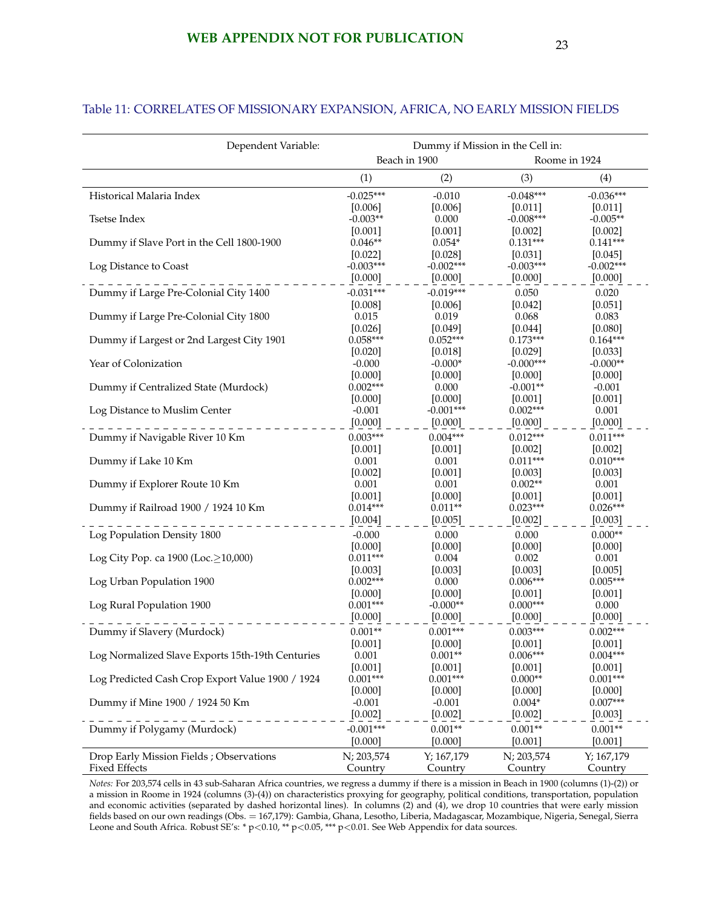Table 11: CORRELATES OF MISSIONARY EXPANSION, AFRICA, NO EARLY MISSION FIELDS

| Dependent Variable: | Dummy if Mission in the Cell in: | | | |
|---|---|---|---|---|
| | Beach in 1900 | | Roome in 1924 | |
| | (1) | (2) | (3) | (4) |
| Historical Malaria Index | -0.025*** | -0.010 | -0.048*** | -0.036*** |
| | [0.006] | [0.006] | [0.011] | [0.011] |
| Tsetse Index | -0.003** | 0.000 | -0.008*** | -0.005** |
| | [0.001] | [0.001] | [0.002] | [0.002] |
| Dummy if Slave Port in the Cell 1800-1900 | 0.046** | 0.054* | 0.131*** | 0.141*** |
| | [0.022] | [0.028] | [0.031] | [0.045] |
| Log Distance to Coast | -0.003*** | -0.002*** | -0.003*** | -0.002*** |
| | [0.000] | [0.000] | [0.000] | [0.000] |
| Dummy if Large Pre-Colonial City 1400 | -0.031*** | -0.019*** | 0.050 | 0.020 |
| | [0.008] | [0.006] | [0.042] | [0.051] |
| Dummy if Large Pre-Colonial City 1800 | 0.015 | 0.019 | 0.068 | 0.083 |
| | [0.026] | [0.049] | [0.044] | [0.080] |
| Dummy if Largest or 2nd Largest City 1901 | 0.058*** | 0.052*** | 0.173*** | 0.164*** |
| | [0.020] | [0.018] | [0.029] | [0.033] |
| Year of Colonization | -0.000 | -0.000* | -0.000*** | -0.000** |
| | [0.000] | [0.000] | [0.000] | [0.000] |
| Dummy if Centralized State (Murdock) | 0.002*** | 0.000 | -0.001** | -0.001 |
| | [0.000] | [0.000] | [0.001] | [0.001] |
| Log Distance to Muslim Center | -0.001 | -0.001*** | 0.002*** | 0.001 |
| | [0.000] | [0.000] | [0.000] | [0.000] |
| Dummy if Navigable River 10 Km | 0.003*** | 0.004*** | 0.012*** | 0.011*** |
| | [0.001] | [0.001] | [0.002] | [0.002] |
| Dummy if Lake 10 Km | 0.001 | 0.001 | 0.011*** | 0.010*** |
| | [0.002] | [0.001] | [0.003] | [0.003] |
| Dummy if Explorer Route 10 Km | 0.001 | 0.001 | 0.002** | 0.001 |
| | [0.001] | [0.000] | [0.001] | [0.001] |
| Dummy if Railroad 1900 / 1924 10 Km | 0.014*** | 0.011** | 0.023*** | 0.026*** |
| | [0.004] | [0.005] | [0.002] | [0.003] |
| Log Population Density 1800 | -0.000 | 0.000 | 0.000 | 0.000** |
| | [0.000] | [0.000] | [0.000] | [0.000] |
| Log City Pop. ca 1900 (Loc.≥10,000) | 0.011*** | 0.004 | 0.002 | 0.001 |
| | [0.003] | [0.003] | [0.003] | [0.005] |
| Log Urban Population 1900 | 0.002*** | 0.000 | 0.006*** | 0.005*** |
| | [0.000] | [0.000] | [0.001] | [0.001] |
| Log Rural Population 1900 | 0.001*** | -0.000** | 0.000*** | 0.000 |
| | [0.000] | [0.000] | [0.000] | [0.000] |
| Dummy if Slavery (Murdock) | 0.001** | 0.001*** | 0.003*** | 0.002*** |
| | [0.001] | [0.000] | [0.001] | [0.001] |
| Log Normalized Slave Exports 15th-19th Centuries | 0.001 | 0.001** | 0.006*** | 0.004*** |
| | [0.001] | [0.001] | [0.001] | [0.001] |
| Log Predicted Cash Crop Export Value 1900 / 1924 | 0.001*** | 0.001*** | 0.000** | 0.001*** |
| | [0.000] | [0.000] | [0.000] | [0.000] |
| Dummy if Mine 1900 / 1924 50 Km | -0.001 | -0.001 | 0.004* | 0.007*** |
| | [0.002] | [0.002] | [0.002] | [0.003] |
| Dummy if Polygamy (Murdock) | -0.001*** | 0.001** | 0.001** | 0.001** |
| | [0.000] | [0.000] | [0.001] | [0.001] |
| Drop Early Mission Fields ; Observations | N; 203,574 | Y; 167,179 | N; 203,574 | Y; 167,179 |
| Fixed Effects | Country | Country | Country | Country |

*Notes:* For 203,574 cells in 43 sub-Saharan Africa countries, we regress a dummy if there is a mission in Beach in 1900 (columns (1)-(2)) or a mission in Roome in 1924 (columns (3)-(4)) on characteristics proxying for geography, political conditions, transportation, population and economic activities (separated by dashed horizontal lines). In columns (2) and (4), we drop 10 countries that were early mission fields based on our own readings (Obs. = 167,179): Gambia, Ghana, Lesotho, Liberia, Madagascar, Mozambique, Nigeria, Senegal, Sierra Leone and South Africa. Robust SE's: * p<0.10, ** p<0.05, *** p<0.01. See Web Appendix for data sources.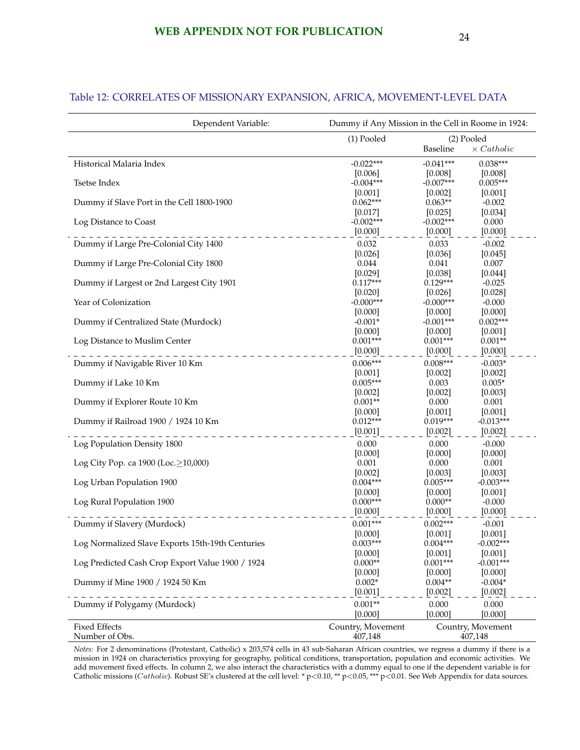**WEB APPENDIX NOT FOR PUBLICATION**

Table 12: CORRELATES OF MISSIONARY EXPANSION, AFRICA, MOVEMENT-LEVEL DATA

| Dependent Variable: | Dummy if Any Mission in the Cell in Roome in 1924: | | |
|---|---|---|---|
| | (1) Pooled | (2) Pooled | |
| | | Baseline | $\times$ *Catholic* |
| Historical Malaria Index | -0.022*** | -0.041*** | 0.038*** |
| | [0.006] | [0.008] | [0.008] |
| Tsetse Index | -0.004*** | -0.007*** | 0.005*** |
| | [0.001] | [0.002] | [0.001] |
| Dummy if Slave Port in the Cell 1800-1900 | 0.062*** | 0.063** | -0.002 |
| | [0.017] | [0.025] | [0.034] |
| Log Distance to Coast | -0.002*** | -0.002*** | 0.000 |
| | [0.000] | [0.000] | [0.000] |
| Dummy if Large Pre-Colonial City 1400 | 0.032 | 0.033 | -0.002 |
| | [0.026] | [0.036] | [0.045] |
| Dummy if Large Pre-Colonial City 1800 | 0.044 | 0.041 | 0.007 |
| | [0.029] | [0.038] | [0.044] |
| Dummy if Largest or 2nd Largest City 1901 | 0.117*** | 0.129*** | -0.025 |
| | [0.020] | [0.026] | [0.028] |
| Year of Colonization | -0.000*** | -0.000*** | -0.000 |
| | [0.000] | [0.000] | [0.000] |
| Dummy if Centralized State (Murdock) | -0.001* | -0.001*** | 0.002*** |
| | [0.000] | [0.000] | [0.001] |
| Log Distance to Muslim Center | 0.001*** | 0.001*** | 0.001** |
| | [0.000] | [0.000] | [0.000] |
| Dummy if Navigable River 10 Km | 0.006*** | 0.008*** | -0.003* |
| | [0.001] | [0.002] | [0.002] |
| Dummy if Lake 10 Km | 0.005*** | 0.003 | 0.005* |
| | [0.002] | [0.002] | [0.003] |
| Dummy if Explorer Route 10 Km | 0.001** | 0.000 | 0.001 |
| | [0.000] | [0.001] | [0.001] |
| Dummy if Railroad 1900 / 1924 10 Km | 0.012*** | 0.019*** | -0.013*** |
| | [0.001] | [0.002] | [0.002] |
| Log Population Density 1800 | 0.000 | 0.000 | -0.000 |
| | [0.000] | [0.000] | [0.000] |
| Log City Pop. ca 1900 (Loc.$\geq$10,000) | 0.001 | 0.000 | 0.001 |
| | [0.002] | [0.003] | [0.003] |
| Log Urban Population 1900 | 0.004*** | 0.005*** | -0.003*** |
| | [0.000] | [0.000] | [0.001] |
| Log Rural Population 1900 | 0.000*** | 0.000** | -0.000 |
| | [0.000] | [0.000] | [0.000] |
| Dummy if Slavery (Murdock) | 0.001*** | 0.002*** | -0.001 |
| | [0.000] | [0.001] | [0.001] |
| Log Normalized Slave Exports 15th-19th Centuries | 0.003*** | 0.004*** | -0.002*** |
| | [0.000] | [0.001] | [0.001] |
| Log Predicted Cash Crop Export Value 1900 / 1924 | 0.000** | 0.001*** | -0.001*** |
| | [0.000] | [0.000] | [0.000] |
| Dummy if Mine 1900 / 1924 50 Km | 0.002* | 0.004** | -0.004* |
| | [0.001] | [0.002] | [0.002] |
| Dummy if Polygamy (Murdock) | 0.001** | 0.000 | 0.000 |
| | [0.000] | [0.000] | [0.000] |
| Fixed Effects | Country, Movement | Country, Movement | |
| Number of Obs. | 407,148 | 407,148 | |

*Notes:* For 2 denominations (Protestant, Catholic) x 203,574 cells in 43 sub-Saharan African countries, we regress a dummy if there is a mission in 1924 on characteristics proxying for geography, political conditions, transportation, population and economic activities. We add movement fixed effects. In column 2, we also interact the characteristics with a dummy equal to one if the dependent variable is for Catholic missions (*Catholic*). Robust SE's clustered at the cell level: * p<0.10, ** p<0.05, *** p<0.01. See Web Appendix for data sources.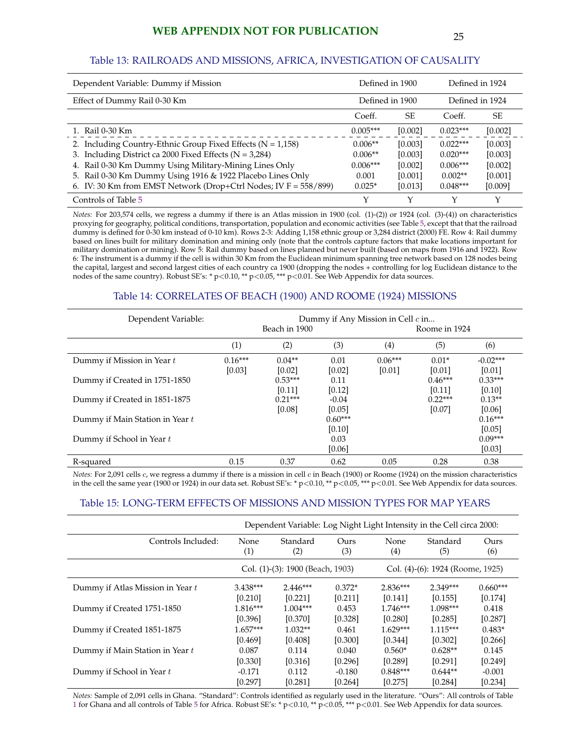**WEB APPENDIX NOT FOR PUBLICATION**

## Table 13: RAILROADS AND MISSIONS, AFRICA, INVESTIGATION OF CAUSALITY

| Dependent Variable: Dummy if Mission | Defined in 1900 | | Defined in 1924 | |
|---|---|---|---|---|
| Effect of Dummy Rail 0-30 Km | Defined in 1900 | | Defined in 1924 | |
| | Coeff. | SE | Coeff. | SE |
| 1. Rail 0-30 Km | 0.005*** | [0.002] | 0.023*** | [0.002] |
| 2. Including Country-Ethnic Group Fixed Effects (N = 1,158) | 0.006** | [0.003] | 0.022*** | [0.003] |
| 3. Including District ca 2000 Fixed Effects (N = 3,284) | 0.006** | [0.003] | 0.020*** | [0.003] |
| 4. Rail 0-30 Km Dummy Using Military-Mining Lines Only | 0.006*** | [0.002] | 0.006*** | [0.002] |
| 5. Rail 0-30 Km Dummy Using 1916 & 1922 Placebo Lines Only | 0.001 | [0.001] | 0.002** | [0.001] |
| 6. IV: 30 Km from EMST Network (Drop+Ctrl Nodes; IV F = 558/899) | 0.025* | [0.013] | 0.048*** | [0.009] |
| Controls of Table 5 | Y | Y | Y | Y |

*Notes:* For 203,574 cells, we regress a dummy if there is an Atlas mission in 1900 (col. (1)-(2)) or 1924 (col. (3)-(4)) on characteristics proxying for geography, political conditions, transportation, population and economic activities (see Table 5, except that that the railroad dummy is defined for 0-30 km instead of 0-10 km). Rows 2-3: Adding 1,158 ethnic group or 3,284 district (2000) FE. Row 4: Rail dummy based on lines built for military domination and mining only (note that the controls capture factors that make locations important for military domination or mining). Row 5: Rail dummy based on lines planned but never built (based on maps from 1916 and 1922). Row 6: The instrument is a dummy if the cell is within 30 Km from the Euclidean minimum spanning tree network based on 128 nodes being the capital, largest and second largest cities of each country ca 1900 (dropping the nodes + controlling for log Euclidean distance to the nodes of the same country). Robust SE's: * p<0.10, ** p<0.05, *** p<0.01. See Web Appendix for data sources.

## Table 14: CORRELATES OF BEACH (1900) AND ROOME (1924) MISSIONS

| Dependent Variable: | Dummy if Any Mission in Cell $c$ in... Beach in 1900 | | | Roome in 1924 | | |
|---|---|---|---|---|---|---|
| | (1) | (2) | (3) | (4) | (5) | (6) |
| Dummy if Mission in Year $t$ | 0.16*** | 0.04** | 0.01 | 0.06*** | 0.01* | -0.02*** |
| | [0.03] | [0.02] | [0.02] | [0.01] | [0.01] | [0.01] |
| Dummy if Created in 1751-1850 | | 0.53*** | 0.11 | | 0.46*** | 0.33*** |
| | | [0.11] | [0.12] | | [0.11] | [0.10] |
| Dummy if Created in 1851-1875 | | 0.21*** | -0.04 | | 0.22*** | 0.13** |
| | | [0.08] | [0.05] | | [0.07] | [0.06] |
| Dummy if Main Station in Year $t$ | | | 0.60*** | | | 0.16*** |
| | | | [0.10] | | | [0.05] |
| Dummy if School in Year $t$ | | | 0.03 | | | 0.09*** |
| | | | [0.06] | | | [0.03] |
| R-squared | 0.15 | 0.37 | 0.62 | 0.05 | 0.28 | 0.38 |

*Notes:* For 2,091 cells $c$, we regress a dummy if there is a mission in cell $c$ in Beach (1900) or Roome (1924) on the mission characteristics in the cell the same year (1900 or 1924) in our data set. Robust SE's: * p<0.10, ** p<0.05, *** p<0.01. See Web Appendix for data sources.

## Table 15: LONG-TERM EFFECTS OF MISSIONS AND MISSION TYPES FOR MAP YEARS

| | Dependent Variable: Log Night Light Intensity in the Cell circa 2000: | | | | | |
|---|---|---|---|---|---|---|
| Controls Included: | None (1) | Standard (2) | Ours (3) | None (4) | Standard (5) | Ours (6) |
| | Col. (1)-(3): 1900 (Beach, 1903) | | | Col. (4)-(6): 1924 (Roome, 1925) | | |
| Dummy if Atlas Mission in Year $t$ | 3.438*** | 2.446*** | 0.372* | 2.836*** | 2.349*** | 0.660*** |
| | [0.210] | [0.221] | [0.211] | [0.141] | [0.155] | [0.174] |
| Dummy if Created 1751-1850 | 1.816*** | 1.004*** | 0.453 | 1.746*** | 1.098*** | 0.418 |
| | [0.396] | [0.370] | [0.328] | [0.280] | [0.285] | [0.287] |
| Dummy if Created 1851-1875 | 1.657*** | 1.032** | 0.461 | 1.629*** | 1.115*** | 0.483* |
| | [0.469] | [0.408] | [0.300] | [0.344] | [0.302] | [0.266] |
| Dummy if Main Station in Year $t$ | 0.087 | 0.114 | 0.040 | 0.560* | 0.628** | 0.145 |
| | [0.330] | [0.316] | [0.296] | [0.289] | [0.291] | [0.249] |
| Dummy if School in Year $t$ | -0.171 | 0.112 | -0.180 | 0.848*** | 0.644** | -0.001 |
| | [0.297] | [0.281] | [0.264] | [0.275] | [0.284] | [0.234] |

*Notes:* Sample of 2,091 cells in Ghana. "Standard": Controls identified as regularly used in the literature. "Ours": All controls of Table 1 for Ghana and all controls of Table 5 for Africa. Robust SE's: * p<0.10, ** p<0.05, *** p<0.01. See Web Appendix for data sources.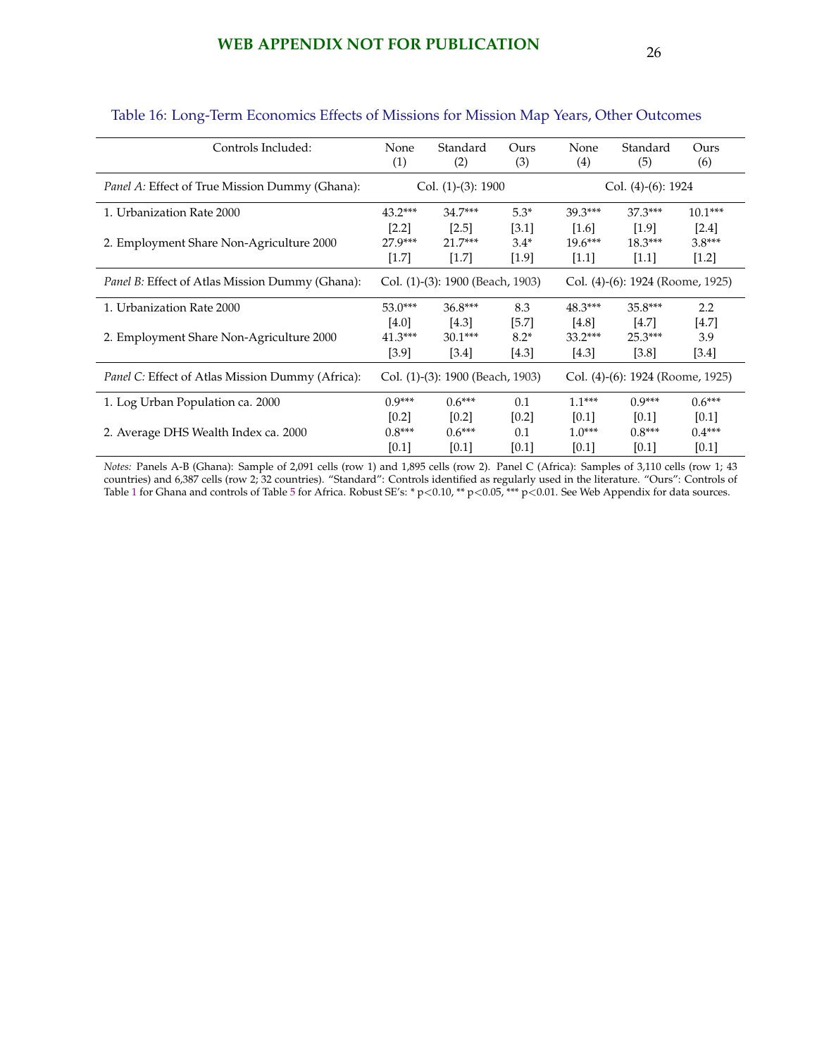WEB APPENDIX NOT FOR PUBLICATION

## Table 16: Long-Term Economics Effects of Missions for Mission Map Years, Other Outcomes

| Controls Included: | None (1) | Standard (2) | Ours (3) | None (4) | Standard (5) | Ours (6) |
|---|---|---|---|---|---|---|
| *Panel A:* Effect of True Mission Dummy (Ghana): | Col. (1)-(3): 1900 | | | Col. (4)-(6): 1924 | | |
| 1. Urbanization Rate 2000 | 43.2*** | 34.7*** | 5.3* | 39.3*** | 37.3*** | 10.1*** |
| | [2.2] | [2.5] | [3.1] | [1.6] | [1.9] | [2.4] |
| 2. Employment Share Non-Agriculture 2000 | 27.9*** | 21.7*** | 3.4* | 19.6*** | 18.3*** | 3.8*** |
| | [1.7] | [1.7] | [1.9] | [1.1] | [1.1] | [1.2] |
| *Panel B:* Effect of Atlas Mission Dummy (Ghana): | Col. (1)-(3): 1900 (Beach, 1903) | | | Col. (4)-(6): 1924 (Roome, 1925) | | |
| 1. Urbanization Rate 2000 | 53.0*** | 36.8*** | 8.3 | 48.3*** | 35.8*** | 2.2 |
| | [4.0] | [4.3] | [5.7] | [4.8] | [4.7] | [4.7] |
| 2. Employment Share Non-Agriculture 2000 | 41.3*** | 30.1*** | 8.2* | 33.2*** | 25.3*** | 3.9 |
| | [3.9] | [3.4] | [4.3] | [4.3] | [3.8] | [3.4] |
| *Panel C:* Effect of Atlas Mission Dummy (Africa): | Col. (1)-(3): 1900 (Beach, 1903) | | | Col. (4)-(6): 1924 (Roome, 1925) | | |
| 1. Log Urban Population ca. 2000 | 0.9*** | 0.6*** | 0.1 | 1.1*** | 0.9*** | 0.6*** |
| | [0.2] | [0.2] | [0.2] | [0.1] | [0.1] | [0.1] |
| 2. Average DHS Wealth Index ca. 2000 | 0.8*** | 0.6*** | 0.1 | 1.0*** | 0.8*** | 0.4*** |
| | [0.1] | [0.1] | [0.1] | [0.1] | [0.1] | [0.1] |

*Notes:* Panels A-B (Ghana): Sample of 2,091 cells (row 1) and 1,895 cells (row 2). Panel C (Africa): Samples of 3,110 cells (row 1; 43 countries) and 6,387 cells (row 2; 32 countries). "Standard": Controls identified as regularly used in the literature. "Ours": Controls of Table 1 for Ghana and controls of Table 5 for Africa. Robust SE's: * p<0.10, ** p<0.05, *** p<0.01. See Web Appendix for data sources.